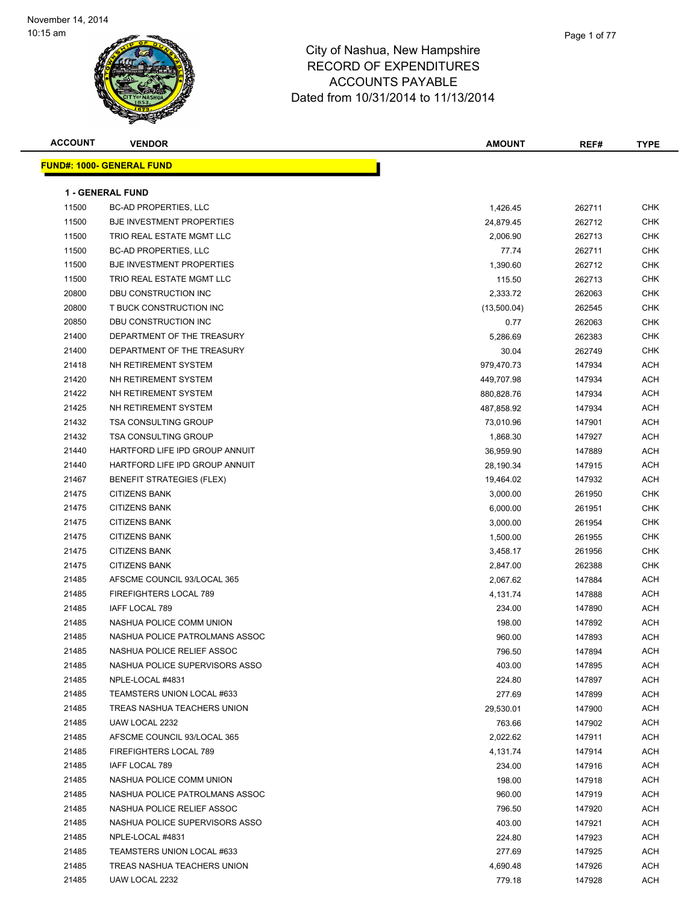November 14, 2014
10:15 am

# City of Nashua, New Hampshire
## RECORD OF EXPENDITURES
## ACCOUNTS PAYABLE
## Dated from 10/31/2014 to 11/13/2014

**FUND#: 1000- GENERAL FUND**

**1 - GENERAL FUND**

| ACCOUNT | VENDOR | AMOUNT | REF# | TYPE |
|---|---|---|---|---|
| 11500 | BC-AD PROPERTIES, LLC | 1,426.45 | 262711 | CHK |
| 11500 | BJE INVESTMENT PROPERTIES | 24,879.45 | 262712 | CHK |
| 11500 | TRIO REAL ESTATE MGMT LLC | 2,006.90 | 262713 | CHK |
| 11500 | BC-AD PROPERTIES, LLC | 77.74 | 262711 | CHK |
| 11500 | BJE INVESTMENT PROPERTIES | 1,390.60 | 262712 | CHK |
| 11500 | TRIO REAL ESTATE MGMT LLC | 115.50 | 262713 | CHK |
| 20800 | DBU CONSTRUCTION INC | 2,333.72 | 262063 | CHK |
| 20800 | T BUCK CONSTRUCTION INC | (13,500.04) | 262545 | CHK |
| 20850 | DBU CONSTRUCTION INC | 0.77 | 262063 | CHK |
| 21400 | DEPARTMENT OF THE TREASURY | 5,286.69 | 262383 | CHK |
| 21400 | DEPARTMENT OF THE TREASURY | 30.04 | 262749 | CHK |
| 21418 | NH RETIREMENT SYSTEM | 979,470.73 | 147934 | ACH |
| 21420 | NH RETIREMENT SYSTEM | 449,707.98 | 147934 | ACH |
| 21422 | NH RETIREMENT SYSTEM | 880,828.76 | 147934 | ACH |
| 21425 | NH RETIREMENT SYSTEM | 487,858.92 | 147934 | ACH |
| 21432 | TSA CONSULTING GROUP | 73,010.96 | 147901 | ACH |
| 21432 | TSA CONSULTING GROUP | 1,868.30 | 147927 | ACH |
| 21440 | HARTFORD LIFE IPD GROUP ANNUIT | 36,959.90 | 147889 | ACH |
| 21440 | HARTFORD LIFE IPD GROUP ANNUIT | 28,190.34 | 147915 | ACH |
| 21467 | BENEFIT STRATEGIES (FLEX) | 19,464.02 | 147932 | ACH |
| 21475 | CITIZENS BANK | 3,000.00 | 261950 | CHK |
| 21475 | CITIZENS BANK | 6,000.00 | 261951 | CHK |
| 21475 | CITIZENS BANK | 3,000.00 | 261954 | CHK |
| 21475 | CITIZENS BANK | 1,500.00 | 261955 | CHK |
| 21475 | CITIZENS BANK | 3,458.17 | 261956 | CHK |
| 21475 | CITIZENS BANK | 2,847.00 | 262388 | CHK |
| 21485 | AFSCME COUNCIL 93/LOCAL 365 | 2,067.62 | 147884 | ACH |
| 21485 | FIREFIGHTERS LOCAL 789 | 4,131.74 | 147888 | ACH |
| 21485 | IAFF LOCAL 789 | 234.00 | 147890 | ACH |
| 21485 | NASHUA POLICE COMM UNION | 198.00 | 147892 | ACH |
| 21485 | NASHUA POLICE PATROLMANS ASSOC | 960.00 | 147893 | ACH |
| 21485 | NASHUA POLICE RELIEF ASSOC | 796.50 | 147894 | ACH |
| 21485 | NASHUA POLICE SUPERVISORS ASSO | 403.00 | 147895 | ACH |
| 21485 | NPLE-LOCAL #4831 | 224.80 | 147897 | ACH |
| 21485 | TEAMSTERS UNION LOCAL #633 | 277.69 | 147899 | ACH |
| 21485 | TREAS NASHUA TEACHERS UNION | 29,530.01 | 147900 | ACH |
| 21485 | UAW LOCAL 2232 | 763.66 | 147902 | ACH |
| 21485 | AFSCME COUNCIL 93/LOCAL 365 | 2,022.62 | 147911 | ACH |
| 21485 | FIREFIGHTERS LOCAL 789 | 4,131.74 | 147914 | ACH |
| 21485 | IAFF LOCAL 789 | 234.00 | 147916 | ACH |
| 21485 | NASHUA POLICE COMM UNION | 198.00 | 147918 | ACH |
| 21485 | NASHUA POLICE PATROLMANS ASSOC | 960.00 | 147919 | ACH |
| 21485 | NASHUA POLICE RELIEF ASSOC | 796.50 | 147920 | ACH |
| 21485 | NASHUA POLICE SUPERVISORS ASSO | 403.00 | 147921 | ACH |
| 21485 | NPLE-LOCAL #4831 | 224.80 | 147923 | ACH |
| 21485 | TEAMSTERS UNION LOCAL #633 | 277.69 | 147925 | ACH |
| 21485 | TREAS NASHUA TEACHERS UNION | 4,690.48 | 147926 | ACH |
| 21485 | UAW LOCAL 2232 | 779.18 | 147928 | ACH |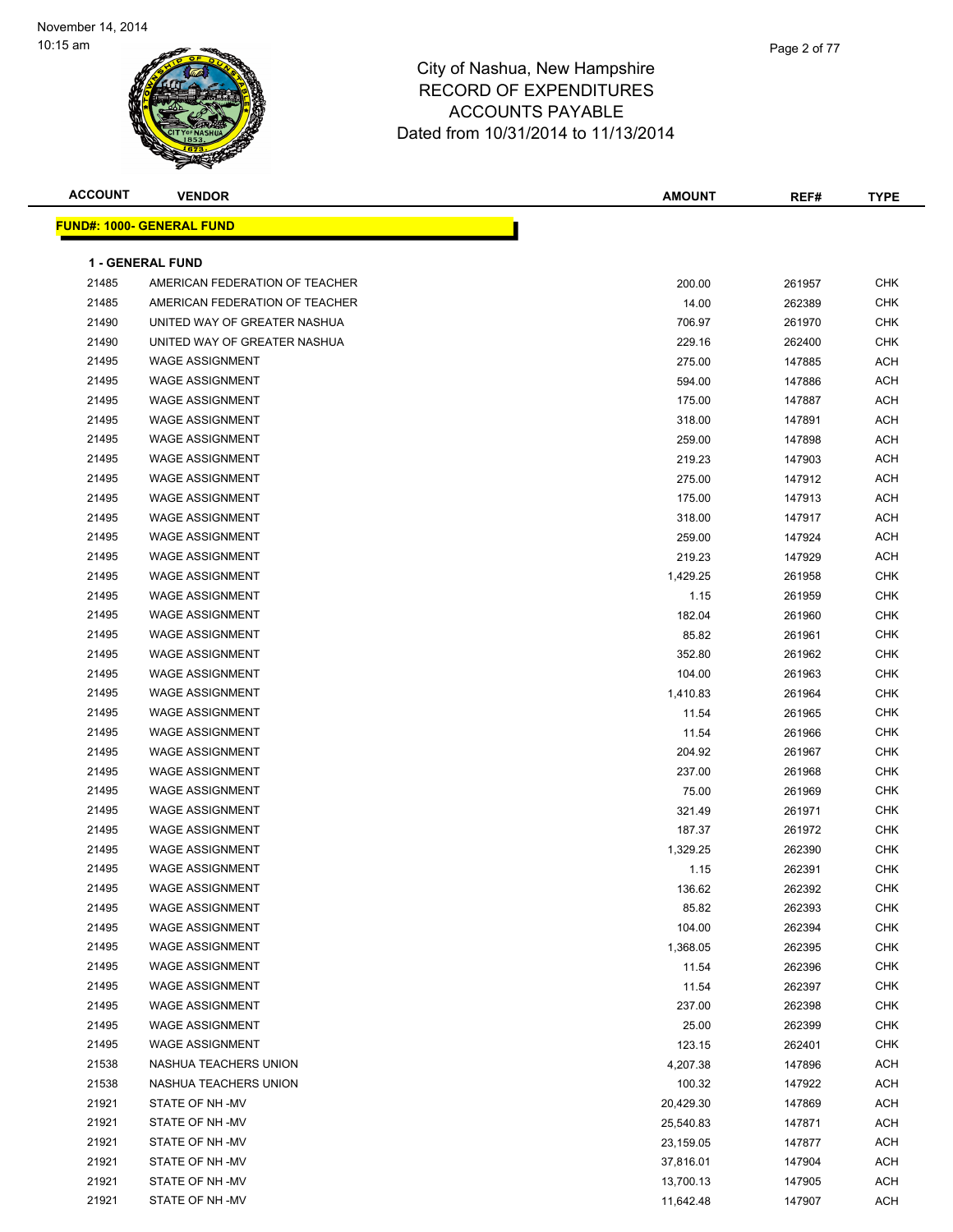City of Nashua, New Hampshire
RECORD OF EXPENDITURES
ACCOUNTS PAYABLE
Dated from 10/31/2014 to 11/13/2014

November 14, 2014
10:15 am

| ACCOUNT | VENDOR | AMOUNT | REF# | TYPE |
|---|---|---|---|---|

**FUND#: 1000- GENERAL FUND**

**1 - GENERAL FUND**

| ACCOUNT | VENDOR | AMOUNT | REF# | TYPE |
|---|---|---|---|---|
| 21485 | AMERICAN FEDERATION OF TEACHER | 200.00 | 261957 | CHK |
| 21485 | AMERICAN FEDERATION OF TEACHER | 14.00 | 262389 | CHK |
| 21490 | UNITED WAY OF GREATER NASHUA | 706.97 | 261970 | CHK |
| 21490 | UNITED WAY OF GREATER NASHUA | 229.16 | 262400 | CHK |
| 21495 | WAGE ASSIGNMENT | 275.00 | 147885 | ACH |
| 21495 | WAGE ASSIGNMENT | 594.00 | 147886 | ACH |
| 21495 | WAGE ASSIGNMENT | 175.00 | 147887 | ACH |
| 21495 | WAGE ASSIGNMENT | 318.00 | 147891 | ACH |
| 21495 | WAGE ASSIGNMENT | 259.00 | 147898 | ACH |
| 21495 | WAGE ASSIGNMENT | 219.23 | 147903 | ACH |
| 21495 | WAGE ASSIGNMENT | 275.00 | 147912 | ACH |
| 21495 | WAGE ASSIGNMENT | 175.00 | 147913 | ACH |
| 21495 | WAGE ASSIGNMENT | 318.00 | 147917 | ACH |
| 21495 | WAGE ASSIGNMENT | 259.00 | 147924 | ACH |
| 21495 | WAGE ASSIGNMENT | 219.23 | 147929 | ACH |
| 21495 | WAGE ASSIGNMENT | 1,429.25 | 261958 | CHK |
| 21495 | WAGE ASSIGNMENT | 1.15 | 261959 | CHK |
| 21495 | WAGE ASSIGNMENT | 182.04 | 261960 | CHK |
| 21495 | WAGE ASSIGNMENT | 85.82 | 261961 | CHK |
| 21495 | WAGE ASSIGNMENT | 352.80 | 261962 | CHK |
| 21495 | WAGE ASSIGNMENT | 104.00 | 261963 | CHK |
| 21495 | WAGE ASSIGNMENT | 1,410.83 | 261964 | CHK |
| 21495 | WAGE ASSIGNMENT | 11.54 | 261965 | CHK |
| 21495 | WAGE ASSIGNMENT | 11.54 | 261966 | CHK |
| 21495 | WAGE ASSIGNMENT | 204.92 | 261967 | CHK |
| 21495 | WAGE ASSIGNMENT | 237.00 | 261968 | CHK |
| 21495 | WAGE ASSIGNMENT | 75.00 | 261969 | CHK |
| 21495 | WAGE ASSIGNMENT | 321.49 | 261971 | CHK |
| 21495 | WAGE ASSIGNMENT | 187.37 | 261972 | CHK |
| 21495 | WAGE ASSIGNMENT | 1,329.25 | 262390 | CHK |
| 21495 | WAGE ASSIGNMENT | 1.15 | 262391 | CHK |
| 21495 | WAGE ASSIGNMENT | 136.62 | 262392 | CHK |
| 21495 | WAGE ASSIGNMENT | 85.82 | 262393 | CHK |
| 21495 | WAGE ASSIGNMENT | 104.00 | 262394 | CHK |
| 21495 | WAGE ASSIGNMENT | 1,368.05 | 262395 | CHK |
| 21495 | WAGE ASSIGNMENT | 11.54 | 262396 | CHK |
| 21495 | WAGE ASSIGNMENT | 11.54 | 262397 | CHK |
| 21495 | WAGE ASSIGNMENT | 237.00 | 262398 | CHK |
| 21495 | WAGE ASSIGNMENT | 25.00 | 262399 | CHK |
| 21495 | WAGE ASSIGNMENT | 123.15 | 262401 | CHK |
| 21538 | NASHUA TEACHERS UNION | 4,207.38 | 147896 | ACH |
| 21538 | NASHUA TEACHERS UNION | 100.32 | 147922 | ACH |
| 21921 | STATE OF NH -MV | 20,429.30 | 147869 | ACH |
| 21921 | STATE OF NH -MV | 25,540.83 | 147871 | ACH |
| 21921 | STATE OF NH -MV | 23,159.05 | 147877 | ACH |
| 21921 | STATE OF NH -MV | 37,816.01 | 147904 | ACH |
| 21921 | STATE OF NH -MV | 13,700.13 | 147905 | ACH |
| 21921 | STATE OF NH -MV | 11,642.48 | 147907 | ACH |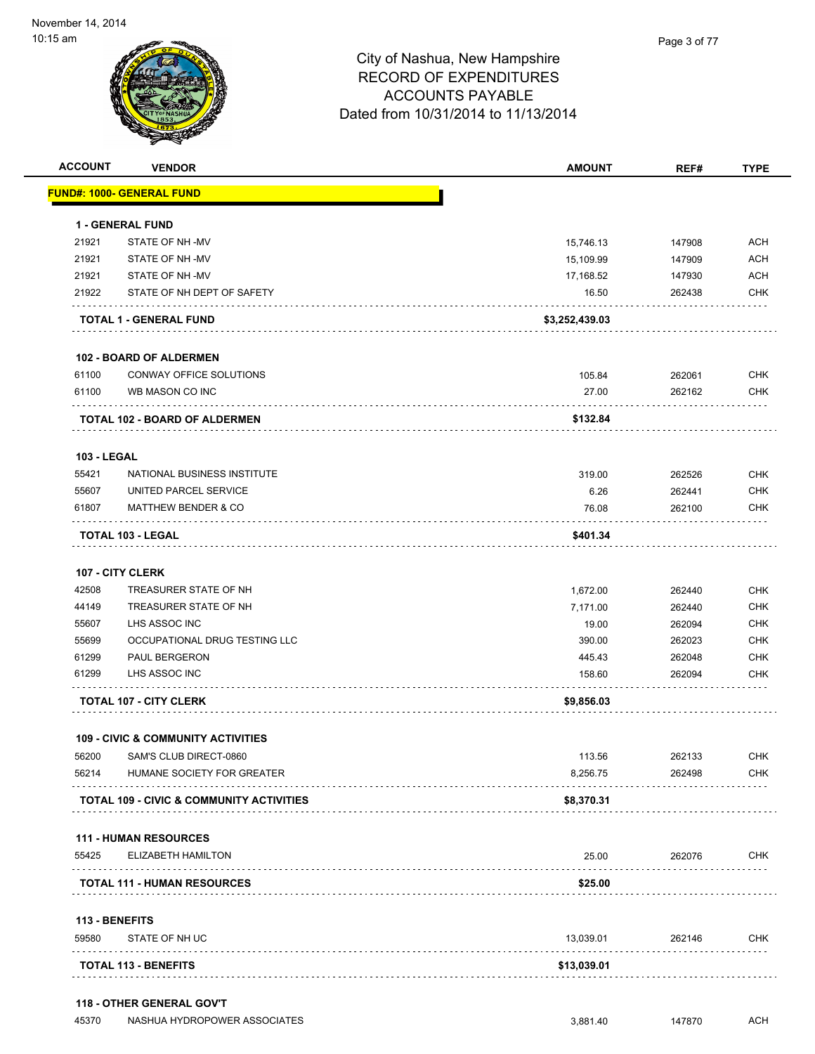City of Nashua, New Hampshire
RECORD OF EXPENDITURES
ACCOUNTS PAYABLE
Dated from 10/31/2014 to 11/13/2014

November 14, 2014
10:15 am

| ACCOUNT | VENDOR | AMOUNT | REF# | TYPE |
|---|---|---|---|---|
| **FUND#: 1000- GENERAL FUND** | | | | |
| **1 - GENERAL FUND** | | | | |
| 21921 | STATE OF NH -MV | 15,746.13 | 147908 | ACH |
| 21921 | STATE OF NH -MV | 15,109.99 | 147909 | ACH |
| 21921 | STATE OF NH -MV | 17,168.52 | 147930 | ACH |
| 21922 | STATE OF NH DEPT OF SAFETY | 16.50 | 262438 | CHK |
| **TOTAL 1 - GENERAL FUND** | | **$3,252,439.03** | | |
| **102 - BOARD OF ALDERMEN** | | | | |
| 61100 | CONWAY OFFICE SOLUTIONS | 105.84 | 262061 | CHK |
| 61100 | WB MASON CO INC | 27.00 | 262162 | CHK |
| **TOTAL 102 - BOARD OF ALDERMEN** | | **$132.84** | | |
| **103 - LEGAL** | | | | |
| 55421 | NATIONAL BUSINESS INSTITUTE | 319.00 | 262526 | CHK |
| 55607 | UNITED PARCEL SERVICE | 6.26 | 262441 | CHK |
| 61807 | MATTHEW BENDER & CO | 76.08 | 262100 | CHK |
| **TOTAL 103 - LEGAL** | | **$401.34** | | |
| **107 - CITY CLERK** | | | | |
| 42508 | TREASURER STATE OF NH | 1,672.00 | 262440 | CHK |
| 44149 | TREASURER STATE OF NH | 7,171.00 | 262440 | CHK |
| 55607 | LHS ASSOC INC | 19.00 | 262094 | CHK |
| 55699 | OCCUPATIONAL DRUG TESTING LLC | 390.00 | 262023 | CHK |
| 61299 | PAUL BERGERON | 445.43 | 262048 | CHK |
| 61299 | LHS ASSOC INC | 158.60 | 262094 | CHK |
| **TOTAL 107 - CITY CLERK** | | **$9,856.03** | | |
| **109 - CIVIC & COMMUNITY ACTIVITIES** | | | | |
| 56200 | SAM'S CLUB DIRECT-0860 | 113.56 | 262133 | CHK |
| 56214 | HUMANE SOCIETY FOR GREATER | 8,256.75 | 262498 | CHK |
| **TOTAL 109 - CIVIC & COMMUNITY ACTIVITIES** | | **$8,370.31** | | |
| **111 - HUMAN RESOURCES** | | | | |
| 55425 | ELIZABETH HAMILTON | 25.00 | 262076 | CHK |
| **TOTAL 111 - HUMAN RESOURCES** | | **$25.00** | | |
| **113 - BENEFITS** | | | | |
| 59580 | STATE OF NH UC | 13,039.01 | 262146 | CHK |
| **TOTAL 113 - BENEFITS** | | **$13,039.01** | | |
| **118 - OTHER GENERAL GOV'T** | | | | |
| 45370 | NASHUA HYDROPOWER ASSOCIATES | 3,881.40 | 147870 | ACH |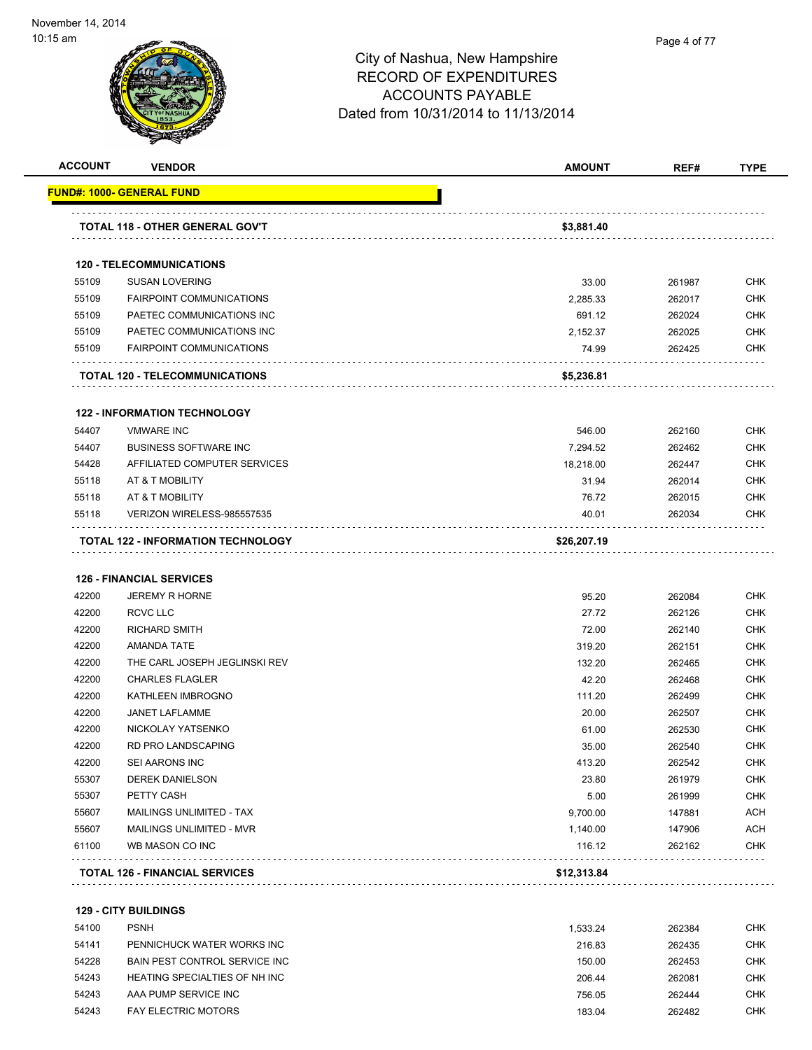# City of Nashua, New Hampshire
## RECORD OF EXPENDITURES
## ACCOUNTS PAYABLE
### Dated from 10/31/2014 to 11/13/2014

| ACCOUNT | VENDOR | AMOUNT | REF# | TYPE |
|---|---|---|---|---|
| **FUND#: 1000- GENERAL FUND** | | | | |
| | **TOTAL 118 - OTHER GENERAL GOV'T** | **$3,881.40** | | |
| | **120 - TELECOMMUNICATIONS** | | | |
| 55109 | SUSAN LOVERING | 33.00 | 261987 | CHK |
| 55109 | FAIRPOINT COMMUNICATIONS | 2,285.33 | 262017 | CHK |
| 55109 | PAETEC COMMUNICATIONS INC | 691.12 | 262024 | CHK |
| 55109 | PAETEC COMMUNICATIONS INC | 2,152.37 | 262025 | CHK |
| 55109 | FAIRPOINT COMMUNICATIONS | 74.99 | 262425 | CHK |
| | **TOTAL 120 - TELECOMMUNICATIONS** | **$5,236.81** | | |
| | **122 - INFORMATION TECHNOLOGY** | | | |
| 54407 | VMWARE INC | 546.00 | 262160 | CHK |
| 54407 | BUSINESS SOFTWARE INC | 7,294.52 | 262462 | CHK |
| 54428 | AFFILIATED COMPUTER SERVICES | 18,218.00 | 262447 | CHK |
| 55118 | AT & T MOBILITY | 31.94 | 262014 | CHK |
| 55118 | AT & T MOBILITY | 76.72 | 262015 | CHK |
| 55118 | VERIZON WIRELESS-985557535 | 40.01 | 262034 | CHK |
| | **TOTAL 122 - INFORMATION TECHNOLOGY** | **$26,207.19** | | |
| | **126 - FINANCIAL SERVICES** | | | |
| 42200 | JEREMY R HORNE | 95.20 | 262084 | CHK |
| 42200 | RCVC LLC | 27.72 | 262126 | CHK |
| 42200 | RICHARD SMITH | 72.00 | 262140 | CHK |
| 42200 | AMANDA TATE | 319.20 | 262151 | CHK |
| 42200 | THE CARL JOSEPH JEGLINSKI REV | 132.20 | 262465 | CHK |
| 42200 | CHARLES FLAGLER | 42.20 | 262468 | CHK |
| 42200 | KATHLEEN IMBROGNO | 111.20 | 262499 | CHK |
| 42200 | JANET LAFLAMME | 20.00 | 262507 | CHK |
| 42200 | NICKOLAY YATSENKO | 61.00 | 262530 | CHK |
| 42200 | RD PRO LANDSCAPING | 35.00 | 262540 | CHK |
| 42200 | SEI AARONS INC | 413.20 | 262542 | CHK |
| 55307 | DEREK DANIELSON | 23.80 | 261979 | CHK |
| 55307 | PETTY CASH | 5.00 | 261999 | CHK |
| 55607 | MAILINGS UNLIMITED - TAX | 9,700.00 | 147881 | ACH |
| 55607 | MAILINGS UNLIMITED - MVR | 1,140.00 | 147906 | ACH |
| 61100 | WB MASON CO INC | 116.12 | 262162 | CHK |
| | **TOTAL 126 - FINANCIAL SERVICES** | **$12,313.84** | | |
| | **129 - CITY BUILDINGS** | | | |
| 54100 | PSNH | 1,533.24 | 262384 | CHK |
| 54141 | PENNICHUCK WATER WORKS INC | 216.83 | 262435 | CHK |
| 54228 | BAIN PEST CONTROL SERVICE INC | 150.00 | 262453 | CHK |
| 54243 | HEATING SPECIALTIES OF NH INC | 206.44 | 262081 | CHK |
| 54243 | AAA PUMP SERVICE INC | 756.05 | 262444 | CHK |
| 54243 | FAY ELECTRIC MOTORS | 183.04 | 262482 | CHK |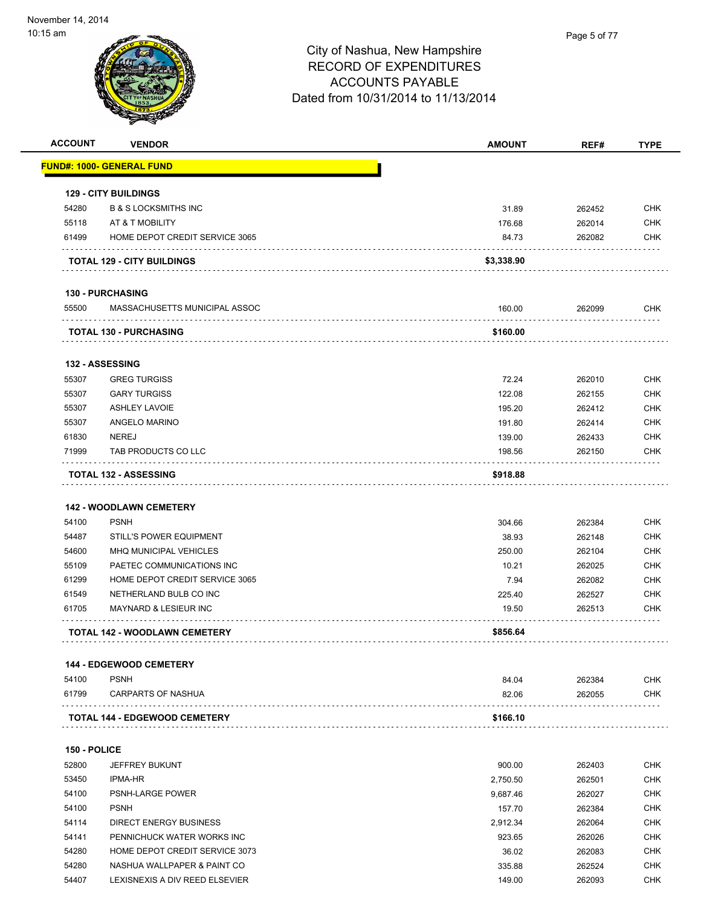# City of Nashua, New Hampshire
## RECORD OF EXPENDITURES
## ACCOUNTS PAYABLE
### Dated from 10/31/2014 to 11/13/2014

| ACCOUNT | VENDOR | AMOUNT | REF# | TYPE |
|---|---|---|---|---|
| **FUND#: 1000- GENERAL FUND** | | | | |
| **129 - CITY BUILDINGS** | | | | |
| 54280 | B & S LOCKSMITHS INC | 31.89 | 262452 | CHK |
| 55118 | AT & T MOBILITY | 176.68 | 262014 | CHK |
| 61499 | HOME DEPOT CREDIT SERVICE 3065 | 84.73 | 262082 | CHK |
| | **TOTAL 129 - CITY BUILDINGS** | **$3,338.90** | | |
| **130 - PURCHASING** | | | | |
| 55500 | MASSACHUSETTS MUNICIPAL ASSOC | 160.00 | 262099 | CHK |
| | **TOTAL 130 - PURCHASING** | **$160.00** | | |
| **132 - ASSESSING** | | | | |
| 55307 | GREG TURGISS | 72.24 | 262010 | CHK |
| 55307 | GARY TURGISS | 122.08 | 262155 | CHK |
| 55307 | ASHLEY LAVOIE | 195.20 | 262412 | CHK |
| 55307 | ANGELO MARINO | 191.80 | 262414 | CHK |
| 61830 | NEREJ | 139.00 | 262433 | CHK |
| 71999 | TAB PRODUCTS CO LLC | 198.56 | 262150 | CHK |
| | **TOTAL 132 - ASSESSING** | **$918.88** | | |
| **142 - WOODLAWN CEMETERY** | | | | |
| 54100 | PSNH | 304.66 | 262384 | CHK |
| 54487 | STILL'S POWER EQUIPMENT | 38.93 | 262148 | CHK |
| 54600 | MHQ MUNICIPAL VEHICLES | 250.00 | 262104 | CHK |
| 55109 | PAETEC COMMUNICATIONS INC | 10.21 | 262025 | CHK |
| 61299 | HOME DEPOT CREDIT SERVICE 3065 | 7.94 | 262082 | CHK |
| 61549 | NETHERLAND BULB CO INC | 225.40 | 262527 | CHK |
| 61705 | MAYNARD & LESIEUR INC | 19.50 | 262513 | CHK |
| | **TOTAL 142 - WOODLAWN CEMETERY** | **$856.64** | | |
| **144 - EDGEWOOD CEMETERY** | | | | |
| 54100 | PSNH | 84.04 | 262384 | CHK |
| 61799 | CARPARTS OF NASHUA | 82.06 | 262055 | CHK |
| | **TOTAL 144 - EDGEWOOD CEMETERY** | **$166.10** | | |
| **150 - POLICE** | | | | |
| 52800 | JEFFREY BUKUNT | 900.00 | 262403 | CHK |
| 53450 | IPMA-HR | 2,750.50 | 262501 | CHK |
| 54100 | PSNH-LARGE POWER | 9,687.46 | 262027 | CHK |
| 54100 | PSNH | 157.70 | 262384 | CHK |
| 54114 | DIRECT ENERGY BUSINESS | 2,912.34 | 262064 | CHK |
| 54141 | PENNICHUCK WATER WORKS INC | 923.65 | 262026 | CHK |
| 54280 | HOME DEPOT CREDIT SERVICE 3073 | 36.02 | 262083 | CHK |
| 54280 | NASHUA WALLPAPER & PAINT CO | 335.88 | 262524 | CHK |
| 54407 | LEXISNEXIS A DIV REED ELSEVIER | 149.00 | 262093 | CHK |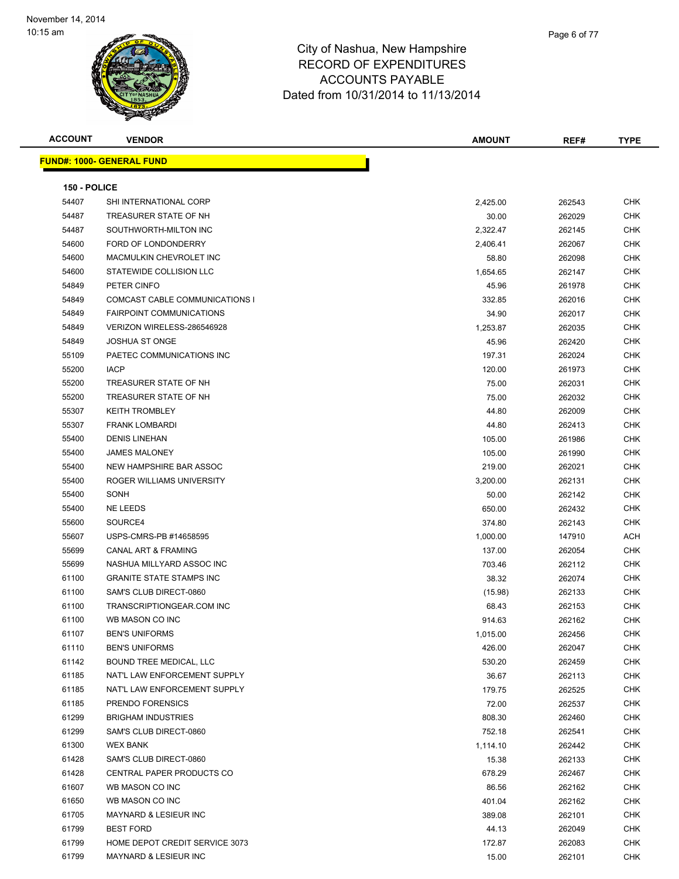# City of Nashua, New Hampshire
# RECORD OF EXPENDITURES
# ACCOUNTS PAYABLE
# Dated from 10/31/2014 to 11/13/2014

| ACCOUNT | VENDOR | AMOUNT | REF# | TYPE |
|---|---|---|---|---|
| **FUND#: 1000- GENERAL FUND** | | | | |
| **150 - POLICE** | | | | |
| 54407 | SHI INTERNATIONAL CORP | 2,425.00 | 262543 | CHK |
| 54487 | TREASURER STATE OF NH | 30.00 | 262029 | CHK |
| 54487 | SOUTHWORTH-MILTON INC | 2,322.47 | 262145 | CHK |
| 54600 | FORD OF LONDONDERRY | 2,406.41 | 262067 | CHK |
| 54600 | MACMULKIN CHEVROLET INC | 58.80 | 262098 | CHK |
| 54600 | STATEWIDE COLLISION LLC | 1,654.65 | 262147 | CHK |
| 54849 | PETER CINFO | 45.96 | 261978 | CHK |
| 54849 | COMCAST CABLE COMMUNICATIONS I | 332.85 | 262016 | CHK |
| 54849 | FAIRPOINT COMMUNICATIONS | 34.90 | 262017 | CHK |
| 54849 | VERIZON WIRELESS-286546928 | 1,253.87 | 262035 | CHK |
| 54849 | JOSHUA ST ONGE | 45.96 | 262420 | CHK |
| 55109 | PAETEC COMMUNICATIONS INC | 197.31 | 262024 | CHK |
| 55200 | IACP | 120.00 | 261973 | CHK |
| 55200 | TREASURER STATE OF NH | 75.00 | 262031 | CHK |
| 55200 | TREASURER STATE OF NH | 75.00 | 262032 | CHK |
| 55307 | KEITH TROMBLEY | 44.80 | 262009 | CHK |
| 55307 | FRANK LOMBARDI | 44.80 | 262413 | CHK |
| 55400 | DENIS LINEHAN | 105.00 | 261986 | CHK |
| 55400 | JAMES MALONEY | 105.00 | 261990 | CHK |
| 55400 | NEW HAMPSHIRE BAR ASSOC | 219.00 | 262021 | CHK |
| 55400 | ROGER WILLIAMS UNIVERSITY | 3,200.00 | 262131 | CHK |
| 55400 | SONH | 50.00 | 262142 | CHK |
| 55400 | NE LEEDS | 650.00 | 262432 | CHK |
| 55600 | SOURCE4 | 374.80 | 262143 | CHK |
| 55607 | USPS-CMRS-PB #14658595 | 1,000.00 | 147910 | ACH |
| 55699 | CANAL ART & FRAMING | 137.00 | 262054 | CHK |
| 55699 | NASHUA MILLYARD ASSOC INC | 703.46 | 262112 | CHK |
| 61100 | GRANITE STATE STAMPS INC | 38.32 | 262074 | CHK |
| 61100 | SAM'S CLUB DIRECT-0860 | (15.98) | 262133 | CHK |
| 61100 | TRANSCRIPTIONGEAR.COM INC | 68.43 | 262153 | CHK |
| 61100 | WB MASON CO INC | 914.63 | 262162 | CHK |
| 61107 | BEN'S UNIFORMS | 1,015.00 | 262456 | CHK |
| 61110 | BEN'S UNIFORMS | 426.00 | 262047 | CHK |
| 61142 | BOUND TREE MEDICAL, LLC | 530.20 | 262459 | CHK |
| 61185 | NAT'L LAW ENFORCEMENT SUPPLY | 36.67 | 262113 | CHK |
| 61185 | NAT'L LAW ENFORCEMENT SUPPLY | 179.75 | 262525 | CHK |
| 61185 | PRENDO FORENSICS | 72.00 | 262537 | CHK |
| 61299 | BRIGHAM INDUSTRIES | 808.30 | 262460 | CHK |
| 61299 | SAM'S CLUB DIRECT-0860 | 752.18 | 262541 | CHK |
| 61300 | WEX BANK | 1,114.10 | 262442 | CHK |
| 61428 | SAM'S CLUB DIRECT-0860 | 15.38 | 262133 | CHK |
| 61428 | CENTRAL PAPER PRODUCTS CO | 678.29 | 262467 | CHK |
| 61607 | WB MASON CO INC | 86.56 | 262162 | CHK |
| 61650 | WB MASON CO INC | 401.04 | 262162 | CHK |
| 61705 | MAYNARD & LESIEUR INC | 389.08 | 262101 | CHK |
| 61799 | BEST FORD | 44.13 | 262049 | CHK |
| 61799 | HOME DEPOT CREDIT SERVICE 3073 | 172.87 | 262083 | CHK |
| 61799 | MAYNARD & LESIEUR INC | 15.00 | 262101 | CHK |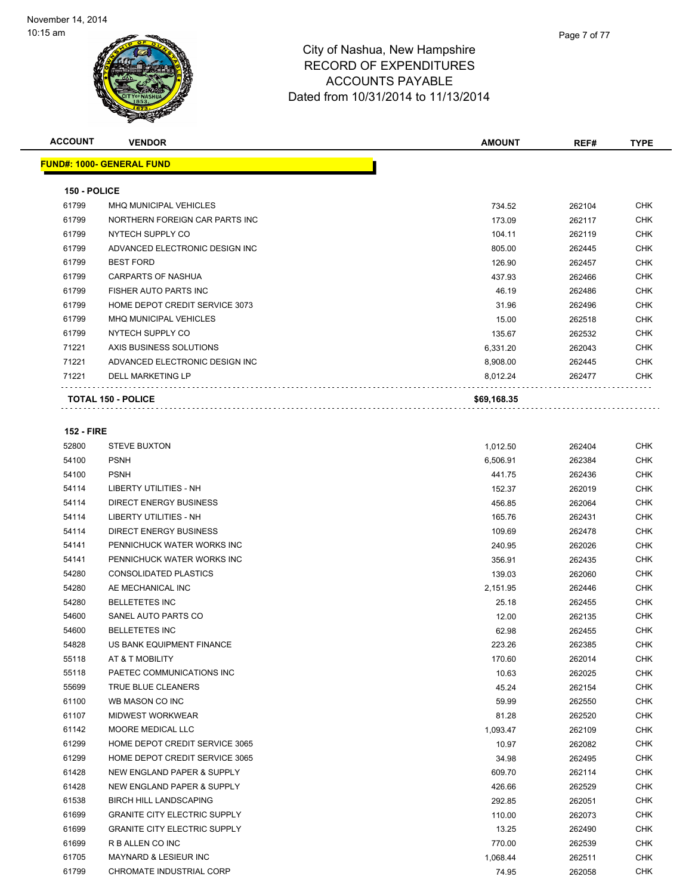City of Nashua, New Hampshire
RECORD OF EXPENDITURES
ACCOUNTS PAYABLE
Dated from 10/31/2014 to 11/13/2014

November 14, 2014
10:15 am

**FUND#: 1000- GENERAL FUND**

**150 - POLICE**

| ACCOUNT | VENDOR | AMOUNT | REF# | TYPE |
|---|---|---|---|---|
| 61799 | MHQ MUNICIPAL VEHICLES | 734.52 | 262104 | CHK |
| 61799 | NORTHERN FOREIGN CAR PARTS INC | 173.09 | 262117 | CHK |
| 61799 | NYTECH SUPPLY CO | 104.11 | 262119 | CHK |
| 61799 | ADVANCED ELECTRONIC DESIGN INC | 805.00 | 262445 | CHK |
| 61799 | BEST FORD | 126.90 | 262457 | CHK |
| 61799 | CARPARTS OF NASHUA | 437.93 | 262466 | CHK |
| 61799 | FISHER AUTO PARTS INC | 46.19 | 262486 | CHK |
| 61799 | HOME DEPOT CREDIT SERVICE 3073 | 31.96 | 262496 | CHK |
| 61799 | MHQ MUNICIPAL VEHICLES | 15.00 | 262518 | CHK |
| 61799 | NYTECH SUPPLY CO | 135.67 | 262532 | CHK |
| 71221 | AXIS BUSINESS SOLUTIONS | 6,331.20 | 262043 | CHK |
| 71221 | ADVANCED ELECTRONIC DESIGN INC | 8,908.00 | 262445 | CHK |
| 71221 | DELL MARKETING LP | 8,012.24 | 262477 | CHK |
| **TOTAL 150 - POLICE** | | **$69,168.35** | | |

**152 - FIRE**

| ACCOUNT | VENDOR | AMOUNT | REF# | TYPE |
|---|---|---|---|---|
| 52800 | STEVE BUXTON | 1,012.50 | 262404 | CHK |
| 54100 | PSNH | 6,506.91 | 262384 | CHK |
| 54100 | PSNH | 441.75 | 262436 | CHK |
| 54114 | LIBERTY UTILITIES - NH | 152.37 | 262019 | CHK |
| 54114 | DIRECT ENERGY BUSINESS | 456.85 | 262064 | CHK |
| 54114 | LIBERTY UTILITIES - NH | 165.76 | 262431 | CHK |
| 54114 | DIRECT ENERGY BUSINESS | 109.69 | 262478 | CHK |
| 54141 | PENNICHUCK WATER WORKS INC | 240.95 | 262026 | CHK |
| 54141 | PENNICHUCK WATER WORKS INC | 356.91 | 262435 | CHK |
| 54280 | CONSOLIDATED PLASTICS | 139.03 | 262060 | CHK |
| 54280 | AE MECHANICAL INC | 2,151.95 | 262446 | CHK |
| 54280 | BELLETETES INC | 25.18 | 262455 | CHK |
| 54600 | SANEL AUTO PARTS CO | 12.00 | 262135 | CHK |
| 54600 | BELLETETES INC | 62.98 | 262455 | CHK |
| 54828 | US BANK EQUIPMENT FINANCE | 223.26 | 262385 | CHK |
| 55118 | AT & T MOBILITY | 170.60 | 262014 | CHK |
| 55118 | PAETEC COMMUNICATIONS INC | 10.63 | 262025 | CHK |
| 55699 | TRUE BLUE CLEANERS | 45.24 | 262154 | CHK |
| 61100 | WB MASON CO INC | 59.99 | 262550 | CHK |
| 61107 | MIDWEST WORKWEAR | 81.28 | 262520 | CHK |
| 61142 | MOORE MEDICAL LLC | 1,093.47 | 262109 | CHK |
| 61299 | HOME DEPOT CREDIT SERVICE 3065 | 10.97 | 262082 | CHK |
| 61299 | HOME DEPOT CREDIT SERVICE 3065 | 34.98 | 262495 | CHK |
| 61428 | NEW ENGLAND PAPER & SUPPLY | 609.70 | 262114 | CHK |
| 61428 | NEW ENGLAND PAPER & SUPPLY | 426.66 | 262529 | CHK |
| 61538 | BIRCH HILL LANDSCAPING | 292.85 | 262051 | CHK |
| 61699 | GRANITE CITY ELECTRIC SUPPLY | 110.00 | 262073 | CHK |
| 61699 | GRANITE CITY ELECTRIC SUPPLY | 13.25 | 262490 | CHK |
| 61699 | R B ALLEN CO INC | 770.00 | 262539 | CHK |
| 61705 | MAYNARD & LESIEUR INC | 1,068.44 | 262511 | CHK |
| 61799 | CHROMATE INDUSTRIAL CORP | 74.95 | 262058 | CHK |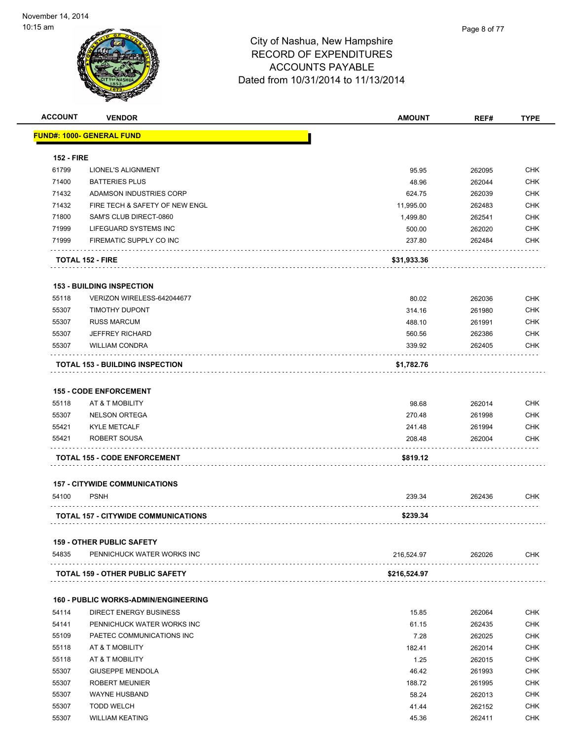# City of Nashua, New Hampshire
## RECORD OF EXPENDITURES
## ACCOUNTS PAYABLE
### Dated from 10/31/2014 to 11/13/2014

| ACCOUNT | VENDOR | AMOUNT | REF# | TYPE |
|---|---|---|---|---|
| **FUND#: 1000- GENERAL FUND** | | | | |
| **152 - FIRE** | | | | |
| 61799 | LIONEL'S ALIGNMENT | 95.95 | 262095 | CHK |
| 71400 | BATTERIES PLUS | 48.96 | 262044 | CHK |
| 71432 | ADAMSON INDUSTRIES CORP | 624.75 | 262039 | CHK |
| 71432 | FIRE TECH & SAFETY OF NEW ENGL | 11,995.00 | 262483 | CHK |
| 71800 | SAM'S CLUB DIRECT-0860 | 1,499.80 | 262541 | CHK |
| 71999 | LIFEGUARD SYSTEMS INC | 500.00 | 262020 | CHK |
| 71999 | FIREMATIC SUPPLY CO INC | 237.80 | 262484 | CHK |
| **TOTAL 152 - FIRE** | | **$31,933.36** | | |
| **153 - BUILDING INSPECTION** | | | | |
| 55118 | VERIZON WIRELESS-642044677 | 80.02 | 262036 | CHK |
| 55307 | TIMOTHY DUPONT | 314.16 | 261980 | CHK |
| 55307 | RUSS MARCUM | 488.10 | 261991 | CHK |
| 55307 | JEFFREY RICHARD | 560.56 | 262386 | CHK |
| 55307 | WILLIAM CONDRA | 339.92 | 262405 | CHK |
| **TOTAL 153 - BUILDING INSPECTION** | | **$1,782.76** | | |
| **155 - CODE ENFORCEMENT** | | | | |
| 55118 | AT & T MOBILITY | 98.68 | 262014 | CHK |
| 55307 | NELSON ORTEGA | 270.48 | 261998 | CHK |
| 55421 | KYLE METCALF | 241.48 | 261994 | CHK |
| 55421 | ROBERT SOUSA | 208.48 | 262004 | CHK |
| **TOTAL 155 - CODE ENFORCEMENT** | | **$819.12** | | |
| **157 - CITYWIDE COMMUNICATIONS** | | | | |
| 54100 | PSNH | 239.34 | 262436 | CHK |
| **TOTAL 157 - CITYWIDE COMMUNICATIONS** | | **$239.34** | | |
| **159 - OTHER PUBLIC SAFETY** | | | | |
| 54835 | PENNICHUCK WATER WORKS INC | 216,524.97 | 262026 | CHK |
| **TOTAL 159 - OTHER PUBLIC SAFETY** | | **$216,524.97** | | |
| **160 - PUBLIC WORKS-ADMIN/ENGINEERING** | | | | |
| 54114 | DIRECT ENERGY BUSINESS | 15.85 | 262064 | CHK |
| 54141 | PENNICHUCK WATER WORKS INC | 61.15 | 262435 | CHK |
| 55109 | PAETEC COMMUNICATIONS INC | 7.28 | 262025 | CHK |
| 55118 | AT & T MOBILITY | 182.41 | 262014 | CHK |
| 55118 | AT & T MOBILITY | 1.25 | 262015 | CHK |
| 55307 | GIUSEPPE MENDOLA | 46.42 | 261993 | CHK |
| 55307 | ROBERT MEUNIER | 188.72 | 261995 | CHK |
| 55307 | WAYNE HUSBAND | 58.24 | 262013 | CHK |
| 55307 | TODD WELCH | 41.44 | 262152 | CHK |
| 55307 | WILLIAM KEATING | 45.36 | 262411 | CHK |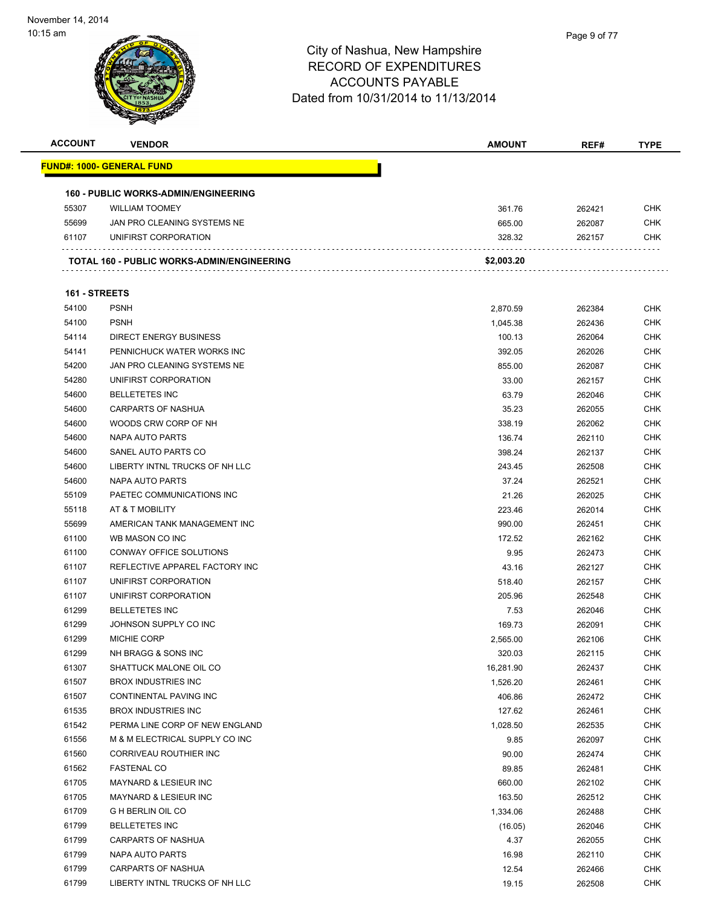# City of Nashua, New Hampshire
## RECORD OF EXPENDITURES
## ACCOUNTS PAYABLE
## Dated from 10/31/2014 to 11/13/2014

November 14, 2014
10:15 am

| ACCOUNT | VENDOR | AMOUNT | REF# | TYPE |
|---|---|---|---|---|
| **FUND#: 1000- GENERAL FUND** | | | | |
| **160 - PUBLIC WORKS-ADMIN/ENGINEERING** | | | | |
| 55307 | WILLIAM TOOMEY | 361.76 | 262421 | CHK |
| 55699 | JAN PRO CLEANING SYSTEMS NE | 665.00 | 262087 | CHK |
| 61107 | UNIFIRST CORPORATION | 328.32 | 262157 | CHK |
| | **TOTAL 160 - PUBLIC WORKS-ADMIN/ENGINEERING** | **$2,003.20** | | |
| **161 - STREETS** | | | | |
| 54100 | PSNH | 2,870.59 | 262384 | CHK |
| 54100 | PSNH | 1,045.38 | 262436 | CHK |
| 54114 | DIRECT ENERGY BUSINESS | 100.13 | 262064 | CHK |
| 54141 | PENNICHUCK WATER WORKS INC | 392.05 | 262026 | CHK |
| 54200 | JAN PRO CLEANING SYSTEMS NE | 855.00 | 262087 | CHK |
| 54280 | UNIFIRST CORPORATION | 33.00 | 262157 | CHK |
| 54600 | BELLETETES INC | 63.79 | 262046 | CHK |
| 54600 | CARPARTS OF NASHUA | 35.23 | 262055 | CHK |
| 54600 | WOODS CRW CORP OF NH | 338.19 | 262062 | CHK |
| 54600 | NAPA AUTO PARTS | 136.74 | 262110 | CHK |
| 54600 | SANEL AUTO PARTS CO | 398.24 | 262137 | CHK |
| 54600 | LIBERTY INTNL TRUCKS OF NH LLC | 243.45 | 262508 | CHK |
| 54600 | NAPA AUTO PARTS | 37.24 | 262521 | CHK |
| 55109 | PAETEC COMMUNICATIONS INC | 21.26 | 262025 | CHK |
| 55118 | AT & T MOBILITY | 223.46 | 262014 | CHK |
| 55699 | AMERICAN TANK MANAGEMENT INC | 990.00 | 262451 | CHK |
| 61100 | WB MASON CO INC | 172.52 | 262162 | CHK |
| 61100 | CONWAY OFFICE SOLUTIONS | 9.95 | 262473 | CHK |
| 61107 | REFLECTIVE APPAREL FACTORY INC | 43.16 | 262127 | CHK |
| 61107 | UNIFIRST CORPORATION | 518.40 | 262157 | CHK |
| 61107 | UNIFIRST CORPORATION | 205.96 | 262548 | CHK |
| 61299 | BELLETETES INC | 7.53 | 262046 | CHK |
| 61299 | JOHNSON SUPPLY CO INC | 169.73 | 262091 | CHK |
| 61299 | MICHIE CORP | 2,565.00 | 262106 | CHK |
| 61299 | NH BRAGG & SONS INC | 320.03 | 262115 | CHK |
| 61307 | SHATTUCK MALONE OIL CO | 16,281.90 | 262437 | CHK |
| 61507 | BROX INDUSTRIES INC | 1,526.20 | 262461 | CHK |
| 61507 | CONTINENTAL PAVING INC | 406.86 | 262472 | CHK |
| 61535 | BROX INDUSTRIES INC | 127.62 | 262461 | CHK |
| 61542 | PERMA LINE CORP OF NEW ENGLAND | 1,028.50 | 262535 | CHK |
| 61556 | M & M ELECTRICAL SUPPLY CO INC | 9.85 | 262097 | CHK |
| 61560 | CORRIVEAU ROUTHIER INC | 90.00 | 262474 | CHK |
| 61562 | FASTENAL CO | 89.85 | 262481 | CHK |
| 61705 | MAYNARD & LESIEUR INC | 660.00 | 262102 | CHK |
| 61705 | MAYNARD & LESIEUR INC | 163.50 | 262512 | CHK |
| 61709 | G H BERLIN OIL CO | 1,334.06 | 262488 | CHK |
| 61799 | BELLETETES INC | (16.05) | 262046 | CHK |
| 61799 | CARPARTS OF NASHUA | 4.37 | 262055 | CHK |
| 61799 | NAPA AUTO PARTS | 16.98 | 262110 | CHK |
| 61799 | CARPARTS OF NASHUA | 12.54 | 262466 | CHK |
| 61799 | LIBERTY INTNL TRUCKS OF NH LLC | 19.15 | 262508 | CHK |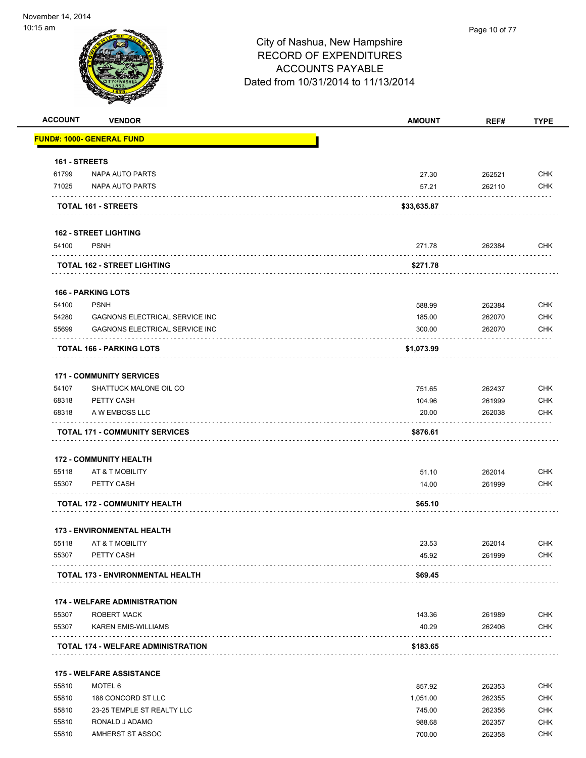City of Nashua, New Hampshire
RECORD OF EXPENDITURES
ACCOUNTS PAYABLE
Dated from 10/31/2014 to 11/13/2014

November 14, 2014
10:15 am

| ACCOUNT | VENDOR | AMOUNT | REF# | TYPE |
|---|---|---|---|---|
| **FUND#: 1000- GENERAL FUND** | | | | |
| **161 - STREETS** | | | | |
| 61799 | NAPA AUTO PARTS | 27.30 | 262521 | CHK |
| 71025 | NAPA AUTO PARTS | 57.21 | 262110 | CHK |
| | **TOTAL 161 - STREETS** | **$33,635.87** | | |
| **162 - STREET LIGHTING** | | | | |
| 54100 | PSNH | 271.78 | 262384 | CHK |
| | **TOTAL 162 - STREET LIGHTING** | **$271.78** | | |
| **166 - PARKING LOTS** | | | | |
| 54100 | PSNH | 588.99 | 262384 | CHK |
| 54280 | GAGNONS ELECTRICAL SERVICE INC | 185.00 | 262070 | CHK |
| 55699 | GAGNONS ELECTRICAL SERVICE INC | 300.00 | 262070 | CHK |
| | **TOTAL 166 - PARKING LOTS** | **$1,073.99** | | |
| **171 - COMMUNITY SERVICES** | | | | |
| 54107 | SHATTUCK MALONE OIL CO | 751.65 | 262437 | CHK |
| 68318 | PETTY CASH | 104.96 | 261999 | CHK |
| 68318 | A W EMBOSS LLC | 20.00 | 262038 | CHK |
| | **TOTAL 171 - COMMUNITY SERVICES** | **$876.61** | | |
| **172 - COMMUNITY HEALTH** | | | | |
| 55118 | AT & T MOBILITY | 51.10 | 262014 | CHK |
| 55307 | PETTY CASH | 14.00 | 261999 | CHK |
| | **TOTAL 172 - COMMUNITY HEALTH** | **$65.10** | | |
| **173 - ENVIRONMENTAL HEALTH** | | | | |
| 55118 | AT & T MOBILITY | 23.53 | 262014 | CHK |
| 55307 | PETTY CASH | 45.92 | 261999 | CHK |
| | **TOTAL 173 - ENVIRONMENTAL HEALTH** | **$69.45** | | |
| **174 - WELFARE ADMINISTRATION** | | | | |
| 55307 | ROBERT MACK | 143.36 | 261989 | CHK |
| 55307 | KAREN EMIS-WILLIAMS | 40.29 | 262406 | CHK |
| | **TOTAL 174 - WELFARE ADMINISTRATION** | **$183.65** | | |
| **175 - WELFARE ASSISTANCE** | | | | |
| 55810 | MOTEL 6 | 857.92 | 262353 | CHK |
| 55810 | 188 CONCORD ST LLC | 1,051.00 | 262355 | CHK |
| 55810 | 23-25 TEMPLE ST REALTY LLC | 745.00 | 262356 | CHK |
| 55810 | RONALD J ADAMO | 988.68 | 262357 | CHK |
| 55810 | AMHERST ST ASSOC | 700.00 | 262358 | CHK |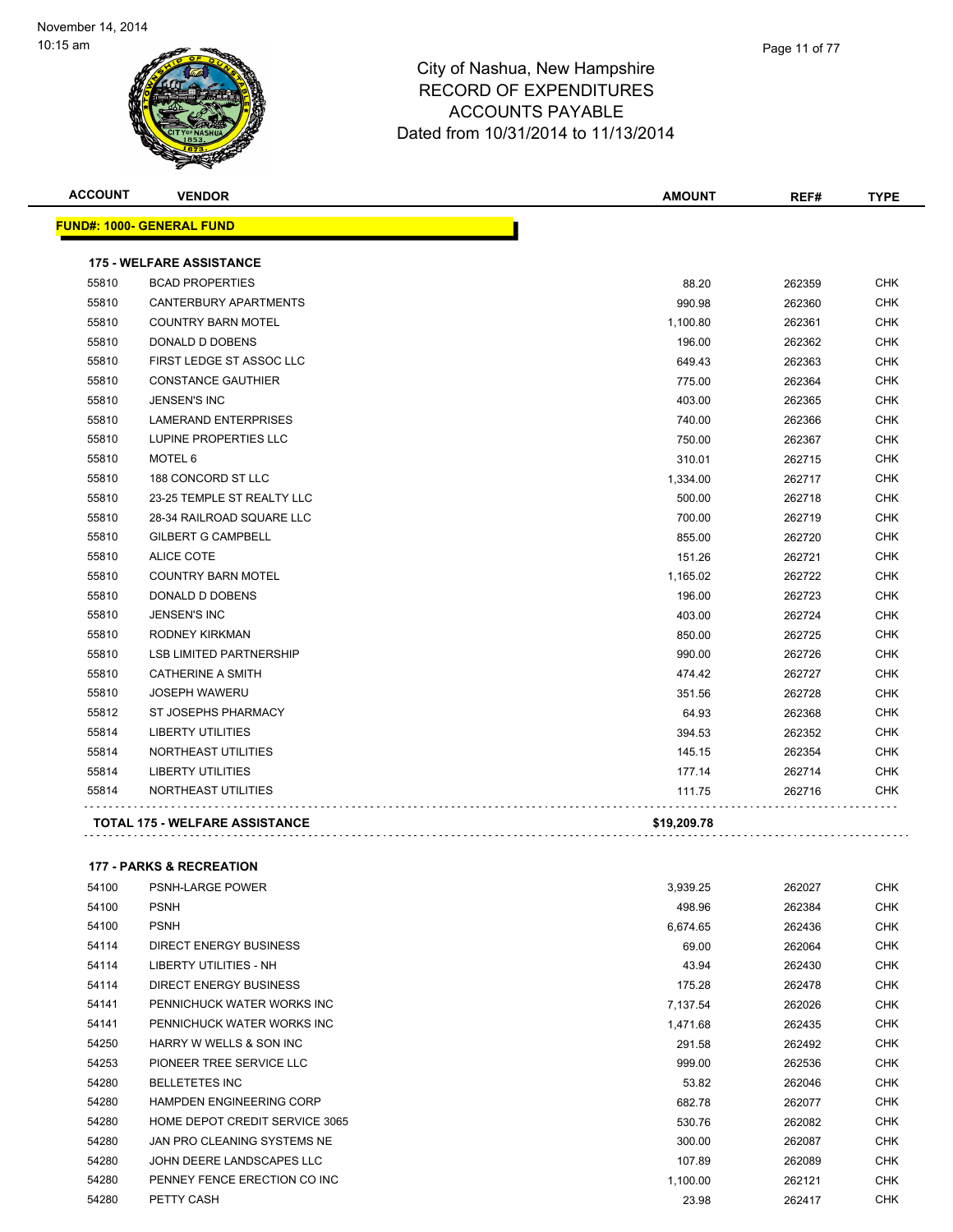# City of Nashua, New Hampshire
## RECORD OF EXPENDITURES
## ACCOUNTS PAYABLE
## Dated from 10/31/2014 to 11/13/2014

| ACCOUNT | VENDOR | AMOUNT | REF# | TYPE |
|---|---|---|---|---|
| **FUND#: 1000- GENERAL FUND** | | | | |
| **175 - WELFARE ASSISTANCE** | | | | |
| 55810 | BCAD PROPERTIES | 88.20 | 262359 | CHK |
| 55810 | CANTERBURY APARTMENTS | 990.98 | 262360 | CHK |
| 55810 | COUNTRY BARN MOTEL | 1,100.80 | 262361 | CHK |
| 55810 | DONALD D DOBENS | 196.00 | 262362 | CHK |
| 55810 | FIRST LEDGE ST ASSOC LLC | 649.43 | 262363 | CHK |
| 55810 | CONSTANCE GAUTHIER | 775.00 | 262364 | CHK |
| 55810 | JENSEN'S INC | 403.00 | 262365 | CHK |
| 55810 | LAMERAND ENTERPRISES | 740.00 | 262366 | CHK |
| 55810 | LUPINE PROPERTIES LLC | 750.00 | 262367 | CHK |
| 55810 | MOTEL 6 | 310.01 | 262715 | CHK |
| 55810 | 188 CONCORD ST LLC | 1,334.00 | 262717 | CHK |
| 55810 | 23-25 TEMPLE ST REALTY LLC | 500.00 | 262718 | CHK |
| 55810 | 28-34 RAILROAD SQUARE LLC | 700.00 | 262719 | CHK |
| 55810 | GILBERT G CAMPBELL | 855.00 | 262720 | CHK |
| 55810 | ALICE COTE | 151.26 | 262721 | CHK |
| 55810 | COUNTRY BARN MOTEL | 1,165.02 | 262722 | CHK |
| 55810 | DONALD D DOBENS | 196.00 | 262723 | CHK |
| 55810 | JENSEN'S INC | 403.00 | 262724 | CHK |
| 55810 | RODNEY KIRKMAN | 850.00 | 262725 | CHK |
| 55810 | LSB LIMITED PARTNERSHIP | 990.00 | 262726 | CHK |
| 55810 | CATHERINE A SMITH | 474.42 | 262727 | CHK |
| 55810 | JOSEPH WAWERU | 351.56 | 262728 | CHK |
| 55812 | ST JOSEPHS PHARMACY | 64.93 | 262368 | CHK |
| 55814 | LIBERTY UTILITIES | 394.53 | 262352 | CHK |
| 55814 | NORTHEAST UTILITIES | 145.15 | 262354 | CHK |
| 55814 | LIBERTY UTILITIES | 177.14 | 262714 | CHK |
| 55814 | NORTHEAST UTILITIES | 111.75 | 262716 | CHK |
| **TOTAL 175 - WELFARE ASSISTANCE** | | **$19,209.78** | | |
| **177 - PARKS & RECREATION** | | | | |
| 54100 | PSNH-LARGE POWER | 3,939.25 | 262027 | CHK |
| 54100 | PSNH | 498.96 | 262384 | CHK |
| 54100 | PSNH | 6,674.65 | 262436 | CHK |
| 54114 | DIRECT ENERGY BUSINESS | 69.00 | 262064 | CHK |
| 54114 | LIBERTY UTILITIES - NH | 43.94 | 262430 | CHK |
| 54114 | DIRECT ENERGY BUSINESS | 175.28 | 262478 | CHK |
| 54141 | PENNICHUCK WATER WORKS INC | 7,137.54 | 262026 | CHK |
| 54141 | PENNICHUCK WATER WORKS INC | 1,471.68 | 262435 | CHK |
| 54250 | HARRY W WELLS & SON INC | 291.58 | 262492 | CHK |
| 54253 | PIONEER TREE SERVICE LLC | 999.00 | 262536 | CHK |
| 54280 | BELLETETES INC | 53.82 | 262046 | CHK |
| 54280 | HAMPDEN ENGINEERING CORP | 682.78 | 262077 | CHK |
| 54280 | HOME DEPOT CREDIT SERVICE 3065 | 530.76 | 262082 | CHK |
| 54280 | JAN PRO CLEANING SYSTEMS NE | 300.00 | 262087 | CHK |
| 54280 | JOHN DEERE LANDSCAPES LLC | 107.89 | 262089 | CHK |
| 54280 | PENNEY FENCE ERECTION CO INC | 1,100.00 | 262121 | CHK |
| 54280 | PETTY CASH | 23.98 | 262417 | CHK |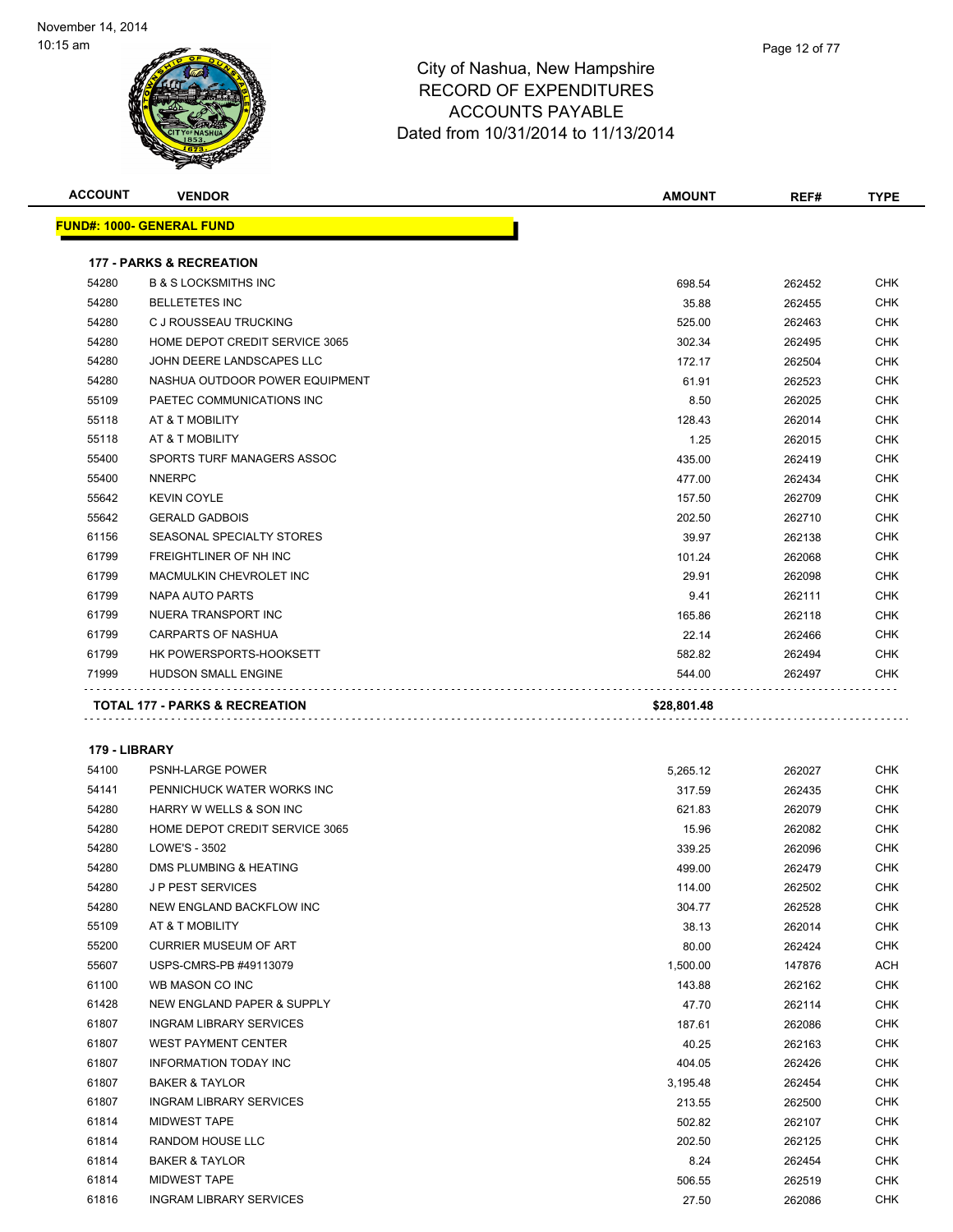# City of Nashua, New Hampshire
## RECORD OF EXPENDITURES
## ACCOUNTS PAYABLE
### Dated from 10/31/2014 to 11/13/2014

November 14, 2014
10:15 am

| ACCOUNT | VENDOR | AMOUNT | REF# | TYPE |
|---|---|---|---|---|
| **FUND#: 1000- GENERAL FUND** | | | | |
| **177 - PARKS & RECREATION** | | | | |
| 54280 | B & S LOCKSMITHS INC | 698.54 | 262452 | CHK |
| 54280 | BELLETETES INC | 35.88 | 262455 | CHK |
| 54280 | C J ROUSSEAU TRUCKING | 525.00 | 262463 | CHK |
| 54280 | HOME DEPOT CREDIT SERVICE 3065 | 302.34 | 262495 | CHK |
| 54280 | JOHN DEERE LANDSCAPES LLC | 172.17 | 262504 | CHK |
| 54280 | NASHUA OUTDOOR POWER EQUIPMENT | 61.91 | 262523 | CHK |
| 55109 | PAETEC COMMUNICATIONS INC | 8.50 | 262025 | CHK |
| 55118 | AT & T MOBILITY | 128.43 | 262014 | CHK |
| 55118 | AT & T MOBILITY | 1.25 | 262015 | CHK |
| 55400 | SPORTS TURF MANAGERS ASSOC | 435.00 | 262419 | CHK |
| 55400 | NNERPC | 477.00 | 262434 | CHK |
| 55642 | KEVIN COYLE | 157.50 | 262709 | CHK |
| 55642 | GERALD GADBOIS | 202.50 | 262710 | CHK |
| 61156 | SEASONAL SPECIALTY STORES | 39.97 | 262138 | CHK |
| 61799 | FREIGHTLINER OF NH INC | 101.24 | 262068 | CHK |
| 61799 | MACMULKIN CHEVROLET INC | 29.91 | 262098 | CHK |
| 61799 | NAPA AUTO PARTS | 9.41 | 262111 | CHK |
| 61799 | NUERA TRANSPORT INC | 165.86 | 262118 | CHK |
| 61799 | CARPARTS OF NASHUA | 22.14 | 262466 | CHK |
| 61799 | HK POWERSPORTS-HOOKSETT | 582.82 | 262494 | CHK |
| 71999 | HUDSON SMALL ENGINE | 544.00 | 262497 | CHK |
| **TOTAL 177 - PARKS & RECREATION** | | **$28,801.48** | | |
| **179 - LIBRARY** | | | | |
| 54100 | PSNH-LARGE POWER | 5,265.12 | 262027 | CHK |
| 54141 | PENNICHUCK WATER WORKS INC | 317.59 | 262435 | CHK |
| 54280 | HARRY W WELLS & SON INC | 621.83 | 262079 | CHK |
| 54280 | HOME DEPOT CREDIT SERVICE 3065 | 15.96 | 262082 | CHK |
| 54280 | LOWE'S - 3502 | 339.25 | 262096 | CHK |
| 54280 | DMS PLUMBING & HEATING | 499.00 | 262479 | CHK |
| 54280 | J P PEST SERVICES | 114.00 | 262502 | CHK |
| 54280 | NEW ENGLAND BACKFLOW INC | 304.77 | 262528 | CHK |
| 55109 | AT & T MOBILITY | 38.13 | 262014 | CHK |
| 55200 | CURRIER MUSEUM OF ART | 80.00 | 262424 | CHK |
| 55607 | USPS-CMRS-PB #49113079 | 1,500.00 | 147876 | ACH |
| 61100 | WB MASON CO INC | 143.88 | 262162 | CHK |
| 61428 | NEW ENGLAND PAPER & SUPPLY | 47.70 | 262114 | CHK |
| 61807 | INGRAM LIBRARY SERVICES | 187.61 | 262086 | CHK |
| 61807 | WEST PAYMENT CENTER | 40.25 | 262163 | CHK |
| 61807 | INFORMATION TODAY INC | 404.05 | 262426 | CHK |
| 61807 | BAKER & TAYLOR | 3,195.48 | 262454 | CHK |
| 61807 | INGRAM LIBRARY SERVICES | 213.55 | 262500 | CHK |
| 61814 | MIDWEST TAPE | 502.82 | 262107 | CHK |
| 61814 | RANDOM HOUSE LLC | 202.50 | 262125 | CHK |
| 61814 | BAKER & TAYLOR | 8.24 | 262454 | CHK |
| 61814 | MIDWEST TAPE | 506.55 | 262519 | CHK |
| 61816 | INGRAM LIBRARY SERVICES | 27.50 | 262086 | CHK |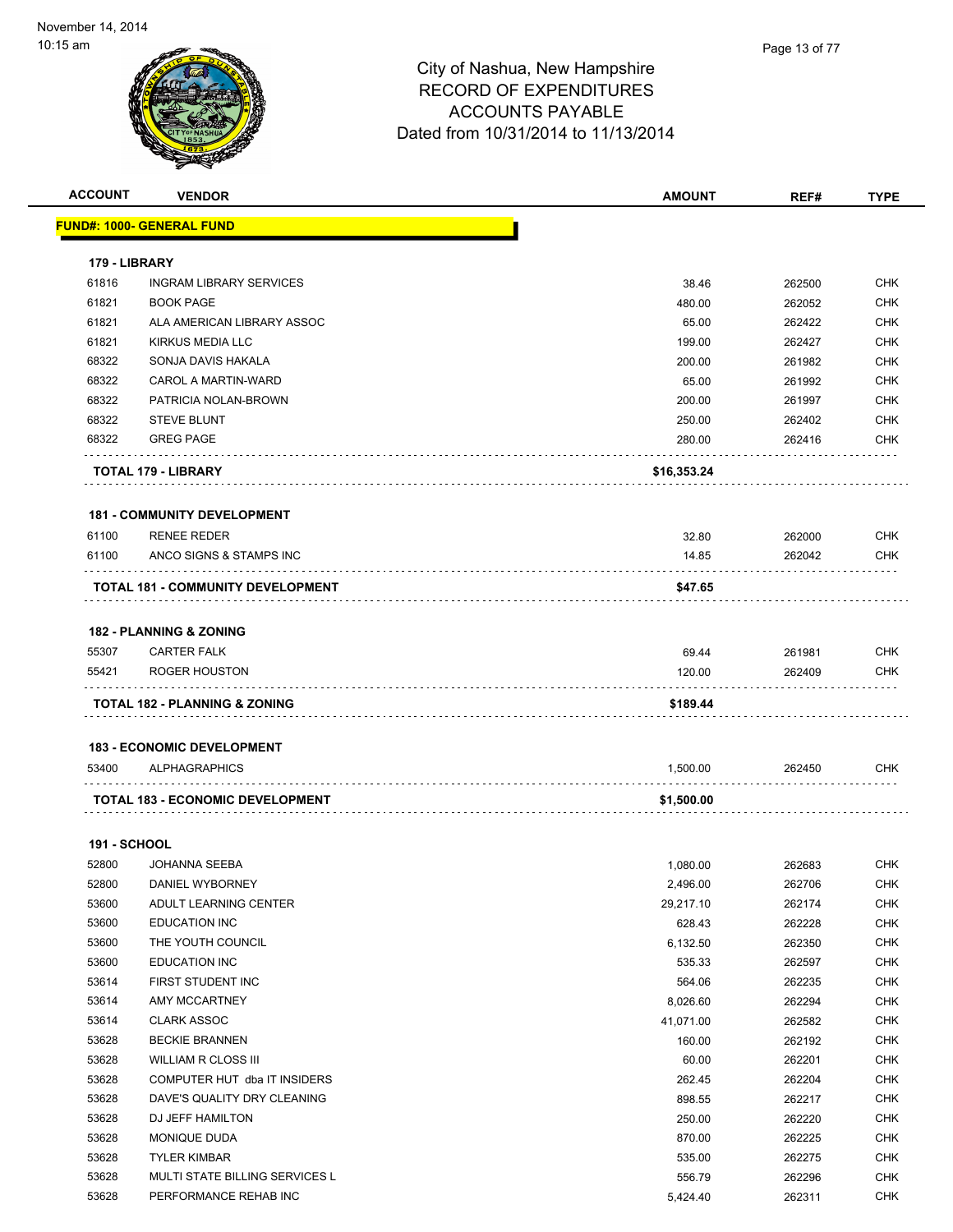City of Nashua, New Hampshire
RECORD OF EXPENDITURES
ACCOUNTS PAYABLE
Dated from 10/31/2014 to 11/13/2014

November 14, 2014
10:15 am

| ACCOUNT | VENDOR | AMOUNT | REF# | TYPE |
|---|---|---|---|---|
| **FUND#: 1000- GENERAL FUND** | | | | |
| **179 - LIBRARY** | | | | |
| 61816 | INGRAM LIBRARY SERVICES | 38.46 | 262500 | CHK |
| 61821 | BOOK PAGE | 480.00 | 262052 | CHK |
| 61821 | ALA AMERICAN LIBRARY ASSOC | 65.00 | 262422 | CHK |
| 61821 | KIRKUS MEDIA LLC | 199.00 | 262427 | CHK |
| 68322 | SONJA DAVIS HAKALA | 200.00 | 261982 | CHK |
| 68322 | CAROL A MARTIN-WARD | 65.00 | 261992 | CHK |
| 68322 | PATRICIA NOLAN-BROWN | 200.00 | 261997 | CHK |
| 68322 | STEVE BLUNT | 250.00 | 262402 | CHK |
| 68322 | GREG PAGE | 280.00 | 262416 | CHK |
| **TOTAL 179 - LIBRARY** | | **$16,353.24** | | |
| **181 - COMMUNITY DEVELOPMENT** | | | | |
| 61100 | RENEE REDER | 32.80 | 262000 | CHK |
| 61100 | ANCO SIGNS & STAMPS INC | 14.85 | 262042 | CHK |
| **TOTAL 181 - COMMUNITY DEVELOPMENT** | | **$47.65** | | |
| **182 - PLANNING & ZONING** | | | | |
| 55307 | CARTER FALK | 69.44 | 261981 | CHK |
| 55421 | ROGER HOUSTON | 120.00 | 262409 | CHK |
| **TOTAL 182 - PLANNING & ZONING** | | **$189.44** | | |
| **183 - ECONOMIC DEVELOPMENT** | | | | |
| 53400 | ALPHAGRAPHICS | 1,500.00 | 262450 | CHK |
| **TOTAL 183 - ECONOMIC DEVELOPMENT** | | **$1,500.00** | | |
| **191 - SCHOOL** | | | | |
| 52800 | JOHANNA SEEBA | 1,080.00 | 262683 | CHK |
| 52800 | DANIEL WYBORNEY | 2,496.00 | 262706 | CHK |
| 53600 | ADULT LEARNING CENTER | 29,217.10 | 262174 | CHK |
| 53600 | EDUCATION INC | 628.43 | 262228 | CHK |
| 53600 | THE YOUTH COUNCIL | 6,132.50 | 262350 | CHK |
| 53600 | EDUCATION INC | 535.33 | 262597 | CHK |
| 53614 | FIRST STUDENT INC | 564.06 | 262235 | CHK |
| 53614 | AMY MCCARTNEY | 8,026.60 | 262294 | CHK |
| 53614 | CLARK ASSOC | 41,071.00 | 262582 | CHK |
| 53628 | BECKIE BRANNEN | 160.00 | 262192 | CHK |
| 53628 | WILLIAM R CLOSS III | 60.00 | 262201 | CHK |
| 53628 | COMPUTER HUT dba IT INSIDERS | 262.45 | 262204 | CHK |
| 53628 | DAVE'S QUALITY DRY CLEANING | 898.55 | 262217 | CHK |
| 53628 | DJ JEFF HAMILTON | 250.00 | 262220 | CHK |
| 53628 | MONIQUE DUDA | 870.00 | 262225 | CHK |
| 53628 | TYLER KIMBAR | 535.00 | 262275 | CHK |
| 53628 | MULTI STATE BILLING SERVICES L | 556.79 | 262296 | CHK |
| 53628 | PERFORMANCE REHAB INC | 5,424.40 | 262311 | CHK |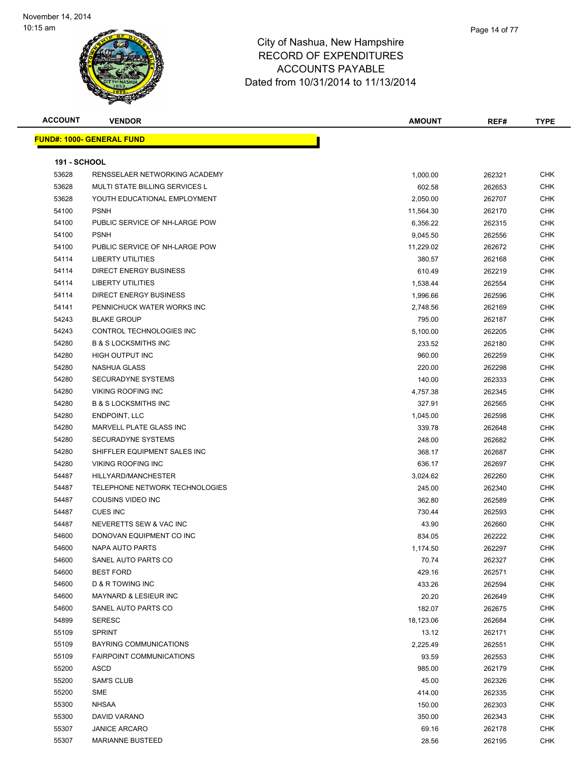# City of Nashua, New Hampshire
## RECORD OF EXPENDITURES
## ACCOUNTS PAYABLE
## Dated from 10/31/2014 to 11/13/2014

November 14, 2014
10:15 am

| ACCOUNT | VENDOR | AMOUNT | REF# | TYPE |
|---|---|---|---|---|
| **FUND#: 1000- GENERAL FUND** | | | | |
| **191 - SCHOOL** | | | | |
| 53628 | RENSSELAER NETWORKING ACADEMY | 1,000.00 | 262321 | CHK |
| 53628 | MULTI STATE BILLING SERVICES L | 602.58 | 262653 | CHK |
| 53628 | YOUTH EDUCATIONAL EMPLOYMENT | 2,050.00 | 262707 | CHK |
| 54100 | PSNH | 11,564.30 | 262170 | CHK |
| 54100 | PUBLIC SERVICE OF NH-LARGE POW | 6,356.22 | 262315 | CHK |
| 54100 | PSNH | 9,045.50 | 262556 | CHK |
| 54100 | PUBLIC SERVICE OF NH-LARGE POW | 11,229.02 | 262672 | CHK |
| 54114 | LIBERTY UTILITIES | 380.57 | 262168 | CHK |
| 54114 | DIRECT ENERGY BUSINESS | 610.49 | 262219 | CHK |
| 54114 | LIBERTY UTILITIES | 1,538.44 | 262554 | CHK |
| 54114 | DIRECT ENERGY BUSINESS | 1,996.66 | 262596 | CHK |
| 54141 | PENNICHUCK WATER WORKS INC | 2,748.56 | 262169 | CHK |
| 54243 | BLAKE GROUP | 795.00 | 262187 | CHK |
| 54243 | CONTROL TECHNOLOGIES INC | 5,100.00 | 262205 | CHK |
| 54280 | B & S LOCKSMITHS INC | 233.52 | 262180 | CHK |
| 54280 | HIGH OUTPUT INC | 960.00 | 262259 | CHK |
| 54280 | NASHUA GLASS | 220.00 | 262298 | CHK |
| 54280 | SECURADYNE SYSTEMS | 140.00 | 262333 | CHK |
| 54280 | VIKING ROOFING INC | 4,757.38 | 262345 | CHK |
| 54280 | B & S LOCKSMITHS INC | 327.91 | 262565 | CHK |
| 54280 | ENDPOINT, LLC | 1,045.00 | 262598 | CHK |
| 54280 | MARVELL PLATE GLASS INC | 339.78 | 262648 | CHK |
| 54280 | SECURADYNE SYSTEMS | 248.00 | 262682 | CHK |
| 54280 | SHIFFLER EQUIPMENT SALES INC | 368.17 | 262687 | CHK |
| 54280 | VIKING ROOFING INC | 636.17 | 262697 | CHK |
| 54487 | HILLYARD/MANCHESTER | 3,024.62 | 262260 | CHK |
| 54487 | TELEPHONE NETWORK TECHNOLOGIES | 245.00 | 262340 | CHK |
| 54487 | COUSINS VIDEO INC | 362.80 | 262589 | CHK |
| 54487 | CUES INC | 730.44 | 262593 | CHK |
| 54487 | NEVERETTS SEW & VAC INC | 43.90 | 262660 | CHK |
| 54600 | DONOVAN EQUIPMENT CO INC | 834.05 | 262222 | CHK |
| 54600 | NAPA AUTO PARTS | 1,174.50 | 262297 | CHK |
| 54600 | SANEL AUTO PARTS CO | 70.74 | 262327 | CHK |
| 54600 | BEST FORD | 429.16 | 262571 | CHK |
| 54600 | D & R TOWING INC | 433.26 | 262594 | CHK |
| 54600 | MAYNARD & LESIEUR INC | 20.20 | 262649 | CHK |
| 54600 | SANEL AUTO PARTS CO | 182.07 | 262675 | CHK |
| 54899 | SERESC | 18,123.06 | 262684 | CHK |
| 55109 | SPRINT | 13.12 | 262171 | CHK |
| 55109 | BAYRING COMMUNICATIONS | 2,225.49 | 262551 | CHK |
| 55109 | FAIRPOINT COMMUNICATIONS | 93.59 | 262553 | CHK |
| 55200 | ASCD | 985.00 | 262179 | CHK |
| 55200 | SAM'S CLUB | 45.00 | 262326 | CHK |
| 55200 | SME | 414.00 | 262335 | CHK |
| 55300 | NHSAA | 150.00 | 262303 | CHK |
| 55300 | DAVID VARANO | 350.00 | 262343 | CHK |
| 55307 | JANICE ARCARO | 69.16 | 262178 | CHK |
| 55307 | MARIANNE BUSTEED | 28.56 | 262195 | CHK |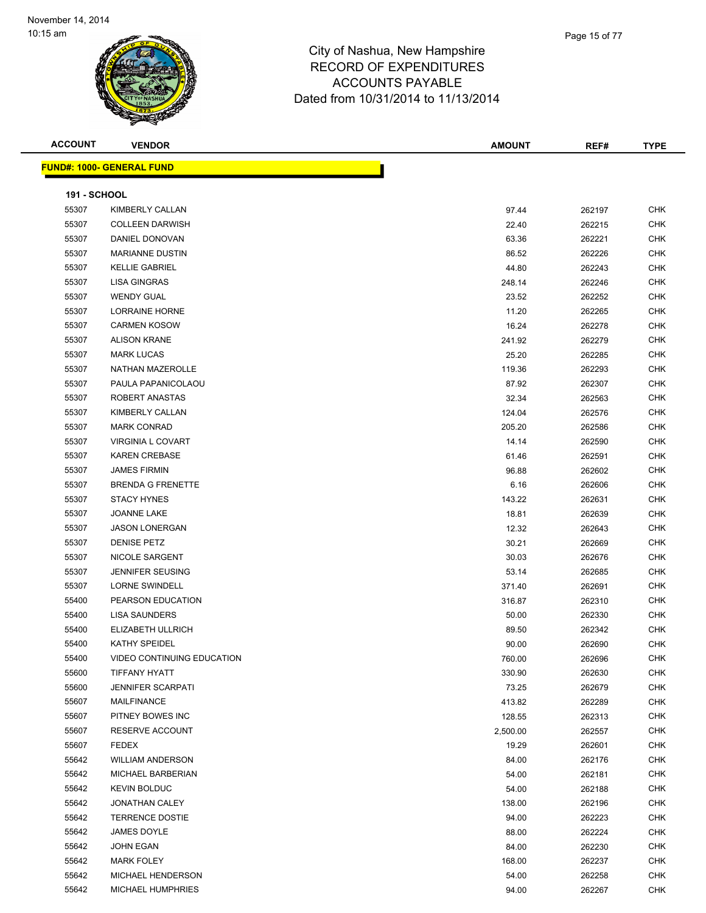# City of Nashua, New Hampshire
# RECORD OF EXPENDITURES
# ACCOUNTS PAYABLE
# Dated from 10/31/2014 to 11/13/2014

November 14, 2014
10:15 am

## FUND#: 1000- GENERAL FUND

### 191 - SCHOOL

| ACCOUNT | VENDOR | AMOUNT | REF# | TYPE |
|---|---|---|---|---|
| 55307 | KIMBERLY CALLAN | 97.44 | 262197 | CHK |
| 55307 | COLLEEN DARWISH | 22.40 | 262215 | CHK |
| 55307 | DANIEL DONOVAN | 63.36 | 262221 | CHK |
| 55307 | MARIANNE DUSTIN | 86.52 | 262226 | CHK |
| 55307 | KELLIE GABRIEL | 44.80 | 262243 | CHK |
| 55307 | LISA GINGRAS | 248.14 | 262246 | CHK |
| 55307 | WENDY GUAL | 23.52 | 262252 | CHK |
| 55307 | LORRAINE HORNE | 11.20 | 262265 | CHK |
| 55307 | CARMEN KOSOW | 16.24 | 262278 | CHK |
| 55307 | ALISON KRANE | 241.92 | 262279 | CHK |
| 55307 | MARK LUCAS | 25.20 | 262285 | CHK |
| 55307 | NATHAN MAZEROLLE | 119.36 | 262293 | CHK |
| 55307 | PAULA PAPANICOLAOU | 87.92 | 262307 | CHK |
| 55307 | ROBERT ANASTAS | 32.34 | 262563 | CHK |
| 55307 | KIMBERLY CALLAN | 124.04 | 262576 | CHK |
| 55307 | MARK CONRAD | 205.20 | 262586 | CHK |
| 55307 | VIRGINIA L COVART | 14.14 | 262590 | CHK |
| 55307 | KAREN CREBASE | 61.46 | 262591 | CHK |
| 55307 | JAMES FIRMIN | 96.88 | 262602 | CHK |
| 55307 | BRENDA G FRENETTE | 6.16 | 262606 | CHK |
| 55307 | STACY HYNES | 143.22 | 262631 | CHK |
| 55307 | JOANNE LAKE | 18.81 | 262639 | CHK |
| 55307 | JASON LONERGAN | 12.32 | 262643 | CHK |
| 55307 | DENISE PETZ | 30.21 | 262669 | CHK |
| 55307 | NICOLE SARGENT | 30.03 | 262676 | CHK |
| 55307 | JENNIFER SEUSING | 53.14 | 262685 | CHK |
| 55307 | LORNE SWINDELL | 371.40 | 262691 | CHK |
| 55400 | PEARSON EDUCATION | 316.87 | 262310 | CHK |
| 55400 | LISA SAUNDERS | 50.00 | 262330 | CHK |
| 55400 | ELIZABETH ULLRICH | 89.50 | 262342 | CHK |
| 55400 | KATHY SPEIDEL | 90.00 | 262690 | CHK |
| 55400 | VIDEO CONTINUING EDUCATION | 760.00 | 262696 | CHK |
| 55600 | TIFFANY HYATT | 330.90 | 262630 | CHK |
| 55600 | JENNIFER SCARPATI | 73.25 | 262679 | CHK |
| 55607 | MAILFINANCE | 413.82 | 262289 | CHK |
| 55607 | PITNEY BOWES INC | 128.55 | 262313 | CHK |
| 55607 | RESERVE ACCOUNT | 2,500.00 | 262557 | CHK |
| 55607 | FEDEX | 19.29 | 262601 | CHK |
| 55642 | WILLIAM ANDERSON | 84.00 | 262176 | CHK |
| 55642 | MICHAEL BARBERIAN | 54.00 | 262181 | CHK |
| 55642 | KEVIN BOLDUC | 54.00 | 262188 | CHK |
| 55642 | JONATHAN CALEY | 138.00 | 262196 | CHK |
| 55642 | TERRENCE DOSTIE | 94.00 | 262223 | CHK |
| 55642 | JAMES DOYLE | 88.00 | 262224 | CHK |
| 55642 | JOHN EGAN | 84.00 | 262230 | CHK |
| 55642 | MARK FOLEY | 168.00 | 262237 | CHK |
| 55642 | MICHAEL HENDERSON | 54.00 | 262258 | CHK |
| 55642 | MICHAEL HUMPHRIES | 94.00 | 262267 | CHK |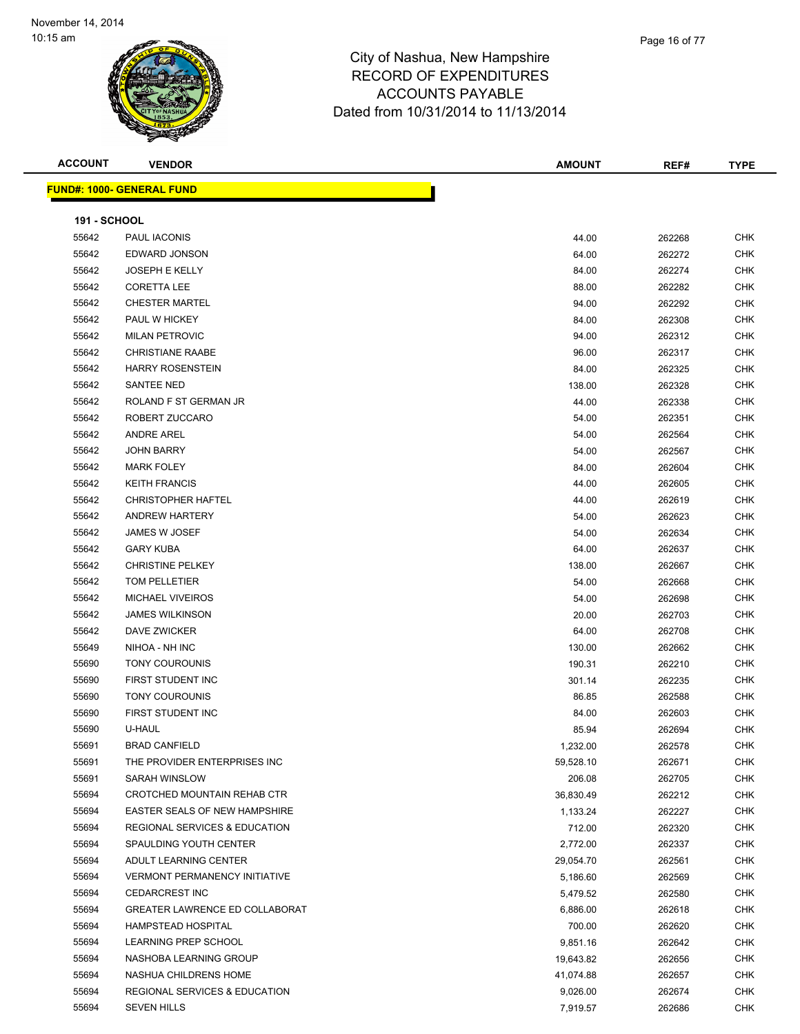# City of Nashua, New Hampshire
## RECORD OF EXPENDITURES
## ACCOUNTS PAYABLE
## Dated from 10/31/2014 to 11/13/2014

| ACCOUNT | VENDOR | AMOUNT | REF# | TYPE |
|---|---|---|---|---|
| **FUND#: 1000- GENERAL FUND** | | | | |
| **191 - SCHOOL** | | | | |
| 55642 | PAUL IACONIS | 44.00 | 262268 | CHK |
| 55642 | EDWARD JONSON | 64.00 | 262272 | CHK |
| 55642 | JOSEPH E KELLY | 84.00 | 262274 | CHK |
| 55642 | CORETTA LEE | 88.00 | 262282 | CHK |
| 55642 | CHESTER MARTEL | 94.00 | 262292 | CHK |
| 55642 | PAUL W HICKEY | 84.00 | 262308 | CHK |
| 55642 | MILAN PETROVIC | 94.00 | 262312 | CHK |
| 55642 | CHRISTIANE RAABE | 96.00 | 262317 | CHK |
| 55642 | HARRY ROSENSTEIN | 84.00 | 262325 | CHK |
| 55642 | SANTEE NED | 138.00 | 262328 | CHK |
| 55642 | ROLAND F ST GERMAN JR | 44.00 | 262338 | CHK |
| 55642 | ROBERT ZUCCARO | 54.00 | 262351 | CHK |
| 55642 | ANDRE AREL | 54.00 | 262564 | CHK |
| 55642 | JOHN BARRY | 54.00 | 262567 | CHK |
| 55642 | MARK FOLEY | 84.00 | 262604 | CHK |
| 55642 | KEITH FRANCIS | 44.00 | 262605 | CHK |
| 55642 | CHRISTOPHER HAFTEL | 44.00 | 262619 | CHK |
| 55642 | ANDREW HARTERY | 54.00 | 262623 | CHK |
| 55642 | JAMES W JOSEF | 54.00 | 262634 | CHK |
| 55642 | GARY KUBA | 64.00 | 262637 | CHK |
| 55642 | CHRISTINE PELKEY | 138.00 | 262667 | CHK |
| 55642 | TOM PELLETIER | 54.00 | 262668 | CHK |
| 55642 | MICHAEL VIVEIROS | 54.00 | 262698 | CHK |
| 55642 | JAMES WILKINSON | 20.00 | 262703 | CHK |
| 55642 | DAVE ZWICKER | 64.00 | 262708 | CHK |
| 55649 | NIHOA - NH INC | 130.00 | 262662 | CHK |
| 55690 | TONY COUROUNIS | 190.31 | 262210 | CHK |
| 55690 | FIRST STUDENT INC | 301.14 | 262235 | CHK |
| 55690 | TONY COUROUNIS | 86.85 | 262588 | CHK |
| 55690 | FIRST STUDENT INC | 84.00 | 262603 | CHK |
| 55690 | U-HAUL | 85.94 | 262694 | CHK |
| 55691 | BRAD CANFIELD | 1,232.00 | 262578 | CHK |
| 55691 | THE PROVIDER ENTERPRISES INC | 59,528.10 | 262671 | CHK |
| 55691 | SARAH WINSLOW | 206.08 | 262705 | CHK |
| 55694 | CROTCHED MOUNTAIN REHAB CTR | 36,830.49 | 262212 | CHK |
| 55694 | EASTER SEALS OF NEW HAMPSHIRE | 1,133.24 | 262227 | CHK |
| 55694 | REGIONAL SERVICES & EDUCATION | 712.00 | 262320 | CHK |
| 55694 | SPAULDING YOUTH CENTER | 2,772.00 | 262337 | CHK |
| 55694 | ADULT LEARNING CENTER | 29,054.70 | 262561 | CHK |
| 55694 | VERMONT PERMANENCY INITIATIVE | 5,186.60 | 262569 | CHK |
| 55694 | CEDARCREST INC | 5,479.52 | 262580 | CHK |
| 55694 | GREATER LAWRENCE ED COLLABORAT | 6,886.00 | 262618 | CHK |
| 55694 | HAMPSTEAD HOSPITAL | 700.00 | 262620 | CHK |
| 55694 | LEARNING PREP SCHOOL | 9,851.16 | 262642 | CHK |
| 55694 | NASHOBA LEARNING GROUP | 19,643.82 | 262656 | CHK |
| 55694 | NASHUA CHILDRENS HOME | 41,074.88 | 262657 | CHK |
| 55694 | REGIONAL SERVICES & EDUCATION | 9,026.00 | 262674 | CHK |
| 55694 | SEVEN HILLS | 7,919.57 | 262686 | CHK |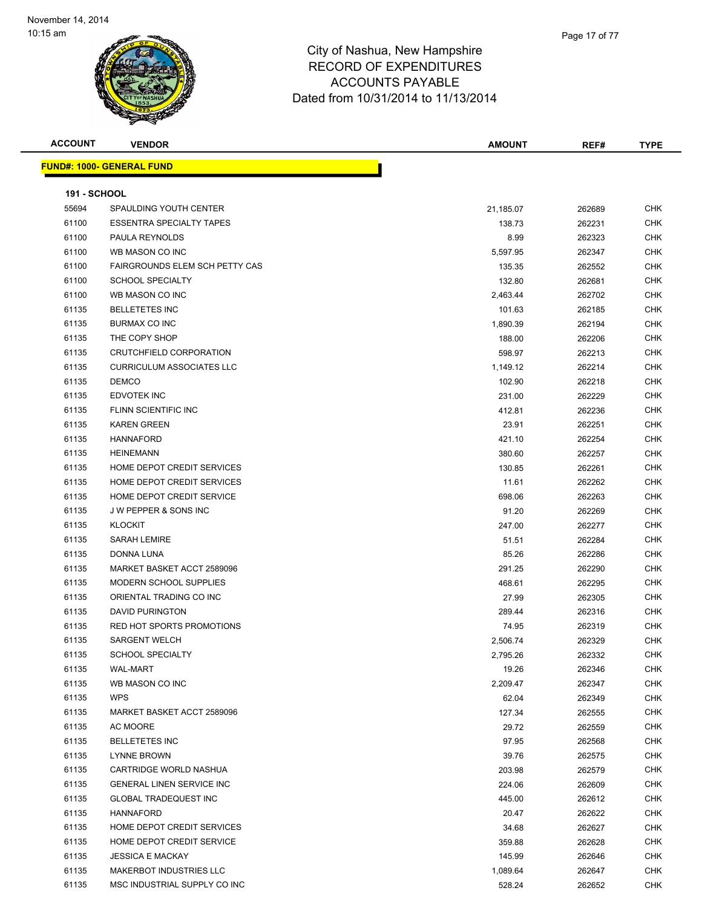# City of Nashua, New Hampshire
## RECORD OF EXPENDITURES
## ACCOUNTS PAYABLE
## Dated from 10/31/2014 to 11/13/2014

November 14, 2014
10:15 am

**FUND#: 1000- GENERAL FUND**

**191 - SCHOOL**

| ACCOUNT | VENDOR | AMOUNT | REF# | TYPE |
|---|---|---|---|---|
| 55694 | SPAULDING YOUTH CENTER | 21,185.07 | 262689 | CHK |
| 61100 | ESSENTRA SPECIALTY TAPES | 138.73 | 262231 | CHK |
| 61100 | PAULA REYNOLDS | 8.99 | 262323 | CHK |
| 61100 | WB MASON CO INC | 5,597.95 | 262347 | CHK |
| 61100 | FAIRGROUNDS ELEM SCH PETTY CAS | 135.35 | 262552 | CHK |
| 61100 | SCHOOL SPECIALTY | 132.80 | 262681 | CHK |
| 61100 | WB MASON CO INC | 2,463.44 | 262702 | CHK |
| 61135 | BELLETETES INC | 101.63 | 262185 | CHK |
| 61135 | BURMAX CO INC | 1,890.39 | 262194 | CHK |
| 61135 | THE COPY SHOP | 188.00 | 262206 | CHK |
| 61135 | CRUTCHFIELD CORPORATION | 598.97 | 262213 | CHK |
| 61135 | CURRICULUM ASSOCIATES LLC | 1,149.12 | 262214 | CHK |
| 61135 | DEMCO | 102.90 | 262218 | CHK |
| 61135 | EDVOTEK INC | 231.00 | 262229 | CHK |
| 61135 | FLINN SCIENTIFIC INC | 412.81 | 262236 | CHK |
| 61135 | KAREN GREEN | 23.91 | 262251 | CHK |
| 61135 | HANNAFORD | 421.10 | 262254 | CHK |
| 61135 | HEINEMANN | 380.60 | 262257 | CHK |
| 61135 | HOME DEPOT CREDIT SERVICES | 130.85 | 262261 | CHK |
| 61135 | HOME DEPOT CREDIT SERVICES | 11.61 | 262262 | CHK |
| 61135 | HOME DEPOT CREDIT SERVICE | 698.06 | 262263 | CHK |
| 61135 | J W PEPPER & SONS INC | 91.20 | 262269 | CHK |
| 61135 | KLOCKIT | 247.00 | 262277 | CHK |
| 61135 | SARAH LEMIRE | 51.51 | 262284 | CHK |
| 61135 | DONNA LUNA | 85.26 | 262286 | CHK |
| 61135 | MARKET BASKET ACCT 2589096 | 291.25 | 262290 | CHK |
| 61135 | MODERN SCHOOL SUPPLIES | 468.61 | 262295 | CHK |
| 61135 | ORIENTAL TRADING CO INC | 27.99 | 262305 | CHK |
| 61135 | DAVID PURINGTON | 289.44 | 262316 | CHK |
| 61135 | RED HOT SPORTS PROMOTIONS | 74.95 | 262319 | CHK |
| 61135 | SARGENT WELCH | 2,506.74 | 262329 | CHK |
| 61135 | SCHOOL SPECIALTY | 2,795.26 | 262332 | CHK |
| 61135 | WAL-MART | 19.26 | 262346 | CHK |
| 61135 | WB MASON CO INC | 2,209.47 | 262347 | CHK |
| 61135 | WPS | 62.04 | 262349 | CHK |
| 61135 | MARKET BASKET ACCT 2589096 | 127.34 | 262555 | CHK |
| 61135 | AC MOORE | 29.72 | 262559 | CHK |
| 61135 | BELLETETES INC | 97.95 | 262568 | CHK |
| 61135 | LYNNE BROWN | 39.76 | 262575 | CHK |
| 61135 | CARTRIDGE WORLD NASHUA | 203.98 | 262579 | CHK |
| 61135 | GENERAL LINEN SERVICE INC | 224.06 | 262609 | CHK |
| 61135 | GLOBAL TRADEQUEST INC | 445.00 | 262612 | CHK |
| 61135 | HANNAFORD | 20.47 | 262622 | CHK |
| 61135 | HOME DEPOT CREDIT SERVICES | 34.68 | 262627 | CHK |
| 61135 | HOME DEPOT CREDIT SERVICE | 359.88 | 262628 | CHK |
| 61135 | JESSICA E MACKAY | 145.99 | 262646 | CHK |
| 61135 | MAKERBOT INDUSTRIES LLC | 1,089.64 | 262647 | CHK |
| 61135 | MSC INDUSTRIAL SUPPLY CO INC | 528.24 | 262652 | CHK |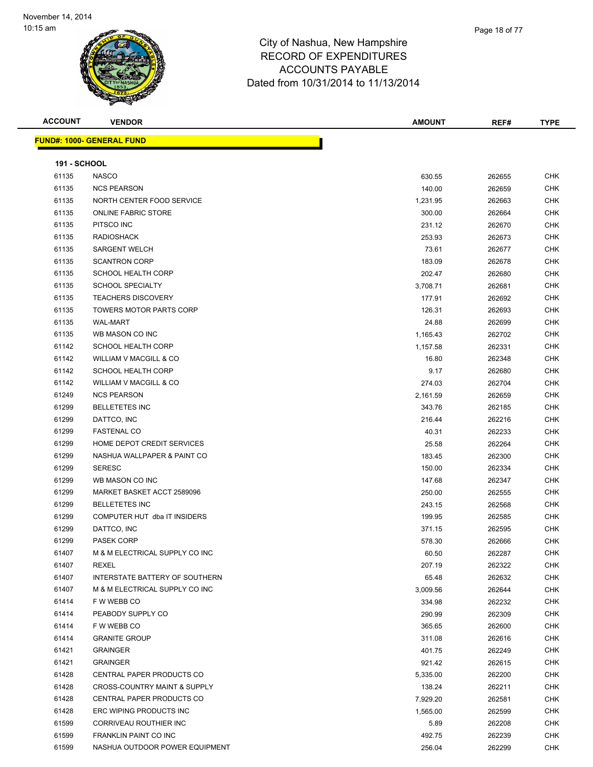# City of Nashua, New Hampshire
## RECORD OF EXPENDITURES
## ACCOUNTS PAYABLE
### Dated from 10/31/2014 to 11/13/2014

November 14, 2014
10:15 am

| ACCOUNT | VENDOR | AMOUNT | REF# | TYPE |
|---|---|---|---|---|
| **FUND#: 1000- GENERAL FUND** | | | | |
| **191 - SCHOOL** | | | | |
| 61135 | NASCO | 630.55 | 262655 | CHK |
| 61135 | NCS PEARSON | 140.00 | 262659 | CHK |
| 61135 | NORTH CENTER FOOD SERVICE | 1,231.95 | 262663 | CHK |
| 61135 | ONLINE FABRIC STORE | 300.00 | 262664 | CHK |
| 61135 | PITSCO INC | 231.12 | 262670 | CHK |
| 61135 | RADIOSHACK | 253.93 | 262673 | CHK |
| 61135 | SARGENT WELCH | 73.61 | 262677 | CHK |
| 61135 | SCANTRON CORP | 183.09 | 262678 | CHK |
| 61135 | SCHOOL HEALTH CORP | 202.47 | 262680 | CHK |
| 61135 | SCHOOL SPECIALTY | 3,708.71 | 262681 | CHK |
| 61135 | TEACHERS DISCOVERY | 177.91 | 262692 | CHK |
| 61135 | TOWERS MOTOR PARTS CORP | 126.31 | 262693 | CHK |
| 61135 | WAL-MART | 24.88 | 262699 | CHK |
| 61135 | WB MASON CO INC | 1,165.43 | 262702 | CHK |
| 61142 | SCHOOL HEALTH CORP | 1,157.58 | 262331 | CHK |
| 61142 | WILLIAM V MACGILL & CO | 16.80 | 262348 | CHK |
| 61142 | SCHOOL HEALTH CORP | 9.17 | 262680 | CHK |
| 61142 | WILLIAM V MACGILL & CO | 274.03 | 262704 | CHK |
| 61249 | NCS PEARSON | 2,161.59 | 262659 | CHK |
| 61299 | BELLETETES INC | 343.76 | 262185 | CHK |
| 61299 | DATTCO, INC | 216.44 | 262216 | CHK |
| 61299 | FASTENAL CO | 40.31 | 262233 | CHK |
| 61299 | HOME DEPOT CREDIT SERVICES | 25.58 | 262264 | CHK |
| 61299 | NASHUA WALLPAPER & PAINT CO | 183.45 | 262300 | CHK |
| 61299 | SERESC | 150.00 | 262334 | CHK |
| 61299 | WB MASON CO INC | 147.68 | 262347 | CHK |
| 61299 | MARKET BASKET ACCT 2589096 | 250.00 | 262555 | CHK |
| 61299 | BELLETETES INC | 243.15 | 262568 | CHK |
| 61299 | COMPUTER HUT dba IT INSIDERS | 199.95 | 262585 | CHK |
| 61299 | DATTCO, INC | 371.15 | 262595 | CHK |
| 61299 | PASEK CORP | 578.30 | 262666 | CHK |
| 61407 | M & M ELECTRICAL SUPPLY CO INC | 60.50 | 262287 | CHK |
| 61407 | REXEL | 207.19 | 262322 | CHK |
| 61407 | INTERSTATE BATTERY OF SOUTHERN | 65.48 | 262632 | CHK |
| 61407 | M & M ELECTRICAL SUPPLY CO INC | 3,009.56 | 262644 | CHK |
| 61414 | F W WEBB CO | 334.98 | 262232 | CHK |
| 61414 | PEABODY SUPPLY CO | 290.99 | 262309 | CHK |
| 61414 | F W WEBB CO | 365.65 | 262600 | CHK |
| 61414 | GRANITE GROUP | 311.08 | 262616 | CHK |
| 61421 | GRAINGER | 401.75 | 262249 | CHK |
| 61421 | GRAINGER | 921.42 | 262615 | CHK |
| 61428 | CENTRAL PAPER PRODUCTS CO | 5,335.00 | 262200 | CHK |
| 61428 | CROSS-COUNTRY MAINT & SUPPLY | 138.24 | 262211 | CHK |
| 61428 | CENTRAL PAPER PRODUCTS CO | 7,929.20 | 262581 | CHK |
| 61428 | ERC WIPING PRODUCTS INC | 1,565.00 | 262599 | CHK |
| 61599 | CORRIVEAU ROUTHIER INC | 5.89 | 262208 | CHK |
| 61599 | FRANKLIN PAINT CO INC | 492.75 | 262239 | CHK |
| 61599 | NASHUA OUTDOOR POWER EQUIPMENT | 256.04 | 262299 | CHK |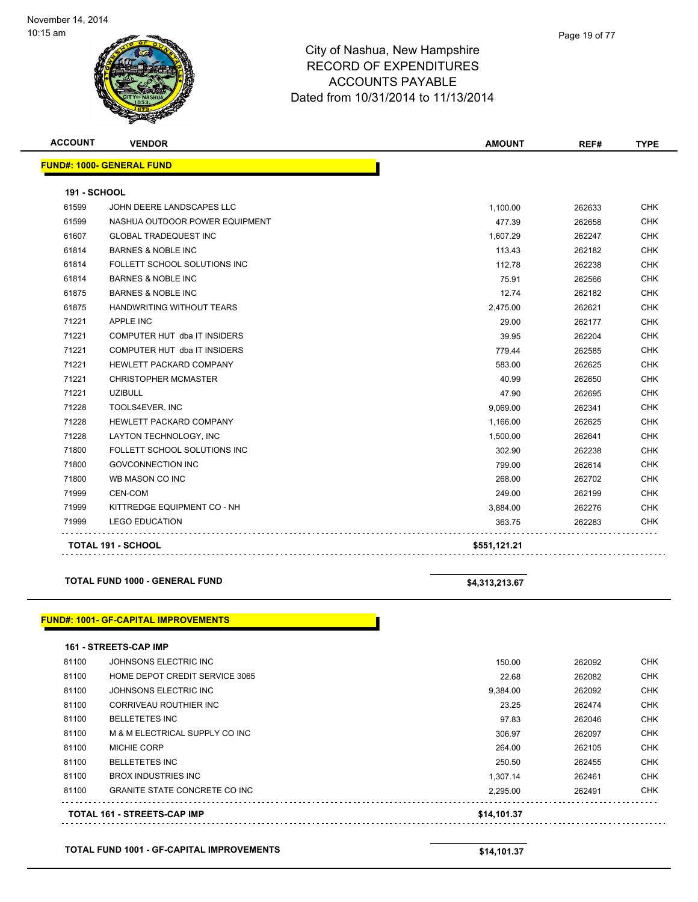# City of Nashua, New Hampshire
## RECORD OF EXPENDITURES
## ACCOUNTS PAYABLE
## Dated from 10/31/2014 to 11/13/2014

| ACCOUNT | VENDOR | AMOUNT | REF# | TYPE |
|---|---|---|---|---|
| **FUND#: 1000- GENERAL FUND** | | | | |
| **191 - SCHOOL** | | | | |
| 61599 | JOHN DEERE LANDSCAPES LLC | 1,100.00 | 262633 | CHK |
| 61599 | NASHUA OUTDOOR POWER EQUIPMENT | 477.39 | 262658 | CHK |
| 61607 | GLOBAL TRADEQUEST INC | 1,607.29 | 262247 | CHK |
| 61814 | BARNES & NOBLE INC | 113.43 | 262182 | CHK |
| 61814 | FOLLETT SCHOOL SOLUTIONS INC | 112.78 | 262238 | CHK |
| 61814 | BARNES & NOBLE INC | 75.91 | 262566 | CHK |
| 61875 | BARNES & NOBLE INC | 12.74 | 262182 | CHK |
| 61875 | HANDWRITING WITHOUT TEARS | 2,475.00 | 262621 | CHK |
| 71221 | APPLE INC | 29.00 | 262177 | CHK |
| 71221 | COMPUTER HUT dba IT INSIDERS | 39.95 | 262204 | CHK |
| 71221 | COMPUTER HUT dba IT INSIDERS | 779.44 | 262585 | CHK |
| 71221 | HEWLETT PACKARD COMPANY | 583.00 | 262625 | CHK |
| 71221 | CHRISTOPHER MCMASTER | 40.99 | 262650 | CHK |
| 71221 | UZIBULL | 47.90 | 262695 | CHK |
| 71228 | TOOLS4EVER, INC | 9,069.00 | 262341 | CHK |
| 71228 | HEWLETT PACKARD COMPANY | 1,166.00 | 262625 | CHK |
| 71228 | LAYTON TECHNOLOGY, INC | 1,500.00 | 262641 | CHK |
| 71800 | FOLLETT SCHOOL SOLUTIONS INC | 302.90 | 262238 | CHK |
| 71800 | GOVCONNECTION INC | 799.00 | 262614 | CHK |
| 71800 | WB MASON CO INC | 268.00 | 262702 | CHK |
| 71999 | CEN-COM | 249.00 | 262199 | CHK |
| 71999 | KITTREDGE EQUIPMENT CO - NH | 3,884.00 | 262276 | CHK |
| 71999 | LEGO EDUCATION | 363.75 | 262283 | CHK |
| **TOTAL 191 - SCHOOL** | | **$551,121.21** | | |
| **TOTAL FUND 1000 - GENERAL FUND** | | **$4,313,213.67** | | |

| ACCOUNT | VENDOR | AMOUNT | REF# | TYPE |
|---|---|---|---|---|
| **FUND#: 1001- GF-CAPITAL IMPROVEMENTS** | | | | |
| **161 - STREETS-CAP IMP** | | | | |
| 81100 | JOHNSONS ELECTRIC INC | 150.00 | 262092 | CHK |
| 81100 | HOME DEPOT CREDIT SERVICE 3065 | 22.68 | 262082 | CHK |
| 81100 | JOHNSONS ELECTRIC INC | 9,384.00 | 262092 | CHK |
| 81100 | CORRIVEAU ROUTHIER INC | 23.25 | 262474 | CHK |
| 81100 | BELLETETES INC | 97.83 | 262046 | CHK |
| 81100 | M & M ELECTRICAL SUPPLY CO INC | 306.97 | 262097 | CHK |
| 81100 | MICHIE CORP | 264.00 | 262105 | CHK |
| 81100 | BELLETETES INC | 250.50 | 262455 | CHK |
| 81100 | BROX INDUSTRIES INC | 1,307.14 | 262461 | CHK |
| 81100 | GRANITE STATE CONCRETE CO INC | 2,295.00 | 262491 | CHK |
| **TOTAL 161 - STREETS-CAP IMP** | | **$14,101.37** | | |
| **TOTAL FUND 1001 - GF-CAPITAL IMPROVEMENTS** | | **$14,101.37** | | |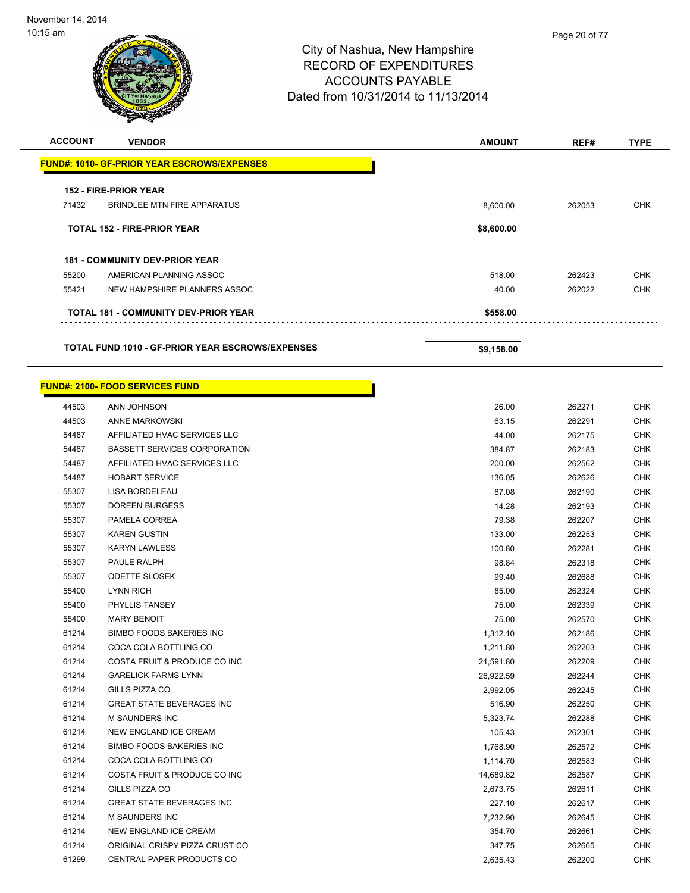# City of Nashua, New Hampshire
## RECORD OF EXPENDITURES
## ACCOUNTS PAYABLE
## Dated from 10/31/2014 to 11/13/2014

November 14, 2014
10:15 am

| ACCOUNT | VENDOR | AMOUNT | REF# | TYPE |
|---|---|---|---|---|
| **FUND#: 1010- GF-PRIOR YEAR ESCROWS/EXPENSES** | | | | |
| **152 - FIRE-PRIOR YEAR** | | | | |
| 71432 | BRINDLEE MTN FIRE APPARATUS | 8,600.00 | 262053 | CHK |
| **TOTAL 152 - FIRE-PRIOR YEAR** | | **$8,600.00** | | |
| **181 - COMMUNITY DEV-PRIOR YEAR** | | | | |
| 55200 | AMERICAN PLANNING ASSOC | 518.00 | 262423 | CHK |
| 55421 | NEW HAMPSHIRE PLANNERS ASSOC | 40.00 | 262022 | CHK |
| **TOTAL 181 - COMMUNITY DEV-PRIOR YEAR** | | **$558.00** | | |
| **TOTAL FUND 1010 - GF-PRIOR YEAR ESCROWS/EXPENSES** | | **$9,158.00** | | |

| ACCOUNT | VENDOR | AMOUNT | REF# | TYPE |
|---|---|---|---|---|
| **FUND#: 2100- FOOD SERVICES FUND** | | | | |
| 44503 | ANN JOHNSON | 26.00 | 262271 | CHK |
| 44503 | ANNE MARKOWSKI | 63.15 | 262291 | CHK |
| 54487 | AFFILIATED HVAC SERVICES LLC | 44.00 | 262175 | CHK |
| 54487 | BASSETT SERVICES CORPORATION | 384.87 | 262183 | CHK |
| 54487 | AFFILIATED HVAC SERVICES LLC | 200.00 | 262562 | CHK |
| 54487 | HOBART SERVICE | 136.05 | 262626 | CHK |
| 55307 | LISA BORDELEAU | 87.08 | 262190 | CHK |
| 55307 | DOREEN BURGESS | 14.28 | 262193 | CHK |
| 55307 | PAMELA CORREA | 79.38 | 262207 | CHK |
| 55307 | KAREN GUSTIN | 133.00 | 262253 | CHK |
| 55307 | KARYN LAWLESS | 100.80 | 262281 | CHK |
| 55307 | PAULE RALPH | 98.84 | 262318 | CHK |
| 55307 | ODETTE SLOSEK | 99.40 | 262688 | CHK |
| 55400 | LYNN RICH | 85.00 | 262324 | CHK |
| 55400 | PHYLLIS TANSEY | 75.00 | 262339 | CHK |
| 55400 | MARY BENOIT | 75.00 | 262570 | CHK |
| 61214 | BIMBO FOODS BAKERIES INC | 1,312.10 | 262186 | CHK |
| 61214 | COCA COLA BOTTLING CO | 1,211.80 | 262203 | CHK |
| 61214 | COSTA FRUIT & PRODUCE CO INC | 21,591.80 | 262209 | CHK |
| 61214 | GARELICK FARMS LYNN | 26,922.59 | 262244 | CHK |
| 61214 | GILLS PIZZA CO | 2,992.05 | 262245 | CHK |
| 61214 | GREAT STATE BEVERAGES INC | 516.90 | 262250 | CHK |
| 61214 | M SAUNDERS INC | 5,323.74 | 262288 | CHK |
| 61214 | NEW ENGLAND ICE CREAM | 105.43 | 262301 | CHK |
| 61214 | BIMBO FOODS BAKERIES INC | 1,768.90 | 262572 | CHK |
| 61214 | COCA COLA BOTTLING CO | 1,114.70 | 262583 | CHK |
| 61214 | COSTA FRUIT & PRODUCE CO INC | 14,689.82 | 262587 | CHK |
| 61214 | GILLS PIZZA CO | 2,673.75 | 262611 | CHK |
| 61214 | GREAT STATE BEVERAGES INC | 227.10 | 262617 | CHK |
| 61214 | M SAUNDERS INC | 7,232.90 | 262645 | CHK |
| 61214 | NEW ENGLAND ICE CREAM | 354.70 | 262661 | CHK |
| 61214 | ORIGINAL CRISPY PIZZA CRUST CO | 347.75 | 262665 | CHK |
| 61299 | CENTRAL PAPER PRODUCTS CO | 2,635.43 | 262200 | CHK |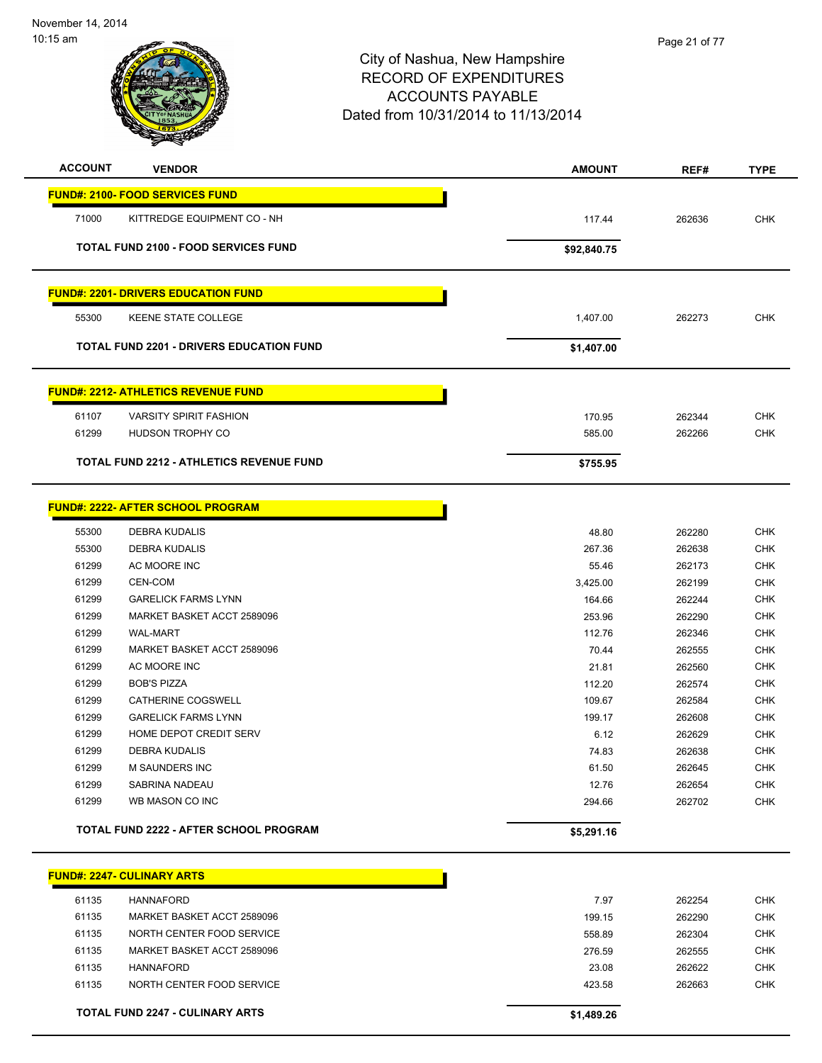November 14, 2014
10:15 am

# City of Nashua, New Hampshire
## RECORD OF EXPENDITURES
## ACCOUNTS PAYABLE
## Dated from 10/31/2014 to 11/13/2014

| ACCOUNT | VENDOR | AMOUNT | REF# | TYPE |
|---|---|---|---|---|
| **FUND#: 2100- FOOD SERVICES FUND** | | | | |
| 71000 | KITTREDGE EQUIPMENT CO - NH | 117.44 | 262636 | CHK |
| | **TOTAL FUND 2100 - FOOD SERVICES FUND** | **$92,840.75** | | |
| **FUND#: 2201- DRIVERS EDUCATION FUND** | | | | |
| 55300 | KEENE STATE COLLEGE | 1,407.00 | 262273 | CHK |
| | **TOTAL FUND 2201 - DRIVERS EDUCATION FUND** | **$1,407.00** | | |
| **FUND#: 2212- ATHLETICS REVENUE FUND** | | | | |
| 61107 | VARSITY SPIRIT FASHION | 170.95 | 262344 | CHK |
| 61299 | HUDSON TROPHY CO | 585.00 | 262266 | CHK |
| | **TOTAL FUND 2212 - ATHLETICS REVENUE FUND** | **$755.95** | | |
| **FUND#: 2222- AFTER SCHOOL PROGRAM** | | | | |
| 55300 | DEBRA KUDALIS | 48.80 | 262280 | CHK |
| 55300 | DEBRA KUDALIS | 267.36 | 262638 | CHK |
| 61299 | AC MOORE INC | 55.46 | 262173 | CHK |
| 61299 | CEN-COM | 3,425.00 | 262199 | CHK |
| 61299 | GARELICK FARMS LYNN | 164.66 | 262244 | CHK |
| 61299 | MARKET BASKET ACCT 2589096 | 253.96 | 262290 | CHK |
| 61299 | WAL-MART | 112.76 | 262346 | CHK |
| 61299 | MARKET BASKET ACCT 2589096 | 70.44 | 262555 | CHK |
| 61299 | AC MOORE INC | 21.81 | 262560 | CHK |
| 61299 | BOB'S PIZZA | 112.20 | 262574 | CHK |
| 61299 | CATHERINE COGSWELL | 109.67 | 262584 | CHK |
| 61299 | GARELICK FARMS LYNN | 199.17 | 262608 | CHK |
| 61299 | HOME DEPOT CREDIT SERV | 6.12 | 262629 | CHK |
| 61299 | DEBRA KUDALIS | 74.83 | 262638 | CHK |
| 61299 | M SAUNDERS INC | 61.50 | 262645 | CHK |
| 61299 | SABRINA NADEAU | 12.76 | 262654 | CHK |
| 61299 | WB MASON CO INC | 294.66 | 262702 | CHK |
| | **TOTAL FUND 2222 - AFTER SCHOOL PROGRAM** | **$5,291.16** | | |
| **FUND#: 2247- CULINARY ARTS** | | | | |
| 61135 | HANNAFORD | 7.97 | 262254 | CHK |
| 61135 | MARKET BASKET ACCT 2589096 | 199.15 | 262290 | CHK |
| 61135 | NORTH CENTER FOOD SERVICE | 558.89 | 262304 | CHK |
| 61135 | MARKET BASKET ACCT 2589096 | 276.59 | 262555 | CHK |
| 61135 | HANNAFORD | 23.08 | 262622 | CHK |
| 61135 | NORTH CENTER FOOD SERVICE | 423.58 | 262663 | CHK |
| | **TOTAL FUND 2247 - CULINARY ARTS** | **$1,489.26** | | |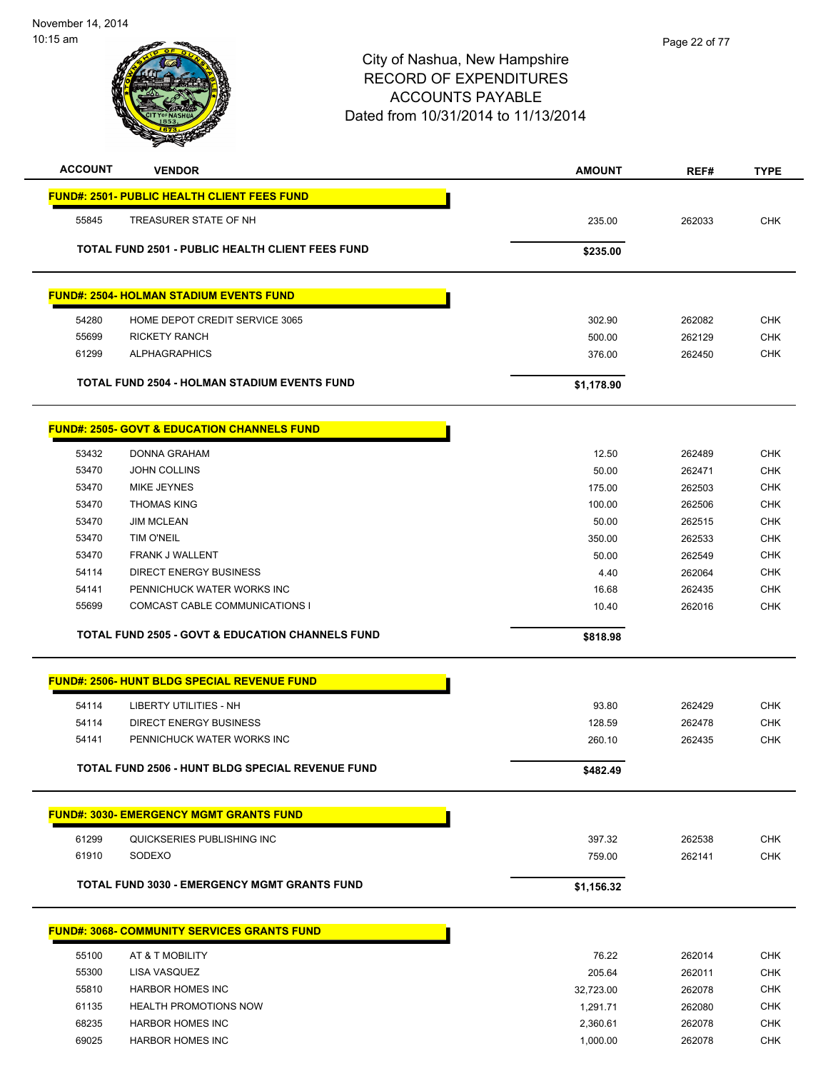November 14, 2014
10:15 am

# City of Nashua, New Hampshire
## RECORD OF EXPENDITURES
## ACCOUNTS PAYABLE
## Dated from 10/31/2014 to 11/13/2014

| ACCOUNT | VENDOR | AMOUNT | REF# | TYPE |
|---|---|---|---|---|
| **FUND#: 2501- PUBLIC HEALTH CLIENT FEES FUND** | | | | |
| 55845 | TREASURER STATE OF NH | 235.00 | 262033 | CHK |
| | **TOTAL FUND 2501 - PUBLIC HEALTH CLIENT FEES FUND** | **$235.00** | | |
| **FUND#: 2504- HOLMAN STADIUM EVENTS FUND** | | | | |
| 54280 | HOME DEPOT CREDIT SERVICE 3065 | 302.90 | 262082 | CHK |
| 55699 | RICKETY RANCH | 500.00 | 262129 | CHK |
| 61299 | ALPHAGRAPHICS | 376.00 | 262450 | CHK |
| | **TOTAL FUND 2504 - HOLMAN STADIUM EVENTS FUND** | **$1,178.90** | | |
| **FUND#: 2505- GOVT & EDUCATION CHANNELS FUND** | | | | |
| 53432 | DONNA GRAHAM | 12.50 | 262489 | CHK |
| 53470 | JOHN COLLINS | 50.00 | 262471 | CHK |
| 53470 | MIKE JEYNES | 175.00 | 262503 | CHK |
| 53470 | THOMAS KING | 100.00 | 262506 | CHK |
| 53470 | JIM MCLEAN | 50.00 | 262515 | CHK |
| 53470 | TIM O'NEIL | 350.00 | 262533 | CHK |
| 53470 | FRANK J WALLENT | 50.00 | 262549 | CHK |
| 54114 | DIRECT ENERGY BUSINESS | 4.40 | 262064 | CHK |
| 54141 | PENNICHUCK WATER WORKS INC | 16.68 | 262435 | CHK |
| 55699 | COMCAST CABLE COMMUNICATIONS I | 10.40 | 262016 | CHK |
| | **TOTAL FUND 2505 - GOVT & EDUCATION CHANNELS FUND** | **$818.98** | | |
| **FUND#: 2506- HUNT BLDG SPECIAL REVENUE FUND** | | | | |
| 54114 | LIBERTY UTILITIES - NH | 93.80 | 262429 | CHK |
| 54114 | DIRECT ENERGY BUSINESS | 128.59 | 262478 | CHK |
| 54141 | PENNICHUCK WATER WORKS INC | 260.10 | 262435 | CHK |
| | **TOTAL FUND 2506 - HUNT BLDG SPECIAL REVENUE FUND** | **$482.49** | | |
| **FUND#: 3030- EMERGENCY MGMT GRANTS FUND** | | | | |
| 61299 | QUICKSERIES PUBLISHING INC | 397.32 | 262538 | CHK |
| 61910 | SODEXO | 759.00 | 262141 | CHK |
| | **TOTAL FUND 3030 - EMERGENCY MGMT GRANTS FUND** | **$1,156.32** | | |
| **FUND#: 3068- COMMUNITY SERVICES GRANTS FUND** | | | | |
| 55100 | AT & T MOBILITY | 76.22 | 262014 | CHK |
| 55300 | LISA VASQUEZ | 205.64 | 262011 | CHK |
| 55810 | HARBOR HOMES INC | 32,723.00 | 262078 | CHK |
| 61135 | HEALTH PROMOTIONS NOW | 1,291.71 | 262080 | CHK |
| 68235 | HARBOR HOMES INC | 2,360.61 | 262078 | CHK |
| 69025 | HARBOR HOMES INC | 1,000.00 | 262078 | CHK |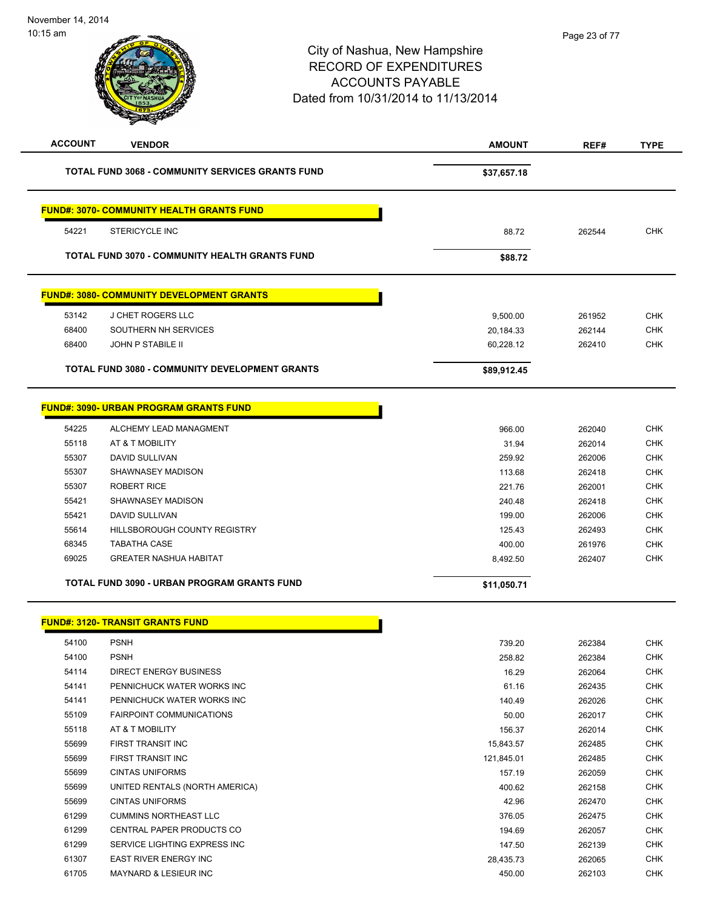# City of Nashua, New Hampshire
## RECORD OF EXPENDITURES
## ACCOUNTS PAYABLE
### Dated from 10/31/2014 to 11/13/2014

| ACCOUNT | VENDOR | AMOUNT | REF# | TYPE |
|---|---|---|---|---|
| | **TOTAL FUND 3068 - COMMUNITY SERVICES GRANTS FUND** | **$37,657.18** | | |

**FUND#: 3070- COMMUNITY HEALTH GRANTS FUND**

| ACCOUNT | VENDOR | AMOUNT | REF# | TYPE |
|---|---|---|---|---|
| 54221 | STERICYCLE INC | 88.72 | 262544 | CHK |
| | **TOTAL FUND 3070 - COMMUNITY HEALTH GRANTS FUND** | **$88.72** | | |

**FUND#: 3080- COMMUNITY DEVELOPMENT GRANTS**

| ACCOUNT | VENDOR | AMOUNT | REF# | TYPE |
|---|---|---|---|---|
| 53142 | J CHET ROGERS LLC | 9,500.00 | 261952 | CHK |
| 68400 | SOUTHERN NH SERVICES | 20,184.33 | 262144 | CHK |
| 68400 | JOHN P STABILE II | 60,228.12 | 262410 | CHK |
| | **TOTAL FUND 3080 - COMMUNITY DEVELOPMENT GRANTS** | **$89,912.45** | | |

**FUND#: 3090- URBAN PROGRAM GRANTS FUND**

| ACCOUNT | VENDOR | AMOUNT | REF# | TYPE |
|---|---|---|---|---|
| 54225 | ALCHEMY LEAD MANAGMENT | 966.00 | 262040 | CHK |
| 55118 | AT & T MOBILITY | 31.94 | 262014 | CHK |
| 55307 | DAVID SULLIVAN | 259.92 | 262006 | CHK |
| 55307 | SHAWNASEY MADISON | 113.68 | 262418 | CHK |
| 55307 | ROBERT RICE | 221.76 | 262001 | CHK |
| 55421 | SHAWNASEY MADISON | 240.48 | 262418 | CHK |
| 55421 | DAVID SULLIVAN | 199.00 | 262006 | CHK |
| 55614 | HILLSBOROUGH COUNTY REGISTRY | 125.43 | 262493 | CHK |
| 68345 | TABATHA CASE | 400.00 | 261976 | CHK |
| 69025 | GREATER NASHUA HABITAT | 8,492.50 | 262407 | CHK |
| | **TOTAL FUND 3090 - URBAN PROGRAM GRANTS FUND** | **$11,050.71** | | |

**FUND#: 3120- TRANSIT GRANTS FUND**

| ACCOUNT | VENDOR | AMOUNT | REF# | TYPE |
|---|---|---|---|---|
| 54100 | PSNH | 739.20 | 262384 | CHK |
| 54100 | PSNH | 258.82 | 262384 | CHK |
| 54114 | DIRECT ENERGY BUSINESS | 16.29 | 262064 | CHK |
| 54141 | PENNICHUCK WATER WORKS INC | 61.16 | 262435 | CHK |
| 54141 | PENNICHUCK WATER WORKS INC | 140.49 | 262026 | CHK |
| 55109 | FAIRPOINT COMMUNICATIONS | 50.00 | 262017 | CHK |
| 55118 | AT & T MOBILITY | 156.37 | 262014 | CHK |
| 55699 | FIRST TRANSIT INC | 15,843.57 | 262485 | CHK |
| 55699 | FIRST TRANSIT INC | 121,845.01 | 262485 | CHK |
| 55699 | CINTAS UNIFORMS | 157.19 | 262059 | CHK |
| 55699 | UNITED RENTALS (NORTH AMERICA) | 400.62 | 262158 | CHK |
| 55699 | CINTAS UNIFORMS | 42.96 | 262470 | CHK |
| 61299 | CUMMINS NORTHEAST LLC | 376.05 | 262475 | CHK |
| 61299 | CENTRAL PAPER PRODUCTS CO | 194.69 | 262057 | CHK |
| 61299 | SERVICE LIGHTING EXPRESS INC | 147.50 | 262139 | CHK |
| 61307 | EAST RIVER ENERGY INC | 28,435.73 | 262065 | CHK |
| 61705 | MAYNARD & LESIEUR INC | 450.00 | 262103 | CHK |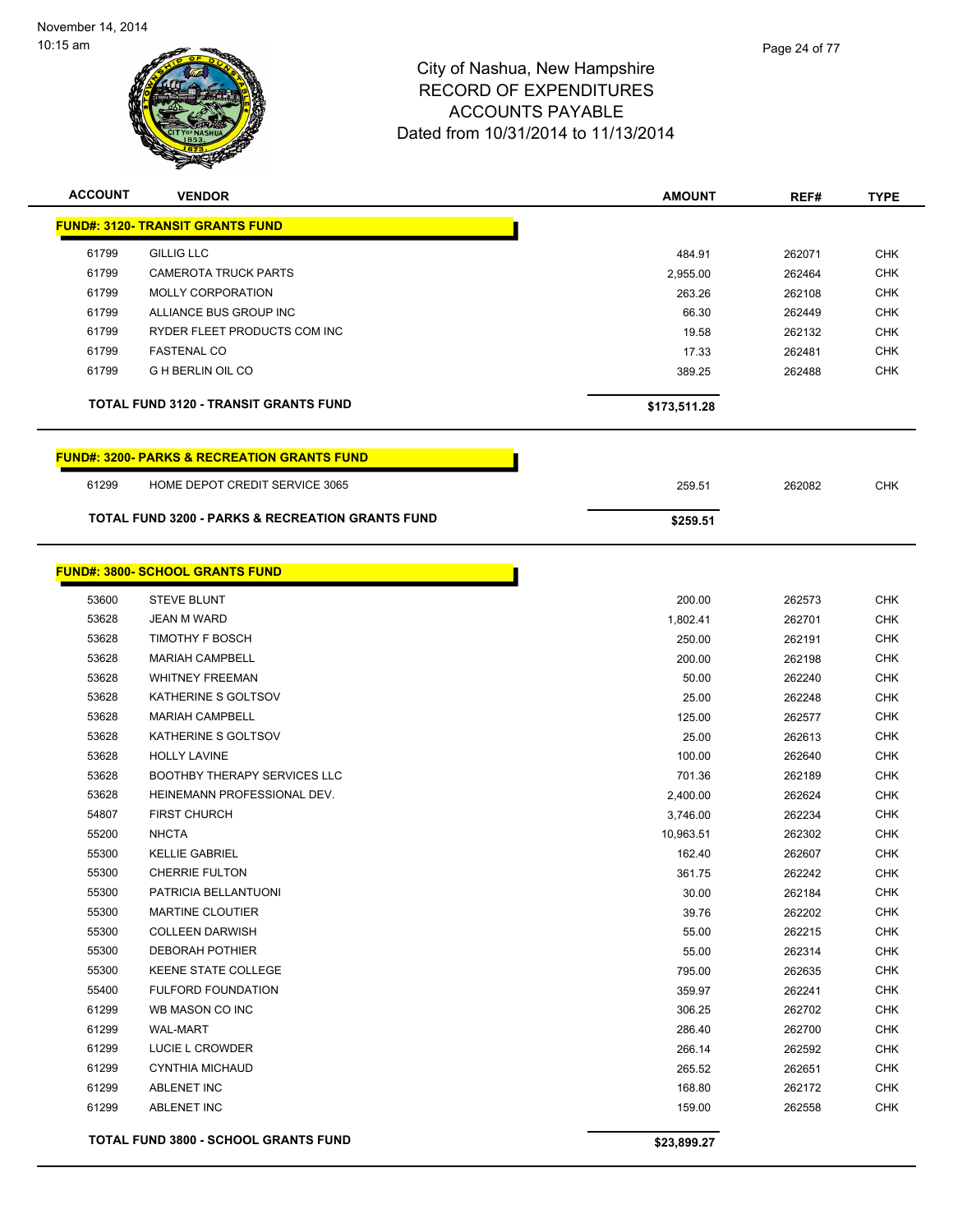# City of Nashua, New Hampshire
## RECORD OF EXPENDITURES
## ACCOUNTS PAYABLE
## Dated from 10/31/2014 to 11/13/2014

| ACCOUNT | VENDOR | AMOUNT | REF# | TYPE |
|---|---|---|---|---|
| **FUND#: 3120- TRANSIT GRANTS FUND** | | | | |
| 61799 | GILLIG LLC | 484.91 | 262071 | CHK |
| 61799 | CAMEROTA TRUCK PARTS | 2,955.00 | 262464 | CHK |
| 61799 | MOLLY CORPORATION | 263.26 | 262108 | CHK |
| 61799 | ALLIANCE BUS GROUP INC | 66.30 | 262449 | CHK |
| 61799 | RYDER FLEET PRODUCTS COM INC | 19.58 | 262132 | CHK |
| 61799 | FASTENAL CO | 17.33 | 262481 | CHK |
| 61799 | G H BERLIN OIL CO | 389.25 | 262488 | CHK |
| | **TOTAL FUND 3120 - TRANSIT GRANTS FUND** | **$173,511.28** | | |

| ACCOUNT | VENDOR | AMOUNT | REF# | TYPE |
|---|---|---|---|---|
| **FUND#: 3200- PARKS & RECREATION GRANTS FUND** | | | | |
| 61299 | HOME DEPOT CREDIT SERVICE 3065 | 259.51 | 262082 | CHK |
| | **TOTAL FUND 3200 - PARKS & RECREATION GRANTS FUND** | **$259.51** | | |

| ACCOUNT | VENDOR | AMOUNT | REF# | TYPE |
|---|---|---|---|---|
| **FUND#: 3800- SCHOOL GRANTS FUND** | | | | |
| 53600 | STEVE BLUNT | 200.00 | 262573 | CHK |
| 53628 | JEAN M WARD | 1,802.41 | 262701 | CHK |
| 53628 | TIMOTHY F BOSCH | 250.00 | 262191 | CHK |
| 53628 | MARIAH CAMPBELL | 200.00 | 262198 | CHK |
| 53628 | WHITNEY FREEMAN | 50.00 | 262240 | CHK |
| 53628 | KATHERINE S GOLTSOV | 25.00 | 262248 | CHK |
| 53628 | MARIAH CAMPBELL | 125.00 | 262577 | CHK |
| 53628 | KATHERINE S GOLTSOV | 25.00 | 262613 | CHK |
| 53628 | HOLLY LAVINE | 100.00 | 262640 | CHK |
| 53628 | BOOTHBY THERAPY SERVICES LLC | 701.36 | 262189 | CHK |
| 53628 | HEINEMANN PROFESSIONAL DEV. | 2,400.00 | 262624 | CHK |
| 54807 | FIRST CHURCH | 3,746.00 | 262234 | CHK |
| 55200 | NHCTA | 10,963.51 | 262302 | CHK |
| 55300 | KELLIE GABRIEL | 162.40 | 262607 | CHK |
| 55300 | CHERRIE FULTON | 361.75 | 262242 | CHK |
| 55300 | PATRICIA BELLANTUONI | 30.00 | 262184 | CHK |
| 55300 | MARTINE CLOUTIER | 39.76 | 262202 | CHK |
| 55300 | COLLEEN DARWISH | 55.00 | 262215 | CHK |
| 55300 | DEBORAH POTHIER | 55.00 | 262314 | CHK |
| 55300 | KEENE STATE COLLEGE | 795.00 | 262635 | CHK |
| 55400 | FULFORD FOUNDATION | 359.97 | 262241 | CHK |
| 61299 | WB MASON CO INC | 306.25 | 262702 | CHK |
| 61299 | WAL-MART | 286.40 | 262700 | CHK |
| 61299 | LUCIE L CROWDER | 266.14 | 262592 | CHK |
| 61299 | CYNTHIA MICHAUD | 265.52 | 262651 | CHK |
| 61299 | ABLENET INC | 168.80 | 262172 | CHK |
| 61299 | ABLENET INC | 159.00 | 262558 | CHK |
| | **TOTAL FUND 3800 - SCHOOL GRANTS FUND** | **$23,899.27** | | |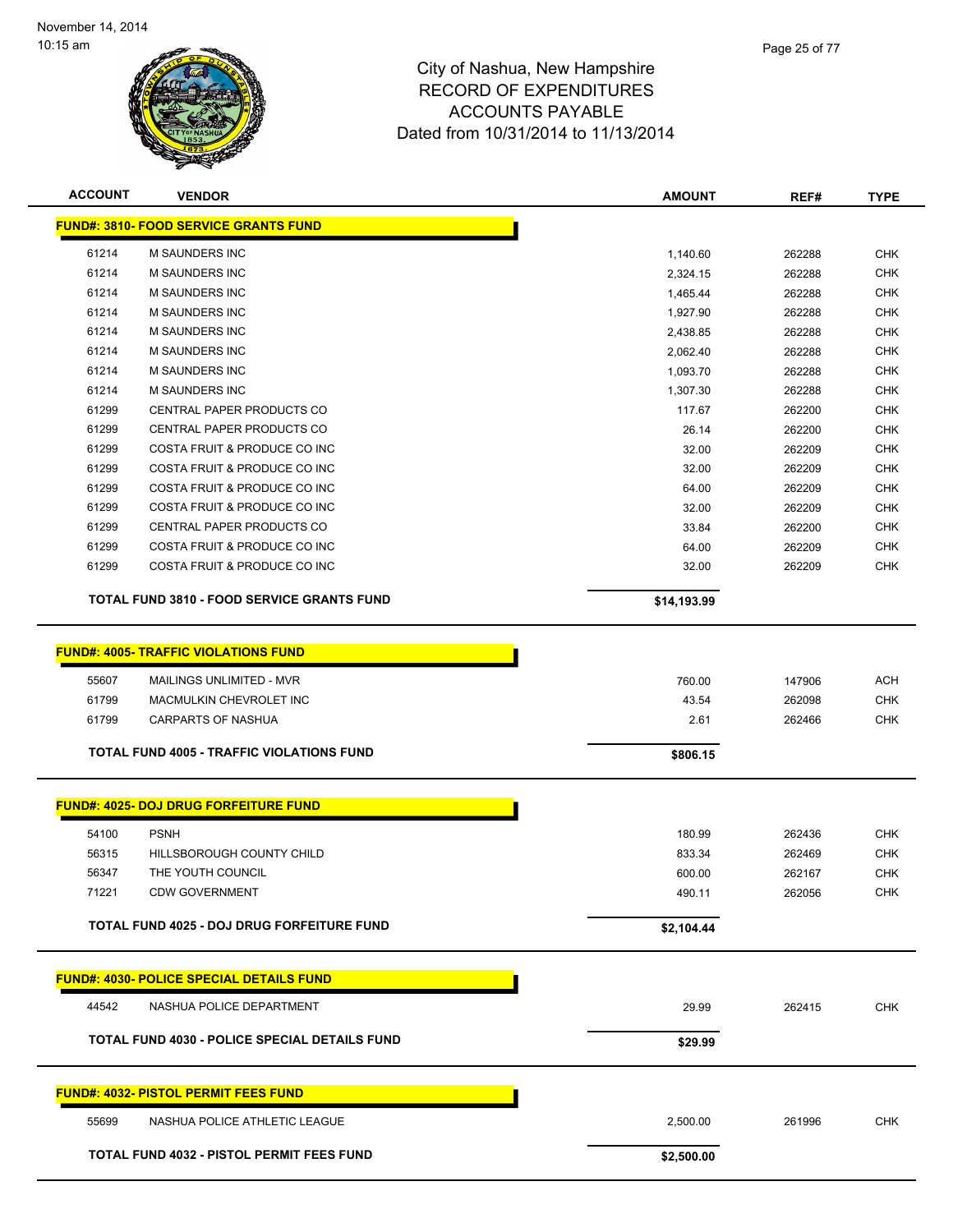# City of Nashua, New Hampshire
## RECORD OF EXPENDITURES
## ACCOUNTS PAYABLE
## Dated from 10/31/2014 to 11/13/2014

| ACCOUNT | VENDOR | AMOUNT | REF# | TYPE |
|---|---|---|---|---|
| **FUND#: 3810- FOOD SERVICE GRANTS FUND** | | | | |
| 61214 | M SAUNDERS INC | 1,140.60 | 262288 | CHK |
| 61214 | M SAUNDERS INC | 2,324.15 | 262288 | CHK |
| 61214 | M SAUNDERS INC | 1,465.44 | 262288 | CHK |
| 61214 | M SAUNDERS INC | 1,927.90 | 262288 | CHK |
| 61214 | M SAUNDERS INC | 2,438.85 | 262288 | CHK |
| 61214 | M SAUNDERS INC | 2,062.40 | 262288 | CHK |
| 61214 | M SAUNDERS INC | 1,093.70 | 262288 | CHK |
| 61214 | M SAUNDERS INC | 1,307.30 | 262288 | CHK |
| 61299 | CENTRAL PAPER PRODUCTS CO | 117.67 | 262200 | CHK |
| 61299 | CENTRAL PAPER PRODUCTS CO | 26.14 | 262200 | CHK |
| 61299 | COSTA FRUIT & PRODUCE CO INC | 32.00 | 262209 | CHK |
| 61299 | COSTA FRUIT & PRODUCE CO INC | 32.00 | 262209 | CHK |
| 61299 | COSTA FRUIT & PRODUCE CO INC | 64.00 | 262209 | CHK |
| 61299 | COSTA FRUIT & PRODUCE CO INC | 32.00 | 262209 | CHK |
| 61299 | CENTRAL PAPER PRODUCTS CO | 33.84 | 262200 | CHK |
| 61299 | COSTA FRUIT & PRODUCE CO INC | 64.00 | 262209 | CHK |
| 61299 | COSTA FRUIT & PRODUCE CO INC | 32.00 | 262209 | CHK |
| **TOTAL FUND 3810 - FOOD SERVICE GRANTS FUND** | | **$14,193.99** | | |
| **FUND#: 4005- TRAFFIC VIOLATIONS FUND** | | | | |
| 55607 | MAILINGS UNLIMITED - MVR | 760.00 | 147906 | ACH |
| 61799 | MACMULKIN CHEVROLET INC | 43.54 | 262098 | CHK |
| 61799 | CARPARTS OF NASHUA | 2.61 | 262466 | CHK |
| **TOTAL FUND 4005 - TRAFFIC VIOLATIONS FUND** | | **$806.15** | | |
| **FUND#: 4025- DOJ DRUG FORFEITURE FUND** | | | | |
| 54100 | PSNH | 180.99 | 262436 | CHK |
| 56315 | HILLSBOROUGH COUNTY CHILD | 833.34 | 262469 | CHK |
| 56347 | THE YOUTH COUNCIL | 600.00 | 262167 | CHK |
| 71221 | CDW GOVERNMENT | 490.11 | 262056 | CHK |
| **TOTAL FUND 4025 - DOJ DRUG FORFEITURE FUND** | | **$2,104.44** | | |
| **FUND#: 4030- POLICE SPECIAL DETAILS FUND** | | | | |
| 44542 | NASHUA POLICE DEPARTMENT | 29.99 | 262415 | CHK |
| **TOTAL FUND 4030 - POLICE SPECIAL DETAILS FUND** | | **$29.99** | | |
| **FUND#: 4032- PISTOL PERMIT FEES FUND** | | | | |
| 55699 | NASHUA POLICE ATHLETIC LEAGUE | 2,500.00 | 261996 | CHK |
| **TOTAL FUND 4032 - PISTOL PERMIT FEES FUND** | | **$2,500.00** | | |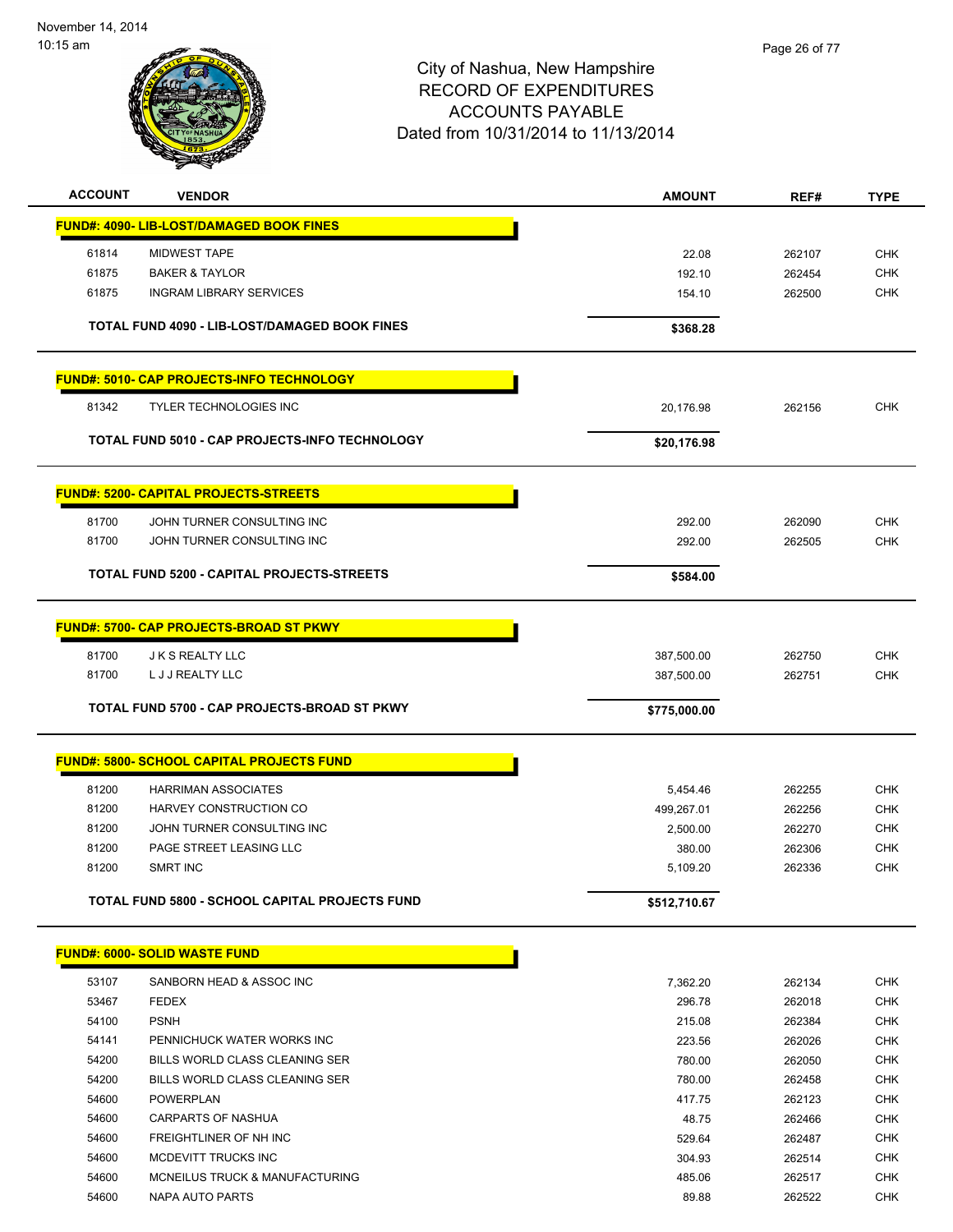City of Nashua, New Hampshire
RECORD OF EXPENDITURES
ACCOUNTS PAYABLE
Dated from 10/31/2014 to 11/13/2014

| ACCOUNT | VENDOR | AMOUNT | REF# | TYPE |
|---|---|---|---|---|
| **FUND#: 4090- LIB-LOST/DAMAGED BOOK FINES** | | | | |
| 61814 | MIDWEST TAPE | 22.08 | 262107 | CHK |
| 61875 | BAKER & TAYLOR | 192.10 | 262454 | CHK |
| 61875 | INGRAM LIBRARY SERVICES | 154.10 | 262500 | CHK |
| | **TOTAL FUND 4090 - LIB-LOST/DAMAGED BOOK FINES** | **$368.28** | | |
| **FUND#: 5010- CAP PROJECTS-INFO TECHNOLOGY** | | | | |
| 81342 | TYLER TECHNOLOGIES INC | 20,176.98 | 262156 | CHK |
| | **TOTAL FUND 5010 - CAP PROJECTS-INFO TECHNOLOGY** | **$20,176.98** | | |
| **FUND#: 5200- CAPITAL PROJECTS-STREETS** | | | | |
| 81700 | JOHN TURNER CONSULTING INC | 292.00 | 262090 | CHK |
| 81700 | JOHN TURNER CONSULTING INC | 292.00 | 262505 | CHK |
| | **TOTAL FUND 5200 - CAPITAL PROJECTS-STREETS** | **$584.00** | | |
| **FUND#: 5700- CAP PROJECTS-BROAD ST PKWY** | | | | |
| 81700 | J K S REALTY LLC | 387,500.00 | 262750 | CHK |
| 81700 | L J J REALTY LLC | 387,500.00 | 262751 | CHK |
| | **TOTAL FUND 5700 - CAP PROJECTS-BROAD ST PKWY** | **$775,000.00** | | |
| **FUND#: 5800- SCHOOL CAPITAL PROJECTS FUND** | | | | |
| 81200 | HARRIMAN ASSOCIATES | 5,454.46 | 262255 | CHK |
| 81200 | HARVEY CONSTRUCTION CO | 499,267.01 | 262256 | CHK |
| 81200 | JOHN TURNER CONSULTING INC | 2,500.00 | 262270 | CHK |
| 81200 | PAGE STREET LEASING LLC | 380.00 | 262306 | CHK |
| 81200 | SMRT INC | 5,109.20 | 262336 | CHK |
| | **TOTAL FUND 5800 - SCHOOL CAPITAL PROJECTS FUND** | **$512,710.67** | | |
| **FUND#: 6000- SOLID WASTE FUND** | | | | |
| 53107 | SANBORN HEAD & ASSOC INC | 7,362.20 | 262134 | CHK |
| 53467 | FEDEX | 296.78 | 262018 | CHK |
| 54100 | PSNH | 215.08 | 262384 | CHK |
| 54141 | PENNICHUCK WATER WORKS INC | 223.56 | 262026 | CHK |
| 54200 | BILLS WORLD CLASS CLEANING SER | 780.00 | 262050 | CHK |
| 54200 | BILLS WORLD CLASS CLEANING SER | 780.00 | 262458 | CHK |
| 54600 | POWERPLAN | 417.75 | 262123 | CHK |
| 54600 | CARPARTS OF NASHUA | 48.75 | 262466 | CHK |
| 54600 | FREIGHTLINER OF NH INC | 529.64 | 262487 | CHK |
| 54600 | MCDEVITT TRUCKS INC | 304.93 | 262514 | CHK |
| 54600 | MCNEILUS TRUCK & MANUFACTURING | 485.06 | 262517 | CHK |
| 54600 | NAPA AUTO PARTS | 89.88 | 262522 | CHK |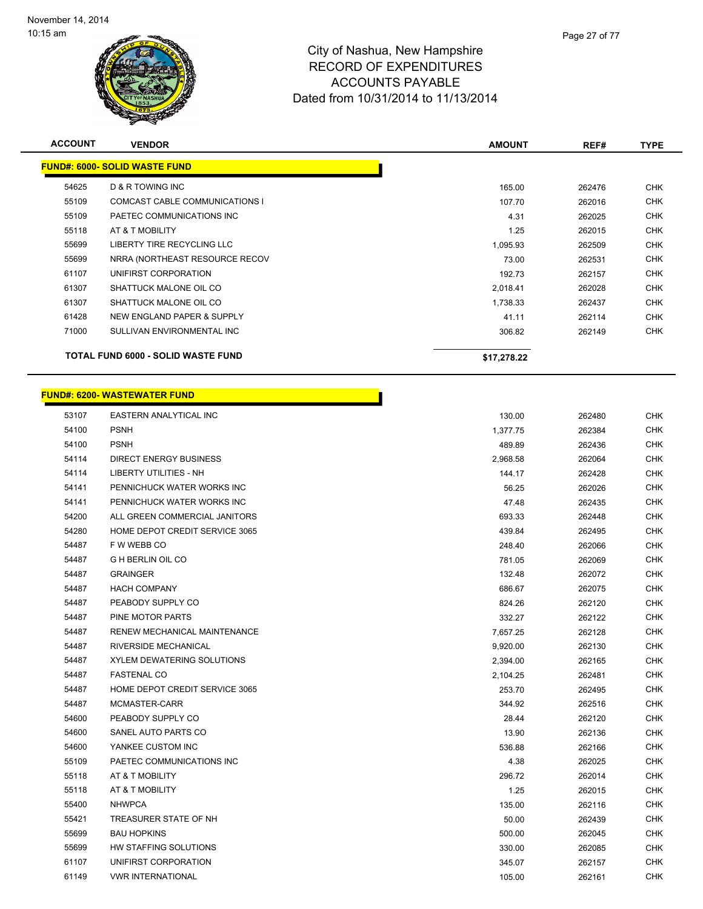# City of Nashua, New Hampshire
## RECORD OF EXPENDITURES
## ACCOUNTS PAYABLE
## Dated from 10/31/2014 to 11/13/2014

| ACCOUNT | VENDOR | AMOUNT | REF# | TYPE |
|---|---|---|---|---|
| **FUND#: 6000- SOLID WASTE FUND** | | | | |
| 54625 | D & R TOWING INC | 165.00 | 262476 | CHK |
| 55109 | COMCAST CABLE COMMUNICATIONS I | 107.70 | 262016 | CHK |
| 55109 | PAETEC COMMUNICATIONS INC | 4.31 | 262025 | CHK |
| 55118 | AT & T MOBILITY | 1.25 | 262015 | CHK |
| 55699 | LIBERTY TIRE RECYCLING LLC | 1,095.93 | 262509 | CHK |
| 55699 | NRRA (NORTHEAST RESOURCE RECOV | 73.00 | 262531 | CHK |
| 61107 | UNIFIRST CORPORATION | 192.73 | 262157 | CHK |
| 61307 | SHATTUCK MALONE OIL CO | 2,018.41 | 262028 | CHK |
| 61307 | SHATTUCK MALONE OIL CO | 1,738.33 | 262437 | CHK |
| 61428 | NEW ENGLAND PAPER & SUPPLY | 41.11 | 262114 | CHK |
| 71000 | SULLIVAN ENVIRONMENTAL INC | 306.82 | 262149 | CHK |
| **TOTAL FUND 6000 - SOLID WASTE FUND** | | **$17,278.22** | | |

| ACCOUNT | VENDOR | AMOUNT | REF# | TYPE |
|---|---|---|---|---|
| **FUND#: 6200- WASTEWATER FUND** | | | | |
| 53107 | EASTERN ANALYTICAL INC | 130.00 | 262480 | CHK |
| 54100 | PSNH | 1,377.75 | 262384 | CHK |
| 54100 | PSNH | 489.89 | 262436 | CHK |
| 54114 | DIRECT ENERGY BUSINESS | 2,968.58 | 262064 | CHK |
| 54114 | LIBERTY UTILITIES - NH | 144.17 | 262428 | CHK |
| 54141 | PENNICHUCK WATER WORKS INC | 56.25 | 262026 | CHK |
| 54141 | PENNICHUCK WATER WORKS INC | 47.48 | 262435 | CHK |
| 54200 | ALL GREEN COMMERCIAL JANITORS | 693.33 | 262448 | CHK |
| 54280 | HOME DEPOT CREDIT SERVICE 3065 | 439.84 | 262495 | CHK |
| 54487 | F W WEBB CO | 248.40 | 262066 | CHK |
| 54487 | G H BERLIN OIL CO | 781.05 | 262069 | CHK |
| 54487 | GRAINGER | 132.48 | 262072 | CHK |
| 54487 | HACH COMPANY | 686.67 | 262075 | CHK |
| 54487 | PEABODY SUPPLY CO | 824.26 | 262120 | CHK |
| 54487 | PINE MOTOR PARTS | 332.27 | 262122 | CHK |
| 54487 | RENEW MECHANICAL MAINTENANCE | 7,657.25 | 262128 | CHK |
| 54487 | RIVERSIDE MECHANICAL | 9,920.00 | 262130 | CHK |
| 54487 | XYLEM DEWATERING SOLUTIONS | 2,394.00 | 262165 | CHK |
| 54487 | FASTENAL CO | 2,104.25 | 262481 | CHK |
| 54487 | HOME DEPOT CREDIT SERVICE 3065 | 253.70 | 262495 | CHK |
| 54487 | MCMASTER-CARR | 344.92 | 262516 | CHK |
| 54600 | PEABODY SUPPLY CO | 28.44 | 262120 | CHK |
| 54600 | SANEL AUTO PARTS CO | 13.90 | 262136 | CHK |
| 54600 | YANKEE CUSTOM INC | 536.88 | 262166 | CHK |
| 55109 | PAETEC COMMUNICATIONS INC | 4.38 | 262025 | CHK |
| 55118 | AT & T MOBILITY | 296.72 | 262014 | CHK |
| 55118 | AT & T MOBILITY | 1.25 | 262015 | CHK |
| 55400 | NHWPCA | 135.00 | 262116 | CHK |
| 55421 | TREASURER STATE OF NH | 50.00 | 262439 | CHK |
| 55699 | BAU HOPKINS | 500.00 | 262045 | CHK |
| 55699 | HW STAFFING SOLUTIONS | 330.00 | 262085 | CHK |
| 61107 | UNIFIRST CORPORATION | 345.07 | 262157 | CHK |
| 61149 | VWR INTERNATIONAL | 105.00 | 262161 | CHK |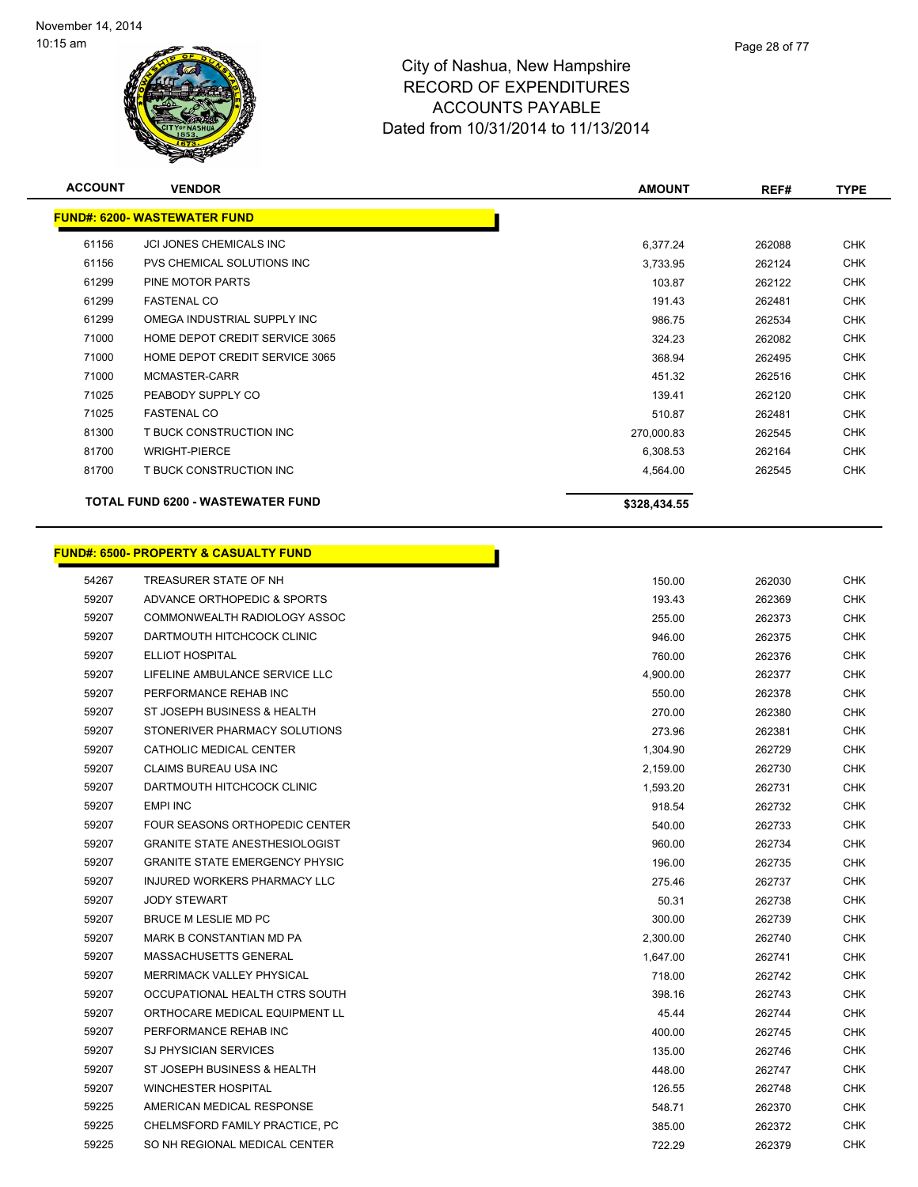# City of Nashua, New Hampshire
## RECORD OF EXPENDITURES
## ACCOUNTS PAYABLE
## Dated from 10/31/2014 to 11/13/2014

November 14, 2014
10:15 am

| ACCOUNT | VENDOR | AMOUNT | REF# | TYPE |
|---|---|---|---|---|
| **FUND#: 6200- WASTEWATER FUND** | | | | |
| 61156 | JCI JONES CHEMICALS INC | 6,377.24 | 262088 | CHK |
| 61156 | PVS CHEMICAL SOLUTIONS INC | 3,733.95 | 262124 | CHK |
| 61299 | PINE MOTOR PARTS | 103.87 | 262122 | CHK |
| 61299 | FASTENAL CO | 191.43 | 262481 | CHK |
| 61299 | OMEGA INDUSTRIAL SUPPLY INC | 986.75 | 262534 | CHK |
| 71000 | HOME DEPOT CREDIT SERVICE 3065 | 324.23 | 262082 | CHK |
| 71000 | HOME DEPOT CREDIT SERVICE 3065 | 368.94 | 262495 | CHK |
| 71000 | MCMASTER-CARR | 451.32 | 262516 | CHK |
| 71025 | PEABODY SUPPLY CO | 139.41 | 262120 | CHK |
| 71025 | FASTENAL CO | 510.87 | 262481 | CHK |
| 81300 | T BUCK CONSTRUCTION INC | 270,000.83 | 262545 | CHK |
| 81700 | WRIGHT-PIERCE | 6,308.53 | 262164 | CHK |
| 81700 | T BUCK CONSTRUCTION INC | 4,564.00 | 262545 | CHK |
| **TOTAL FUND 6200 - WASTEWATER FUND** | | **$328,434.55** | | |

| ACCOUNT | VENDOR | AMOUNT | REF# | TYPE |
|---|---|---|---|---|
| **FUND#: 6500- PROPERTY & CASUALTY FUND** | | | | |
| 54267 | TREASURER STATE OF NH | 150.00 | 262030 | CHK |
| 59207 | ADVANCE ORTHOPEDIC & SPORTS | 193.43 | 262369 | CHK |
| 59207 | COMMONWEALTH RADIOLOGY ASSOC | 255.00 | 262373 | CHK |
| 59207 | DARTMOUTH HITCHCOCK CLINIC | 946.00 | 262375 | CHK |
| 59207 | ELLIOT HOSPITAL | 760.00 | 262376 | CHK |
| 59207 | LIFELINE AMBULANCE SERVICE LLC | 4,900.00 | 262377 | CHK |
| 59207 | PERFORMANCE REHAB INC | 550.00 | 262378 | CHK |
| 59207 | ST JOSEPH BUSINESS & HEALTH | 270.00 | 262380 | CHK |
| 59207 | STONERIVER PHARMACY SOLUTIONS | 273.96 | 262381 | CHK |
| 59207 | CATHOLIC MEDICAL CENTER | 1,304.90 | 262729 | CHK |
| 59207 | CLAIMS BUREAU USA INC | 2,159.00 | 262730 | CHK |
| 59207 | DARTMOUTH HITCHCOCK CLINIC | 1,593.20 | 262731 | CHK |
| 59207 | EMPI INC | 918.54 | 262732 | CHK |
| 59207 | FOUR SEASONS ORTHOPEDIC CENTER | 540.00 | 262733 | CHK |
| 59207 | GRANITE STATE ANESTHESIOLOGIST | 960.00 | 262734 | CHK |
| 59207 | GRANITE STATE EMERGENCY PHYSIC | 196.00 | 262735 | CHK |
| 59207 | INJURED WORKERS PHARMACY LLC | 275.46 | 262737 | CHK |
| 59207 | JODY STEWART | 50.31 | 262738 | CHK |
| 59207 | BRUCE M LESLIE MD PC | 300.00 | 262739 | CHK |
| 59207 | MARK B CONSTANTIAN MD PA | 2,300.00 | 262740 | CHK |
| 59207 | MASSACHUSETTS GENERAL | 1,647.00 | 262741 | CHK |
| 59207 | MERRIMACK VALLEY PHYSICAL | 718.00 | 262742 | CHK |
| 59207 | OCCUPATIONAL HEALTH CTRS SOUTH | 398.16 | 262743 | CHK |
| 59207 | ORTHOCARE MEDICAL EQUIPMENT LL | 45.44 | 262744 | CHK |
| 59207 | PERFORMANCE REHAB INC | 400.00 | 262745 | CHK |
| 59207 | SJ PHYSICIAN SERVICES | 135.00 | 262746 | CHK |
| 59207 | ST JOSEPH BUSINESS & HEALTH | 448.00 | 262747 | CHK |
| 59207 | WINCHESTER HOSPITAL | 126.55 | 262748 | CHK |
| 59225 | AMERICAN MEDICAL RESPONSE | 548.71 | 262370 | CHK |
| 59225 | CHELMSFORD FAMILY PRACTICE, PC | 385.00 | 262372 | CHK |
| 59225 | SO NH REGIONAL MEDICAL CENTER | 722.29 | 262379 | CHK |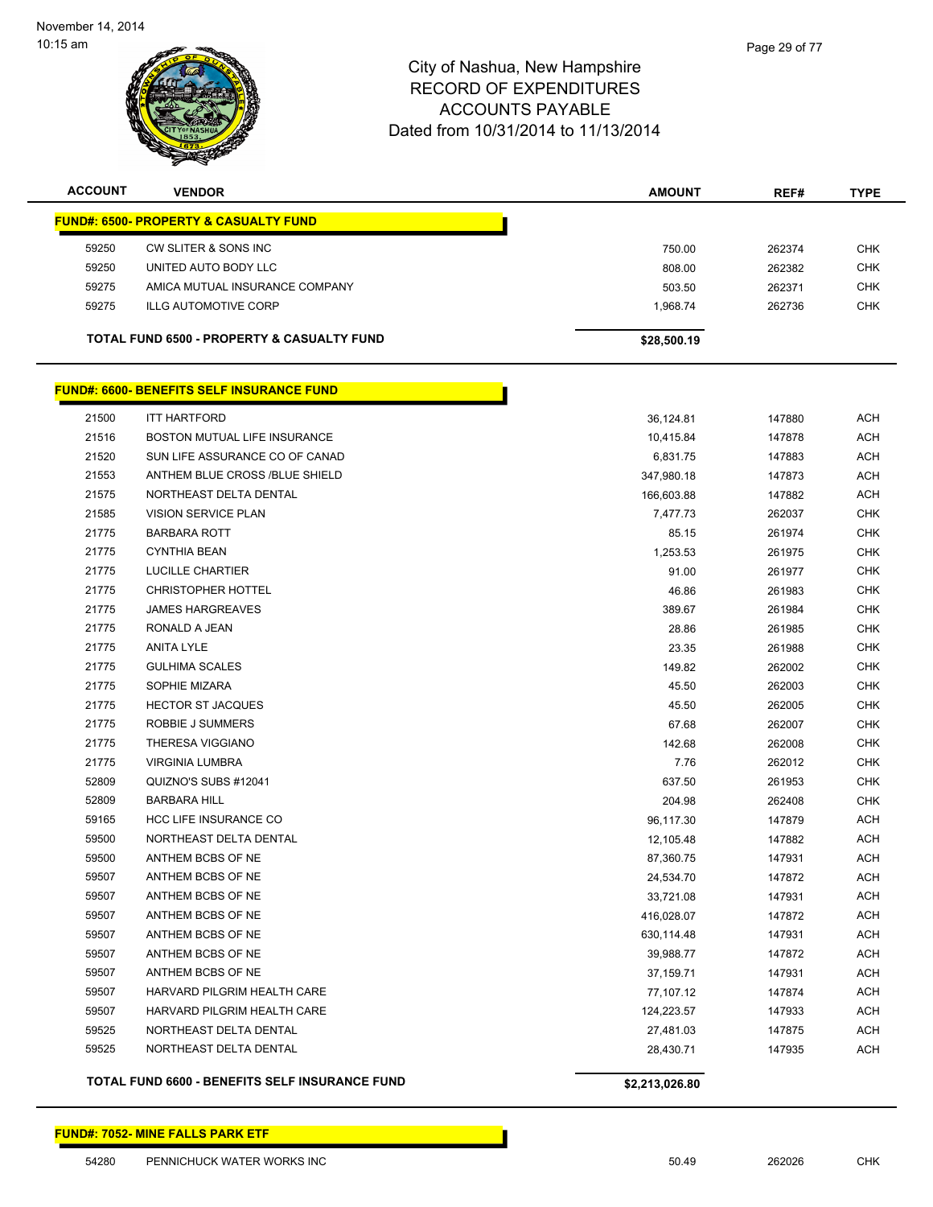City of Nashua, New Hampshire
RECORD OF EXPENDITURES
ACCOUNTS PAYABLE
Dated from 10/31/2014 to 11/13/2014

| ACCOUNT | VENDOR | AMOUNT | REF# | TYPE |
|---|---|---|---|---|
| **FUND#: 6500- PROPERTY & CASUALTY FUND** | | | | |
| 59250 | CW SLITER & SONS INC | 750.00 | 262374 | CHK |
| 59250 | UNITED AUTO BODY LLC | 808.00 | 262382 | CHK |
| 59275 | AMICA MUTUAL INSURANCE COMPANY | 503.50 | 262371 | CHK |
| 59275 | ILLG AUTOMOTIVE CORP | 1,968.74 | 262736 | CHK |
| | **TOTAL FUND 6500 - PROPERTY & CASUALTY FUND** | **$28,500.19** | | |

| ACCOUNT | VENDOR | AMOUNT | REF# | TYPE |
|---|---|---|---|---|
| **FUND#: 6600- BENEFITS SELF INSURANCE FUND** | | | | |
| 21500 | ITT HARTFORD | 36,124.81 | 147880 | ACH |
| 21516 | BOSTON MUTUAL LIFE INSURANCE | 10,415.84 | 147878 | ACH |
| 21520 | SUN LIFE ASSURANCE CO OF CANAD | 6,831.75 | 147883 | ACH |
| 21553 | ANTHEM BLUE CROSS /BLUE SHIELD | 347,980.18 | 147873 | ACH |
| 21575 | NORTHEAST DELTA DENTAL | 166,603.88 | 147882 | ACH |
| 21585 | VISION SERVICE PLAN | 7,477.73 | 262037 | CHK |
| 21775 | BARBARA ROTT | 85.15 | 261974 | CHK |
| 21775 | CYNTHIA BEAN | 1,253.53 | 261975 | CHK |
| 21775 | LUCILLE CHARTIER | 91.00 | 261977 | CHK |
| 21775 | CHRISTOPHER HOTTEL | 46.86 | 261983 | CHK |
| 21775 | JAMES HARGREAVES | 389.67 | 261984 | CHK |
| 21775 | RONALD A JEAN | 28.86 | 261985 | CHK |
| 21775 | ANITA LYLE | 23.35 | 261988 | CHK |
| 21775 | GULHIMA SCALES | 149.82 | 262002 | CHK |
| 21775 | SOPHIE MIZARA | 45.50 | 262003 | CHK |
| 21775 | HECTOR ST JACQUES | 45.50 | 262005 | CHK |
| 21775 | ROBBIE J SUMMERS | 67.68 | 262007 | CHK |
| 21775 | THERESA VIGGIANO | 142.68 | 262008 | CHK |
| 21775 | VIRGINIA LUMBRA | 7.76 | 262012 | CHK |
| 52809 | QUIZNO'S SUBS #12041 | 637.50 | 261953 | CHK |
| 52809 | BARBARA HILL | 204.98 | 262408 | CHK |
| 59165 | HCC LIFE INSURANCE CO | 96,117.30 | 147879 | ACH |
| 59500 | NORTHEAST DELTA DENTAL | 12,105.48 | 147882 | ACH |
| 59500 | ANTHEM BCBS OF NE | 87,360.75 | 147931 | ACH |
| 59507 | ANTHEM BCBS OF NE | 24,534.70 | 147872 | ACH |
| 59507 | ANTHEM BCBS OF NE | 33,721.08 | 147931 | ACH |
| 59507 | ANTHEM BCBS OF NE | 416,028.07 | 147872 | ACH |
| 59507 | ANTHEM BCBS OF NE | 630,114.48 | 147931 | ACH |
| 59507 | ANTHEM BCBS OF NE | 39,988.77 | 147872 | ACH |
| 59507 | ANTHEM BCBS OF NE | 37,159.71 | 147931 | ACH |
| 59507 | HARVARD PILGRIM HEALTH CARE | 77,107.12 | 147874 | ACH |
| 59507 | HARVARD PILGRIM HEALTH CARE | 124,223.57 | 147933 | ACH |
| 59525 | NORTHEAST DELTA DENTAL | 27,481.03 | 147875 | ACH |
| 59525 | NORTHEAST DELTA DENTAL | 28,430.71 | 147935 | ACH |
| | **TOTAL FUND 6600 - BENEFITS SELF INSURANCE FUND** | **$2,213,026.80** | | |

| ACCOUNT | VENDOR | AMOUNT | REF# | TYPE |
|---|---|---|---|---|
| **FUND#: 7052- MINE FALLS PARK ETF** | | | | |
| 54280 | PENNICHUCK WATER WORKS INC | 50.49 | 262026 | CHK |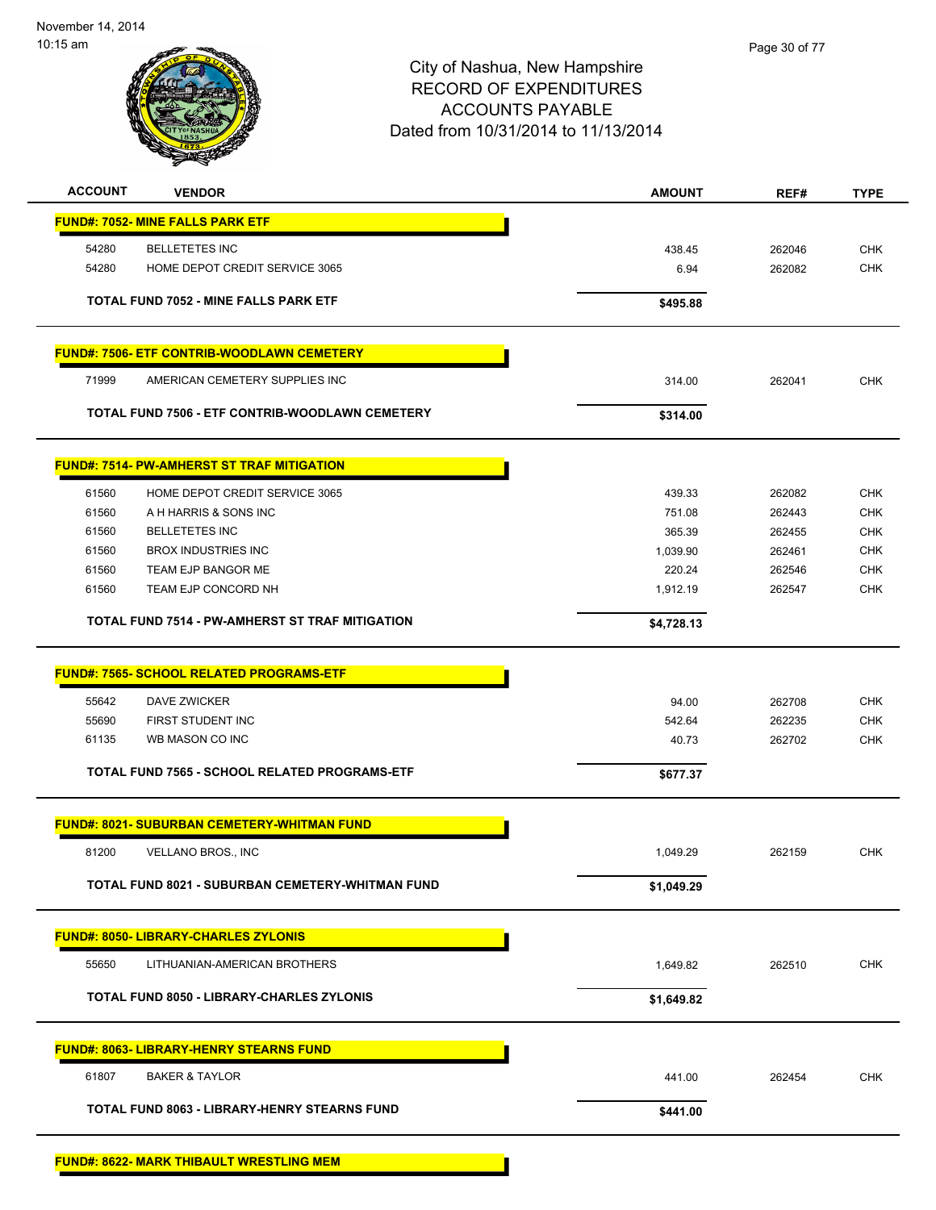# City of Nashua, New Hampshire
## RECORD OF EXPENDITURES
## ACCOUNTS PAYABLE
## Dated from 10/31/2014 to 11/13/2014

| ACCOUNT | VENDOR | AMOUNT | REF# | TYPE |
|---|---|---|---|---|
| **FUND#: 7052- MINE FALLS PARK ETF** | | | | |
| 54280 | BELLETETES INC | 438.45 | 262046 | CHK |
| 54280 | HOME DEPOT CREDIT SERVICE 3065 | 6.94 | 262082 | CHK |
| | **TOTAL FUND 7052 - MINE FALLS PARK ETF** | **$495.88** | | |
| **FUND#: 7506- ETF CONTRIB-WOODLAWN CEMETERY** | | | | |
| 71999 | AMERICAN CEMETERY SUPPLIES INC | 314.00 | 262041 | CHK |
| | **TOTAL FUND 7506 - ETF CONTRIB-WOODLAWN CEMETERY** | **$314.00** | | |
| **FUND#: 7514- PW-AMHERST ST TRAF MITIGATION** | | | | |
| 61560 | HOME DEPOT CREDIT SERVICE 3065 | 439.33 | 262082 | CHK |
| 61560 | A H HARRIS & SONS INC | 751.08 | 262443 | CHK |
| 61560 | BELLETETES INC | 365.39 | 262455 | CHK |
| 61560 | BROX INDUSTRIES INC | 1,039.90 | 262461 | CHK |
| 61560 | TEAM EJP BANGOR ME | 220.24 | 262546 | CHK |
| 61560 | TEAM EJP CONCORD NH | 1,912.19 | 262547 | CHK |
| | **TOTAL FUND 7514 - PW-AMHERST ST TRAF MITIGATION** | **$4,728.13** | | |
| **FUND#: 7565- SCHOOL RELATED PROGRAMS-ETF** | | | | |
| 55642 | DAVE ZWICKER | 94.00 | 262708 | CHK |
| 55690 | FIRST STUDENT INC | 542.64 | 262235 | CHK |
| 61135 | WB MASON CO INC | 40.73 | 262702 | CHK |
| | **TOTAL FUND 7565 - SCHOOL RELATED PROGRAMS-ETF** | **$677.37** | | |
| **FUND#: 8021- SUBURBAN CEMETERY-WHITMAN FUND** | | | | |
| 81200 | VELLANO BROS., INC | 1,049.29 | 262159 | CHK |
| | **TOTAL FUND 8021 - SUBURBAN CEMETERY-WHITMAN FUND** | **$1,049.29** | | |
| **FUND#: 8050- LIBRARY-CHARLES ZYLONIS** | | | | |
| 55650 | LITHUANIAN-AMERICAN BROTHERS | 1,649.82 | 262510 | CHK |
| | **TOTAL FUND 8050 - LIBRARY-CHARLES ZYLONIS** | **$1,649.82** | | |
| **FUND#: 8063- LIBRARY-HENRY STEARNS FUND** | | | | |
| 61807 | BAKER & TAYLOR | 441.00 | 262454 | CHK |
| | **TOTAL FUND 8063 - LIBRARY-HENRY STEARNS FUND** | **$441.00** | | |
| **FUND#: 8622- MARK THIBAULT WRESTLING MEM** | | | | |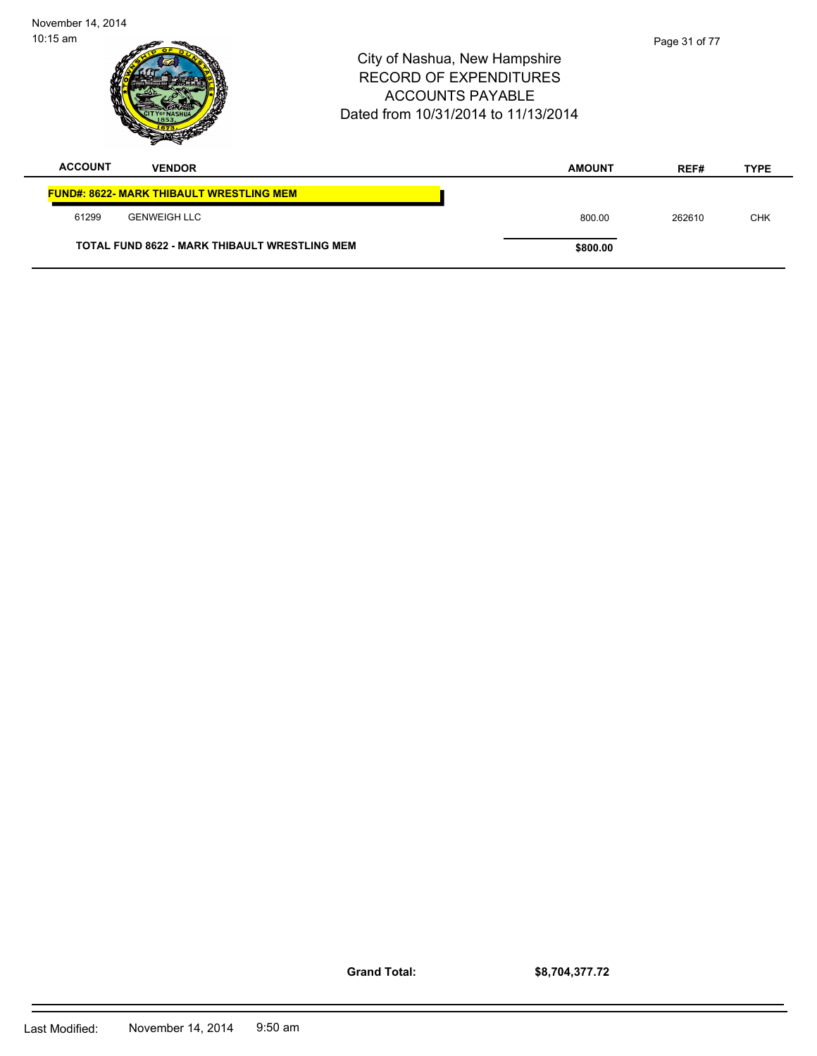City of Nashua, New Hampshire
RECORD OF EXPENDITURES
ACCOUNTS PAYABLE
Dated from 10/31/2014 to 11/13/2014

| ACCOUNT | VENDOR | AMOUNT | REF# | TYPE |
|---|---|---|---|---|
| **FUND#: 8622- MARK THIBAULT WRESTLING MEM** | | | | |
| 61299 | GENWEIGH LLC | 800.00 | 262610 | CHK |
| **TOTAL FUND 8622 - MARK THIBAULT WRESTLING MEM** | | **$800.00** | | |

**Grand Total:** **$8,704,377.72**

Last Modified: November 14, 2014 9:50 am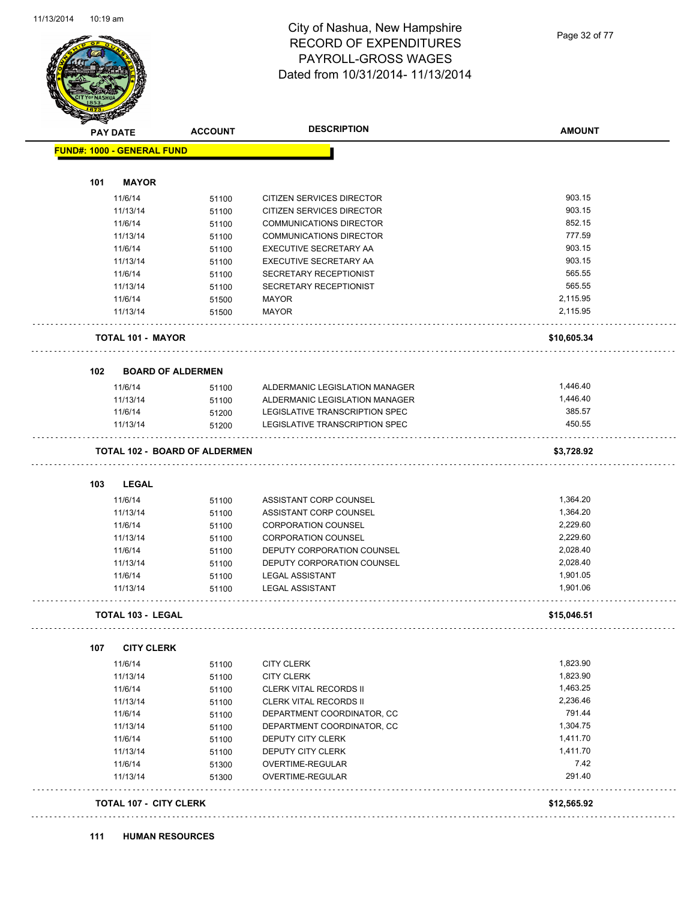# City of Nashua, New Hampshire
## RECORD OF EXPENDITURES
## PAYROLL-GROSS WAGES
## Dated from 10/31/2014- 11/13/2014

| PAY DATE | ACCOUNT | DESCRIPTION | AMOUNT |
|---|---|---|---|
| **FUND#: 1000 - GENERAL FUND** | | | |
| **101 MAYOR** | | | |
| 11/6/14 | 51100 | CITIZEN SERVICES DIRECTOR | 903.15 |
| 11/13/14 | 51100 | CITIZEN SERVICES DIRECTOR | 903.15 |
| 11/6/14 | 51100 | COMMUNICATIONS DIRECTOR | 852.15 |
| 11/13/14 | 51100 | COMMUNICATIONS DIRECTOR | 777.59 |
| 11/6/14 | 51100 | EXECUTIVE SECRETARY AA | 903.15 |
| 11/13/14 | 51100 | EXECUTIVE SECRETARY AA | 903.15 |
| 11/6/14 | 51100 | SECRETARY RECEPTIONIST | 565.55 |
| 11/13/14 | 51100 | SECRETARY RECEPTIONIST | 565.55 |
| 11/6/14 | 51500 | MAYOR | 2,115.95 |
| 11/13/14 | 51500 | MAYOR | 2,115.95 |
| **TOTAL 101 - MAYOR** | | | **$10,605.34** |
| **102 BOARD OF ALDERMEN** | | | |
| 11/6/14 | 51100 | ALDERMANIC LEGISLATION MANAGER | 1,446.40 |
| 11/13/14 | 51100 | ALDERMANIC LEGISLATION MANAGER | 1,446.40 |
| 11/6/14 | 51200 | LEGISLATIVE TRANSCRIPTION SPEC | 385.57 |
| 11/13/14 | 51200 | LEGISLATIVE TRANSCRIPTION SPEC | 450.55 |
| **TOTAL 102 - BOARD OF ALDERMEN** | | | **$3,728.92** |
| **103 LEGAL** | | | |
| 11/6/14 | 51100 | ASSISTANT CORP COUNSEL | 1,364.20 |
| 11/13/14 | 51100 | ASSISTANT CORP COUNSEL | 1,364.20 |
| 11/6/14 | 51100 | CORPORATION COUNSEL | 2,229.60 |
| 11/13/14 | 51100 | CORPORATION COUNSEL | 2,229.60 |
| 11/6/14 | 51100 | DEPUTY CORPORATION COUNSEL | 2,028.40 |
| 11/13/14 | 51100 | DEPUTY CORPORATION COUNSEL | 2,028.40 |
| 11/6/14 | 51100 | LEGAL ASSISTANT | 1,901.05 |
| 11/13/14 | 51100 | LEGAL ASSISTANT | 1,901.06 |
| **TOTAL 103 - LEGAL** | | | **$15,046.51** |
| **107 CITY CLERK** | | | |
| 11/6/14 | 51100 | CITY CLERK | 1,823.90 |
| 11/13/14 | 51100 | CITY CLERK | 1,823.90 |
| 11/6/14 | 51100 | CLERK VITAL RECORDS II | 1,463.25 |
| 11/13/14 | 51100 | CLERK VITAL RECORDS II | 2,236.46 |
| 11/6/14 | 51100 | DEPARTMENT COORDINATOR, CC | 791.44 |
| 11/13/14 | 51100 | DEPARTMENT COORDINATOR, CC | 1,304.75 |
| 11/6/14 | 51100 | DEPUTY CITY CLERK | 1,411.70 |
| 11/13/14 | 51100 | DEPUTY CITY CLERK | 1,411.70 |
| 11/6/14 | 51300 | OVERTIME-REGULAR | 7.42 |
| 11/13/14 | 51300 | OVERTIME-REGULAR | 291.40 |
| **TOTAL 107 - CITY CLERK** | | | **$12,565.92** |
| **111 HUMAN RESOURCES** | | | |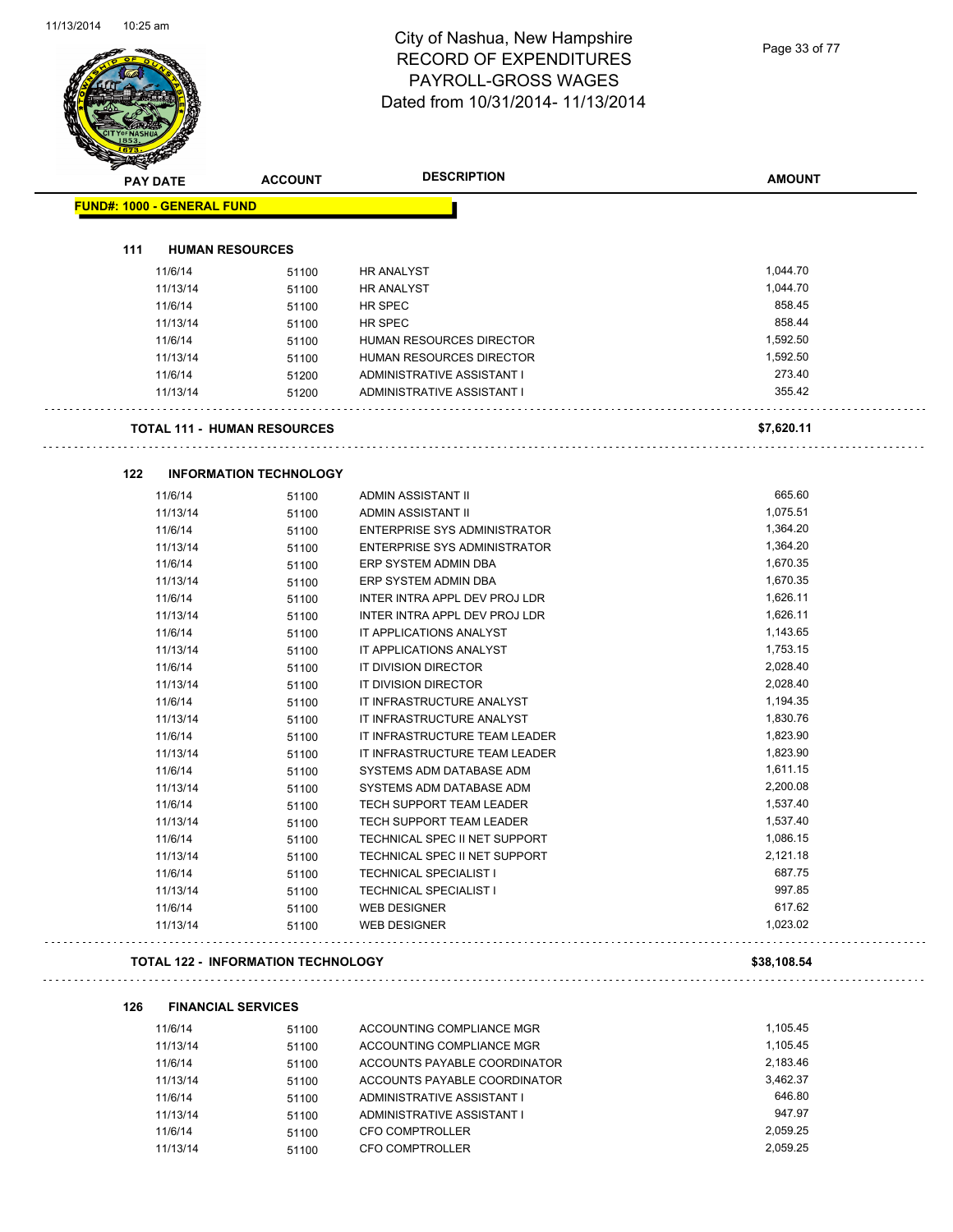# City of Nashua, New Hampshire
## RECORD OF EXPENDITURES
## PAYROLL-GROSS WAGES
## Dated from 10/31/2014- 11/13/2014

| PAY DATE | ACCOUNT | DESCRIPTION | AMOUNT |
|---|---|---|---|

**FUND#: 1000 - GENERAL FUND**

**111 HUMAN RESOURCES**

| PAY DATE | ACCOUNT | DESCRIPTION | AMOUNT |
|---|---|---|---|
| 11/6/14 | 51100 | HR ANALYST | 1,044.70 |
| 11/13/14 | 51100 | HR ANALYST | 1,044.70 |
| 11/6/14 | 51100 | HR SPEC | 858.45 |
| 11/13/14 | 51100 | HR SPEC | 858.44 |
| 11/6/14 | 51100 | HUMAN RESOURCES DIRECTOR | 1,592.50 |
| 11/13/14 | 51100 | HUMAN RESOURCES DIRECTOR | 1,592.50 |
| 11/6/14 | 51200 | ADMINISTRATIVE ASSISTANT I | 273.40 |
| 11/13/14 | 51200 | ADMINISTRATIVE ASSISTANT I | 355.42 |

**TOTAL 111 - HUMAN RESOURCES** **$7,620.11**

**122 INFORMATION TECHNOLOGY**

| PAY DATE | ACCOUNT | DESCRIPTION | AMOUNT |
|---|---|---|---|
| 11/6/14 | 51100 | ADMIN ASSISTANT II | 665.60 |
| 11/13/14 | 51100 | ADMIN ASSISTANT II | 1,075.51 |
| 11/6/14 | 51100 | ENTERPRISE SYS ADMINISTRATOR | 1,364.20 |
| 11/13/14 | 51100 | ENTERPRISE SYS ADMINISTRATOR | 1,364.20 |
| 11/6/14 | 51100 | ERP SYSTEM ADMIN DBA | 1,670.35 |
| 11/13/14 | 51100 | ERP SYSTEM ADMIN DBA | 1,670.35 |
| 11/6/14 | 51100 | INTER INTRA APPL DEV PROJ LDR | 1,626.11 |
| 11/13/14 | 51100 | INTER INTRA APPL DEV PROJ LDR | 1,626.11 |
| 11/6/14 | 51100 | IT APPLICATIONS ANALYST | 1,143.65 |
| 11/13/14 | 51100 | IT APPLICATIONS ANALYST | 1,753.15 |
| 11/6/14 | 51100 | IT DIVISION DIRECTOR | 2,028.40 |
| 11/13/14 | 51100 | IT DIVISION DIRECTOR | 2,028.40 |
| 11/6/14 | 51100 | IT INFRASTRUCTURE ANALYST | 1,194.35 |
| 11/13/14 | 51100 | IT INFRASTRUCTURE ANALYST | 1,830.76 |
| 11/6/14 | 51100 | IT INFRASTRUCTURE TEAM LEADER | 1,823.90 |
| 11/13/14 | 51100 | IT INFRASTRUCTURE TEAM LEADER | 1,823.90 |
| 11/6/14 | 51100 | SYSTEMS ADM DATABASE ADM | 1,611.15 |
| 11/13/14 | 51100 | SYSTEMS ADM DATABASE ADM | 2,200.08 |
| 11/6/14 | 51100 | TECH SUPPORT TEAM LEADER | 1,537.40 |
| 11/13/14 | 51100 | TECH SUPPORT TEAM LEADER | 1,537.40 |
| 11/6/14 | 51100 | TECHNICAL SPEC II NET SUPPORT | 1,086.15 |
| 11/13/14 | 51100 | TECHNICAL SPEC II NET SUPPORT | 2,121.18 |
| 11/6/14 | 51100 | TECHNICAL SPECIALIST I | 687.75 |
| 11/13/14 | 51100 | TECHNICAL SPECIALIST I | 997.85 |
| 11/6/14 | 51100 | WEB DESIGNER | 617.62 |
| 11/13/14 | 51100 | WEB DESIGNER | 1,023.02 |

**TOTAL 122 - INFORMATION TECHNOLOGY** **$38,108.54**

**126 FINANCIAL SERVICES**

| PAY DATE | ACCOUNT | DESCRIPTION | AMOUNT |
|---|---|---|---|
| 11/6/14 | 51100 | ACCOUNTING COMPLIANCE MGR | 1,105.45 |
| 11/13/14 | 51100 | ACCOUNTING COMPLIANCE MGR | 1,105.45 |
| 11/6/14 | 51100 | ACCOUNTS PAYABLE COORDINATOR | 2,183.46 |
| 11/13/14 | 51100 | ACCOUNTS PAYABLE COORDINATOR | 3,462.37 |
| 11/6/14 | 51100 | ADMINISTRATIVE ASSISTANT I | 646.80 |
| 11/13/14 | 51100 | ADMINISTRATIVE ASSISTANT I | 947.97 |
| 11/6/14 | 51100 | CFO COMPTROLLER | 2,059.25 |
| 11/13/14 | 51100 | CFO COMPTROLLER | 2,059.25 |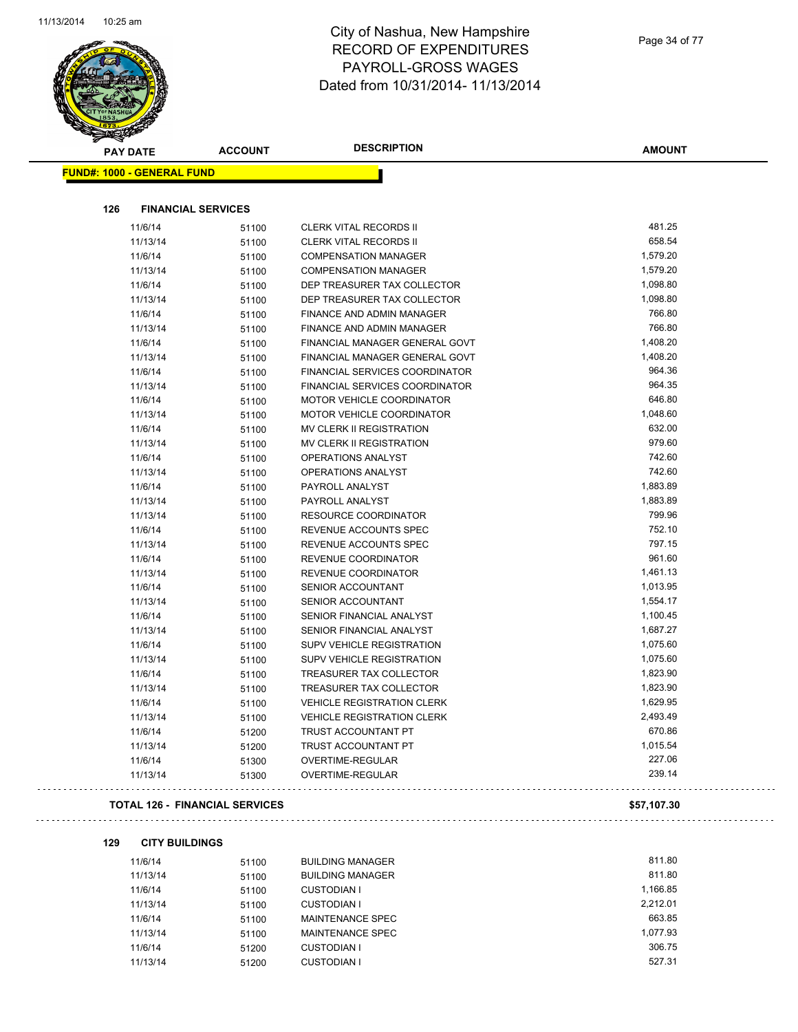# City of Nashua, New Hampshire
# RECORD OF EXPENDITURES
# PAYROLL-GROSS WAGES
# Dated from 10/31/2014- 11/13/2014

| PAY DATE | ACCOUNT | DESCRIPTION | AMOUNT |
|---|---|---|---|

**FUND#: 1000 - GENERAL FUND**

### 126 FINANCIAL SERVICES

| PAY DATE | ACCOUNT | DESCRIPTION | AMOUNT |
|---|---|---|---|
| 11/6/14 | 51100 | CLERK VITAL RECORDS II | 481.25 |
| 11/13/14 | 51100 | CLERK VITAL RECORDS II | 658.54 |
| 11/6/14 | 51100 | COMPENSATION MANAGER | 1,579.20 |
| 11/13/14 | 51100 | COMPENSATION MANAGER | 1,579.20 |
| 11/6/14 | 51100 | DEP TREASURER TAX COLLECTOR | 1,098.80 |
| 11/13/14 | 51100 | DEP TREASURER TAX COLLECTOR | 1,098.80 |
| 11/6/14 | 51100 | FINANCE AND ADMIN MANAGER | 766.80 |
| 11/13/14 | 51100 | FINANCE AND ADMIN MANAGER | 766.80 |
| 11/6/14 | 51100 | FINANCIAL MANAGER GENERAL GOVT | 1,408.20 |
| 11/13/14 | 51100 | FINANCIAL MANAGER GENERAL GOVT | 1,408.20 |
| 11/6/14 | 51100 | FINANCIAL SERVICES COORDINATOR | 964.36 |
| 11/13/14 | 51100 | FINANCIAL SERVICES COORDINATOR | 964.35 |
| 11/6/14 | 51100 | MOTOR VEHICLE COORDINATOR | 646.80 |
| 11/13/14 | 51100 | MOTOR VEHICLE COORDINATOR | 1,048.60 |
| 11/6/14 | 51100 | MV CLERK II REGISTRATION | 632.00 |
| 11/13/14 | 51100 | MV CLERK II REGISTRATION | 979.60 |
| 11/6/14 | 51100 | OPERATIONS ANALYST | 742.60 |
| 11/13/14 | 51100 | OPERATIONS ANALYST | 742.60 |
| 11/6/14 | 51100 | PAYROLL ANALYST | 1,883.89 |
| 11/13/14 | 51100 | PAYROLL ANALYST | 1,883.89 |
| 11/13/14 | 51100 | RESOURCE COORDINATOR | 799.96 |
| 11/6/14 | 51100 | REVENUE ACCOUNTS SPEC | 752.10 |
| 11/13/14 | 51100 | REVENUE ACCOUNTS SPEC | 797.15 |
| 11/6/14 | 51100 | REVENUE COORDINATOR | 961.60 |
| 11/13/14 | 51100 | REVENUE COORDINATOR | 1,461.13 |
| 11/6/14 | 51100 | SENIOR ACCOUNTANT | 1,013.95 |
| 11/13/14 | 51100 | SENIOR ACCOUNTANT | 1,554.17 |
| 11/6/14 | 51100 | SENIOR FINANCIAL ANALYST | 1,100.45 |
| 11/13/14 | 51100 | SENIOR FINANCIAL ANALYST | 1,687.27 |
| 11/6/14 | 51100 | SUPV VEHICLE REGISTRATION | 1,075.60 |
| 11/13/14 | 51100 | SUPV VEHICLE REGISTRATION | 1,075.60 |
| 11/6/14 | 51100 | TREASURER TAX COLLECTOR | 1,823.90 |
| 11/13/14 | 51100 | TREASURER TAX COLLECTOR | 1,823.90 |
| 11/6/14 | 51100 | VEHICLE REGISTRATION CLERK | 1,629.95 |
| 11/13/14 | 51100 | VEHICLE REGISTRATION CLERK | 2,493.49 |
| 11/6/14 | 51200 | TRUST ACCOUNTANT PT | 670.86 |
| 11/13/14 | 51200 | TRUST ACCOUNTANT PT | 1,015.54 |
| 11/6/14 | 51300 | OVERTIME-REGULAR | 227.06 |
| 11/13/14 | 51300 | OVERTIME-REGULAR | 239.14 |

**TOTAL 126 - FINANCIAL SERVICES** **$57,107.30**

### 129 CITY BUILDINGS

| PAY DATE | ACCOUNT | DESCRIPTION | AMOUNT |
|---|---|---|---|
| 11/6/14 | 51100 | BUILDING MANAGER | 811.80 |
| 11/13/14 | 51100 | BUILDING MANAGER | 811.80 |
| 11/6/14 | 51100 | CUSTODIAN I | 1,166.85 |
| 11/13/14 | 51100 | CUSTODIAN I | 2,212.01 |
| 11/6/14 | 51100 | MAINTENANCE SPEC | 663.85 |
| 11/13/14 | 51100 | MAINTENANCE SPEC | 1,077.93 |
| 11/6/14 | 51200 | CUSTODIAN I | 306.75 |
| 11/13/14 | 51200 | CUSTODIAN I | 527.31 |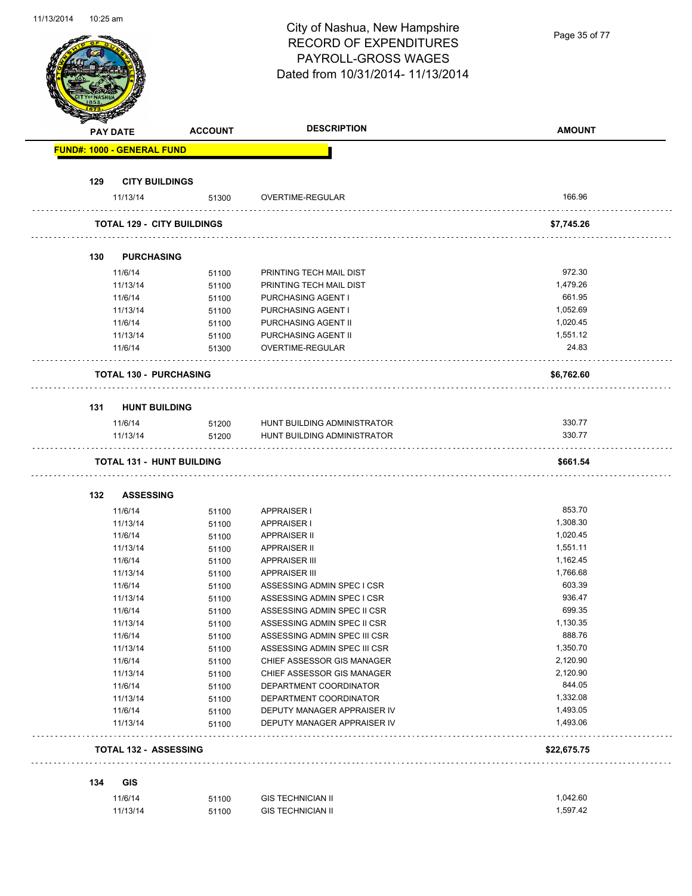# City of Nashua, New Hampshire
## RECORD OF EXPENDITURES
## PAYROLL-GROSS WAGES
## Dated from 10/31/2014- 11/13/2014

| PAY DATE | ACCOUNT | DESCRIPTION | AMOUNT |
|---|---|---|---|
| **FUND#: 1000 - GENERAL FUND** | | | |
| **129 CITY BUILDINGS** | | | |
| 11/13/14 | 51300 | OVERTIME-REGULAR | 166.96 |
| **TOTAL 129 - CITY BUILDINGS** | | | **$7,745.26** |
| **130 PURCHASING** | | | |
| 11/6/14 | 51100 | PRINTING TECH MAIL DIST | 972.30 |
| 11/13/14 | 51100 | PRINTING TECH MAIL DIST | 1,479.26 |
| 11/6/14 | 51100 | PURCHASING AGENT I | 661.95 |
| 11/13/14 | 51100 | PURCHASING AGENT I | 1,052.69 |
| 11/6/14 | 51100 | PURCHASING AGENT II | 1,020.45 |
| 11/13/14 | 51100 | PURCHASING AGENT II | 1,551.12 |
| 11/6/14 | 51300 | OVERTIME-REGULAR | 24.83 |
| **TOTAL 130 - PURCHASING** | | | **$6,762.60** |
| **131 HUNT BUILDING** | | | |
| 11/6/14 | 51200 | HUNT BUILDING ADMINISTRATOR | 330.77 |
| 11/13/14 | 51200 | HUNT BUILDING ADMINISTRATOR | 330.77 |
| **TOTAL 131 - HUNT BUILDING** | | | **$661.54** |
| **132 ASSESSING** | | | |
| 11/6/14 | 51100 | APPRAISER I | 853.70 |
| 11/13/14 | 51100 | APPRAISER I | 1,308.30 |
| 11/6/14 | 51100 | APPRAISER II | 1,020.45 |
| 11/13/14 | 51100 | APPRAISER II | 1,551.11 |
| 11/6/14 | 51100 | APPRAISER III | 1,162.45 |
| 11/13/14 | 51100 | APPRAISER III | 1,766.68 |
| 11/6/14 | 51100 | ASSESSING ADMIN SPEC I CSR | 603.39 |
| 11/13/14 | 51100 | ASSESSING ADMIN SPEC I CSR | 936.47 |
| 11/6/14 | 51100 | ASSESSING ADMIN SPEC II CSR | 699.35 |
| 11/13/14 | 51100 | ASSESSING ADMIN SPEC II CSR | 1,130.35 |
| 11/6/14 | 51100 | ASSESSING ADMIN SPEC III CSR | 888.76 |
| 11/13/14 | 51100 | ASSESSING ADMIN SPEC III CSR | 1,350.70 |
| 11/6/14 | 51100 | CHIEF ASSESSOR GIS MANAGER | 2,120.90 |
| 11/13/14 | 51100 | CHIEF ASSESSOR GIS MANAGER | 2,120.90 |
| 11/6/14 | 51100 | DEPARTMENT COORDINATOR | 844.05 |
| 11/13/14 | 51100 | DEPARTMENT COORDINATOR | 1,332.08 |
| 11/6/14 | 51100 | DEPUTY MANAGER APPRAISER IV | 1,493.05 |
| 11/13/14 | 51100 | DEPUTY MANAGER APPRAISER IV | 1,493.06 |
| **TOTAL 132 - ASSESSING** | | | **$22,675.75** |
| **134 GIS** | | | |
| 11/6/14 | 51100 | GIS TECHNICIAN II | 1,042.60 |
| 11/13/14 | 51100 | GIS TECHNICIAN II | 1,597.42 |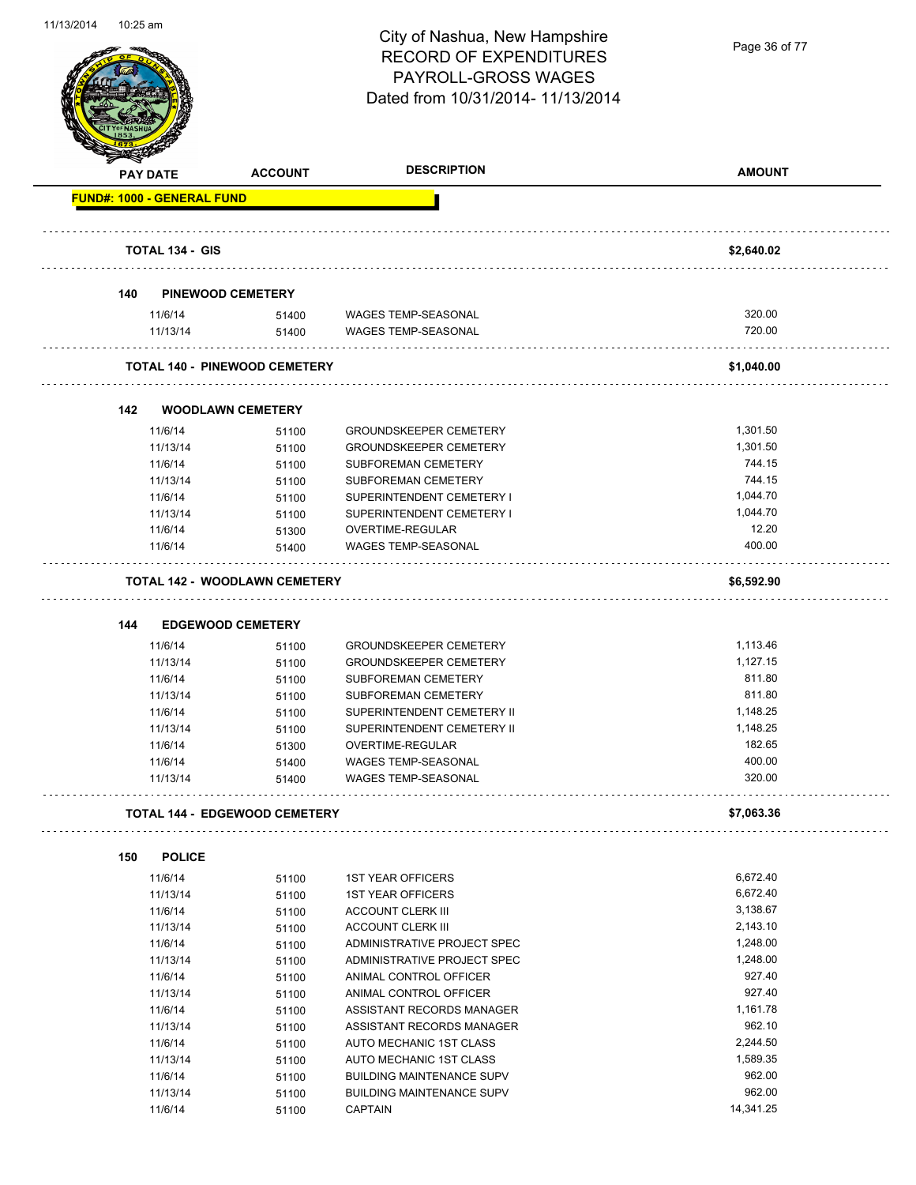# City of Nashua, New Hampshire
# RECORD OF EXPENDITURES
# PAYROLL-GROSS WAGES
## Dated from 10/31/2014- 11/13/2014

| PAY DATE | ACCOUNT | DESCRIPTION | AMOUNT |
|---|---|---|---|
| **FUND#: 1000 - GENERAL FUND** | | | |
| **TOTAL 134 - GIS** | | | **$2,640.02** |
| **140 PINEWOOD CEMETERY** | | | |
| 11/6/14 | 51400 | WAGES TEMP-SEASONAL | 320.00 |
| 11/13/14 | 51400 | WAGES TEMP-SEASONAL | 720.00 |
| **TOTAL 140 - PINEWOOD CEMETERY** | | | **$1,040.00** |
| **142 WOODLAWN CEMETERY** | | | |
| 11/6/14 | 51100 | GROUNDSKEEPER CEMETERY | 1,301.50 |
| 11/13/14 | 51100 | GROUNDSKEEPER CEMETERY | 1,301.50 |
| 11/6/14 | 51100 | SUBFOREMAN CEMETERY | 744.15 |
| 11/13/14 | 51100 | SUBFOREMAN CEMETERY | 744.15 |
| 11/6/14 | 51100 | SUPERINTENDENT CEMETERY I | 1,044.70 |
| 11/13/14 | 51100 | SUPERINTENDENT CEMETERY I | 1,044.70 |
| 11/6/14 | 51300 | OVERTIME-REGULAR | 12.20 |
| 11/6/14 | 51400 | WAGES TEMP-SEASONAL | 400.00 |
| **TOTAL 142 - WOODLAWN CEMETERY** | | | **$6,592.90** |
| **144 EDGEWOOD CEMETERY** | | | |
| 11/6/14 | 51100 | GROUNDSKEEPER CEMETERY | 1,113.46 |
| 11/13/14 | 51100 | GROUNDSKEEPER CEMETERY | 1,127.15 |
| 11/6/14 | 51100 | SUBFOREMAN CEMETERY | 811.80 |
| 11/13/14 | 51100 | SUBFOREMAN CEMETERY | 811.80 |
| 11/6/14 | 51100 | SUPERINTENDENT CEMETERY II | 1,148.25 |
| 11/13/14 | 51100 | SUPERINTENDENT CEMETERY II | 1,148.25 |
| 11/6/14 | 51300 | OVERTIME-REGULAR | 182.65 |
| 11/6/14 | 51400 | WAGES TEMP-SEASONAL | 400.00 |
| 11/13/14 | 51400 | WAGES TEMP-SEASONAL | 320.00 |
| **TOTAL 144 - EDGEWOOD CEMETERY** | | | **$7,063.36** |
| **150 POLICE** | | | |
| 11/6/14 | 51100 | 1ST YEAR OFFICERS | 6,672.40 |
| 11/13/14 | 51100 | 1ST YEAR OFFICERS | 6,672.40 |
| 11/6/14 | 51100 | ACCOUNT CLERK III | 3,138.67 |
| 11/13/14 | 51100 | ACCOUNT CLERK III | 2,143.10 |
| 11/6/14 | 51100 | ADMINISTRATIVE PROJECT SPEC | 1,248.00 |
| 11/13/14 | 51100 | ADMINISTRATIVE PROJECT SPEC | 1,248.00 |
| 11/6/14 | 51100 | ANIMAL CONTROL OFFICER | 927.40 |
| 11/13/14 | 51100 | ANIMAL CONTROL OFFICER | 927.40 |
| 11/6/14 | 51100 | ASSISTANT RECORDS MANAGER | 1,161.78 |
| 11/13/14 | 51100 | ASSISTANT RECORDS MANAGER | 962.10 |
| 11/6/14 | 51100 | AUTO MECHANIC 1ST CLASS | 2,244.50 |
| 11/13/14 | 51100 | AUTO MECHANIC 1ST CLASS | 1,589.35 |
| 11/6/14 | 51100 | BUILDING MAINTENANCE SUPV | 962.00 |
| 11/13/14 | 51100 | BUILDING MAINTENANCE SUPV | 962.00 |
| 11/6/14 | 51100 | CAPTAIN | 14,341.25 |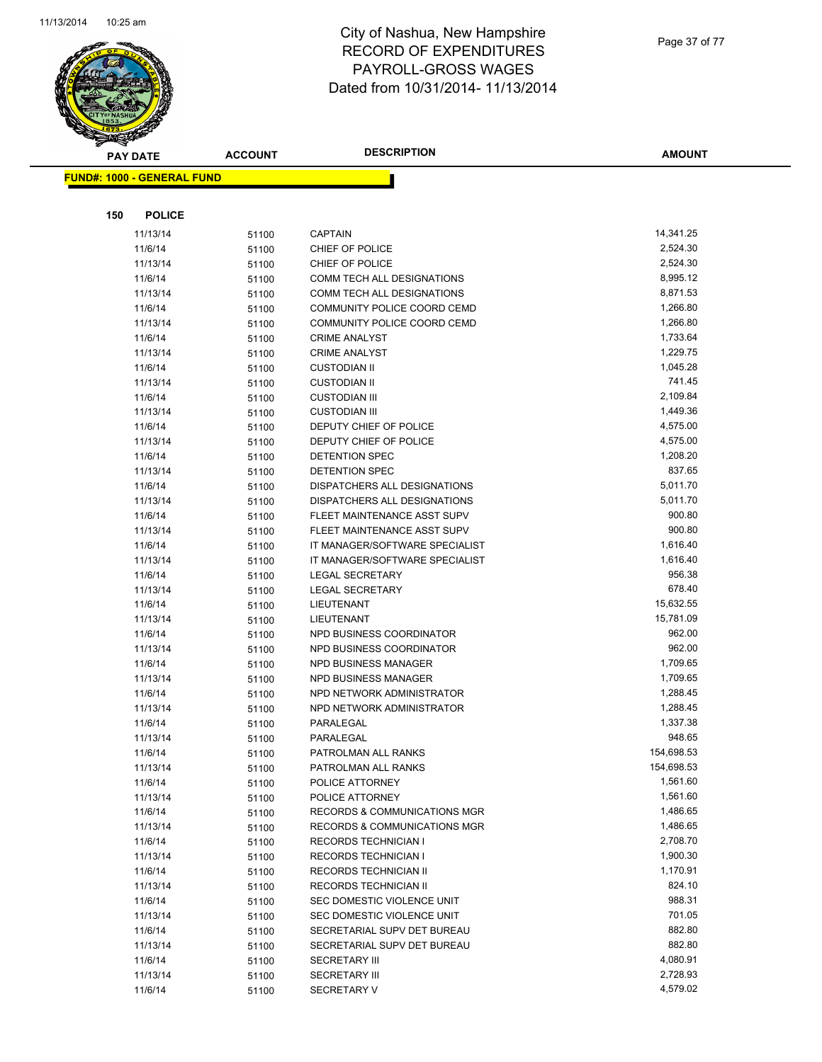# City of Nashua, New Hampshire
## RECORD OF EXPENDITURES
## PAYROLL-GROSS WAGES
## Dated from 10/31/2014- 11/13/2014

| PAY DATE | ACCOUNT | DESCRIPTION | AMOUNT |
|---|---|---|---|

**FUND#: 1000 - GENERAL FUND**

**150 POLICE**

| PAY DATE | ACCOUNT | DESCRIPTION | AMOUNT |
|---|---|---|---|
| 11/13/14 | 51100 | CAPTAIN | 14,341.25 |
| 11/6/14 | 51100 | CHIEF OF POLICE | 2,524.30 |
| 11/13/14 | 51100 | CHIEF OF POLICE | 2,524.30 |
| 11/6/14 | 51100 | COMM TECH ALL DESIGNATIONS | 8,995.12 |
| 11/13/14 | 51100 | COMM TECH ALL DESIGNATIONS | 8,871.53 |
| 11/6/14 | 51100 | COMMUNITY POLICE COORD CEMD | 1,266.80 |
| 11/13/14 | 51100 | COMMUNITY POLICE COORD CEMD | 1,266.80 |
| 11/6/14 | 51100 | CRIME ANALYST | 1,733.64 |
| 11/13/14 | 51100 | CRIME ANALYST | 1,229.75 |
| 11/6/14 | 51100 | CUSTODIAN II | 1,045.28 |
| 11/13/14 | 51100 | CUSTODIAN II | 741.45 |
| 11/6/14 | 51100 | CUSTODIAN III | 2,109.84 |
| 11/13/14 | 51100 | CUSTODIAN III | 1,449.36 |
| 11/6/14 | 51100 | DEPUTY CHIEF OF POLICE | 4,575.00 |
| 11/13/14 | 51100 | DEPUTY CHIEF OF POLICE | 4,575.00 |
| 11/6/14 | 51100 | DETENTION SPEC | 1,208.20 |
| 11/13/14 | 51100 | DETENTION SPEC | 837.65 |
| 11/6/14 | 51100 | DISPATCHERS ALL DESIGNATIONS | 5,011.70 |
| 11/13/14 | 51100 | DISPATCHERS ALL DESIGNATIONS | 5,011.70 |
| 11/6/14 | 51100 | FLEET MAINTENANCE ASST SUPV | 900.80 |
| 11/13/14 | 51100 | FLEET MAINTENANCE ASST SUPV | 900.80 |
| 11/6/14 | 51100 | IT MANAGER/SOFTWARE SPECIALIST | 1,616.40 |
| 11/13/14 | 51100 | IT MANAGER/SOFTWARE SPECIALIST | 1,616.40 |
| 11/6/14 | 51100 | LEGAL SECRETARY | 956.38 |
| 11/13/14 | 51100 | LEGAL SECRETARY | 678.40 |
| 11/6/14 | 51100 | LIEUTENANT | 15,632.55 |
| 11/13/14 | 51100 | LIEUTENANT | 15,781.09 |
| 11/6/14 | 51100 | NPD BUSINESS COORDINATOR | 962.00 |
| 11/13/14 | 51100 | NPD BUSINESS COORDINATOR | 962.00 |
| 11/6/14 | 51100 | NPD BUSINESS MANAGER | 1,709.65 |
| 11/13/14 | 51100 | NPD BUSINESS MANAGER | 1,709.65 |
| 11/6/14 | 51100 | NPD NETWORK ADMINISTRATOR | 1,288.45 |
| 11/13/14 | 51100 | NPD NETWORK ADMINISTRATOR | 1,288.45 |
| 11/6/14 | 51100 | PARALEGAL | 1,337.38 |
| 11/13/14 | 51100 | PARALEGAL | 948.65 |
| 11/6/14 | 51100 | PATROLMAN ALL RANKS | 154,698.53 |
| 11/13/14 | 51100 | PATROLMAN ALL RANKS | 154,698.53 |
| 11/6/14 | 51100 | POLICE ATTORNEY | 1,561.60 |
| 11/13/14 | 51100 | POLICE ATTORNEY | 1,561.60 |
| 11/6/14 | 51100 | RECORDS & COMMUNICATIONS MGR | 1,486.65 |
| 11/13/14 | 51100 | RECORDS & COMMUNICATIONS MGR | 1,486.65 |
| 11/6/14 | 51100 | RECORDS TECHNICIAN I | 2,708.70 |
| 11/13/14 | 51100 | RECORDS TECHNICIAN I | 1,900.30 |
| 11/6/14 | 51100 | RECORDS TECHNICIAN II | 1,170.91 |
| 11/13/14 | 51100 | RECORDS TECHNICIAN II | 824.10 |
| 11/6/14 | 51100 | SEC DOMESTIC VIOLENCE UNIT | 988.31 |
| 11/13/14 | 51100 | SEC DOMESTIC VIOLENCE UNIT | 701.05 |
| 11/6/14 | 51100 | SECRETARIAL SUPV DET BUREAU | 882.80 |
| 11/13/14 | 51100 | SECRETARIAL SUPV DET BUREAU | 882.80 |
| 11/6/14 | 51100 | SECRETARY III | 4,080.91 |
| 11/13/14 | 51100 | SECRETARY III | 2,728.93 |
| 11/6/14 | 51100 | SECRETARY V | 4,579.02 |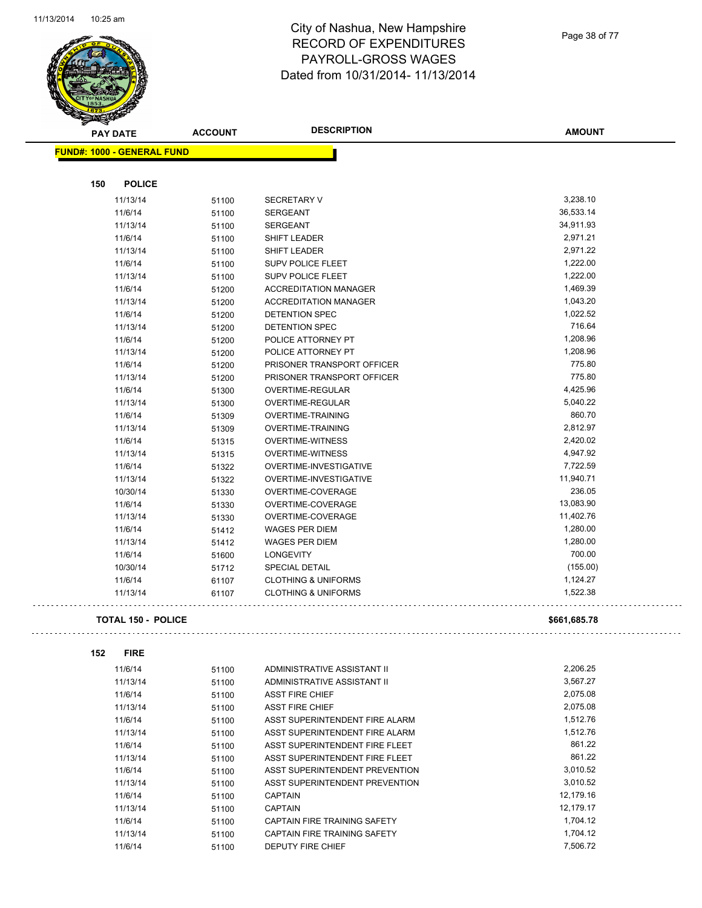# City of Nashua, New Hampshire
# RECORD OF EXPENDITURES
# PAYROLL-GROSS WAGES
# Dated from 10/31/2014- 11/13/2014

| PAY DATE | ACCOUNT | DESCRIPTION | AMOUNT |
|---|---|---|---|

**FUND#: 1000 - GENERAL FUND**

**150 POLICE**

| PAY DATE | ACCOUNT | DESCRIPTION | AMOUNT |
|---|---|---|---|
| 11/13/14 | 51100 | SECRETARY V | 3,238.10 |
| 11/6/14 | 51100 | SERGEANT | 36,533.14 |
| 11/13/14 | 51100 | SERGEANT | 34,911.93 |
| 11/6/14 | 51100 | SHIFT LEADER | 2,971.21 |
| 11/13/14 | 51100 | SHIFT LEADER | 2,971.22 |
| 11/6/14 | 51100 | SUPV POLICE FLEET | 1,222.00 |
| 11/13/14 | 51100 | SUPV POLICE FLEET | 1,222.00 |
| 11/6/14 | 51200 | ACCREDITATION MANAGER | 1,469.39 |
| 11/13/14 | 51200 | ACCREDITATION MANAGER | 1,043.20 |
| 11/6/14 | 51200 | DETENTION SPEC | 1,022.52 |
| 11/13/14 | 51200 | DETENTION SPEC | 716.64 |
| 11/6/14 | 51200 | POLICE ATTORNEY PT | 1,208.96 |
| 11/13/14 | 51200 | POLICE ATTORNEY PT | 1,208.96 |
| 11/6/14 | 51200 | PRISONER TRANSPORT OFFICER | 775.80 |
| 11/13/14 | 51200 | PRISONER TRANSPORT OFFICER | 775.80 |
| 11/6/14 | 51300 | OVERTIME-REGULAR | 4,425.96 |
| 11/13/14 | 51300 | OVERTIME-REGULAR | 5,040.22 |
| 11/6/14 | 51309 | OVERTIME-TRAINING | 860.70 |
| 11/13/14 | 51309 | OVERTIME-TRAINING | 2,812.97 |
| 11/6/14 | 51315 | OVERTIME-WITNESS | 2,420.02 |
| 11/13/14 | 51315 | OVERTIME-WITNESS | 4,947.92 |
| 11/6/14 | 51322 | OVERTIME-INVESTIGATIVE | 7,722.59 |
| 11/13/14 | 51322 | OVERTIME-INVESTIGATIVE | 11,940.71 |
| 10/30/14 | 51330 | OVERTIME-COVERAGE | 236.05 |
| 11/6/14 | 51330 | OVERTIME-COVERAGE | 13,083.90 |
| 11/13/14 | 51330 | OVERTIME-COVERAGE | 11,402.76 |
| 11/6/14 | 51412 | WAGES PER DIEM | 1,280.00 |
| 11/13/14 | 51412 | WAGES PER DIEM | 1,280.00 |
| 11/6/14 | 51600 | LONGEVITY | 700.00 |
| 10/30/14 | 51712 | SPECIAL DETAIL | (155.00) |
| 11/6/14 | 61107 | CLOTHING & UNIFORMS | 1,124.27 |
| 11/13/14 | 61107 | CLOTHING & UNIFORMS | 1,522.38 |

**TOTAL 150 - POLICE** **$661,685.78**

**152 FIRE**

| PAY DATE | ACCOUNT | DESCRIPTION | AMOUNT |
|---|---|---|---|
| 11/6/14 | 51100 | ADMINISTRATIVE ASSISTANT II | 2,206.25 |
| 11/13/14 | 51100 | ADMINISTRATIVE ASSISTANT II | 3,567.27 |
| 11/6/14 | 51100 | ASST FIRE CHIEF | 2,075.08 |
| 11/13/14 | 51100 | ASST FIRE CHIEF | 2,075.08 |
| 11/6/14 | 51100 | ASST SUPERINTENDENT FIRE ALARM | 1,512.76 |
| 11/13/14 | 51100 | ASST SUPERINTENDENT FIRE ALARM | 1,512.76 |
| 11/6/14 | 51100 | ASST SUPERINTENDENT FIRE FLEET | 861.22 |
| 11/13/14 | 51100 | ASST SUPERINTENDENT FIRE FLEET | 861.22 |
| 11/6/14 | 51100 | ASST SUPERINTENDENT PREVENTION | 3,010.52 |
| 11/13/14 | 51100 | ASST SUPERINTENDENT PREVENTION | 3,010.52 |
| 11/6/14 | 51100 | CAPTAIN | 12,179.16 |
| 11/13/14 | 51100 | CAPTAIN | 12,179.17 |
| 11/6/14 | 51100 | CAPTAIN FIRE TRAINING SAFETY | 1,704.12 |
| 11/13/14 | 51100 | CAPTAIN FIRE TRAINING SAFETY | 1,704.12 |
| 11/6/14 | 51100 | DEPUTY FIRE CHIEF | 7,506.72 |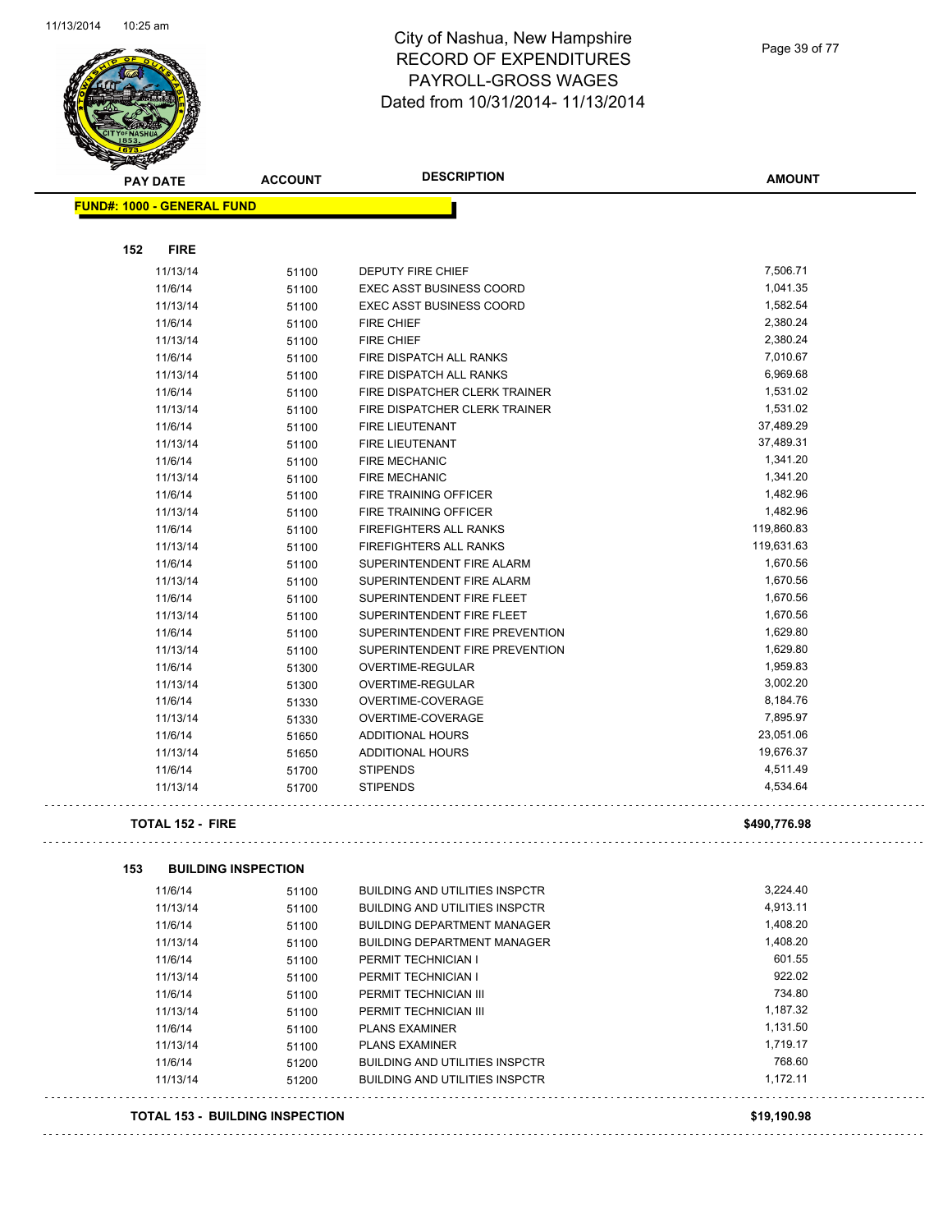# City of Nashua, New Hampshire
# RECORD OF EXPENDITURES
# PAYROLL-GROSS WAGES
# Dated from 10/31/2014- 11/13/2014

**FUND#: 1000 - GENERAL FUND**

## 152 FIRE

| PAY DATE | ACCOUNT | DESCRIPTION | AMOUNT |
|---|---|---|---|
| 11/13/14 | 51100 | DEPUTY FIRE CHIEF | 7,506.71 |
| 11/6/14 | 51100 | EXEC ASST BUSINESS COORD | 1,041.35 |
| 11/13/14 | 51100 | EXEC ASST BUSINESS COORD | 1,582.54 |
| 11/6/14 | 51100 | FIRE CHIEF | 2,380.24 |
| 11/13/14 | 51100 | FIRE CHIEF | 2,380.24 |
| 11/6/14 | 51100 | FIRE DISPATCH ALL RANKS | 7,010.67 |
| 11/13/14 | 51100 | FIRE DISPATCH ALL RANKS | 6,969.68 |
| 11/6/14 | 51100 | FIRE DISPATCHER CLERK TRAINER | 1,531.02 |
| 11/13/14 | 51100 | FIRE DISPATCHER CLERK TRAINER | 1,531.02 |
| 11/6/14 | 51100 | FIRE LIEUTENANT | 37,489.29 |
| 11/13/14 | 51100 | FIRE LIEUTENANT | 37,489.31 |
| 11/6/14 | 51100 | FIRE MECHANIC | 1,341.20 |
| 11/13/14 | 51100 | FIRE MECHANIC | 1,341.20 |
| 11/6/14 | 51100 | FIRE TRAINING OFFICER | 1,482.96 |
| 11/13/14 | 51100 | FIRE TRAINING OFFICER | 1,482.96 |
| 11/6/14 | 51100 | FIREFIGHTERS ALL RANKS | 119,860.83 |
| 11/13/14 | 51100 | FIREFIGHTERS ALL RANKS | 119,631.63 |
| 11/6/14 | 51100 | SUPERINTENDENT FIRE ALARM | 1,670.56 |
| 11/13/14 | 51100 | SUPERINTENDENT FIRE ALARM | 1,670.56 |
| 11/6/14 | 51100 | SUPERINTENDENT FIRE FLEET | 1,670.56 |
| 11/13/14 | 51100 | SUPERINTENDENT FIRE FLEET | 1,670.56 |
| 11/6/14 | 51100 | SUPERINTENDENT FIRE PREVENTION | 1,629.80 |
| 11/13/14 | 51100 | SUPERINTENDENT FIRE PREVENTION | 1,629.80 |
| 11/6/14 | 51300 | OVERTIME-REGULAR | 1,959.83 |
| 11/13/14 | 51300 | OVERTIME-REGULAR | 3,002.20 |
| 11/6/14 | 51330 | OVERTIME-COVERAGE | 8,184.76 |
| 11/13/14 | 51330 | OVERTIME-COVERAGE | 7,895.97 |
| 11/6/14 | 51650 | ADDITIONAL HOURS | 23,051.06 |
| 11/13/14 | 51650 | ADDITIONAL HOURS | 19,676.37 |
| 11/6/14 | 51700 | STIPENDS | 4,511.49 |
| 11/13/14 | 51700 | STIPENDS | 4,534.64 |

**TOTAL 152 - FIRE** **$490,776.98**

## 153 BUILDING INSPECTION

| PAY DATE | ACCOUNT | DESCRIPTION | AMOUNT |
|---|---|---|---|
| 11/6/14 | 51100 | BUILDING AND UTILITIES INSPCTR | 3,224.40 |
| 11/13/14 | 51100 | BUILDING AND UTILITIES INSPCTR | 4,913.11 |
| 11/6/14 | 51100 | BUILDING DEPARTMENT MANAGER | 1,408.20 |
| 11/13/14 | 51100 | BUILDING DEPARTMENT MANAGER | 1,408.20 |
| 11/6/14 | 51100 | PERMIT TECHNICIAN I | 601.55 |
| 11/13/14 | 51100 | PERMIT TECHNICIAN I | 922.02 |
| 11/6/14 | 51100 | PERMIT TECHNICIAN III | 734.80 |
| 11/13/14 | 51100 | PERMIT TECHNICIAN III | 1,187.32 |
| 11/6/14 | 51100 | PLANS EXAMINER | 1,131.50 |
| 11/13/14 | 51100 | PLANS EXAMINER | 1,719.17 |
| 11/6/14 | 51200 | BUILDING AND UTILITIES INSPCTR | 768.60 |
| 11/13/14 | 51200 | BUILDING AND UTILITIES INSPCTR | 1,172.11 |

**TOTAL 153 - BUILDING INSPECTION** **$19,190.98**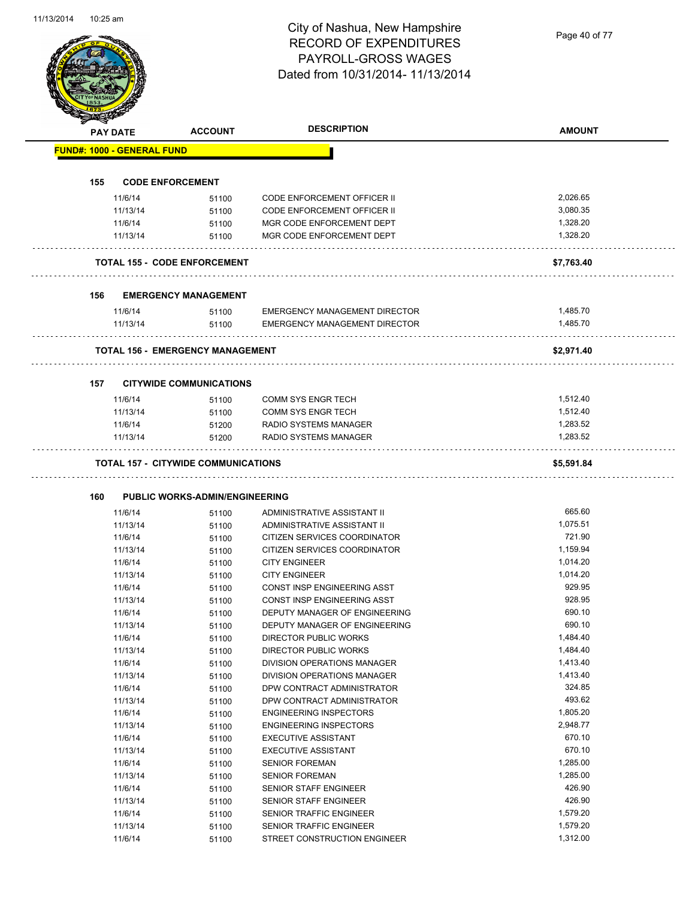# City of Nashua, New Hampshire
## RECORD OF EXPENDITURES
## PAYROLL-GROSS WAGES
## Dated from 10/31/2014- 11/13/2014

| PAY DATE | ACCOUNT | DESCRIPTION | AMOUNT |
|---|---|---|---|
| **FUND#: 1000 - GENERAL FUND** | | | |
| **155 CODE ENFORCEMENT** | | | |
| 11/6/14 | 51100 | CODE ENFORCEMENT OFFICER II | 2,026.65 |
| 11/13/14 | 51100 | CODE ENFORCEMENT OFFICER II | 3,080.35 |
| 11/6/14 | 51100 | MGR CODE ENFORCEMENT DEPT | 1,328.20 |
| 11/13/14 | 51100 | MGR CODE ENFORCEMENT DEPT | 1,328.20 |
| **TOTAL 155 - CODE ENFORCEMENT** | | | **$7,763.40** |
| **156 EMERGENCY MANAGEMENT** | | | |
| 11/6/14 | 51100 | EMERGENCY MANAGEMENT DIRECTOR | 1,485.70 |
| 11/13/14 | 51100 | EMERGENCY MANAGEMENT DIRECTOR | 1,485.70 |
| **TOTAL 156 - EMERGENCY MANAGEMENT** | | | **$2,971.40** |
| **157 CITYWIDE COMMUNICATIONS** | | | |
| 11/6/14 | 51100 | COMM SYS ENGR TECH | 1,512.40 |
| 11/13/14 | 51100 | COMM SYS ENGR TECH | 1,512.40 |
| 11/6/14 | 51200 | RADIO SYSTEMS MANAGER | 1,283.52 |
| 11/13/14 | 51200 | RADIO SYSTEMS MANAGER | 1,283.52 |
| **TOTAL 157 - CITYWIDE COMMUNICATIONS** | | | **$5,591.84** |
| **160 PUBLIC WORKS-ADMIN/ENGINEERING** | | | |
| 11/6/14 | 51100 | ADMINISTRATIVE ASSISTANT II | 665.60 |
| 11/13/14 | 51100 | ADMINISTRATIVE ASSISTANT II | 1,075.51 |
| 11/6/14 | 51100 | CITIZEN SERVICES COORDINATOR | 721.90 |
| 11/13/14 | 51100 | CITIZEN SERVICES COORDINATOR | 1,159.94 |
| 11/6/14 | 51100 | CITY ENGINEER | 1,014.20 |
| 11/13/14 | 51100 | CITY ENGINEER | 1,014.20 |
| 11/6/14 | 51100 | CONST INSP ENGINEERING ASST | 929.95 |
| 11/13/14 | 51100 | CONST INSP ENGINEERING ASST | 928.95 |
| 11/6/14 | 51100 | DEPUTY MANAGER OF ENGINEERING | 690.10 |
| 11/13/14 | 51100 | DEPUTY MANAGER OF ENGINEERING | 690.10 |
| 11/6/14 | 51100 | DIRECTOR PUBLIC WORKS | 1,484.40 |
| 11/13/14 | 51100 | DIRECTOR PUBLIC WORKS | 1,484.40 |
| 11/6/14 | 51100 | DIVISION OPERATIONS MANAGER | 1,413.40 |
| 11/13/14 | 51100 | DIVISION OPERATIONS MANAGER | 1,413.40 |
| 11/6/14 | 51100 | DPW CONTRACT ADMINISTRATOR | 324.85 |
| 11/13/14 | 51100 | DPW CONTRACT ADMINISTRATOR | 493.62 |
| 11/6/14 | 51100 | ENGINEERING INSPECTORS | 1,805.20 |
| 11/13/14 | 51100 | ENGINEERING INSPECTORS | 2,948.77 |
| 11/6/14 | 51100 | EXECUTIVE ASSISTANT | 670.10 |
| 11/13/14 | 51100 | EXECUTIVE ASSISTANT | 670.10 |
| 11/6/14 | 51100 | SENIOR FOREMAN | 1,285.00 |
| 11/13/14 | 51100 | SENIOR FOREMAN | 1,285.00 |
| 11/6/14 | 51100 | SENIOR STAFF ENGINEER | 426.90 |
| 11/13/14 | 51100 | SENIOR STAFF ENGINEER | 426.90 |
| 11/6/14 | 51100 | SENIOR TRAFFIC ENGINEER | 1,579.20 |
| 11/13/14 | 51100 | SENIOR TRAFFIC ENGINEER | 1,579.20 |
| 11/6/14 | 51100 | STREET CONSTRUCTION ENGINEER | 1,312.00 |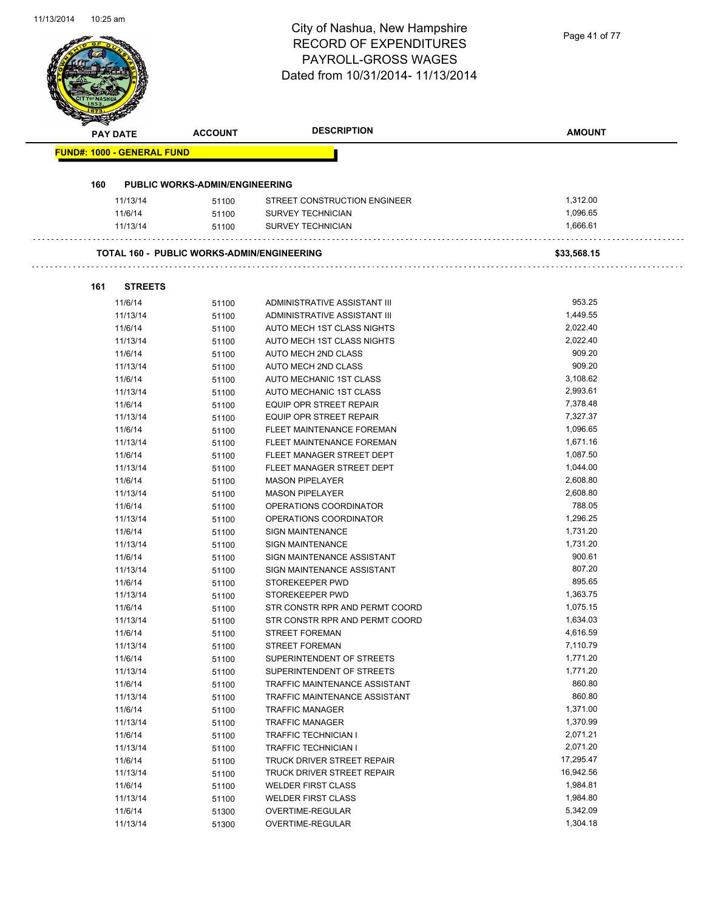# City of Nashua, New Hampshire
## RECORD OF EXPENDITURES
## PAYROLL-GROSS WAGES
## Dated from 10/31/2014- 11/13/2014

| PAY DATE | ACCOUNT | DESCRIPTION | AMOUNT |
|---|---|---|---|

**FUND#: 1000 - GENERAL FUND**

**160 PUBLIC WORKS-ADMIN/ENGINEERING**

| PAY DATE | ACCOUNT | DESCRIPTION | AMOUNT |
|---|---|---|---|
| 11/13/14 | 51100 | STREET CONSTRUCTION ENGINEER | 1,312.00 |
| 11/6/14 | 51100 | SURVEY TECHNICIAN | 1,096.65 |
| 11/13/14 | 51100 | SURVEY TECHNICIAN | 1,666.61 |

**TOTAL 160 - PUBLIC WORKS-ADMIN/ENGINEERING** **$33,568.15**

**161 STREETS**

| PAY DATE | ACCOUNT | DESCRIPTION | AMOUNT |
|---|---|---|---|
| 11/6/14 | 51100 | ADMINISTRATIVE ASSISTANT III | 953.25 |
| 11/13/14 | 51100 | ADMINISTRATIVE ASSISTANT III | 1,449.55 |
| 11/6/14 | 51100 | AUTO MECH 1ST CLASS NIGHTS | 2,022.40 |
| 11/13/14 | 51100 | AUTO MECH 1ST CLASS NIGHTS | 2,022.40 |
| 11/6/14 | 51100 | AUTO MECH 2ND CLASS | 909.20 |
| 11/13/14 | 51100 | AUTO MECH 2ND CLASS | 909.20 |
| 11/6/14 | 51100 | AUTO MECHANIC 1ST CLASS | 3,108.62 |
| 11/13/14 | 51100 | AUTO MECHANIC 1ST CLASS | 2,993.61 |
| 11/6/14 | 51100 | EQUIP OPR STREET REPAIR | 7,378.48 |
| 11/13/14 | 51100 | EQUIP OPR STREET REPAIR | 7,327.37 |
| 11/6/14 | 51100 | FLEET MAINTENANCE FOREMAN | 1,096.65 |
| 11/13/14 | 51100 | FLEET MAINTENANCE FOREMAN | 1,671.16 |
| 11/6/14 | 51100 | FLEET MANAGER STREET DEPT | 1,087.50 |
| 11/13/14 | 51100 | FLEET MANAGER STREET DEPT | 1,044.00 |
| 11/6/14 | 51100 | MASON PIPELAYER | 2,608.80 |
| 11/13/14 | 51100 | MASON PIPELAYER | 2,608.80 |
| 11/6/14 | 51100 | OPERATIONS COORDINATOR | 788.05 |
| 11/13/14 | 51100 | OPERATIONS COORDINATOR | 1,296.25 |
| 11/6/14 | 51100 | SIGN MAINTENANCE | 1,731.20 |
| 11/13/14 | 51100 | SIGN MAINTENANCE | 1,731.20 |
| 11/6/14 | 51100 | SIGN MAINTENANCE ASSISTANT | 900.61 |
| 11/13/14 | 51100 | SIGN MAINTENANCE ASSISTANT | 807.20 |
| 11/6/14 | 51100 | STOREKEEPER PWD | 895.65 |
| 11/13/14 | 51100 | STOREKEEPER PWD | 1,363.75 |
| 11/6/14 | 51100 | STR CONSTR RPR AND PERMT COORD | 1,075.15 |
| 11/13/14 | 51100 | STR CONSTR RPR AND PERMT COORD | 1,634.03 |
| 11/6/14 | 51100 | STREET FOREMAN | 4,616.59 |
| 11/13/14 | 51100 | STREET FOREMAN | 7,110.79 |
| 11/6/14 | 51100 | SUPERINTENDENT OF STREETS | 1,771.20 |
| 11/13/14 | 51100 | SUPERINTENDENT OF STREETS | 1,771.20 |
| 11/6/14 | 51100 | TRAFFIC MAINTENANCE ASSISTANT | 860.80 |
| 11/13/14 | 51100 | TRAFFIC MAINTENANCE ASSISTANT | 860.80 |
| 11/6/14 | 51100 | TRAFFIC MANAGER | 1,371.00 |
| 11/13/14 | 51100 | TRAFFIC MANAGER | 1,370.99 |
| 11/6/14 | 51100 | TRAFFIC TECHNICIAN I | 2,071.21 |
| 11/13/14 | 51100 | TRAFFIC TECHNICIAN I | 2,071.20 |
| 11/6/14 | 51100 | TRUCK DRIVER STREET REPAIR | 17,295.47 |
| 11/13/14 | 51100 | TRUCK DRIVER STREET REPAIR | 16,942.56 |
| 11/6/14 | 51100 | WELDER FIRST CLASS | 1,984.81 |
| 11/13/14 | 51100 | WELDER FIRST CLASS | 1,984.80 |
| 11/6/14 | 51300 | OVERTIME-REGULAR | 5,342.09 |
| 11/13/14 | 51300 | OVERTIME-REGULAR | 1,304.18 |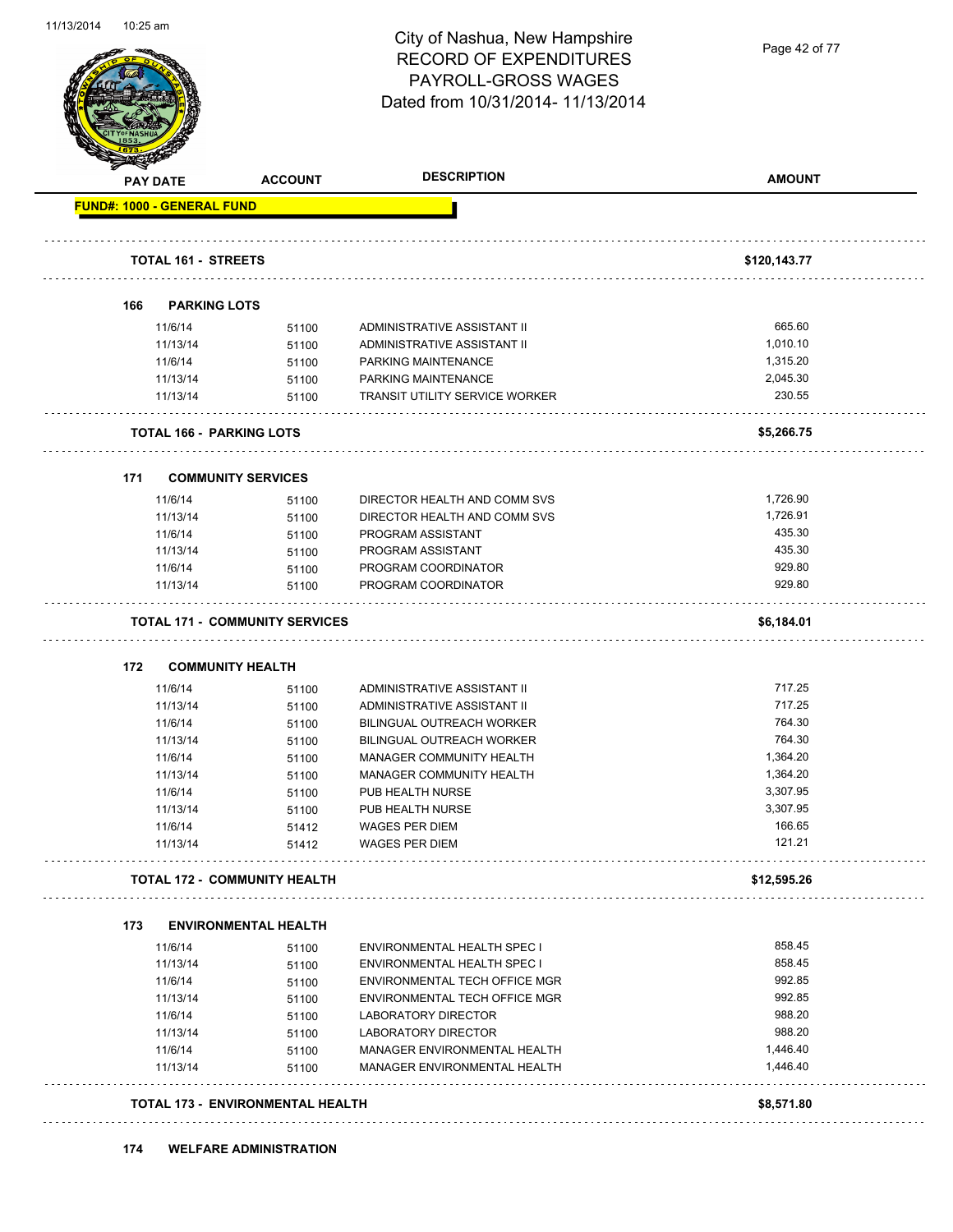# City of Nashua, New Hampshire
## RECORD OF EXPENDITURES
## PAYROLL-GROSS WAGES
## Dated from 10/31/2014- 11/13/2014

| PAY DATE | ACCOUNT | DESCRIPTION | AMOUNT |
|---|---|---|---|
| **FUND#: 1000 - GENERAL FUND** | | | |
| **TOTAL 161 - STREETS** | | | **$120,143.77** |
| **166 PARKING LOTS** | | | |
| 11/6/14 | 51100 | ADMINISTRATIVE ASSISTANT II | 665.60 |
| 11/13/14 | 51100 | ADMINISTRATIVE ASSISTANT II | 1,010.10 |
| 11/6/14 | 51100 | PARKING MAINTENANCE | 1,315.20 |
| 11/13/14 | 51100 | PARKING MAINTENANCE | 2,045.30 |
| 11/13/14 | 51100 | TRANSIT UTILITY SERVICE WORKER | 230.55 |
| **TOTAL 166 - PARKING LOTS** | | | **$5,266.75** |
| **171 COMMUNITY SERVICES** | | | |
| 11/6/14 | 51100 | DIRECTOR HEALTH AND COMM SVS | 1,726.90 |
| 11/13/14 | 51100 | DIRECTOR HEALTH AND COMM SVS | 1,726.91 |
| 11/6/14 | 51100 | PROGRAM ASSISTANT | 435.30 |
| 11/13/14 | 51100 | PROGRAM ASSISTANT | 435.30 |
| 11/6/14 | 51100 | PROGRAM COORDINATOR | 929.80 |
| 11/13/14 | 51100 | PROGRAM COORDINATOR | 929.80 |
| **TOTAL 171 - COMMUNITY SERVICES** | | | **$6,184.01** |
| **172 COMMUNITY HEALTH** | | | |
| 11/6/14 | 51100 | ADMINISTRATIVE ASSISTANT II | 717.25 |
| 11/13/14 | 51100 | ADMINISTRATIVE ASSISTANT II | 717.25 |
| 11/6/14 | 51100 | BILINGUAL OUTREACH WORKER | 764.30 |
| 11/13/14 | 51100 | BILINGUAL OUTREACH WORKER | 764.30 |
| 11/6/14 | 51100 | MANAGER COMMUNITY HEALTH | 1,364.20 |
| 11/13/14 | 51100 | MANAGER COMMUNITY HEALTH | 1,364.20 |
| 11/6/14 | 51100 | PUB HEALTH NURSE | 3,307.95 |
| 11/13/14 | 51100 | PUB HEALTH NURSE | 3,307.95 |
| 11/6/14 | 51412 | WAGES PER DIEM | 166.65 |
| 11/13/14 | 51412 | WAGES PER DIEM | 121.21 |
| **TOTAL 172 - COMMUNITY HEALTH** | | | **$12,595.26** |
| **173 ENVIRONMENTAL HEALTH** | | | |
| 11/6/14 | 51100 | ENVIRONMENTAL HEALTH SPEC I | 858.45 |
| 11/13/14 | 51100 | ENVIRONMENTAL HEALTH SPEC I | 858.45 |
| 11/6/14 | 51100 | ENVIRONMENTAL TECH OFFICE MGR | 992.85 |
| 11/13/14 | 51100 | ENVIRONMENTAL TECH OFFICE MGR | 992.85 |
| 11/6/14 | 51100 | LABORATORY DIRECTOR | 988.20 |
| 11/13/14 | 51100 | LABORATORY DIRECTOR | 988.20 |
| 11/6/14 | 51100 | MANAGER ENVIRONMENTAL HEALTH | 1,446.40 |
| 11/13/14 | 51100 | MANAGER ENVIRONMENTAL HEALTH | 1,446.40 |
| **TOTAL 173 - ENVIRONMENTAL HEALTH** | | | **$8,571.80** |
| **174 WELFARE ADMINISTRATION** | | | |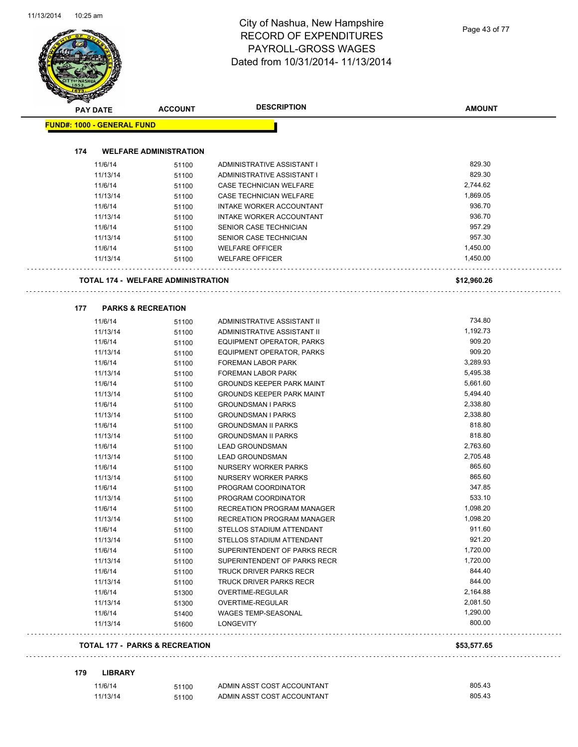# City of Nashua, New Hampshire
## RECORD OF EXPENDITURES
## PAYROLL-GROSS WAGES
## Dated from 10/31/2014- 11/13/2014

| PAY DATE | ACCOUNT | DESCRIPTION | AMOUNT |
|---|---|---|---|

**FUND#: 1000 - GENERAL FUND**

**174 WELFARE ADMINISTRATION**

| PAY DATE | ACCOUNT | DESCRIPTION | AMOUNT |
|---|---|---|---|
| 11/6/14 | 51100 | ADMINISTRATIVE ASSISTANT I | 829.30 |
| 11/13/14 | 51100 | ADMINISTRATIVE ASSISTANT I | 829.30 |
| 11/6/14 | 51100 | CASE TECHNICIAN WELFARE | 2,744.62 |
| 11/13/14 | 51100 | CASE TECHNICIAN WELFARE | 1,869.05 |
| 11/6/14 | 51100 | INTAKE WORKER ACCOUNTANT | 936.70 |
| 11/13/14 | 51100 | INTAKE WORKER ACCOUNTANT | 936.70 |
| 11/6/14 | 51100 | SENIOR CASE TECHNICIAN | 957.29 |
| 11/13/14 | 51100 | SENIOR CASE TECHNICIAN | 957.30 |
| 11/6/14 | 51100 | WELFARE OFFICER | 1,450.00 |
| 11/13/14 | 51100 | WELFARE OFFICER | 1,450.00 |

**TOTAL 174 - WELFARE ADMINISTRATION** **$12,960.26**

**177 PARKS & RECREATION**

| PAY DATE | ACCOUNT | DESCRIPTION | AMOUNT |
|---|---|---|---|
| 11/6/14 | 51100 | ADMINISTRATIVE ASSISTANT II | 734.80 |
| 11/13/14 | 51100 | ADMINISTRATIVE ASSISTANT II | 1,192.73 |
| 11/6/14 | 51100 | EQUIPMENT OPERATOR, PARKS | 909.20 |
| 11/13/14 | 51100 | EQUIPMENT OPERATOR, PARKS | 909.20 |
| 11/6/14 | 51100 | FOREMAN LABOR PARK | 3,289.93 |
| 11/13/14 | 51100 | FOREMAN LABOR PARK | 5,495.38 |
| 11/6/14 | 51100 | GROUNDS KEEPER PARK MAINT | 5,661.60 |
| 11/13/14 | 51100 | GROUNDS KEEPER PARK MAINT | 5,494.40 |
| 11/6/14 | 51100 | GROUNDSMAN I PARKS | 2,338.80 |
| 11/13/14 | 51100 | GROUNDSMAN I PARKS | 2,338.80 |
| 11/6/14 | 51100 | GROUNDSMAN II PARKS | 818.80 |
| 11/13/14 | 51100 | GROUNDSMAN II PARKS | 818.80 |
| 11/6/14 | 51100 | LEAD GROUNDSMAN | 2,763.60 |
| 11/13/14 | 51100 | LEAD GROUNDSMAN | 2,705.48 |
| 11/6/14 | 51100 | NURSERY WORKER PARKS | 865.60 |
| 11/13/14 | 51100 | NURSERY WORKER PARKS | 865.60 |
| 11/6/14 | 51100 | PROGRAM COORDINATOR | 347.85 |
| 11/13/14 | 51100 | PROGRAM COORDINATOR | 533.10 |
| 11/6/14 | 51100 | RECREATION PROGRAM MANAGER | 1,098.20 |
| 11/13/14 | 51100 | RECREATION PROGRAM MANAGER | 1,098.20 |
| 11/6/14 | 51100 | STELLOS STADIUM ATTENDANT | 911.60 |
| 11/13/14 | 51100 | STELLOS STADIUM ATTENDANT | 921.20 |
| 11/6/14 | 51100 | SUPERINTENDENT OF PARKS RECR | 1,720.00 |
| 11/13/14 | 51100 | SUPERINTENDENT OF PARKS RECR | 1,720.00 |
| 11/6/14 | 51100 | TRUCK DRIVER PARKS RECR | 844.40 |
| 11/13/14 | 51100 | TRUCK DRIVER PARKS RECR | 844.00 |
| 11/6/14 | 51300 | OVERTIME-REGULAR | 2,164.88 |
| 11/13/14 | 51300 | OVERTIME-REGULAR | 2,081.50 |
| 11/6/14 | 51400 | WAGES TEMP-SEASONAL | 1,290.00 |
| 11/13/14 | 51600 | LONGEVITY | 800.00 |

**TOTAL 177 - PARKS & RECREATION** **$53,577.65**

**179 LIBRARY**

| PAY DATE | ACCOUNT | DESCRIPTION | AMOUNT |
|---|---|---|---|
| 11/6/14 | 51100 | ADMIN ASST COST ACCOUNTANT | 805.43 |
| 11/13/14 | 51100 | ADMIN ASST COST ACCOUNTANT | 805.43 |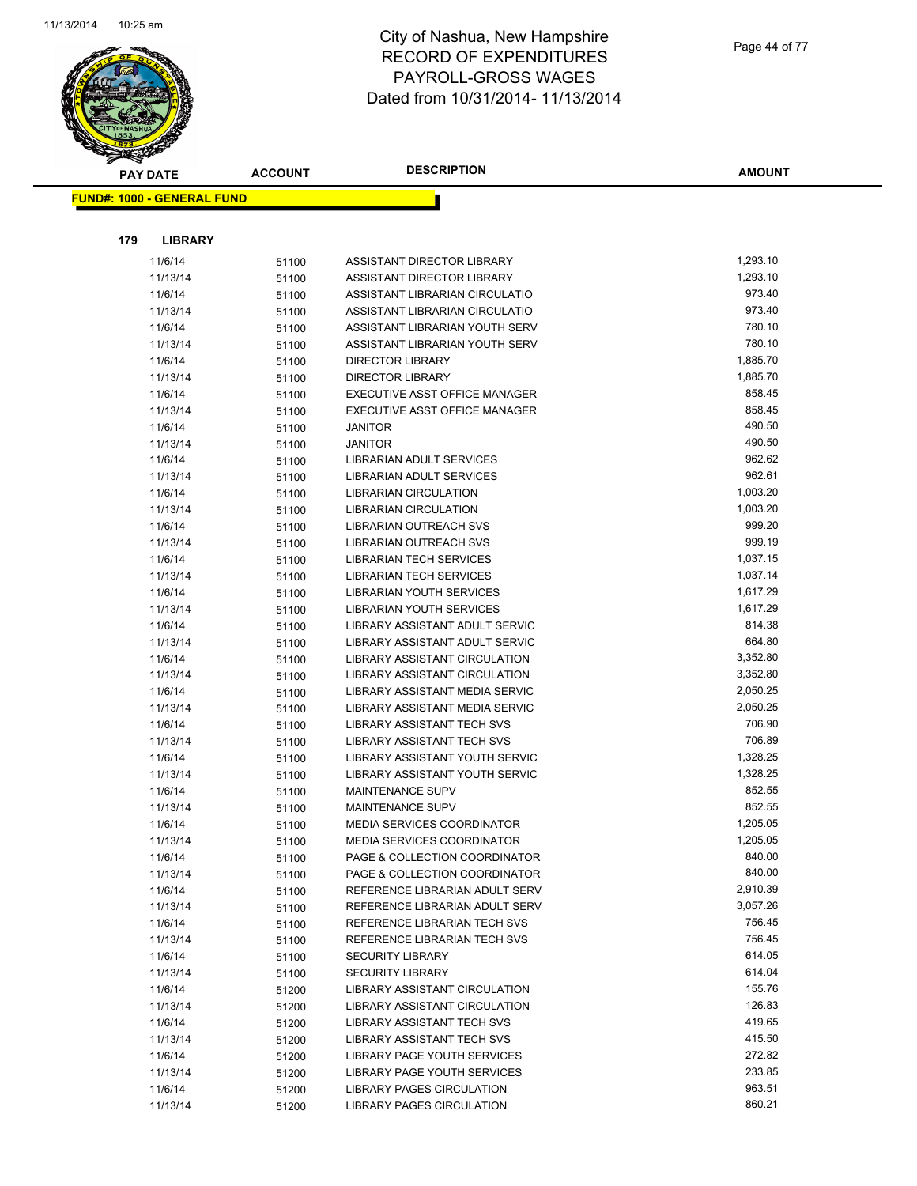# City of Nashua, New Hampshire
## RECORD OF EXPENDITURES
## PAYROLL-GROSS WAGES
## Dated from 10/31/2014- 11/13/2014

**FUND#: 1000 - GENERAL FUND**

**179 LIBRARY**

| PAY DATE | ACCOUNT | DESCRIPTION | AMOUNT |
|---|---|---|---|
| 11/6/14 | 51100 | ASSISTANT DIRECTOR LIBRARY | 1,293.10 |
| 11/13/14 | 51100 | ASSISTANT DIRECTOR LIBRARY | 1,293.10 |
| 11/6/14 | 51100 | ASSISTANT LIBRARIAN CIRCULATIO | 973.40 |
| 11/13/14 | 51100 | ASSISTANT LIBRARIAN CIRCULATIO | 973.40 |
| 11/6/14 | 51100 | ASSISTANT LIBRARIAN YOUTH SERV | 780.10 |
| 11/13/14 | 51100 | ASSISTANT LIBRARIAN YOUTH SERV | 780.10 |
| 11/6/14 | 51100 | DIRECTOR LIBRARY | 1,885.70 |
| 11/13/14 | 51100 | DIRECTOR LIBRARY | 1,885.70 |
| 11/6/14 | 51100 | EXECUTIVE ASST OFFICE MANAGER | 858.45 |
| 11/13/14 | 51100 | EXECUTIVE ASST OFFICE MANAGER | 858.45 |
| 11/6/14 | 51100 | JANITOR | 490.50 |
| 11/13/14 | 51100 | JANITOR | 490.50 |
| 11/6/14 | 51100 | LIBRARIAN ADULT SERVICES | 962.62 |
| 11/13/14 | 51100 | LIBRARIAN ADULT SERVICES | 962.61 |
| 11/6/14 | 51100 | LIBRARIAN CIRCULATION | 1,003.20 |
| 11/13/14 | 51100 | LIBRARIAN CIRCULATION | 1,003.20 |
| 11/6/14 | 51100 | LIBRARIAN OUTREACH SVS | 999.20 |
| 11/13/14 | 51100 | LIBRARIAN OUTREACH SVS | 999.19 |
| 11/6/14 | 51100 | LIBRARIAN TECH SERVICES | 1,037.15 |
| 11/13/14 | 51100 | LIBRARIAN TECH SERVICES | 1,037.14 |
| 11/6/14 | 51100 | LIBRARIAN YOUTH SERVICES | 1,617.29 |
| 11/13/14 | 51100 | LIBRARIAN YOUTH SERVICES | 1,617.29 |
| 11/6/14 | 51100 | LIBRARY ASSISTANT ADULT SERVIC | 814.38 |
| 11/13/14 | 51100 | LIBRARY ASSISTANT ADULT SERVIC | 664.80 |
| 11/6/14 | 51100 | LIBRARY ASSISTANT CIRCULATION | 3,352.80 |
| 11/13/14 | 51100 | LIBRARY ASSISTANT CIRCULATION | 3,352.80 |
| 11/6/14 | 51100 | LIBRARY ASSISTANT MEDIA SERVIC | 2,050.25 |
| 11/13/14 | 51100 | LIBRARY ASSISTANT MEDIA SERVIC | 2,050.25 |
| 11/6/14 | 51100 | LIBRARY ASSISTANT TECH SVS | 706.90 |
| 11/13/14 | 51100 | LIBRARY ASSISTANT TECH SVS | 706.89 |
| 11/6/14 | 51100 | LIBRARY ASSISTANT YOUTH SERVIC | 1,328.25 |
| 11/13/14 | 51100 | LIBRARY ASSISTANT YOUTH SERVIC | 1,328.25 |
| 11/6/14 | 51100 | MAINTENANCE SUPV | 852.55 |
| 11/13/14 | 51100 | MAINTENANCE SUPV | 852.55 |
| 11/6/14 | 51100 | MEDIA SERVICES COORDINATOR | 1,205.05 |
| 11/13/14 | 51100 | MEDIA SERVICES COORDINATOR | 1,205.05 |
| 11/6/14 | 51100 | PAGE & COLLECTION COORDINATOR | 840.00 |
| 11/13/14 | 51100 | PAGE & COLLECTION COORDINATOR | 840.00 |
| 11/6/14 | 51100 | REFERENCE LIBRARIAN ADULT SERV | 2,910.39 |
| 11/13/14 | 51100 | REFERENCE LIBRARIAN ADULT SERV | 3,057.26 |
| 11/6/14 | 51100 | REFERENCE LIBRARIAN TECH SVS | 756.45 |
| 11/13/14 | 51100 | REFERENCE LIBRARIAN TECH SVS | 756.45 |
| 11/6/14 | 51100 | SECURITY LIBRARY | 614.05 |
| 11/13/14 | 51100 | SECURITY LIBRARY | 614.04 |
| 11/6/14 | 51200 | LIBRARY ASSISTANT CIRCULATION | 155.76 |
| 11/13/14 | 51200 | LIBRARY ASSISTANT CIRCULATION | 126.83 |
| 11/6/14 | 51200 | LIBRARY ASSISTANT TECH SVS | 419.65 |
| 11/13/14 | 51200 | LIBRARY ASSISTANT TECH SVS | 415.50 |
| 11/6/14 | 51200 | LIBRARY PAGE YOUTH SERVICES | 272.82 |
| 11/13/14 | 51200 | LIBRARY PAGE YOUTH SERVICES | 233.85 |
| 11/6/14 | 51200 | LIBRARY PAGES CIRCULATION | 963.51 |
| 11/13/14 | 51200 | LIBRARY PAGES CIRCULATION | 860.21 |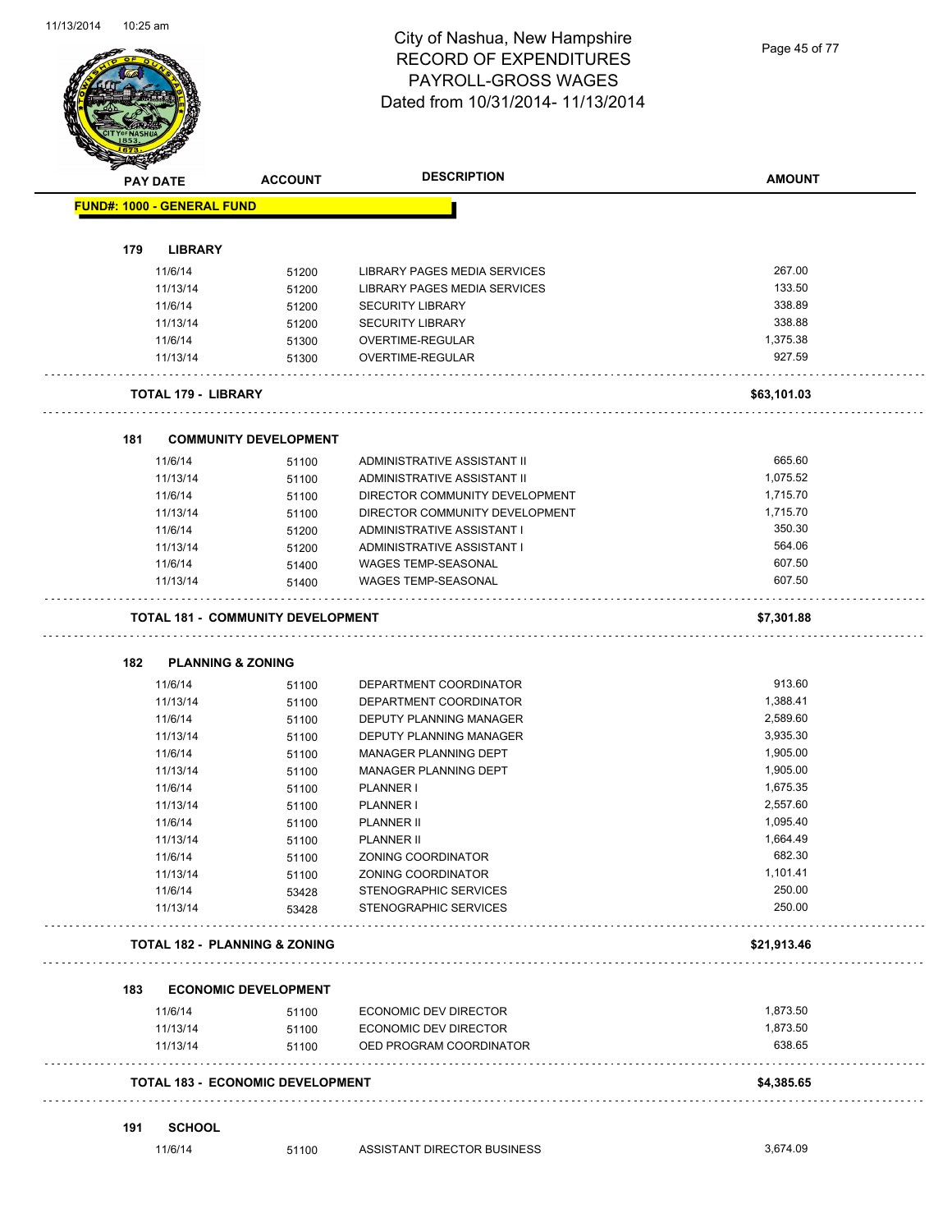# City of Nashua, New Hampshire
## RECORD OF EXPENDITURES
## PAYROLL-GROSS WAGES
## Dated from 10/31/2014- 11/13/2014

| PAY DATE | ACCOUNT | DESCRIPTION | AMOUNT |
|---|---|---|---|
| **FUND#: 1000 - GENERAL FUND** | | | |
| **179 LIBRARY** | | | |
| 11/6/14 | 51200 | LIBRARY PAGES MEDIA SERVICES | 267.00 |
| 11/13/14 | 51200 | LIBRARY PAGES MEDIA SERVICES | 133.50 |
| 11/6/14 | 51200 | SECURITY LIBRARY | 338.89 |
| 11/13/14 | 51200 | SECURITY LIBRARY | 338.88 |
| 11/6/14 | 51300 | OVERTIME-REGULAR | 1,375.38 |
| 11/13/14 | 51300 | OVERTIME-REGULAR | 927.59 |
| **TOTAL 179 - LIBRARY** | | | **$63,101.03** |
| **181 COMMUNITY DEVELOPMENT** | | | |
| 11/6/14 | 51100 | ADMINISTRATIVE ASSISTANT II | 665.60 |
| 11/13/14 | 51100 | ADMINISTRATIVE ASSISTANT II | 1,075.52 |
| 11/6/14 | 51100 | DIRECTOR COMMUNITY DEVELOPMENT | 1,715.70 |
| 11/13/14 | 51100 | DIRECTOR COMMUNITY DEVELOPMENT | 1,715.70 |
| 11/6/14 | 51200 | ADMINISTRATIVE ASSISTANT I | 350.30 |
| 11/13/14 | 51200 | ADMINISTRATIVE ASSISTANT I | 564.06 |
| 11/6/14 | 51400 | WAGES TEMP-SEASONAL | 607.50 |
| 11/13/14 | 51400 | WAGES TEMP-SEASONAL | 607.50 |
| **TOTAL 181 - COMMUNITY DEVELOPMENT** | | | **$7,301.88** |
| **182 PLANNING & ZONING** | | | |
| 11/6/14 | 51100 | DEPARTMENT COORDINATOR | 913.60 |
| 11/13/14 | 51100 | DEPARTMENT COORDINATOR | 1,388.41 |
| 11/6/14 | 51100 | DEPUTY PLANNING MANAGER | 2,589.60 |
| 11/13/14 | 51100 | DEPUTY PLANNING MANAGER | 3,935.30 |
| 11/6/14 | 51100 | MANAGER PLANNING DEPT | 1,905.00 |
| 11/13/14 | 51100 | MANAGER PLANNING DEPT | 1,905.00 |
| 11/6/14 | 51100 | PLANNER I | 1,675.35 |
| 11/13/14 | 51100 | PLANNER I | 2,557.60 |
| 11/6/14 | 51100 | PLANNER II | 1,095.40 |
| 11/13/14 | 51100 | PLANNER II | 1,664.49 |
| 11/6/14 | 51100 | ZONING COORDINATOR | 682.30 |
| 11/13/14 | 51100 | ZONING COORDINATOR | 1,101.41 |
| 11/6/14 | 53428 | STENOGRAPHIC SERVICES | 250.00 |
| 11/13/14 | 53428 | STENOGRAPHIC SERVICES | 250.00 |
| **TOTAL 182 - PLANNING & ZONING** | | | **$21,913.46** |
| **183 ECONOMIC DEVELOPMENT** | | | |
| 11/6/14 | 51100 | ECONOMIC DEV DIRECTOR | 1,873.50 |
| 11/13/14 | 51100 | ECONOMIC DEV DIRECTOR | 1,873.50 |
| 11/13/14 | 51100 | OED PROGRAM COORDINATOR | 638.65 |
| **TOTAL 183 - ECONOMIC DEVELOPMENT** | | | **$4,385.65** |
| **191 SCHOOL** | | | |
| 11/6/14 | 51100 | ASSISTANT DIRECTOR BUSINESS | 3,674.09 |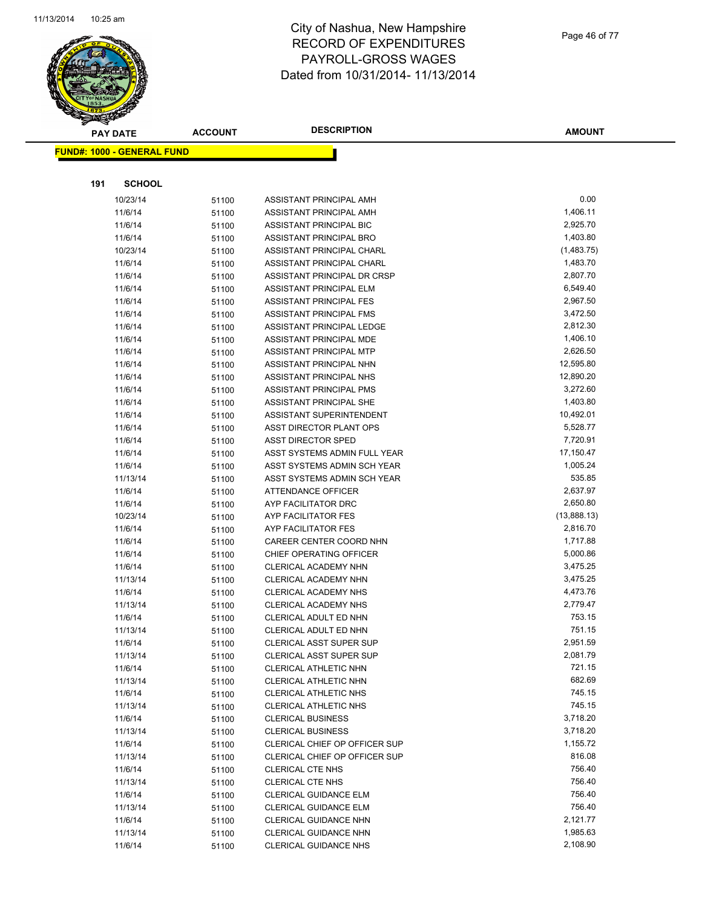# City of Nashua, New Hampshire
# RECORD OF EXPENDITURES
# PAYROLL-GROSS WAGES
# Dated from 10/31/2014- 11/13/2014

**FUND#: 1000 - GENERAL FUND**

**191 SCHOOL**

| PAY DATE | ACCOUNT | DESCRIPTION | AMOUNT |
|---|---|---|---|
| 10/23/14 | 51100 | ASSISTANT PRINCIPAL AMH | 0.00 |
| 11/6/14 | 51100 | ASSISTANT PRINCIPAL AMH | 1,406.11 |
| 11/6/14 | 51100 | ASSISTANT PRINCIPAL BIC | 2,925.70 |
| 11/6/14 | 51100 | ASSISTANT PRINCIPAL BRO | 1,403.80 |
| 10/23/14 | 51100 | ASSISTANT PRINCIPAL CHARL | (1,483.75) |
| 11/6/14 | 51100 | ASSISTANT PRINCIPAL CHARL | 1,483.70 |
| 11/6/14 | 51100 | ASSISTANT PRINCIPAL DR CRSP | 2,807.70 |
| 11/6/14 | 51100 | ASSISTANT PRINCIPAL ELM | 6,549.40 |
| 11/6/14 | 51100 | ASSISTANT PRINCIPAL FES | 2,967.50 |
| 11/6/14 | 51100 | ASSISTANT PRINCIPAL FMS | 3,472.50 |
| 11/6/14 | 51100 | ASSISTANT PRINCIPAL LEDGE | 2,812.30 |
| 11/6/14 | 51100 | ASSISTANT PRINCIPAL MDE | 1,406.10 |
| 11/6/14 | 51100 | ASSISTANT PRINCIPAL MTP | 2,626.50 |
| 11/6/14 | 51100 | ASSISTANT PRINCIPAL NHN | 12,595.80 |
| 11/6/14 | 51100 | ASSISTANT PRINCIPAL NHS | 12,890.20 |
| 11/6/14 | 51100 | ASSISTANT PRINCIPAL PMS | 3,272.60 |
| 11/6/14 | 51100 | ASSISTANT PRINCIPAL SHE | 1,403.80 |
| 11/6/14 | 51100 | ASSISTANT SUPERINTENDENT | 10,492.01 |
| 11/6/14 | 51100 | ASST DIRECTOR PLANT OPS | 5,528.77 |
| 11/6/14 | 51100 | ASST DIRECTOR SPED | 7,720.91 |
| 11/6/14 | 51100 | ASST SYSTEMS ADMIN FULL YEAR | 17,150.47 |
| 11/6/14 | 51100 | ASST SYSTEMS ADMIN SCH YEAR | 1,005.24 |
| 11/13/14 | 51100 | ASST SYSTEMS ADMIN SCH YEAR | 535.85 |
| 11/6/14 | 51100 | ATTENDANCE OFFICER | 2,637.97 |
| 11/6/14 | 51100 | AYP FACILITATOR DRC | 2,650.80 |
| 10/23/14 | 51100 | AYP FACILITATOR FES | (13,888.13) |
| 11/6/14 | 51100 | AYP FACILITATOR FES | 2,816.70 |
| 11/6/14 | 51100 | CAREER CENTER COORD NHN | 1,717.88 |
| 11/6/14 | 51100 | CHIEF OPERATING OFFICER | 5,000.86 |
| 11/6/14 | 51100 | CLERICAL ACADEMY NHN | 3,475.25 |
| 11/13/14 | 51100 | CLERICAL ACADEMY NHN | 3,475.25 |
| 11/6/14 | 51100 | CLERICAL ACADEMY NHS | 4,473.76 |
| 11/13/14 | 51100 | CLERICAL ACADEMY NHS | 2,779.47 |
| 11/6/14 | 51100 | CLERICAL ADULT ED NHN | 753.15 |
| 11/13/14 | 51100 | CLERICAL ADULT ED NHN | 751.15 |
| 11/6/14 | 51100 | CLERICAL ASST SUPER SUP | 2,951.59 |
| 11/13/14 | 51100 | CLERICAL ASST SUPER SUP | 2,081.79 |
| 11/6/14 | 51100 | CLERICAL ATHLETIC NHN | 721.15 |
| 11/13/14 | 51100 | CLERICAL ATHLETIC NHN | 682.69 |
| 11/6/14 | 51100 | CLERICAL ATHLETIC NHS | 745.15 |
| 11/13/14 | 51100 | CLERICAL ATHLETIC NHS | 745.15 |
| 11/6/14 | 51100 | CLERICAL BUSINESS | 3,718.20 |
| 11/13/14 | 51100 | CLERICAL BUSINESS | 3,718.20 |
| 11/6/14 | 51100 | CLERICAL CHIEF OP OFFICER SUP | 1,155.72 |
| 11/13/14 | 51100 | CLERICAL CHIEF OP OFFICER SUP | 816.08 |
| 11/6/14 | 51100 | CLERICAL CTE NHS | 756.40 |
| 11/13/14 | 51100 | CLERICAL CTE NHS | 756.40 |
| 11/6/14 | 51100 | CLERICAL GUIDANCE ELM | 756.40 |
| 11/13/14 | 51100 | CLERICAL GUIDANCE ELM | 756.40 |
| 11/6/14 | 51100 | CLERICAL GUIDANCE NHN | 2,121.77 |
| 11/13/14 | 51100 | CLERICAL GUIDANCE NHN | 1,985.63 |
| 11/6/14 | 51100 | CLERICAL GUIDANCE NHS | 2,108.90 |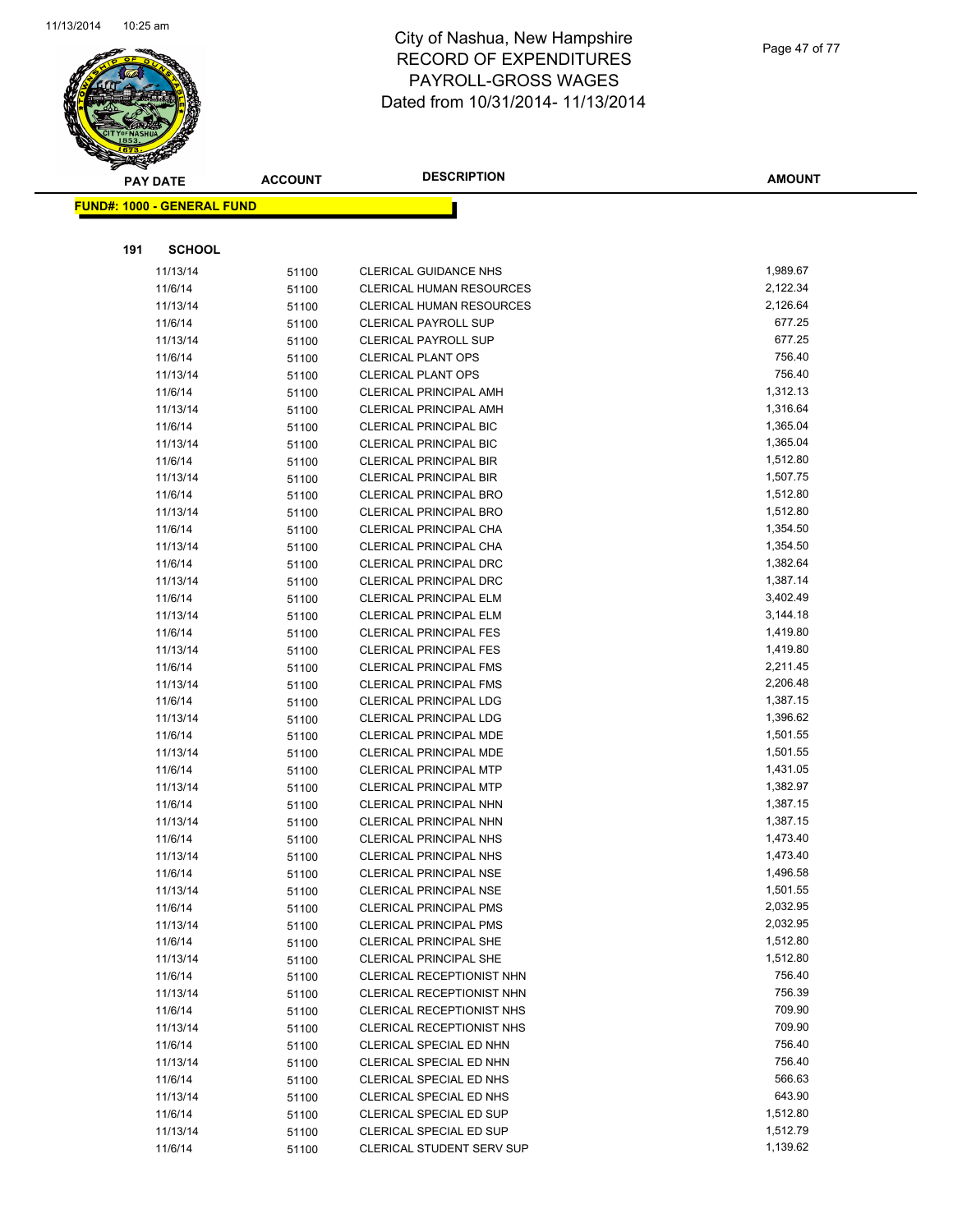# City of Nashua, New Hampshire
## RECORD OF EXPENDITURES
## PAYROLL-GROSS WAGES
## Dated from 10/31/2014- 11/13/2014

**FUND#: 1000 - GENERAL FUND**

**191 SCHOOL**

| PAY DATE | ACCOUNT | DESCRIPTION | AMOUNT |
|---|---|---|---|
| 11/13/14 | 51100 | CLERICAL GUIDANCE NHS | 1,989.67 |
| 11/6/14 | 51100 | CLERICAL HUMAN RESOURCES | 2,122.34 |
| 11/13/14 | 51100 | CLERICAL HUMAN RESOURCES | 2,126.64 |
| 11/6/14 | 51100 | CLERICAL PAYROLL SUP | 677.25 |
| 11/13/14 | 51100 | CLERICAL PAYROLL SUP | 677.25 |
| 11/6/14 | 51100 | CLERICAL PLANT OPS | 756.40 |
| 11/13/14 | 51100 | CLERICAL PLANT OPS | 756.40 |
| 11/6/14 | 51100 | CLERICAL PRINCIPAL AMH | 1,312.13 |
| 11/13/14 | 51100 | CLERICAL PRINCIPAL AMH | 1,316.64 |
| 11/6/14 | 51100 | CLERICAL PRINCIPAL BIC | 1,365.04 |
| 11/13/14 | 51100 | CLERICAL PRINCIPAL BIC | 1,365.04 |
| 11/6/14 | 51100 | CLERICAL PRINCIPAL BIR | 1,512.80 |
| 11/13/14 | 51100 | CLERICAL PRINCIPAL BIR | 1,507.75 |
| 11/6/14 | 51100 | CLERICAL PRINCIPAL BRO | 1,512.80 |
| 11/13/14 | 51100 | CLERICAL PRINCIPAL BRO | 1,512.80 |
| 11/6/14 | 51100 | CLERICAL PRINCIPAL CHA | 1,354.50 |
| 11/13/14 | 51100 | CLERICAL PRINCIPAL CHA | 1,354.50 |
| 11/6/14 | 51100 | CLERICAL PRINCIPAL DRC | 1,382.64 |
| 11/13/14 | 51100 | CLERICAL PRINCIPAL DRC | 1,387.14 |
| 11/6/14 | 51100 | CLERICAL PRINCIPAL ELM | 3,402.49 |
| 11/13/14 | 51100 | CLERICAL PRINCIPAL ELM | 3,144.18 |
| 11/6/14 | 51100 | CLERICAL PRINCIPAL FES | 1,419.80 |
| 11/13/14 | 51100 | CLERICAL PRINCIPAL FES | 1,419.80 |
| 11/6/14 | 51100 | CLERICAL PRINCIPAL FMS | 2,211.45 |
| 11/13/14 | 51100 | CLERICAL PRINCIPAL FMS | 2,206.48 |
| 11/6/14 | 51100 | CLERICAL PRINCIPAL LDG | 1,387.15 |
| 11/13/14 | 51100 | CLERICAL PRINCIPAL LDG | 1,396.62 |
| 11/6/14 | 51100 | CLERICAL PRINCIPAL MDE | 1,501.55 |
| 11/13/14 | 51100 | CLERICAL PRINCIPAL MDE | 1,501.55 |
| 11/6/14 | 51100 | CLERICAL PRINCIPAL MTP | 1,431.05 |
| 11/13/14 | 51100 | CLERICAL PRINCIPAL MTP | 1,382.97 |
| 11/6/14 | 51100 | CLERICAL PRINCIPAL NHN | 1,387.15 |
| 11/13/14 | 51100 | CLERICAL PRINCIPAL NHN | 1,387.15 |
| 11/6/14 | 51100 | CLERICAL PRINCIPAL NHS | 1,473.40 |
| 11/13/14 | 51100 | CLERICAL PRINCIPAL NHS | 1,473.40 |
| 11/6/14 | 51100 | CLERICAL PRINCIPAL NSE | 1,496.58 |
| 11/13/14 | 51100 | CLERICAL PRINCIPAL NSE | 1,501.55 |
| 11/6/14 | 51100 | CLERICAL PRINCIPAL PMS | 2,032.95 |
| 11/13/14 | 51100 | CLERICAL PRINCIPAL PMS | 2,032.95 |
| 11/6/14 | 51100 | CLERICAL PRINCIPAL SHE | 1,512.80 |
| 11/13/14 | 51100 | CLERICAL PRINCIPAL SHE | 1,512.80 |
| 11/6/14 | 51100 | CLERICAL RECEPTIONIST NHN | 756.40 |
| 11/13/14 | 51100 | CLERICAL RECEPTIONIST NHN | 756.39 |
| 11/6/14 | 51100 | CLERICAL RECEPTIONIST NHS | 709.90 |
| 11/13/14 | 51100 | CLERICAL RECEPTIONIST NHS | 709.90 |
| 11/6/14 | 51100 | CLERICAL SPECIAL ED NHN | 756.40 |
| 11/13/14 | 51100 | CLERICAL SPECIAL ED NHN | 756.40 |
| 11/6/14 | 51100 | CLERICAL SPECIAL ED NHS | 566.63 |
| 11/13/14 | 51100 | CLERICAL SPECIAL ED NHS | 643.90 |
| 11/6/14 | 51100 | CLERICAL SPECIAL ED SUP | 1,512.80 |
| 11/13/14 | 51100 | CLERICAL SPECIAL ED SUP | 1,512.79 |
| 11/6/14 | 51100 | CLERICAL STUDENT SERV SUP | 1,139.62 |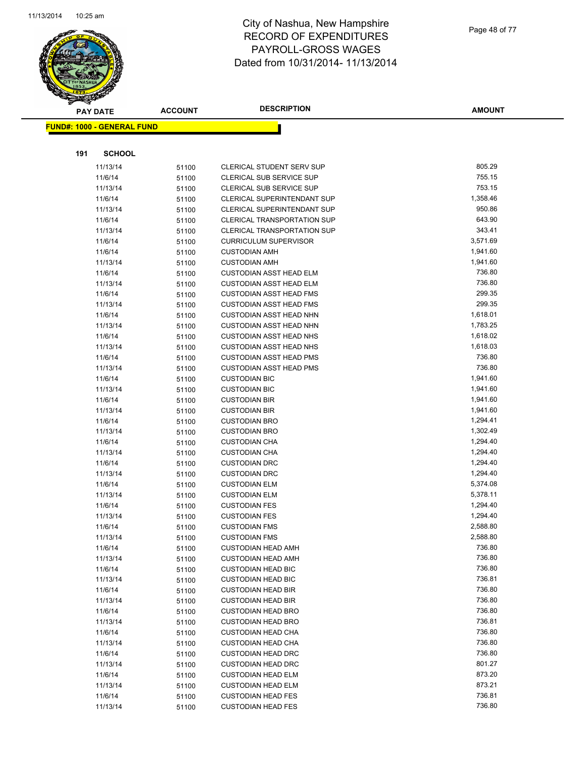# City of Nashua, New Hampshire
## RECORD OF EXPENDITURES
## PAYROLL-GROSS WAGES
## Dated from 10/31/2014- 11/13/2014

**FUND#: 1000 - GENERAL FUND**

**191 SCHOOL**

| PAY DATE | ACCOUNT | DESCRIPTION | AMOUNT |
|---|---|---|---|
| 11/13/14 | 51100 | CLERICAL STUDENT SERV SUP | 805.29 |
| 11/6/14 | 51100 | CLERICAL SUB SERVICE SUP | 755.15 |
| 11/13/14 | 51100 | CLERICAL SUB SERVICE SUP | 753.15 |
| 11/6/14 | 51100 | CLERICAL SUPERINTENDANT SUP | 1,358.46 |
| 11/13/14 | 51100 | CLERICAL SUPERINTENDANT SUP | 950.86 |
| 11/6/14 | 51100 | CLERICAL TRANSPORTATION SUP | 643.90 |
| 11/13/14 | 51100 | CLERICAL TRANSPORTATION SUP | 343.41 |
| 11/6/14 | 51100 | CURRICULUM SUPERVISOR | 3,571.69 |
| 11/6/14 | 51100 | CUSTODIAN AMH | 1,941.60 |
| 11/13/14 | 51100 | CUSTODIAN AMH | 1,941.60 |
| 11/6/14 | 51100 | CUSTODIAN ASST HEAD ELM | 736.80 |
| 11/13/14 | 51100 | CUSTODIAN ASST HEAD ELM | 736.80 |
| 11/6/14 | 51100 | CUSTODIAN ASST HEAD FMS | 299.35 |
| 11/13/14 | 51100 | CUSTODIAN ASST HEAD FMS | 299.35 |
| 11/6/14 | 51100 | CUSTODIAN ASST HEAD NHN | 1,618.01 |
| 11/13/14 | 51100 | CUSTODIAN ASST HEAD NHN | 1,783.25 |
| 11/6/14 | 51100 | CUSTODIAN ASST HEAD NHS | 1,618.02 |
| 11/13/14 | 51100 | CUSTODIAN ASST HEAD NHS | 1,618.03 |
| 11/6/14 | 51100 | CUSTODIAN ASST HEAD PMS | 736.80 |
| 11/13/14 | 51100 | CUSTODIAN ASST HEAD PMS | 736.80 |
| 11/6/14 | 51100 | CUSTODIAN BIC | 1,941.60 |
| 11/13/14 | 51100 | CUSTODIAN BIC | 1,941.60 |
| 11/6/14 | 51100 | CUSTODIAN BIR | 1,941.60 |
| 11/13/14 | 51100 | CUSTODIAN BIR | 1,941.60 |
| 11/6/14 | 51100 | CUSTODIAN BRO | 1,294.41 |
| 11/13/14 | 51100 | CUSTODIAN BRO | 1,302.49 |
| 11/6/14 | 51100 | CUSTODIAN CHA | 1,294.40 |
| 11/13/14 | 51100 | CUSTODIAN CHA | 1,294.40 |
| 11/6/14 | 51100 | CUSTODIAN DRC | 1,294.40 |
| 11/13/14 | 51100 | CUSTODIAN DRC | 1,294.40 |
| 11/6/14 | 51100 | CUSTODIAN ELM | 5,374.08 |
| 11/13/14 | 51100 | CUSTODIAN ELM | 5,378.11 |
| 11/6/14 | 51100 | CUSTODIAN FES | 1,294.40 |
| 11/13/14 | 51100 | CUSTODIAN FES | 1,294.40 |
| 11/6/14 | 51100 | CUSTODIAN FMS | 2,588.80 |
| 11/13/14 | 51100 | CUSTODIAN FMS | 2,588.80 |
| 11/6/14 | 51100 | CUSTODIAN HEAD AMH | 736.80 |
| 11/13/14 | 51100 | CUSTODIAN HEAD AMH | 736.80 |
| 11/6/14 | 51100 | CUSTODIAN HEAD BIC | 736.80 |
| 11/13/14 | 51100 | CUSTODIAN HEAD BIC | 736.81 |
| 11/6/14 | 51100 | CUSTODIAN HEAD BIR | 736.80 |
| 11/13/14 | 51100 | CUSTODIAN HEAD BIR | 736.80 |
| 11/6/14 | 51100 | CUSTODIAN HEAD BRO | 736.80 |
| 11/13/14 | 51100 | CUSTODIAN HEAD BRO | 736.81 |
| 11/6/14 | 51100 | CUSTODIAN HEAD CHA | 736.80 |
| 11/13/14 | 51100 | CUSTODIAN HEAD CHA | 736.80 |
| 11/6/14 | 51100 | CUSTODIAN HEAD DRC | 736.80 |
| 11/13/14 | 51100 | CUSTODIAN HEAD DRC | 801.27 |
| 11/6/14 | 51100 | CUSTODIAN HEAD ELM | 873.20 |
| 11/13/14 | 51100 | CUSTODIAN HEAD ELM | 873.21 |
| 11/6/14 | 51100 | CUSTODIAN HEAD FES | 736.81 |
| 11/13/14 | 51100 | CUSTODIAN HEAD FES | 736.80 |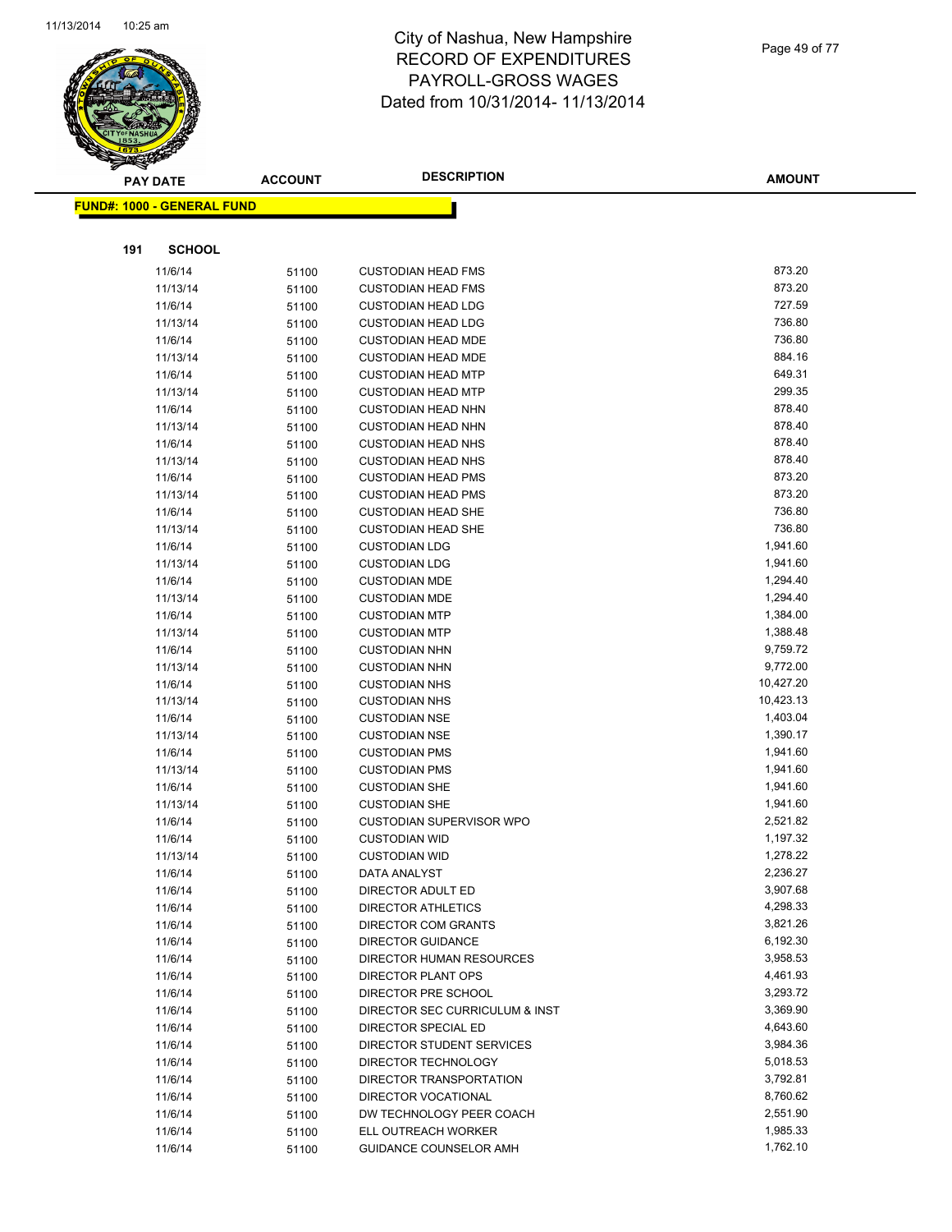# City of Nashua, New Hampshire
## RECORD OF EXPENDITURES
## PAYROLL-GROSS WAGES
## Dated from 10/31/2014- 11/13/2014

**FUND#: 1000 - GENERAL FUND**

**191 SCHOOL**

| PAY DATE | ACCOUNT | DESCRIPTION | AMOUNT |
|---|---|---|---|
| 11/6/14 | 51100 | CUSTODIAN HEAD FMS | 873.20 |
| 11/13/14 | 51100 | CUSTODIAN HEAD FMS | 873.20 |
| 11/6/14 | 51100 | CUSTODIAN HEAD LDG | 727.59 |
| 11/13/14 | 51100 | CUSTODIAN HEAD LDG | 736.80 |
| 11/6/14 | 51100 | CUSTODIAN HEAD MDE | 736.80 |
| 11/13/14 | 51100 | CUSTODIAN HEAD MDE | 884.16 |
| 11/6/14 | 51100 | CUSTODIAN HEAD MTP | 649.31 |
| 11/13/14 | 51100 | CUSTODIAN HEAD MTP | 299.35 |
| 11/6/14 | 51100 | CUSTODIAN HEAD NHN | 878.40 |
| 11/13/14 | 51100 | CUSTODIAN HEAD NHN | 878.40 |
| 11/6/14 | 51100 | CUSTODIAN HEAD NHS | 878.40 |
| 11/13/14 | 51100 | CUSTODIAN HEAD NHS | 878.40 |
| 11/6/14 | 51100 | CUSTODIAN HEAD PMS | 873.20 |
| 11/13/14 | 51100 | CUSTODIAN HEAD PMS | 873.20 |
| 11/6/14 | 51100 | CUSTODIAN HEAD SHE | 736.80 |
| 11/13/14 | 51100 | CUSTODIAN HEAD SHE | 736.80 |
| 11/6/14 | 51100 | CUSTODIAN LDG | 1,941.60 |
| 11/13/14 | 51100 | CUSTODIAN LDG | 1,941.60 |
| 11/6/14 | 51100 | CUSTODIAN MDE | 1,294.40 |
| 11/13/14 | 51100 | CUSTODIAN MDE | 1,294.40 |
| 11/6/14 | 51100 | CUSTODIAN MTP | 1,384.00 |
| 11/13/14 | 51100 | CUSTODIAN MTP | 1,388.48 |
| 11/6/14 | 51100 | CUSTODIAN NHN | 9,759.72 |
| 11/13/14 | 51100 | CUSTODIAN NHN | 9,772.00 |
| 11/6/14 | 51100 | CUSTODIAN NHS | 10,427.20 |
| 11/13/14 | 51100 | CUSTODIAN NHS | 10,423.13 |
| 11/6/14 | 51100 | CUSTODIAN NSE | 1,403.04 |
| 11/13/14 | 51100 | CUSTODIAN NSE | 1,390.17 |
| 11/6/14 | 51100 | CUSTODIAN PMS | 1,941.60 |
| 11/13/14 | 51100 | CUSTODIAN PMS | 1,941.60 |
| 11/6/14 | 51100 | CUSTODIAN SHE | 1,941.60 |
| 11/13/14 | 51100 | CUSTODIAN SHE | 1,941.60 |
| 11/6/14 | 51100 | CUSTODIAN SUPERVISOR WPO | 2,521.82 |
| 11/6/14 | 51100 | CUSTODIAN WID | 1,197.32 |
| 11/13/14 | 51100 | CUSTODIAN WID | 1,278.22 |
| 11/6/14 | 51100 | DATA ANALYST | 2,236.27 |
| 11/6/14 | 51100 | DIRECTOR ADULT ED | 3,907.68 |
| 11/6/14 | 51100 | DIRECTOR ATHLETICS | 4,298.33 |
| 11/6/14 | 51100 | DIRECTOR COM GRANTS | 3,821.26 |
| 11/6/14 | 51100 | DIRECTOR GUIDANCE | 6,192.30 |
| 11/6/14 | 51100 | DIRECTOR HUMAN RESOURCES | 3,958.53 |
| 11/6/14 | 51100 | DIRECTOR PLANT OPS | 4,461.93 |
| 11/6/14 | 51100 | DIRECTOR PRE SCHOOL | 3,293.72 |
| 11/6/14 | 51100 | DIRECTOR SEC CURRICULUM & INST | 3,369.90 |
| 11/6/14 | 51100 | DIRECTOR SPECIAL ED | 4,643.60 |
| 11/6/14 | 51100 | DIRECTOR STUDENT SERVICES | 3,984.36 |
| 11/6/14 | 51100 | DIRECTOR TECHNOLOGY | 5,018.53 |
| 11/6/14 | 51100 | DIRECTOR TRANSPORTATION | 3,792.81 |
| 11/6/14 | 51100 | DIRECTOR VOCATIONAL | 8,760.62 |
| 11/6/14 | 51100 | DW TECHNOLOGY PEER COACH | 2,551.90 |
| 11/6/14 | 51100 | ELL OUTREACH WORKER | 1,985.33 |
| 11/6/14 | 51100 | GUIDANCE COUNSELOR AMH | 1,762.10 |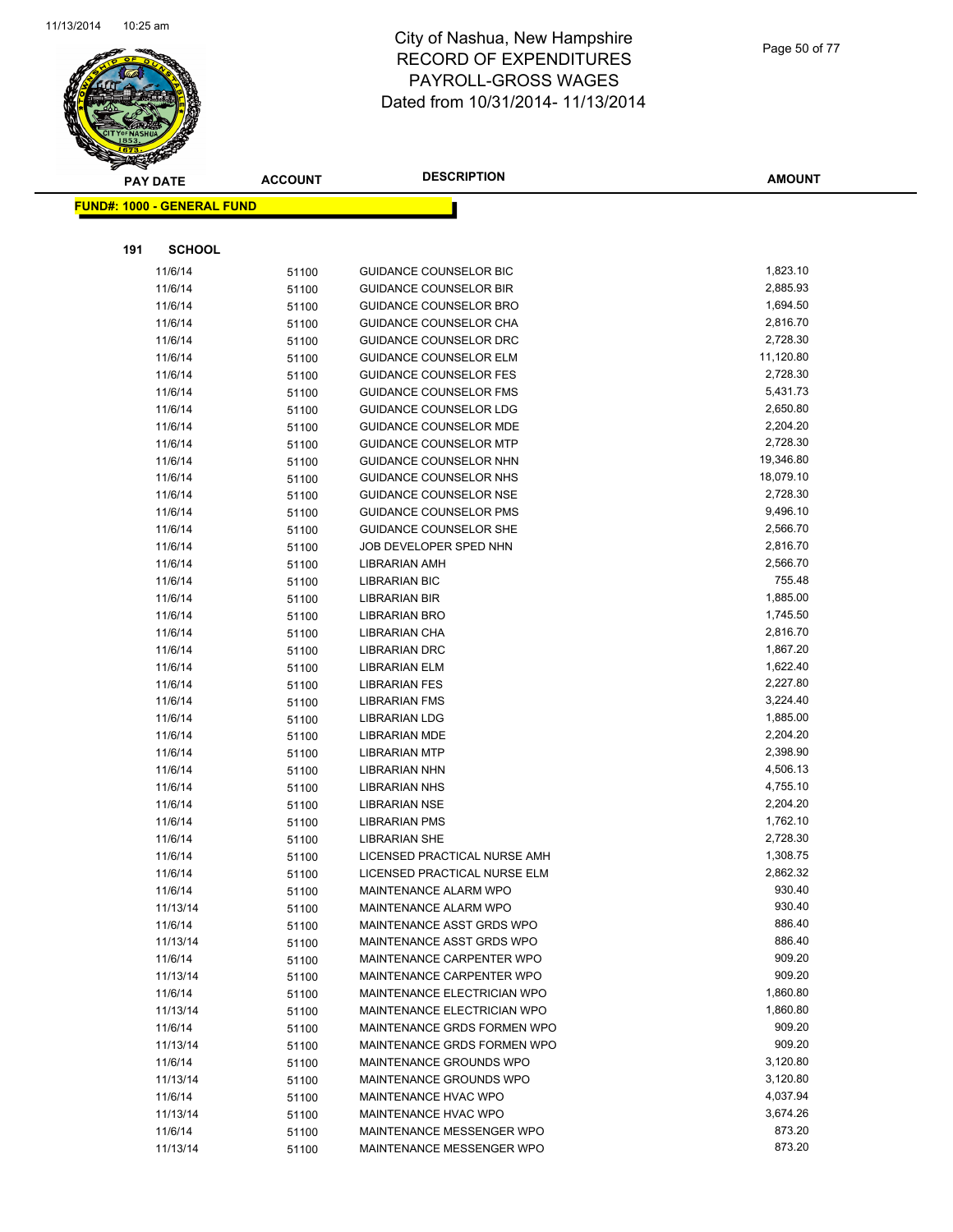# City of Nashua, New Hampshire
## RECORD OF EXPENDITURES
## PAYROLL-GROSS WAGES
## Dated from 10/31/2014- 11/13/2014

**FUND#: 1000 - GENERAL FUND**

**191 SCHOOL**

| PAY DATE | ACCOUNT | DESCRIPTION | AMOUNT |
|---|---|---|---|
| 11/6/14 | 51100 | GUIDANCE COUNSELOR BIC | 1,823.10 |
| 11/6/14 | 51100 | GUIDANCE COUNSELOR BIR | 2,885.93 |
| 11/6/14 | 51100 | GUIDANCE COUNSELOR BRO | 1,694.50 |
| 11/6/14 | 51100 | GUIDANCE COUNSELOR CHA | 2,816.70 |
| 11/6/14 | 51100 | GUIDANCE COUNSELOR DRC | 2,728.30 |
| 11/6/14 | 51100 | GUIDANCE COUNSELOR ELM | 11,120.80 |
| 11/6/14 | 51100 | GUIDANCE COUNSELOR FES | 2,728.30 |
| 11/6/14 | 51100 | GUIDANCE COUNSELOR FMS | 5,431.73 |
| 11/6/14 | 51100 | GUIDANCE COUNSELOR LDG | 2,650.80 |
| 11/6/14 | 51100 | GUIDANCE COUNSELOR MDE | 2,204.20 |
| 11/6/14 | 51100 | GUIDANCE COUNSELOR MTP | 2,728.30 |
| 11/6/14 | 51100 | GUIDANCE COUNSELOR NHN | 19,346.80 |
| 11/6/14 | 51100 | GUIDANCE COUNSELOR NHS | 18,079.10 |
| 11/6/14 | 51100 | GUIDANCE COUNSELOR NSE | 2,728.30 |
| 11/6/14 | 51100 | GUIDANCE COUNSELOR PMS | 9,496.10 |
| 11/6/14 | 51100 | GUIDANCE COUNSELOR SHE | 2,566.70 |
| 11/6/14 | 51100 | JOB DEVELOPER SPED NHN | 2,816.70 |
| 11/6/14 | 51100 | LIBRARIAN AMH | 2,566.70 |
| 11/6/14 | 51100 | LIBRARIAN BIC | 755.48 |
| 11/6/14 | 51100 | LIBRARIAN BIR | 1,885.00 |
| 11/6/14 | 51100 | LIBRARIAN BRO | 1,745.50 |
| 11/6/14 | 51100 | LIBRARIAN CHA | 2,816.70 |
| 11/6/14 | 51100 | LIBRARIAN DRC | 1,867.20 |
| 11/6/14 | 51100 | LIBRARIAN ELM | 1,622.40 |
| 11/6/14 | 51100 | LIBRARIAN FES | 2,227.80 |
| 11/6/14 | 51100 | LIBRARIAN FMS | 3,224.40 |
| 11/6/14 | 51100 | LIBRARIAN LDG | 1,885.00 |
| 11/6/14 | 51100 | LIBRARIAN MDE | 2,204.20 |
| 11/6/14 | 51100 | LIBRARIAN MTP | 2,398.90 |
| 11/6/14 | 51100 | LIBRARIAN NHN | 4,506.13 |
| 11/6/14 | 51100 | LIBRARIAN NHS | 4,755.10 |
| 11/6/14 | 51100 | LIBRARIAN NSE | 2,204.20 |
| 11/6/14 | 51100 | LIBRARIAN PMS | 1,762.10 |
| 11/6/14 | 51100 | LIBRARIAN SHE | 2,728.30 |
| 11/6/14 | 51100 | LICENSED PRACTICAL NURSE AMH | 1,308.75 |
| 11/6/14 | 51100 | LICENSED PRACTICAL NURSE ELM | 2,862.32 |
| 11/6/14 | 51100 | MAINTENANCE ALARM WPO | 930.40 |
| 11/13/14 | 51100 | MAINTENANCE ALARM WPO | 930.40 |
| 11/6/14 | 51100 | MAINTENANCE ASST GRDS WPO | 886.40 |
| 11/13/14 | 51100 | MAINTENANCE ASST GRDS WPO | 886.40 |
| 11/6/14 | 51100 | MAINTENANCE CARPENTER WPO | 909.20 |
| 11/13/14 | 51100 | MAINTENANCE CARPENTER WPO | 909.20 |
| 11/6/14 | 51100 | MAINTENANCE ELECTRICIAN WPO | 1,860.80 |
| 11/13/14 | 51100 | MAINTENANCE ELECTRICIAN WPO | 1,860.80 |
| 11/6/14 | 51100 | MAINTENANCE GRDS FORMEN WPO | 909.20 |
| 11/13/14 | 51100 | MAINTENANCE GRDS FORMEN WPO | 909.20 |
| 11/6/14 | 51100 | MAINTENANCE GROUNDS WPO | 3,120.80 |
| 11/13/14 | 51100 | MAINTENANCE GROUNDS WPO | 3,120.80 |
| 11/6/14 | 51100 | MAINTENANCE HVAC WPO | 4,037.94 |
| 11/13/14 | 51100 | MAINTENANCE HVAC WPO | 3,674.26 |
| 11/6/14 | 51100 | MAINTENANCE MESSENGER WPO | 873.20 |
| 11/13/14 | 51100 | MAINTENANCE MESSENGER WPO | 873.20 |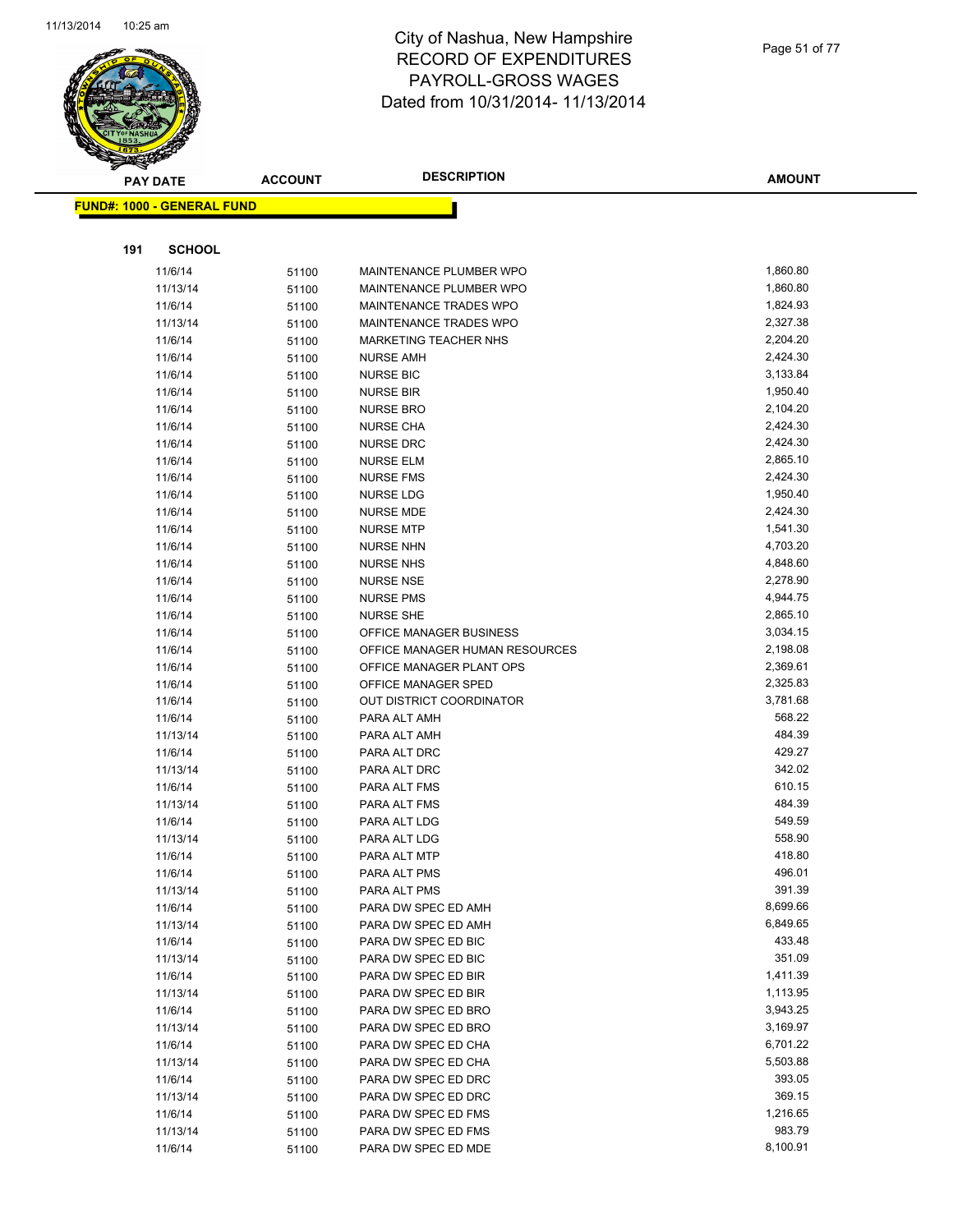# City of Nashua, New Hampshire
# RECORD OF EXPENDITURES
# PAYROLL-GROSS WAGES
# Dated from 10/31/2014- 11/13/2014

**FUND#: 1000 - GENERAL FUND**

**191 SCHOOL**

| PAY DATE | ACCOUNT | DESCRIPTION | AMOUNT |
|---|---|---|---|
| 11/6/14 | 51100 | MAINTENANCE PLUMBER WPO | 1,860.80 |
| 11/13/14 | 51100 | MAINTENANCE PLUMBER WPO | 1,860.80 |
| 11/6/14 | 51100 | MAINTENANCE TRADES WPO | 1,824.93 |
| 11/13/14 | 51100 | MAINTENANCE TRADES WPO | 2,327.38 |
| 11/6/14 | 51100 | MARKETING TEACHER NHS | 2,204.20 |
| 11/6/14 | 51100 | NURSE AMH | 2,424.30 |
| 11/6/14 | 51100 | NURSE BIC | 3,133.84 |
| 11/6/14 | 51100 | NURSE BIR | 1,950.40 |
| 11/6/14 | 51100 | NURSE BRO | 2,104.20 |
| 11/6/14 | 51100 | NURSE CHA | 2,424.30 |
| 11/6/14 | 51100 | NURSE DRC | 2,424.30 |
| 11/6/14 | 51100 | NURSE ELM | 2,865.10 |
| 11/6/14 | 51100 | NURSE FMS | 2,424.30 |
| 11/6/14 | 51100 | NURSE LDG | 1,950.40 |
| 11/6/14 | 51100 | NURSE MDE | 2,424.30 |
| 11/6/14 | 51100 | NURSE MTP | 1,541.30 |
| 11/6/14 | 51100 | NURSE NHN | 4,703.20 |
| 11/6/14 | 51100 | NURSE NHS | 4,848.60 |
| 11/6/14 | 51100 | NURSE NSE | 2,278.90 |
| 11/6/14 | 51100 | NURSE PMS | 4,944.75 |
| 11/6/14 | 51100 | NURSE SHE | 2,865.10 |
| 11/6/14 | 51100 | OFFICE MANAGER BUSINESS | 3,034.15 |
| 11/6/14 | 51100 | OFFICE MANAGER HUMAN RESOURCES | 2,198.08 |
| 11/6/14 | 51100 | OFFICE MANAGER PLANT OPS | 2,369.61 |
| 11/6/14 | 51100 | OFFICE MANAGER SPED | 2,325.83 |
| 11/6/14 | 51100 | OUT DISTRICT COORDINATOR | 3,781.68 |
| 11/6/14 | 51100 | PARA ALT AMH | 568.22 |
| 11/13/14 | 51100 | PARA ALT AMH | 484.39 |
| 11/6/14 | 51100 | PARA ALT DRC | 429.27 |
| 11/13/14 | 51100 | PARA ALT DRC | 342.02 |
| 11/6/14 | 51100 | PARA ALT FMS | 610.15 |
| 11/13/14 | 51100 | PARA ALT FMS | 484.39 |
| 11/6/14 | 51100 | PARA ALT LDG | 549.59 |
| 11/13/14 | 51100 | PARA ALT LDG | 558.90 |
| 11/6/14 | 51100 | PARA ALT MTP | 418.80 |
| 11/6/14 | 51100 | PARA ALT PMS | 496.01 |
| 11/13/14 | 51100 | PARA ALT PMS | 391.39 |
| 11/6/14 | 51100 | PARA DW SPEC ED AMH | 8,699.66 |
| 11/13/14 | 51100 | PARA DW SPEC ED AMH | 6,849.65 |
| 11/6/14 | 51100 | PARA DW SPEC ED BIC | 433.48 |
| 11/13/14 | 51100 | PARA DW SPEC ED BIC | 351.09 |
| 11/6/14 | 51100 | PARA DW SPEC ED BIR | 1,411.39 |
| 11/13/14 | 51100 | PARA DW SPEC ED BIR | 1,113.95 |
| 11/6/14 | 51100 | PARA DW SPEC ED BRO | 3,943.25 |
| 11/13/14 | 51100 | PARA DW SPEC ED BRO | 3,169.97 |
| 11/6/14 | 51100 | PARA DW SPEC ED CHA | 6,701.22 |
| 11/13/14 | 51100 | PARA DW SPEC ED CHA | 5,503.88 |
| 11/6/14 | 51100 | PARA DW SPEC ED DRC | 393.05 |
| 11/13/14 | 51100 | PARA DW SPEC ED DRC | 369.15 |
| 11/6/14 | 51100 | PARA DW SPEC ED FMS | 1,216.65 |
| 11/13/14 | 51100 | PARA DW SPEC ED FMS | 983.79 |
| 11/6/14 | 51100 | PARA DW SPEC ED MDE | 8,100.91 |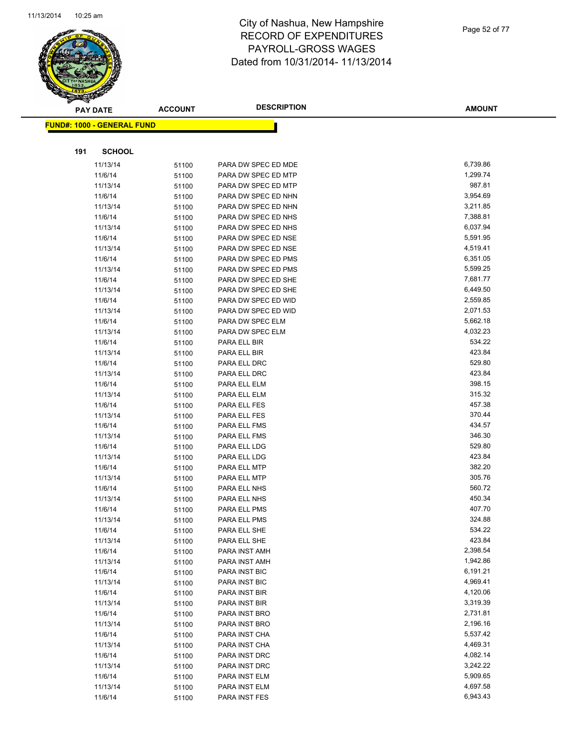# City of Nashua, New Hampshire
## RECORD OF EXPENDITURES
## PAYROLL-GROSS WAGES
## Dated from 10/31/2014- 11/13/2014

| PAY DATE | ACCOUNT | DESCRIPTION | AMOUNT |
|---|---|---|---|

**FUND#: 1000 - GENERAL FUND**

**191 SCHOOL**

| PAY DATE | ACCOUNT | DESCRIPTION | AMOUNT |
|---|---|---|---|
| 11/13/14 | 51100 | PARA DW SPEC ED MDE | 6,739.86 |
| 11/6/14 | 51100 | PARA DW SPEC ED MTP | 1,299.74 |
| 11/13/14 | 51100 | PARA DW SPEC ED MTP | 987.81 |
| 11/6/14 | 51100 | PARA DW SPEC ED NHN | 3,954.69 |
| 11/13/14 | 51100 | PARA DW SPEC ED NHN | 3,211.85 |
| 11/6/14 | 51100 | PARA DW SPEC ED NHS | 7,388.81 |
| 11/13/14 | 51100 | PARA DW SPEC ED NHS | 6,037.94 |
| 11/6/14 | 51100 | PARA DW SPEC ED NSE | 5,591.95 |
| 11/13/14 | 51100 | PARA DW SPEC ED NSE | 4,519.41 |
| 11/6/14 | 51100 | PARA DW SPEC ED PMS | 6,351.05 |
| 11/13/14 | 51100 | PARA DW SPEC ED PMS | 5,599.25 |
| 11/6/14 | 51100 | PARA DW SPEC ED SHE | 7,681.77 |
| 11/13/14 | 51100 | PARA DW SPEC ED SHE | 6,449.50 |
| 11/6/14 | 51100 | PARA DW SPEC ED WID | 2,559.85 |
| 11/13/14 | 51100 | PARA DW SPEC ED WID | 2,071.53 |
| 11/6/14 | 51100 | PARA DW SPEC ELM | 5,662.18 |
| 11/13/14 | 51100 | PARA DW SPEC ELM | 4,032.23 |
| 11/6/14 | 51100 | PARA ELL BIR | 534.22 |
| 11/13/14 | 51100 | PARA ELL BIR | 423.84 |
| 11/6/14 | 51100 | PARA ELL DRC | 529.80 |
| 11/13/14 | 51100 | PARA ELL DRC | 423.84 |
| 11/6/14 | 51100 | PARA ELL ELM | 398.15 |
| 11/13/14 | 51100 | PARA ELL ELM | 315.32 |
| 11/6/14 | 51100 | PARA ELL FES | 457.38 |
| 11/13/14 | 51100 | PARA ELL FES | 370.44 |
| 11/6/14 | 51100 | PARA ELL FMS | 434.57 |
| 11/13/14 | 51100 | PARA ELL FMS | 346.30 |
| 11/6/14 | 51100 | PARA ELL LDG | 529.80 |
| 11/13/14 | 51100 | PARA ELL LDG | 423.84 |
| 11/6/14 | 51100 | PARA ELL MTP | 382.20 |
| 11/13/14 | 51100 | PARA ELL MTP | 305.76 |
| 11/6/14 | 51100 | PARA ELL NHS | 560.72 |
| 11/13/14 | 51100 | PARA ELL NHS | 450.34 |
| 11/6/14 | 51100 | PARA ELL PMS | 407.70 |
| 11/13/14 | 51100 | PARA ELL PMS | 324.88 |
| 11/6/14 | 51100 | PARA ELL SHE | 534.22 |
| 11/13/14 | 51100 | PARA ELL SHE | 423.84 |
| 11/6/14 | 51100 | PARA INST AMH | 2,398.54 |
| 11/13/14 | 51100 | PARA INST AMH | 1,942.86 |
| 11/6/14 | 51100 | PARA INST BIC | 6,191.21 |
| 11/13/14 | 51100 | PARA INST BIC | 4,969.41 |
| 11/6/14 | 51100 | PARA INST BIR | 4,120.06 |
| 11/13/14 | 51100 | PARA INST BIR | 3,319.39 |
| 11/6/14 | 51100 | PARA INST BRO | 2,731.81 |
| 11/13/14 | 51100 | PARA INST BRO | 2,196.16 |
| 11/6/14 | 51100 | PARA INST CHA | 5,537.42 |
| 11/13/14 | 51100 | PARA INST CHA | 4,469.31 |
| 11/6/14 | 51100 | PARA INST DRC | 4,082.14 |
| 11/13/14 | 51100 | PARA INST DRC | 3,242.22 |
| 11/6/14 | 51100 | PARA INST ELM | 5,909.65 |
| 11/13/14 | 51100 | PARA INST ELM | 4,697.58 |
| 11/6/14 | 51100 | PARA INST FES | 6,943.43 |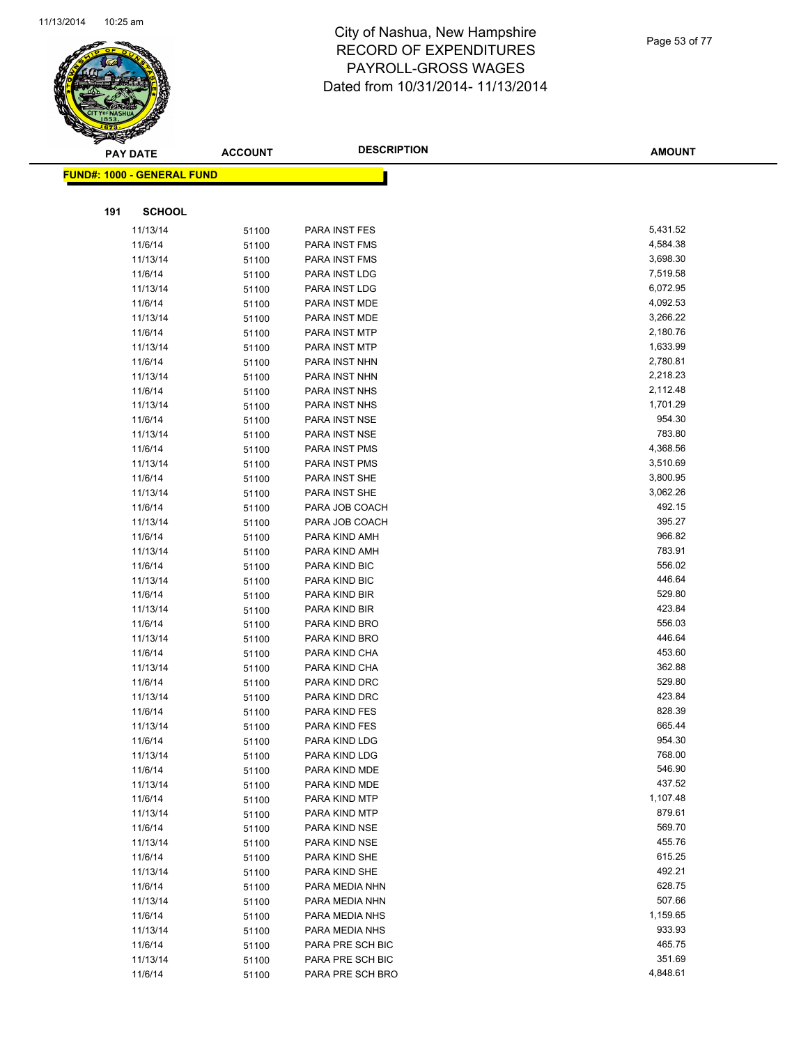# City of Nashua, New Hampshire
## RECORD OF EXPENDITURES
## PAYROLL-GROSS WAGES
### Dated from 10/31/2014- 11/13/2014

**FUND#: 1000 - GENERAL FUND**

**191 SCHOOL**

| PAY DATE | ACCOUNT | DESCRIPTION | AMOUNT |
|---|---|---|---|
| 11/13/14 | 51100 | PARA INST FES | 5,431.52 |
| 11/6/14 | 51100 | PARA INST FMS | 4,584.38 |
| 11/13/14 | 51100 | PARA INST FMS | 3,698.30 |
| 11/6/14 | 51100 | PARA INST LDG | 7,519.58 |
| 11/13/14 | 51100 | PARA INST LDG | 6,072.95 |
| 11/6/14 | 51100 | PARA INST MDE | 4,092.53 |
| 11/13/14 | 51100 | PARA INST MDE | 3,266.22 |
| 11/6/14 | 51100 | PARA INST MTP | 2,180.76 |
| 11/13/14 | 51100 | PARA INST MTP | 1,633.99 |
| 11/6/14 | 51100 | PARA INST NHN | 2,780.81 |
| 11/13/14 | 51100 | PARA INST NHN | 2,218.23 |
| 11/6/14 | 51100 | PARA INST NHS | 2,112.48 |
| 11/13/14 | 51100 | PARA INST NHS | 1,701.29 |
| 11/6/14 | 51100 | PARA INST NSE | 954.30 |
| 11/13/14 | 51100 | PARA INST NSE | 783.80 |
| 11/6/14 | 51100 | PARA INST PMS | 4,368.56 |
| 11/13/14 | 51100 | PARA INST PMS | 3,510.69 |
| 11/6/14 | 51100 | PARA INST SHE | 3,800.95 |
| 11/13/14 | 51100 | PARA INST SHE | 3,062.26 |
| 11/6/14 | 51100 | PARA JOB COACH | 492.15 |
| 11/13/14 | 51100 | PARA JOB COACH | 395.27 |
| 11/6/14 | 51100 | PARA KIND AMH | 966.82 |
| 11/13/14 | 51100 | PARA KIND AMH | 783.91 |
| 11/6/14 | 51100 | PARA KIND BIC | 556.02 |
| 11/13/14 | 51100 | PARA KIND BIC | 446.64 |
| 11/6/14 | 51100 | PARA KIND BIR | 529.80 |
| 11/13/14 | 51100 | PARA KIND BIR | 423.84 |
| 11/6/14 | 51100 | PARA KIND BRO | 556.03 |
| 11/13/14 | 51100 | PARA KIND BRO | 446.64 |
| 11/6/14 | 51100 | PARA KIND CHA | 453.60 |
| 11/13/14 | 51100 | PARA KIND CHA | 362.88 |
| 11/6/14 | 51100 | PARA KIND DRC | 529.80 |
| 11/13/14 | 51100 | PARA KIND DRC | 423.84 |
| 11/6/14 | 51100 | PARA KIND FES | 828.39 |
| 11/13/14 | 51100 | PARA KIND FES | 665.44 |
| 11/6/14 | 51100 | PARA KIND LDG | 954.30 |
| 11/13/14 | 51100 | PARA KIND LDG | 768.00 |
| 11/6/14 | 51100 | PARA KIND MDE | 546.90 |
| 11/13/14 | 51100 | PARA KIND MDE | 437.52 |
| 11/6/14 | 51100 | PARA KIND MTP | 1,107.48 |
| 11/13/14 | 51100 | PARA KIND MTP | 879.61 |
| 11/6/14 | 51100 | PARA KIND NSE | 569.70 |
| 11/13/14 | 51100 | PARA KIND NSE | 455.76 |
| 11/6/14 | 51100 | PARA KIND SHE | 615.25 |
| 11/13/14 | 51100 | PARA KIND SHE | 492.21 |
| 11/6/14 | 51100 | PARA MEDIA NHN | 628.75 |
| 11/13/14 | 51100 | PARA MEDIA NHN | 507.66 |
| 11/6/14 | 51100 | PARA MEDIA NHS | 1,159.65 |
| 11/13/14 | 51100 | PARA MEDIA NHS | 933.93 |
| 11/6/14 | 51100 | PARA PRE SCH BIC | 465.75 |
| 11/13/14 | 51100 | PARA PRE SCH BIC | 351.69 |
| 11/6/14 | 51100 | PARA PRE SCH BRO | 4,848.61 |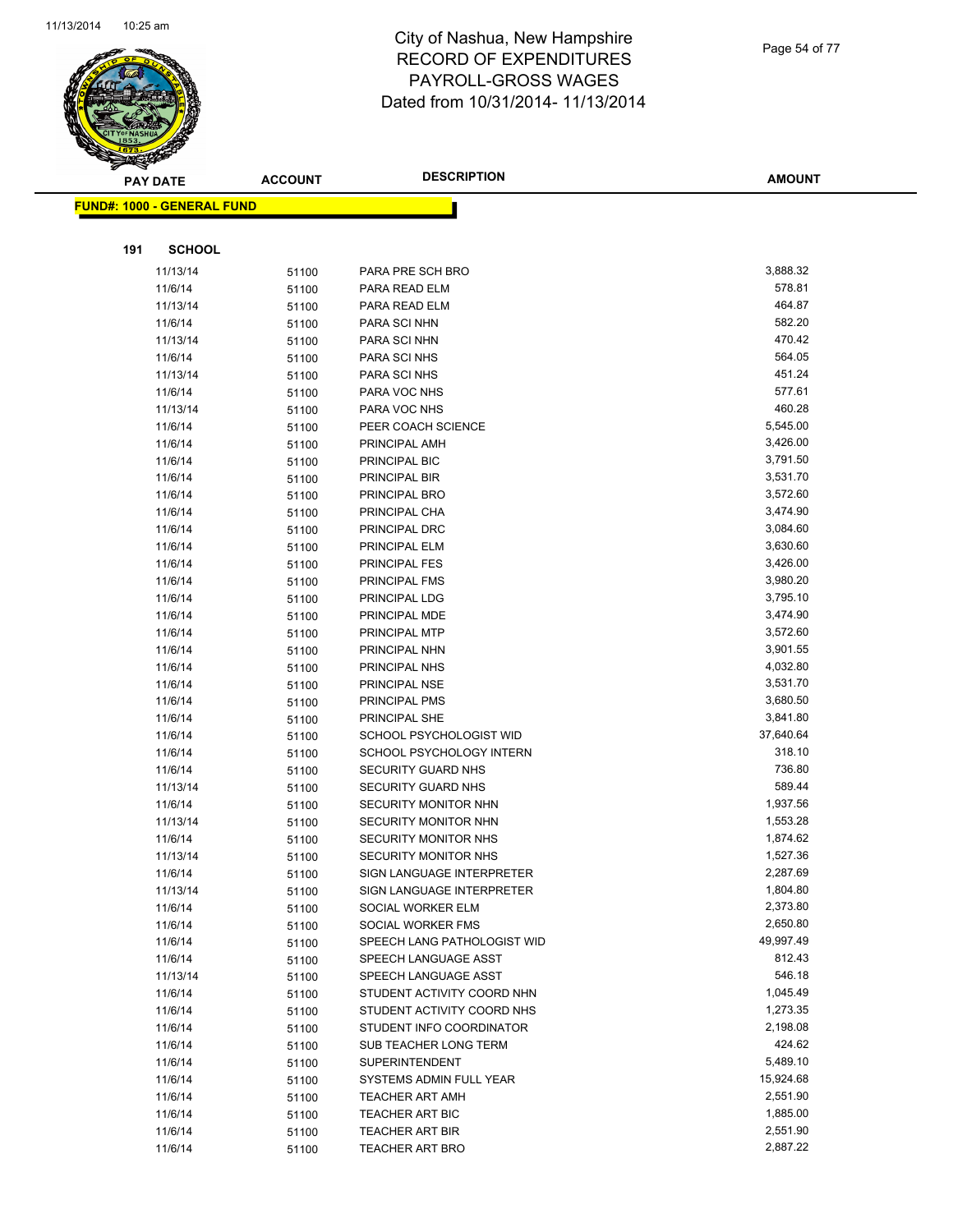# City of Nashua, New Hampshire
## RECORD OF EXPENDITURES
## PAYROLL-GROSS WAGES
## Dated from 10/31/2014- 11/13/2014

**FUND#: 1000 - GENERAL FUND**

**191 SCHOOL**

| PAY DATE | ACCOUNT | DESCRIPTION | AMOUNT |
|---|---|---|---|
| 11/13/14 | 51100 | PARA PRE SCH BRO | 3,888.32 |
| 11/6/14 | 51100 | PARA READ ELM | 578.81 |
| 11/13/14 | 51100 | PARA READ ELM | 464.87 |
| 11/6/14 | 51100 | PARA SCI NHN | 582.20 |
| 11/13/14 | 51100 | PARA SCI NHN | 470.42 |
| 11/6/14 | 51100 | PARA SCI NHS | 564.05 |
| 11/13/14 | 51100 | PARA SCI NHS | 451.24 |
| 11/6/14 | 51100 | PARA VOC NHS | 577.61 |
| 11/13/14 | 51100 | PARA VOC NHS | 460.28 |
| 11/6/14 | 51100 | PEER COACH SCIENCE | 5,545.00 |
| 11/6/14 | 51100 | PRINCIPAL AMH | 3,426.00 |
| 11/6/14 | 51100 | PRINCIPAL BIC | 3,791.50 |
| 11/6/14 | 51100 | PRINCIPAL BIR | 3,531.70 |
| 11/6/14 | 51100 | PRINCIPAL BRO | 3,572.60 |
| 11/6/14 | 51100 | PRINCIPAL CHA | 3,474.90 |
| 11/6/14 | 51100 | PRINCIPAL DRC | 3,084.60 |
| 11/6/14 | 51100 | PRINCIPAL ELM | 3,630.60 |
| 11/6/14 | 51100 | PRINCIPAL FES | 3,426.00 |
| 11/6/14 | 51100 | PRINCIPAL FMS | 3,980.20 |
| 11/6/14 | 51100 | PRINCIPAL LDG | 3,795.10 |
| 11/6/14 | 51100 | PRINCIPAL MDE | 3,474.90 |
| 11/6/14 | 51100 | PRINCIPAL MTP | 3,572.60 |
| 11/6/14 | 51100 | PRINCIPAL NHN | 3,901.55 |
| 11/6/14 | 51100 | PRINCIPAL NHS | 4,032.80 |
| 11/6/14 | 51100 | PRINCIPAL NSE | 3,531.70 |
| 11/6/14 | 51100 | PRINCIPAL PMS | 3,680.50 |
| 11/6/14 | 51100 | PRINCIPAL SHE | 3,841.80 |
| 11/6/14 | 51100 | SCHOOL PSYCHOLOGIST WID | 37,640.64 |
| 11/6/14 | 51100 | SCHOOL PSYCHOLOGY INTERN | 318.10 |
| 11/6/14 | 51100 | SECURITY GUARD NHS | 736.80 |
| 11/13/14 | 51100 | SECURITY GUARD NHS | 589.44 |
| 11/6/14 | 51100 | SECURITY MONITOR NHN | 1,937.56 |
| 11/13/14 | 51100 | SECURITY MONITOR NHN | 1,553.28 |
| 11/6/14 | 51100 | SECURITY MONITOR NHS | 1,874.62 |
| 11/13/14 | 51100 | SECURITY MONITOR NHS | 1,527.36 |
| 11/6/14 | 51100 | SIGN LANGUAGE INTERPRETER | 2,287.69 |
| 11/13/14 | 51100 | SIGN LANGUAGE INTERPRETER | 1,804.80 |
| 11/6/14 | 51100 | SOCIAL WORKER ELM | 2,373.80 |
| 11/6/14 | 51100 | SOCIAL WORKER FMS | 2,650.80 |
| 11/6/14 | 51100 | SPEECH LANG PATHOLOGIST WID | 49,997.49 |
| 11/6/14 | 51100 | SPEECH LANGUAGE ASST | 812.43 |
| 11/13/14 | 51100 | SPEECH LANGUAGE ASST | 546.18 |
| 11/6/14 | 51100 | STUDENT ACTIVITY COORD NHN | 1,045.49 |
| 11/6/14 | 51100 | STUDENT ACTIVITY COORD NHS | 1,273.35 |
| 11/6/14 | 51100 | STUDENT INFO COORDINATOR | 2,198.08 |
| 11/6/14 | 51100 | SUB TEACHER LONG TERM | 424.62 |
| 11/6/14 | 51100 | SUPERINTENDENT | 5,489.10 |
| 11/6/14 | 51100 | SYSTEMS ADMIN FULL YEAR | 15,924.68 |
| 11/6/14 | 51100 | TEACHER ART AMH | 2,551.90 |
| 11/6/14 | 51100 | TEACHER ART BIC | 1,885.00 |
| 11/6/14 | 51100 | TEACHER ART BIR | 2,551.90 |
| 11/6/14 | 51100 | TEACHER ART BRO | 2,887.22 |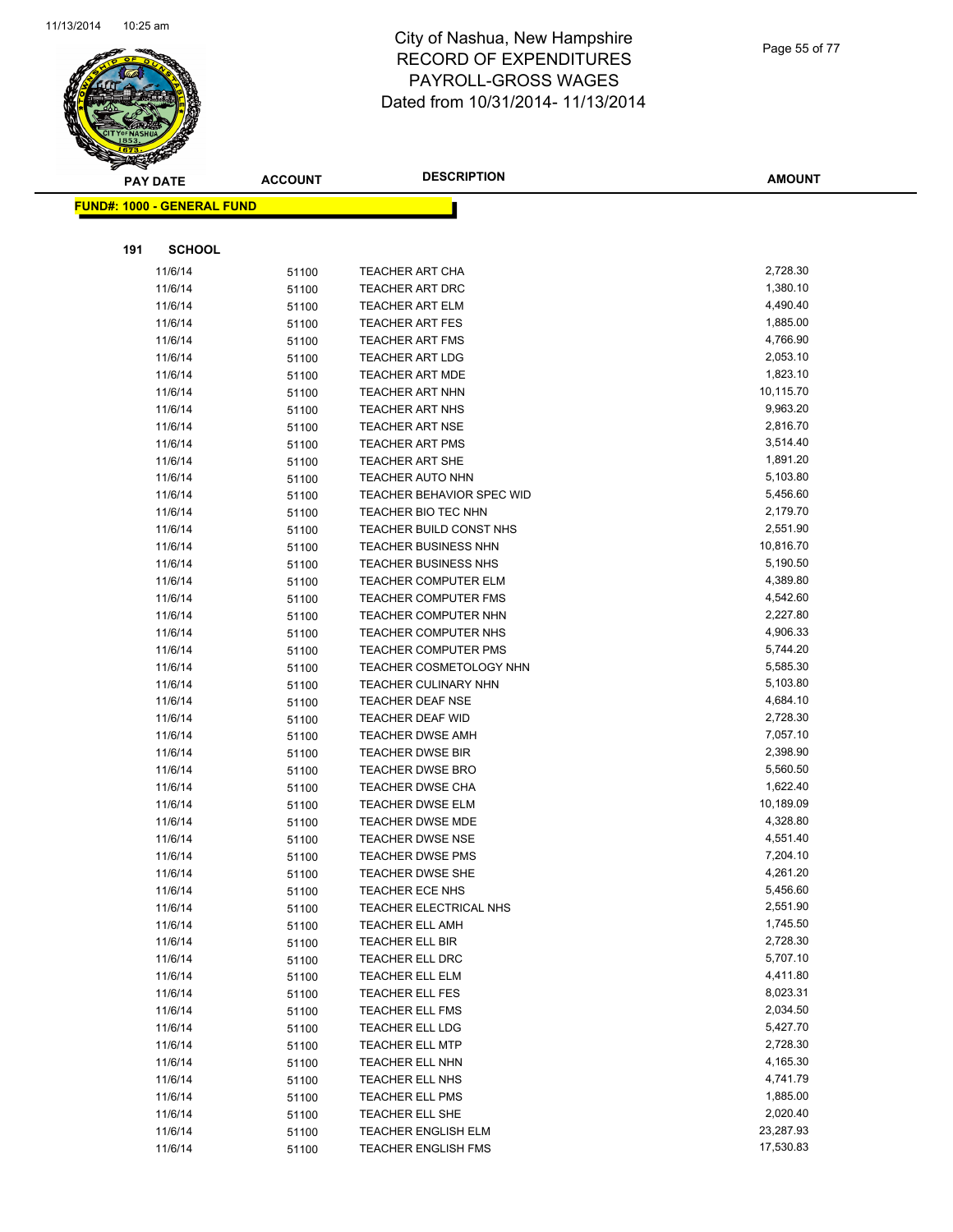# City of Nashua, New Hampshire
## RECORD OF EXPENDITURES
## PAYROLL-GROSS WAGES
## Dated from 10/31/2014- 11/13/2014

| PAY DATE | ACCOUNT | DESCRIPTION | AMOUNT |
|---|---|---|---|

**FUND#: 1000 - GENERAL FUND**

**191 SCHOOL**

| PAY DATE | ACCOUNT | DESCRIPTION | AMOUNT |
|---|---|---|---|
| 11/6/14 | 51100 | TEACHER ART CHA | 2,728.30 |
| 11/6/14 | 51100 | TEACHER ART DRC | 1,380.10 |
| 11/6/14 | 51100 | TEACHER ART ELM | 4,490.40 |
| 11/6/14 | 51100 | TEACHER ART FES | 1,885.00 |
| 11/6/14 | 51100 | TEACHER ART FMS | 4,766.90 |
| 11/6/14 | 51100 | TEACHER ART LDG | 2,053.10 |
| 11/6/14 | 51100 | TEACHER ART MDE | 1,823.10 |
| 11/6/14 | 51100 | TEACHER ART NHN | 10,115.70 |
| 11/6/14 | 51100 | TEACHER ART NHS | 9,963.20 |
| 11/6/14 | 51100 | TEACHER ART NSE | 2,816.70 |
| 11/6/14 | 51100 | TEACHER ART PMS | 3,514.40 |
| 11/6/14 | 51100 | TEACHER ART SHE | 1,891.20 |
| 11/6/14 | 51100 | TEACHER AUTO NHN | 5,103.80 |
| 11/6/14 | 51100 | TEACHER BEHAVIOR SPEC WID | 5,456.60 |
| 11/6/14 | 51100 | TEACHER BIO TEC NHN | 2,179.70 |
| 11/6/14 | 51100 | TEACHER BUILD CONST NHS | 2,551.90 |
| 11/6/14 | 51100 | TEACHER BUSINESS NHN | 10,816.70 |
| 11/6/14 | 51100 | TEACHER BUSINESS NHS | 5,190.50 |
| 11/6/14 | 51100 | TEACHER COMPUTER ELM | 4,389.80 |
| 11/6/14 | 51100 | TEACHER COMPUTER FMS | 4,542.60 |
| 11/6/14 | 51100 | TEACHER COMPUTER NHN | 2,227.80 |
| 11/6/14 | 51100 | TEACHER COMPUTER NHS | 4,906.33 |
| 11/6/14 | 51100 | TEACHER COMPUTER PMS | 5,744.20 |
| 11/6/14 | 51100 | TEACHER COSMETOLOGY NHN | 5,585.30 |
| 11/6/14 | 51100 | TEACHER CULINARY NHN | 5,103.80 |
| 11/6/14 | 51100 | TEACHER DEAF NSE | 4,684.10 |
| 11/6/14 | 51100 | TEACHER DEAF WID | 2,728.30 |
| 11/6/14 | 51100 | TEACHER DWSE AMH | 7,057.10 |
| 11/6/14 | 51100 | TEACHER DWSE BIR | 2,398.90 |
| 11/6/14 | 51100 | TEACHER DWSE BRO | 5,560.50 |
| 11/6/14 | 51100 | TEACHER DWSE CHA | 1,622.40 |
| 11/6/14 | 51100 | TEACHER DWSE ELM | 10,189.09 |
| 11/6/14 | 51100 | TEACHER DWSE MDE | 4,328.80 |
| 11/6/14 | 51100 | TEACHER DWSE NSE | 4,551.40 |
| 11/6/14 | 51100 | TEACHER DWSE PMS | 7,204.10 |
| 11/6/14 | 51100 | TEACHER DWSE SHE | 4,261.20 |
| 11/6/14 | 51100 | TEACHER ECE NHS | 5,456.60 |
| 11/6/14 | 51100 | TEACHER ELECTRICAL NHS | 2,551.90 |
| 11/6/14 | 51100 | TEACHER ELL AMH | 1,745.50 |
| 11/6/14 | 51100 | TEACHER ELL BIR | 2,728.30 |
| 11/6/14 | 51100 | TEACHER ELL DRC | 5,707.10 |
| 11/6/14 | 51100 | TEACHER ELL ELM | 4,411.80 |
| 11/6/14 | 51100 | TEACHER ELL FES | 8,023.31 |
| 11/6/14 | 51100 | TEACHER ELL FMS | 2,034.50 |
| 11/6/14 | 51100 | TEACHER ELL LDG | 5,427.70 |
| 11/6/14 | 51100 | TEACHER ELL MTP | 2,728.30 |
| 11/6/14 | 51100 | TEACHER ELL NHN | 4,165.30 |
| 11/6/14 | 51100 | TEACHER ELL NHS | 4,741.79 |
| 11/6/14 | 51100 | TEACHER ELL PMS | 1,885.00 |
| 11/6/14 | 51100 | TEACHER ELL SHE | 2,020.40 |
| 11/6/14 | 51100 | TEACHER ENGLISH ELM | 23,287.93 |
| 11/6/14 | 51100 | TEACHER ENGLISH FMS | 17,530.83 |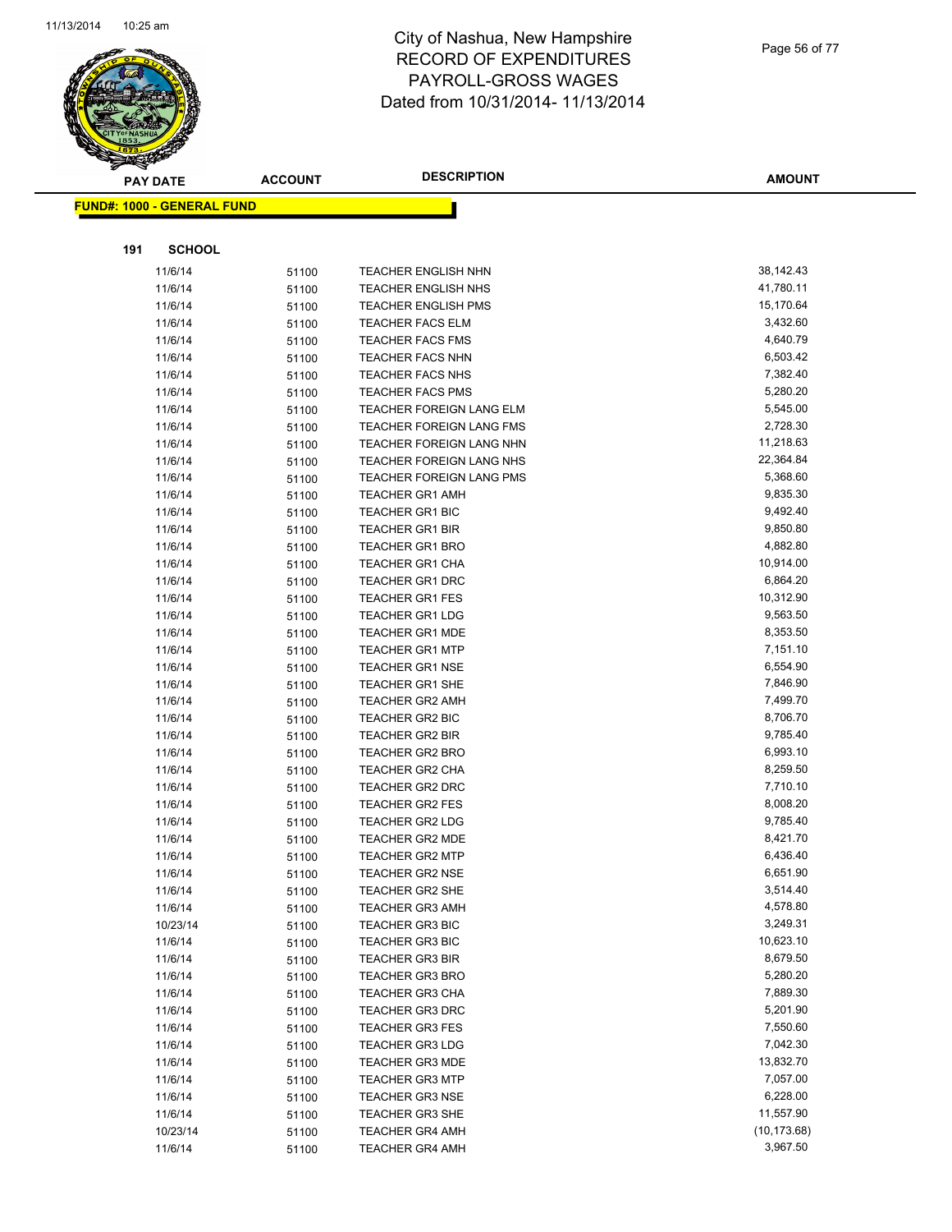# City of Nashua, New Hampshire
## RECORD OF EXPENDITURES
## PAYROLL-GROSS WAGES
## Dated from 10/31/2014- 11/13/2014

**FUND#: 1000 - GENERAL FUND**

**191 SCHOOL**

| PAY DATE | ACCOUNT | DESCRIPTION | AMOUNT |
|---|---|---|---|
| 11/6/14 | 51100 | TEACHER ENGLISH NHN | 38,142.43 |
| 11/6/14 | 51100 | TEACHER ENGLISH NHS | 41,780.11 |
| 11/6/14 | 51100 | TEACHER ENGLISH PMS | 15,170.64 |
| 11/6/14 | 51100 | TEACHER FACS ELM | 3,432.60 |
| 11/6/14 | 51100 | TEACHER FACS FMS | 4,640.79 |
| 11/6/14 | 51100 | TEACHER FACS NHN | 6,503.42 |
| 11/6/14 | 51100 | TEACHER FACS NHS | 7,382.40 |
| 11/6/14 | 51100 | TEACHER FACS PMS | 5,280.20 |
| 11/6/14 | 51100 | TEACHER FOREIGN LANG ELM | 5,545.00 |
| 11/6/14 | 51100 | TEACHER FOREIGN LANG FMS | 2,728.30 |
| 11/6/14 | 51100 | TEACHER FOREIGN LANG NHN | 11,218.63 |
| 11/6/14 | 51100 | TEACHER FOREIGN LANG NHS | 22,364.84 |
| 11/6/14 | 51100 | TEACHER FOREIGN LANG PMS | 5,368.60 |
| 11/6/14 | 51100 | TEACHER GR1 AMH | 9,835.30 |
| 11/6/14 | 51100 | TEACHER GR1 BIC | 9,492.40 |
| 11/6/14 | 51100 | TEACHER GR1 BIR | 9,850.80 |
| 11/6/14 | 51100 | TEACHER GR1 BRO | 4,882.80 |
| 11/6/14 | 51100 | TEACHER GR1 CHA | 10,914.00 |
| 11/6/14 | 51100 | TEACHER GR1 DRC | 6,864.20 |
| 11/6/14 | 51100 | TEACHER GR1 FES | 10,312.90 |
| 11/6/14 | 51100 | TEACHER GR1 LDG | 9,563.50 |
| 11/6/14 | 51100 | TEACHER GR1 MDE | 8,353.50 |
| 11/6/14 | 51100 | TEACHER GR1 MTP | 7,151.10 |
| 11/6/14 | 51100 | TEACHER GR1 NSE | 6,554.90 |
| 11/6/14 | 51100 | TEACHER GR1 SHE | 7,846.90 |
| 11/6/14 | 51100 | TEACHER GR2 AMH | 7,499.70 |
| 11/6/14 | 51100 | TEACHER GR2 BIC | 8,706.70 |
| 11/6/14 | 51100 | TEACHER GR2 BIR | 9,785.40 |
| 11/6/14 | 51100 | TEACHER GR2 BRO | 6,993.10 |
| 11/6/14 | 51100 | TEACHER GR2 CHA | 8,259.50 |
| 11/6/14 | 51100 | TEACHER GR2 DRC | 7,710.10 |
| 11/6/14 | 51100 | TEACHER GR2 FES | 8,008.20 |
| 11/6/14 | 51100 | TEACHER GR2 LDG | 9,785.40 |
| 11/6/14 | 51100 | TEACHER GR2 MDE | 8,421.70 |
| 11/6/14 | 51100 | TEACHER GR2 MTP | 6,436.40 |
| 11/6/14 | 51100 | TEACHER GR2 NSE | 6,651.90 |
| 11/6/14 | 51100 | TEACHER GR2 SHE | 3,514.40 |
| 11/6/14 | 51100 | TEACHER GR3 AMH | 4,578.80 |
| 10/23/14 | 51100 | TEACHER GR3 BIC | 3,249.31 |
| 11/6/14 | 51100 | TEACHER GR3 BIC | 10,623.10 |
| 11/6/14 | 51100 | TEACHER GR3 BIR | 8,679.50 |
| 11/6/14 | 51100 | TEACHER GR3 BRO | 5,280.20 |
| 11/6/14 | 51100 | TEACHER GR3 CHA | 7,889.30 |
| 11/6/14 | 51100 | TEACHER GR3 DRC | 5,201.90 |
| 11/6/14 | 51100 | TEACHER GR3 FES | 7,550.60 |
| 11/6/14 | 51100 | TEACHER GR3 LDG | 7,042.30 |
| 11/6/14 | 51100 | TEACHER GR3 MDE | 13,832.70 |
| 11/6/14 | 51100 | TEACHER GR3 MTP | 7,057.00 |
| 11/6/14 | 51100 | TEACHER GR3 NSE | 6,228.00 |
| 11/6/14 | 51100 | TEACHER GR3 SHE | 11,557.90 |
| 10/23/14 | 51100 | TEACHER GR4 AMH | (10,173.68) |
| 11/6/14 | 51100 | TEACHER GR4 AMH | 3,967.50 |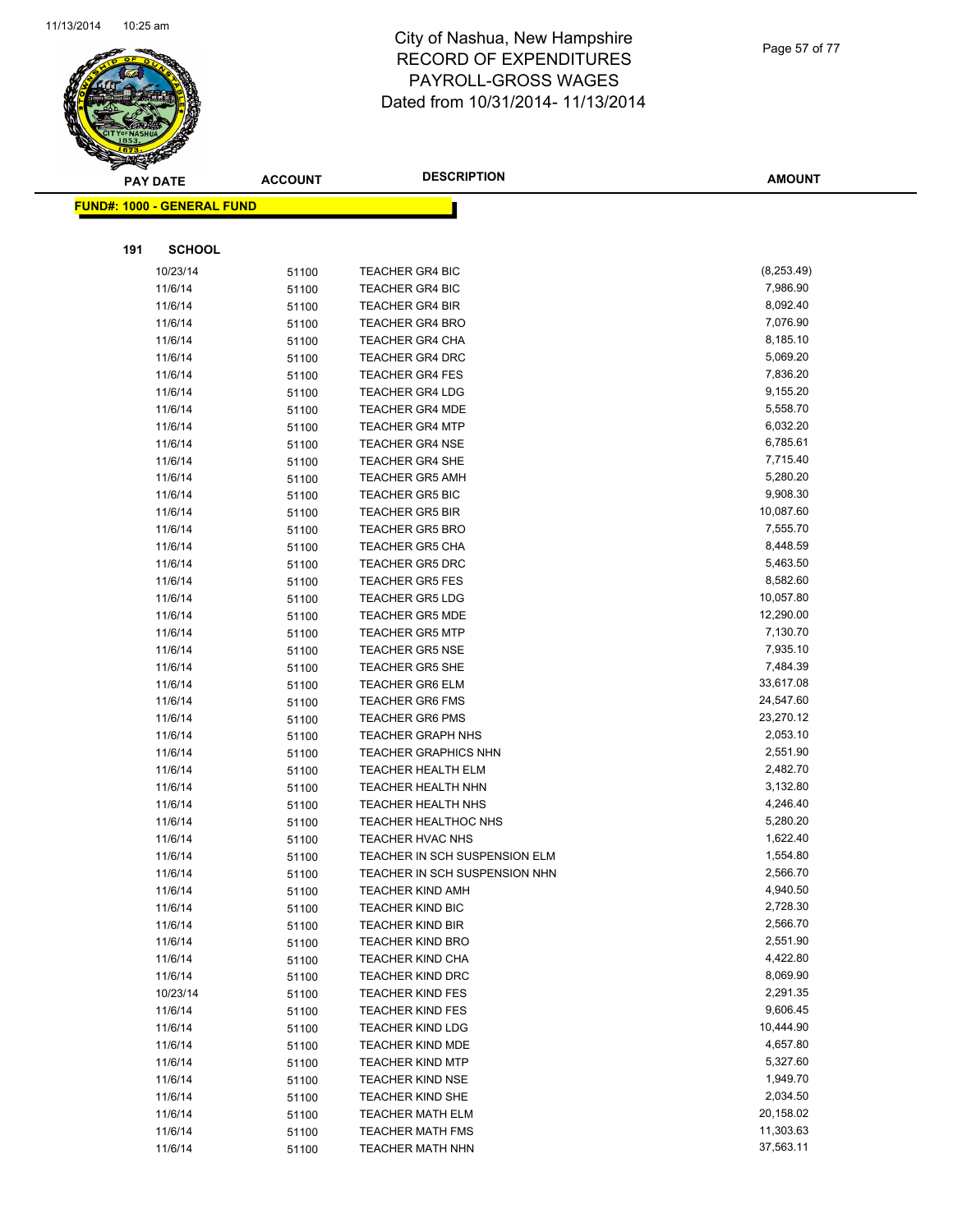# City of Nashua, New Hampshire
## RECORD OF EXPENDITURES
## PAYROLL-GROSS WAGES
## Dated from 10/31/2014- 11/13/2014

**FUND#: 1000 - GENERAL FUND**

**191 SCHOOL**

| PAY DATE | ACCOUNT | DESCRIPTION | AMOUNT |
|---|---|---|---|
| 10/23/14 | 51100 | TEACHER GR4 BIC | (8,253.49) |
| 11/6/14 | 51100 | TEACHER GR4 BIC | 7,986.90 |
| 11/6/14 | 51100 | TEACHER GR4 BIR | 8,092.40 |
| 11/6/14 | 51100 | TEACHER GR4 BRO | 7,076.90 |
| 11/6/14 | 51100 | TEACHER GR4 CHA | 8,185.10 |
| 11/6/14 | 51100 | TEACHER GR4 DRC | 5,069.20 |
| 11/6/14 | 51100 | TEACHER GR4 FES | 7,836.20 |
| 11/6/14 | 51100 | TEACHER GR4 LDG | 9,155.20 |
| 11/6/14 | 51100 | TEACHER GR4 MDE | 5,558.70 |
| 11/6/14 | 51100 | TEACHER GR4 MTP | 6,032.20 |
| 11/6/14 | 51100 | TEACHER GR4 NSE | 6,785.61 |
| 11/6/14 | 51100 | TEACHER GR4 SHE | 7,715.40 |
| 11/6/14 | 51100 | TEACHER GR5 AMH | 5,280.20 |
| 11/6/14 | 51100 | TEACHER GR5 BIC | 9,908.30 |
| 11/6/14 | 51100 | TEACHER GR5 BIR | 10,087.60 |
| 11/6/14 | 51100 | TEACHER GR5 BRO | 7,555.70 |
| 11/6/14 | 51100 | TEACHER GR5 CHA | 8,448.59 |
| 11/6/14 | 51100 | TEACHER GR5 DRC | 5,463.50 |
| 11/6/14 | 51100 | TEACHER GR5 FES | 8,582.60 |
| 11/6/14 | 51100 | TEACHER GR5 LDG | 10,057.80 |
| 11/6/14 | 51100 | TEACHER GR5 MDE | 12,290.00 |
| 11/6/14 | 51100 | TEACHER GR5 MTP | 7,130.70 |
| 11/6/14 | 51100 | TEACHER GR5 NSE | 7,935.10 |
| 11/6/14 | 51100 | TEACHER GR5 SHE | 7,484.39 |
| 11/6/14 | 51100 | TEACHER GR6 ELM | 33,617.08 |
| 11/6/14 | 51100 | TEACHER GR6 FMS | 24,547.60 |
| 11/6/14 | 51100 | TEACHER GR6 PMS | 23,270.12 |
| 11/6/14 | 51100 | TEACHER GRAPH NHS | 2,053.10 |
| 11/6/14 | 51100 | TEACHER GRAPHICS NHN | 2,551.90 |
| 11/6/14 | 51100 | TEACHER HEALTH ELM | 2,482.70 |
| 11/6/14 | 51100 | TEACHER HEALTH NHN | 3,132.80 |
| 11/6/14 | 51100 | TEACHER HEALTH NHS | 4,246.40 |
| 11/6/14 | 51100 | TEACHER HEALTHOC NHS | 5,280.20 |
| 11/6/14 | 51100 | TEACHER HVAC NHS | 1,622.40 |
| 11/6/14 | 51100 | TEACHER IN SCH SUSPENSION ELM | 1,554.80 |
| 11/6/14 | 51100 | TEACHER IN SCH SUSPENSION NHN | 2,566.70 |
| 11/6/14 | 51100 | TEACHER KIND AMH | 4,940.50 |
| 11/6/14 | 51100 | TEACHER KIND BIC | 2,728.30 |
| 11/6/14 | 51100 | TEACHER KIND BIR | 2,566.70 |
| 11/6/14 | 51100 | TEACHER KIND BRO | 2,551.90 |
| 11/6/14 | 51100 | TEACHER KIND CHA | 4,422.80 |
| 11/6/14 | 51100 | TEACHER KIND DRC | 8,069.90 |
| 10/23/14 | 51100 | TEACHER KIND FES | 2,291.35 |
| 11/6/14 | 51100 | TEACHER KIND FES | 9,606.45 |
| 11/6/14 | 51100 | TEACHER KIND LDG | 10,444.90 |
| 11/6/14 | 51100 | TEACHER KIND MDE | 4,657.80 |
| 11/6/14 | 51100 | TEACHER KIND MTP | 5,327.60 |
| 11/6/14 | 51100 | TEACHER KIND NSE | 1,949.70 |
| 11/6/14 | 51100 | TEACHER KIND SHE | 2,034.50 |
| 11/6/14 | 51100 | TEACHER MATH ELM | 20,158.02 |
| 11/6/14 | 51100 | TEACHER MATH FMS | 11,303.63 |
| 11/6/14 | 51100 | TEACHER MATH NHN | 37,563.11 |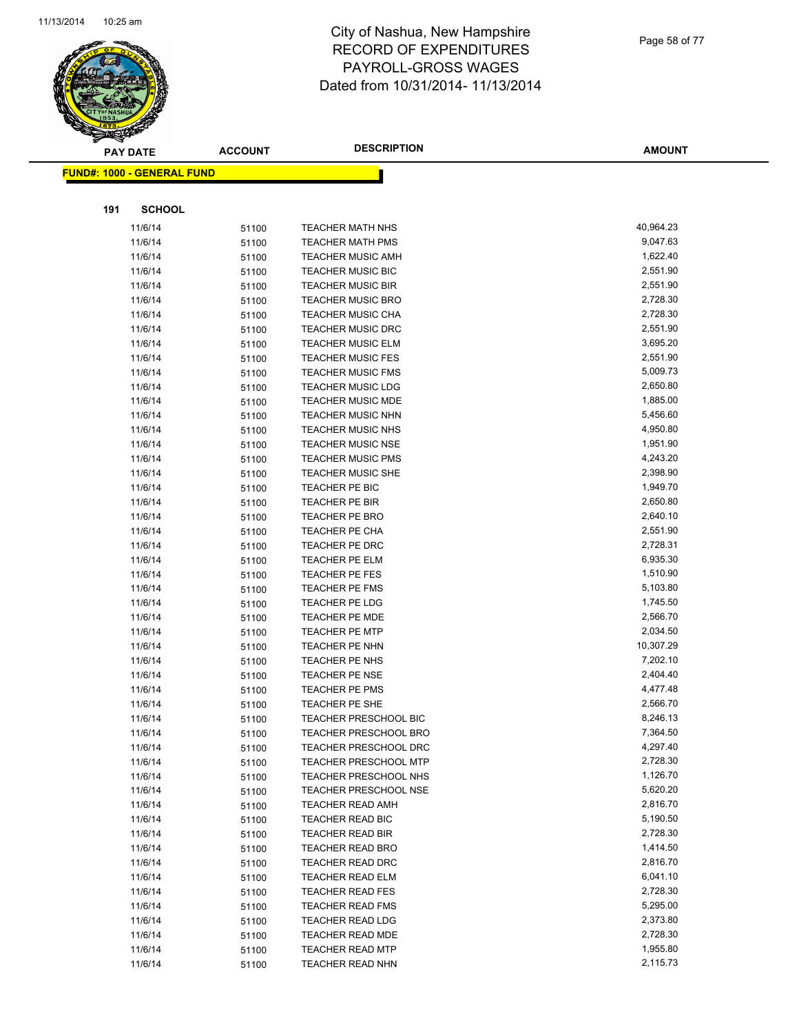# City of Nashua, New Hampshire
# RECORD OF EXPENDITURES
# PAYROLL-GROSS WAGES
# Dated from 10/31/2014- 11/13/2014

**FUND#: 1000 - GENERAL FUND**

**191 SCHOOL**

| PAY DATE | ACCOUNT | DESCRIPTION | AMOUNT |
|---|---|---|---|
| 11/6/14 | 51100 | TEACHER MATH NHS | 40,964.23 |
| 11/6/14 | 51100 | TEACHER MATH PMS | 9,047.63 |
| 11/6/14 | 51100 | TEACHER MUSIC AMH | 1,622.40 |
| 11/6/14 | 51100 | TEACHER MUSIC BIC | 2,551.90 |
| 11/6/14 | 51100 | TEACHER MUSIC BIR | 2,551.90 |
| 11/6/14 | 51100 | TEACHER MUSIC BRO | 2,728.30 |
| 11/6/14 | 51100 | TEACHER MUSIC CHA | 2,728.30 |
| 11/6/14 | 51100 | TEACHER MUSIC DRC | 2,551.90 |
| 11/6/14 | 51100 | TEACHER MUSIC ELM | 3,695.20 |
| 11/6/14 | 51100 | TEACHER MUSIC FES | 2,551.90 |
| 11/6/14 | 51100 | TEACHER MUSIC FMS | 5,009.73 |
| 11/6/14 | 51100 | TEACHER MUSIC LDG | 2,650.80 |
| 11/6/14 | 51100 | TEACHER MUSIC MDE | 1,885.00 |
| 11/6/14 | 51100 | TEACHER MUSIC NHN | 5,456.60 |
| 11/6/14 | 51100 | TEACHER MUSIC NHS | 4,950.80 |
| 11/6/14 | 51100 | TEACHER MUSIC NSE | 1,951.90 |
| 11/6/14 | 51100 | TEACHER MUSIC PMS | 4,243.20 |
| 11/6/14 | 51100 | TEACHER MUSIC SHE | 2,398.90 |
| 11/6/14 | 51100 | TEACHER PE BIC | 1,949.70 |
| 11/6/14 | 51100 | TEACHER PE BIR | 2,650.80 |
| 11/6/14 | 51100 | TEACHER PE BRO | 2,640.10 |
| 11/6/14 | 51100 | TEACHER PE CHA | 2,551.90 |
| 11/6/14 | 51100 | TEACHER PE DRC | 2,728.31 |
| 11/6/14 | 51100 | TEACHER PE ELM | 6,935.30 |
| 11/6/14 | 51100 | TEACHER PE FES | 1,510.90 |
| 11/6/14 | 51100 | TEACHER PE FMS | 5,103.80 |
| 11/6/14 | 51100 | TEACHER PE LDG | 1,745.50 |
| 11/6/14 | 51100 | TEACHER PE MDE | 2,566.70 |
| 11/6/14 | 51100 | TEACHER PE MTP | 2,034.50 |
| 11/6/14 | 51100 | TEACHER PE NHN | 10,307.29 |
| 11/6/14 | 51100 | TEACHER PE NHS | 7,202.10 |
| 11/6/14 | 51100 | TEACHER PE NSE | 2,404.40 |
| 11/6/14 | 51100 | TEACHER PE PMS | 4,477.48 |
| 11/6/14 | 51100 | TEACHER PE SHE | 2,566.70 |
| 11/6/14 | 51100 | TEACHER PRESCHOOL BIC | 8,246.13 |
| 11/6/14 | 51100 | TEACHER PRESCHOOL BRO | 7,364.50 |
| 11/6/14 | 51100 | TEACHER PRESCHOOL DRC | 4,297.40 |
| 11/6/14 | 51100 | TEACHER PRESCHOOL MTP | 2,728.30 |
| 11/6/14 | 51100 | TEACHER PRESCHOOL NHS | 1,126.70 |
| 11/6/14 | 51100 | TEACHER PRESCHOOL NSE | 5,620.20 |
| 11/6/14 | 51100 | TEACHER READ AMH | 2,816.70 |
| 11/6/14 | 51100 | TEACHER READ BIC | 5,190.50 |
| 11/6/14 | 51100 | TEACHER READ BIR | 2,728.30 |
| 11/6/14 | 51100 | TEACHER READ BRO | 1,414.50 |
| 11/6/14 | 51100 | TEACHER READ DRC | 2,816.70 |
| 11/6/14 | 51100 | TEACHER READ ELM | 6,041.10 |
| 11/6/14 | 51100 | TEACHER READ FES | 2,728.30 |
| 11/6/14 | 51100 | TEACHER READ FMS | 5,295.00 |
| 11/6/14 | 51100 | TEACHER READ LDG | 2,373.80 |
| 11/6/14 | 51100 | TEACHER READ MDE | 2,728.30 |
| 11/6/14 | 51100 | TEACHER READ MTP | 1,955.80 |
| 11/6/14 | 51100 | TEACHER READ NHN | 2,115.73 |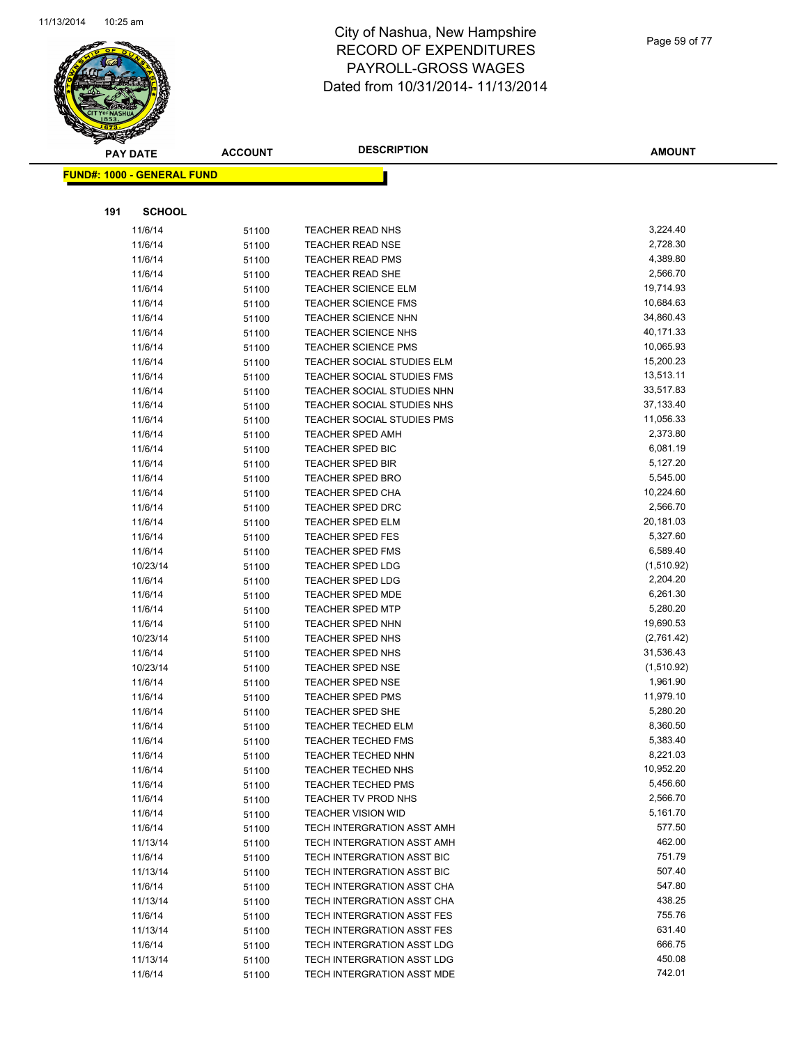# City of Nashua, New Hampshire
## RECORD OF EXPENDITURES
## PAYROLL-GROSS WAGES
## Dated from 10/31/2014- 11/13/2014

**FUND#: 1000 - GENERAL FUND**

**191 SCHOOL**

| PAY DATE | ACCOUNT | DESCRIPTION | AMOUNT |
|---|---|---|---|
| 11/6/14 | 51100 | TEACHER READ NHS | 3,224.40 |
| 11/6/14 | 51100 | TEACHER READ NSE | 2,728.30 |
| 11/6/14 | 51100 | TEACHER READ PMS | 4,389.80 |
| 11/6/14 | 51100 | TEACHER READ SHE | 2,566.70 |
| 11/6/14 | 51100 | TEACHER SCIENCE ELM | 19,714.93 |
| 11/6/14 | 51100 | TEACHER SCIENCE FMS | 10,684.63 |
| 11/6/14 | 51100 | TEACHER SCIENCE NHN | 34,860.43 |
| 11/6/14 | 51100 | TEACHER SCIENCE NHS | 40,171.33 |
| 11/6/14 | 51100 | TEACHER SCIENCE PMS | 10,065.93 |
| 11/6/14 | 51100 | TEACHER SOCIAL STUDIES ELM | 15,200.23 |
| 11/6/14 | 51100 | TEACHER SOCIAL STUDIES FMS | 13,513.11 |
| 11/6/14 | 51100 | TEACHER SOCIAL STUDIES NHN | 33,517.83 |
| 11/6/14 | 51100 | TEACHER SOCIAL STUDIES NHS | 37,133.40 |
| 11/6/14 | 51100 | TEACHER SOCIAL STUDIES PMS | 11,056.33 |
| 11/6/14 | 51100 | TEACHER SPED AMH | 2,373.80 |
| 11/6/14 | 51100 | TEACHER SPED BIC | 6,081.19 |
| 11/6/14 | 51100 | TEACHER SPED BIR | 5,127.20 |
| 11/6/14 | 51100 | TEACHER SPED BRO | 5,545.00 |
| 11/6/14 | 51100 | TEACHER SPED CHA | 10,224.60 |
| 11/6/14 | 51100 | TEACHER SPED DRC | 2,566.70 |
| 11/6/14 | 51100 | TEACHER SPED ELM | 20,181.03 |
| 11/6/14 | 51100 | TEACHER SPED FES | 5,327.60 |
| 11/6/14 | 51100 | TEACHER SPED FMS | 6,589.40 |
| 10/23/14 | 51100 | TEACHER SPED LDG | (1,510.92) |
| 11/6/14 | 51100 | TEACHER SPED LDG | 2,204.20 |
| 11/6/14 | 51100 | TEACHER SPED MDE | 6,261.30 |
| 11/6/14 | 51100 | TEACHER SPED MTP | 5,280.20 |
| 11/6/14 | 51100 | TEACHER SPED NHN | 19,690.53 |
| 10/23/14 | 51100 | TEACHER SPED NHS | (2,761.42) |
| 11/6/14 | 51100 | TEACHER SPED NHS | 31,536.43 |
| 10/23/14 | 51100 | TEACHER SPED NSE | (1,510.92) |
| 11/6/14 | 51100 | TEACHER SPED NSE | 1,961.90 |
| 11/6/14 | 51100 | TEACHER SPED PMS | 11,979.10 |
| 11/6/14 | 51100 | TEACHER SPED SHE | 5,280.20 |
| 11/6/14 | 51100 | TEACHER TECHED ELM | 8,360.50 |
| 11/6/14 | 51100 | TEACHER TECHED FMS | 5,383.40 |
| 11/6/14 | 51100 | TEACHER TECHED NHN | 8,221.03 |
| 11/6/14 | 51100 | TEACHER TECHED NHS | 10,952.20 |
| 11/6/14 | 51100 | TEACHER TECHED PMS | 5,456.60 |
| 11/6/14 | 51100 | TEACHER TV PROD NHS | 2,566.70 |
| 11/6/14 | 51100 | TEACHER VISION WID | 5,161.70 |
| 11/6/14 | 51100 | TECH INTERGRATION ASST AMH | 577.50 |
| 11/13/14 | 51100 | TECH INTERGRATION ASST AMH | 462.00 |
| 11/6/14 | 51100 | TECH INTERGRATION ASST BIC | 751.79 |
| 11/13/14 | 51100 | TECH INTERGRATION ASST BIC | 507.40 |
| 11/6/14 | 51100 | TECH INTERGRATION ASST CHA | 547.80 |
| 11/13/14 | 51100 | TECH INTERGRATION ASST CHA | 438.25 |
| 11/6/14 | 51100 | TECH INTERGRATION ASST FES | 755.76 |
| 11/13/14 | 51100 | TECH INTERGRATION ASST FES | 631.40 |
| 11/6/14 | 51100 | TECH INTERGRATION ASST LDG | 666.75 |
| 11/13/14 | 51100 | TECH INTERGRATION ASST LDG | 450.08 |
| 11/6/14 | 51100 | TECH INTERGRATION ASST MDE | 742.01 |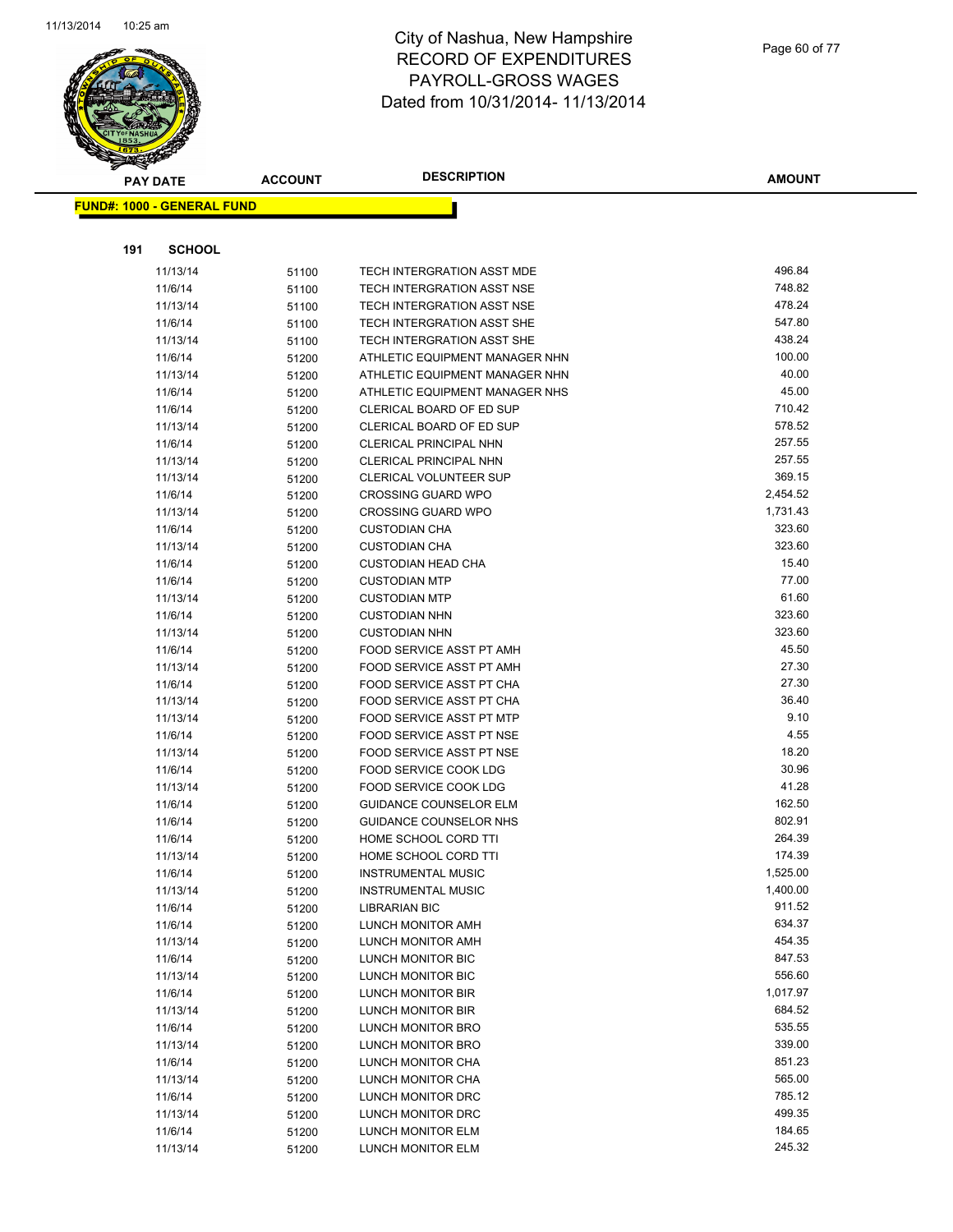City of Nashua, New Hampshire
RECORD OF EXPENDITURES
PAYROLL-GROSS WAGES
Dated from 10/31/2014- 11/13/2014

**FUND#: 1000 - GENERAL FUND**

**191 SCHOOL**

| PAY DATE | ACCOUNT | DESCRIPTION | AMOUNT |
|---|---|---|---|
| 11/13/14 | 51100 | TECH INTERGRATION ASST MDE | 496.84 |
| 11/6/14 | 51100 | TECH INTERGRATION ASST NSE | 748.82 |
| 11/13/14 | 51100 | TECH INTERGRATION ASST NSE | 478.24 |
| 11/6/14 | 51100 | TECH INTERGRATION ASST SHE | 547.80 |
| 11/13/14 | 51100 | TECH INTERGRATION ASST SHE | 438.24 |
| 11/6/14 | 51200 | ATHLETIC EQUIPMENT MANAGER NHN | 100.00 |
| 11/13/14 | 51200 | ATHLETIC EQUIPMENT MANAGER NHN | 40.00 |
| 11/6/14 | 51200 | ATHLETIC EQUIPMENT MANAGER NHS | 45.00 |
| 11/6/14 | 51200 | CLERICAL BOARD OF ED SUP | 710.42 |
| 11/13/14 | 51200 | CLERICAL BOARD OF ED SUP | 578.52 |
| 11/6/14 | 51200 | CLERICAL PRINCIPAL NHN | 257.55 |
| 11/13/14 | 51200 | CLERICAL PRINCIPAL NHN | 257.55 |
| 11/13/14 | 51200 | CLERICAL VOLUNTEER SUP | 369.15 |
| 11/6/14 | 51200 | CROSSING GUARD WPO | 2,454.52 |
| 11/13/14 | 51200 | CROSSING GUARD WPO | 1,731.43 |
| 11/6/14 | 51200 | CUSTODIAN CHA | 323.60 |
| 11/13/14 | 51200 | CUSTODIAN CHA | 323.60 |
| 11/6/14 | 51200 | CUSTODIAN HEAD CHA | 15.40 |
| 11/6/14 | 51200 | CUSTODIAN MTP | 77.00 |
| 11/13/14 | 51200 | CUSTODIAN MTP | 61.60 |
| 11/6/14 | 51200 | CUSTODIAN NHN | 323.60 |
| 11/13/14 | 51200 | CUSTODIAN NHN | 323.60 |
| 11/6/14 | 51200 | FOOD SERVICE ASST PT AMH | 45.50 |
| 11/13/14 | 51200 | FOOD SERVICE ASST PT AMH | 27.30 |
| 11/6/14 | 51200 | FOOD SERVICE ASST PT CHA | 27.30 |
| 11/13/14 | 51200 | FOOD SERVICE ASST PT CHA | 36.40 |
| 11/13/14 | 51200 | FOOD SERVICE ASST PT MTP | 9.10 |
| 11/6/14 | 51200 | FOOD SERVICE ASST PT NSE | 4.55 |
| 11/13/14 | 51200 | FOOD SERVICE ASST PT NSE | 18.20 |
| 11/6/14 | 51200 | FOOD SERVICE COOK LDG | 30.96 |
| 11/13/14 | 51200 | FOOD SERVICE COOK LDG | 41.28 |
| 11/6/14 | 51200 | GUIDANCE COUNSELOR ELM | 162.50 |
| 11/6/14 | 51200 | GUIDANCE COUNSELOR NHS | 802.91 |
| 11/6/14 | 51200 | HOME SCHOOL CORD TTI | 264.39 |
| 11/13/14 | 51200 | HOME SCHOOL CORD TTI | 174.39 |
| 11/6/14 | 51200 | INSTRUMENTAL MUSIC | 1,525.00 |
| 11/13/14 | 51200 | INSTRUMENTAL MUSIC | 1,400.00 |
| 11/6/14 | 51200 | LIBRARIAN BIC | 911.52 |
| 11/6/14 | 51200 | LUNCH MONITOR AMH | 634.37 |
| 11/13/14 | 51200 | LUNCH MONITOR AMH | 454.35 |
| 11/6/14 | 51200 | LUNCH MONITOR BIC | 847.53 |
| 11/13/14 | 51200 | LUNCH MONITOR BIC | 556.60 |
| 11/6/14 | 51200 | LUNCH MONITOR BIR | 1,017.97 |
| 11/13/14 | 51200 | LUNCH MONITOR BIR | 684.52 |
| 11/6/14 | 51200 | LUNCH MONITOR BRO | 535.55 |
| 11/13/14 | 51200 | LUNCH MONITOR BRO | 339.00 |
| 11/6/14 | 51200 | LUNCH MONITOR CHA | 851.23 |
| 11/13/14 | 51200 | LUNCH MONITOR CHA | 565.00 |
| 11/6/14 | 51200 | LUNCH MONITOR DRC | 785.12 |
| 11/13/14 | 51200 | LUNCH MONITOR DRC | 499.35 |
| 11/6/14 | 51200 | LUNCH MONITOR ELM | 184.65 |
| 11/13/14 | 51200 | LUNCH MONITOR ELM | 245.32 |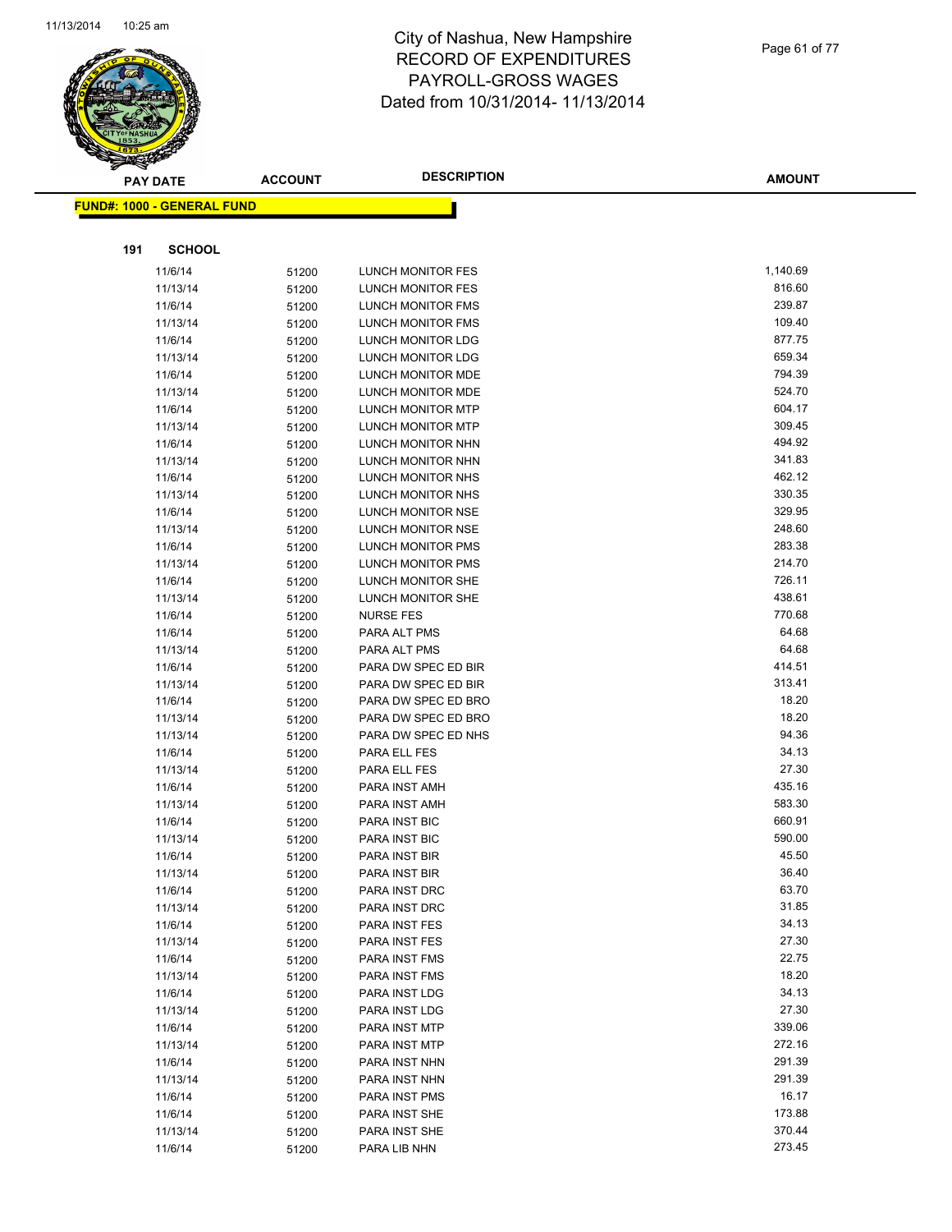# City of Nashua, New Hampshire
## RECORD OF EXPENDITURES
## PAYROLL-GROSS WAGES
## Dated from 10/31/2014- 11/13/2014

| PAY DATE | ACCOUNT | DESCRIPTION | AMOUNT |
|---|---|---|---|

**FUND#: 1000 - GENERAL FUND**

**191 SCHOOL**

| PAY DATE | ACCOUNT | DESCRIPTION | AMOUNT |
|---|---|---|---|
| 11/6/14 | 51200 | LUNCH MONITOR FES | 1,140.69 |
| 11/13/14 | 51200 | LUNCH MONITOR FES | 816.60 |
| 11/6/14 | 51200 | LUNCH MONITOR FMS | 239.87 |
| 11/13/14 | 51200 | LUNCH MONITOR FMS | 109.40 |
| 11/6/14 | 51200 | LUNCH MONITOR LDG | 877.75 |
| 11/13/14 | 51200 | LUNCH MONITOR LDG | 659.34 |
| 11/6/14 | 51200 | LUNCH MONITOR MDE | 794.39 |
| 11/13/14 | 51200 | LUNCH MONITOR MDE | 524.70 |
| 11/6/14 | 51200 | LUNCH MONITOR MTP | 604.17 |
| 11/13/14 | 51200 | LUNCH MONITOR MTP | 309.45 |
| 11/6/14 | 51200 | LUNCH MONITOR NHN | 494.92 |
| 11/13/14 | 51200 | LUNCH MONITOR NHN | 341.83 |
| 11/6/14 | 51200 | LUNCH MONITOR NHS | 462.12 |
| 11/13/14 | 51200 | LUNCH MONITOR NHS | 330.35 |
| 11/6/14 | 51200 | LUNCH MONITOR NSE | 329.95 |
| 11/13/14 | 51200 | LUNCH MONITOR NSE | 248.60 |
| 11/6/14 | 51200 | LUNCH MONITOR PMS | 283.38 |
| 11/13/14 | 51200 | LUNCH MONITOR PMS | 214.70 |
| 11/6/14 | 51200 | LUNCH MONITOR SHE | 726.11 |
| 11/13/14 | 51200 | LUNCH MONITOR SHE | 438.61 |
| 11/6/14 | 51200 | NURSE FES | 770.68 |
| 11/6/14 | 51200 | PARA ALT PMS | 64.68 |
| 11/13/14 | 51200 | PARA ALT PMS | 64.68 |
| 11/6/14 | 51200 | PARA DW SPEC ED BIR | 414.51 |
| 11/13/14 | 51200 | PARA DW SPEC ED BIR | 313.41 |
| 11/6/14 | 51200 | PARA DW SPEC ED BRO | 18.20 |
| 11/13/14 | 51200 | PARA DW SPEC ED BRO | 18.20 |
| 11/13/14 | 51200 | PARA DW SPEC ED NHS | 94.36 |
| 11/6/14 | 51200 | PARA ELL FES | 34.13 |
| 11/13/14 | 51200 | PARA ELL FES | 27.30 |
| 11/6/14 | 51200 | PARA INST AMH | 435.16 |
| 11/13/14 | 51200 | PARA INST AMH | 583.30 |
| 11/6/14 | 51200 | PARA INST BIC | 660.91 |
| 11/13/14 | 51200 | PARA INST BIC | 590.00 |
| 11/6/14 | 51200 | PARA INST BIR | 45.50 |
| 11/13/14 | 51200 | PARA INST BIR | 36.40 |
| 11/6/14 | 51200 | PARA INST DRC | 63.70 |
| 11/13/14 | 51200 | PARA INST DRC | 31.85 |
| 11/6/14 | 51200 | PARA INST FES | 34.13 |
| 11/13/14 | 51200 | PARA INST FES | 27.30 |
| 11/6/14 | 51200 | PARA INST FMS | 22.75 |
| 11/13/14 | 51200 | PARA INST FMS | 18.20 |
| 11/6/14 | 51200 | PARA INST LDG | 34.13 |
| 11/13/14 | 51200 | PARA INST LDG | 27.30 |
| 11/6/14 | 51200 | PARA INST MTP | 339.06 |
| 11/13/14 | 51200 | PARA INST MTP | 272.16 |
| 11/6/14 | 51200 | PARA INST NHN | 291.39 |
| 11/13/14 | 51200 | PARA INST NHN | 291.39 |
| 11/6/14 | 51200 | PARA INST PMS | 16.17 |
| 11/6/14 | 51200 | PARA INST SHE | 173.88 |
| 11/13/14 | 51200 | PARA INST SHE | 370.44 |
| 11/6/14 | 51200 | PARA LIB NHN | 273.45 |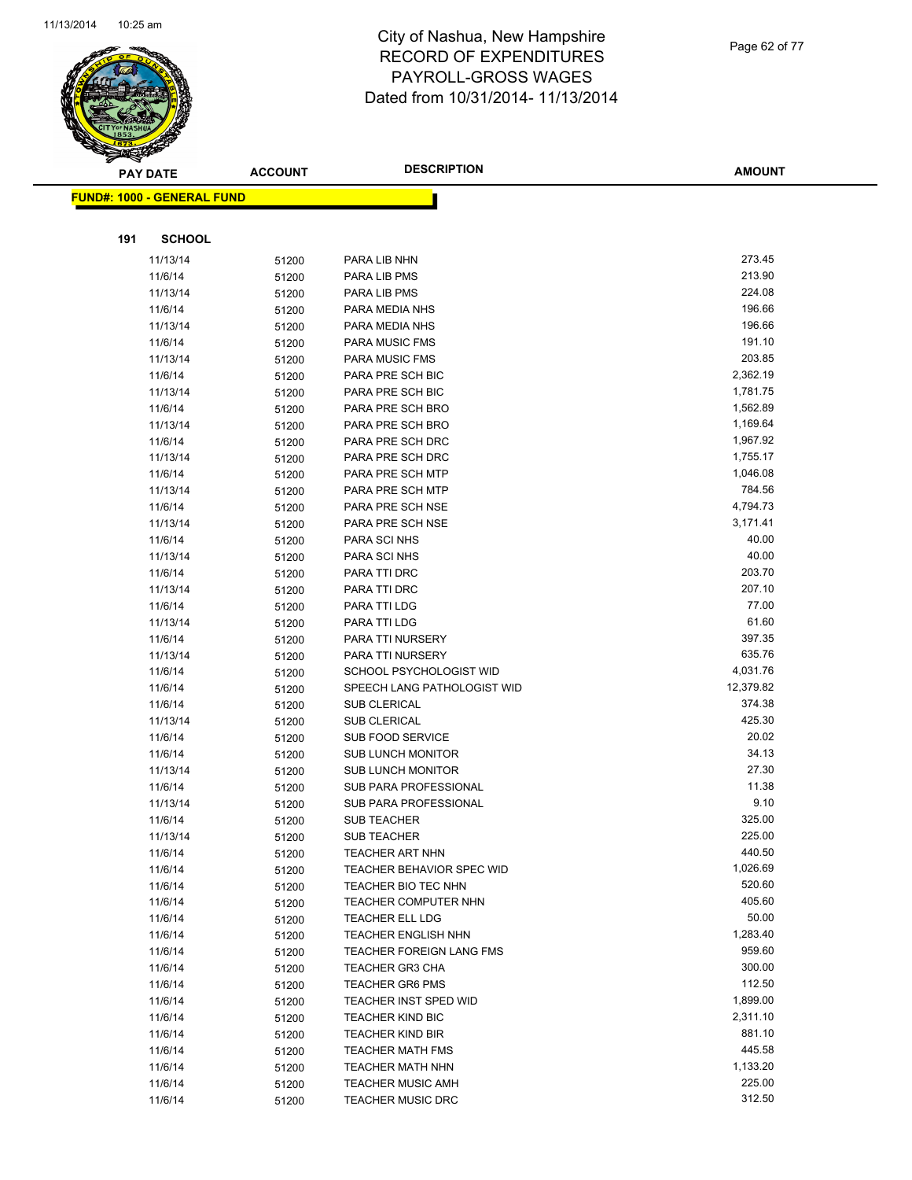# City of Nashua, New Hampshire
# RECORD OF EXPENDITURES
# PAYROLL-GROSS WAGES
# Dated from 10/31/2014- 11/13/2014

**FUND#: 1000 - GENERAL FUND**

**191 SCHOOL**

| PAY DATE | ACCOUNT | DESCRIPTION | AMOUNT |
|---|---|---|---|
| 11/13/14 | 51200 | PARA LIB NHN | 273.45 |
| 11/6/14 | 51200 | PARA LIB PMS | 213.90 |
| 11/13/14 | 51200 | PARA LIB PMS | 224.08 |
| 11/6/14 | 51200 | PARA MEDIA NHS | 196.66 |
| 11/13/14 | 51200 | PARA MEDIA NHS | 196.66 |
| 11/6/14 | 51200 | PARA MUSIC FMS | 191.10 |
| 11/13/14 | 51200 | PARA MUSIC FMS | 203.85 |
| 11/6/14 | 51200 | PARA PRE SCH BIC | 2,362.19 |
| 11/13/14 | 51200 | PARA PRE SCH BIC | 1,781.75 |
| 11/6/14 | 51200 | PARA PRE SCH BRO | 1,562.89 |
| 11/13/14 | 51200 | PARA PRE SCH BRO | 1,169.64 |
| 11/6/14 | 51200 | PARA PRE SCH DRC | 1,967.92 |
| 11/13/14 | 51200 | PARA PRE SCH DRC | 1,755.17 |
| 11/6/14 | 51200 | PARA PRE SCH MTP | 1,046.08 |
| 11/13/14 | 51200 | PARA PRE SCH MTP | 784.56 |
| 11/6/14 | 51200 | PARA PRE SCH NSE | 4,794.73 |
| 11/13/14 | 51200 | PARA PRE SCH NSE | 3,171.41 |
| 11/6/14 | 51200 | PARA SCI NHS | 40.00 |
| 11/13/14 | 51200 | PARA SCI NHS | 40.00 |
| 11/6/14 | 51200 | PARA TTI DRC | 203.70 |
| 11/13/14 | 51200 | PARA TTI DRC | 207.10 |
| 11/6/14 | 51200 | PARA TTI LDG | 77.00 |
| 11/13/14 | 51200 | PARA TTI LDG | 61.60 |
| 11/6/14 | 51200 | PARA TTI NURSERY | 397.35 |
| 11/13/14 | 51200 | PARA TTI NURSERY | 635.76 |
| 11/6/14 | 51200 | SCHOOL PSYCHOLOGIST WID | 4,031.76 |
| 11/6/14 | 51200 | SPEECH LANG PATHOLOGIST WID | 12,379.82 |
| 11/6/14 | 51200 | SUB CLERICAL | 374.38 |
| 11/13/14 | 51200 | SUB CLERICAL | 425.30 |
| 11/6/14 | 51200 | SUB FOOD SERVICE | 20.02 |
| 11/6/14 | 51200 | SUB LUNCH MONITOR | 34.13 |
| 11/13/14 | 51200 | SUB LUNCH MONITOR | 27.30 |
| 11/6/14 | 51200 | SUB PARA PROFESSIONAL | 11.38 |
| 11/13/14 | 51200 | SUB PARA PROFESSIONAL | 9.10 |
| 11/6/14 | 51200 | SUB TEACHER | 325.00 |
| 11/13/14 | 51200 | SUB TEACHER | 225.00 |
| 11/6/14 | 51200 | TEACHER ART NHN | 440.50 |
| 11/6/14 | 51200 | TEACHER BEHAVIOR SPEC WID | 1,026.69 |
| 11/6/14 | 51200 | TEACHER BIO TEC NHN | 520.60 |
| 11/6/14 | 51200 | TEACHER COMPUTER NHN | 405.60 |
| 11/6/14 | 51200 | TEACHER ELL LDG | 50.00 |
| 11/6/14 | 51200 | TEACHER ENGLISH NHN | 1,283.40 |
| 11/6/14 | 51200 | TEACHER FOREIGN LANG FMS | 959.60 |
| 11/6/14 | 51200 | TEACHER GR3 CHA | 300.00 |
| 11/6/14 | 51200 | TEACHER GR6 PMS | 112.50 |
| 11/6/14 | 51200 | TEACHER INST SPED WID | 1,899.00 |
| 11/6/14 | 51200 | TEACHER KIND BIC | 2,311.10 |
| 11/6/14 | 51200 | TEACHER KIND BIR | 881.10 |
| 11/6/14 | 51200 | TEACHER MATH FMS | 445.58 |
| 11/6/14 | 51200 | TEACHER MATH NHN | 1,133.20 |
| 11/6/14 | 51200 | TEACHER MUSIC AMH | 225.00 |
| 11/6/14 | 51200 | TEACHER MUSIC DRC | 312.50 |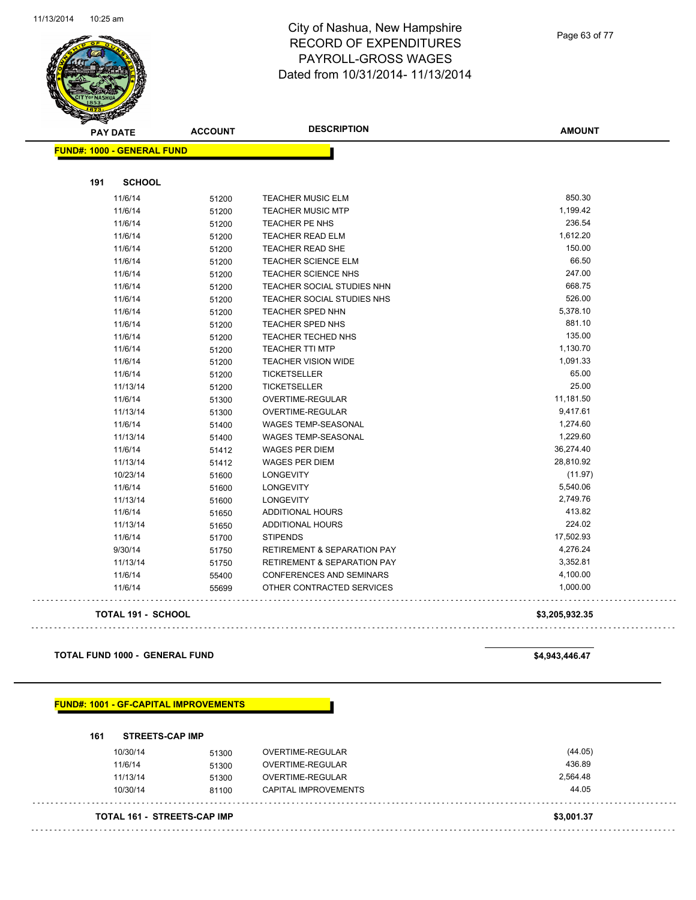# City of Nashua, New Hampshire
# RECORD OF EXPENDITURES
# PAYROLL-GROSS WAGES
# Dated from 10/31/2014- 11/13/2014

| PAY DATE | ACCOUNT | DESCRIPTION | AMOUNT |
|---|---|---|---|

**FUND#: 1000 - GENERAL FUND**

**191 SCHOOL**

| PAY DATE | ACCOUNT | DESCRIPTION | AMOUNT |
|---|---|---|---|
| 11/6/14 | 51200 | TEACHER MUSIC ELM | 850.30 |
| 11/6/14 | 51200 | TEACHER MUSIC MTP | 1,199.42 |
| 11/6/14 | 51200 | TEACHER PE NHS | 236.54 |
| 11/6/14 | 51200 | TEACHER READ ELM | 1,612.20 |
| 11/6/14 | 51200 | TEACHER READ SHE | 150.00 |
| 11/6/14 | 51200 | TEACHER SCIENCE ELM | 66.50 |
| 11/6/14 | 51200 | TEACHER SCIENCE NHS | 247.00 |
| 11/6/14 | 51200 | TEACHER SOCIAL STUDIES NHN | 668.75 |
| 11/6/14 | 51200 | TEACHER SOCIAL STUDIES NHS | 526.00 |
| 11/6/14 | 51200 | TEACHER SPED NHN | 5,378.10 |
| 11/6/14 | 51200 | TEACHER SPED NHS | 881.10 |
| 11/6/14 | 51200 | TEACHER TECHED NHS | 135.00 |
| 11/6/14 | 51200 | TEACHER TTI MTP | 1,130.70 |
| 11/6/14 | 51200 | TEACHER VISION WIDE | 1,091.33 |
| 11/6/14 | 51200 | TICKETSELLER | 65.00 |
| 11/13/14 | 51200 | TICKETSELLER | 25.00 |
| 11/6/14 | 51300 | OVERTIME-REGULAR | 11,181.50 |
| 11/13/14 | 51300 | OVERTIME-REGULAR | 9,417.61 |
| 11/6/14 | 51400 | WAGES TEMP-SEASONAL | 1,274.60 |
| 11/13/14 | 51400 | WAGES TEMP-SEASONAL | 1,229.60 |
| 11/6/14 | 51412 | WAGES PER DIEM | 36,274.40 |
| 11/13/14 | 51412 | WAGES PER DIEM | 28,810.92 |
| 10/23/14 | 51600 | LONGEVITY | (11.97) |
| 11/6/14 | 51600 | LONGEVITY | 5,540.06 |
| 11/13/14 | 51600 | LONGEVITY | 2,749.76 |
| 11/6/14 | 51650 | ADDITIONAL HOURS | 413.82 |
| 11/13/14 | 51650 | ADDITIONAL HOURS | 224.02 |
| 11/6/14 | 51700 | STIPENDS | 17,502.93 |
| 9/30/14 | 51750 | RETIREMENT & SEPARATION PAY | 4,276.24 |
| 11/13/14 | 51750 | RETIREMENT & SEPARATION PAY | 3,352.81 |
| 11/6/14 | 55400 | CONFERENCES AND SEMINARS | 4,100.00 |
| 11/6/14 | 55699 | OTHER CONTRACTED SERVICES | 1,000.00 |

**TOTAL 191 - SCHOOL** **$3,205,932.35**

**TOTAL FUND 1000 - GENERAL FUND** **$4,943,446.47**

**FUND#: 1001 - GF-CAPITAL IMPROVEMENTS**

**161 STREETS-CAP IMP**

| PAY DATE | ACCOUNT | DESCRIPTION | AMOUNT |
|---|---|---|---|
| 10/30/14 | 51300 | OVERTIME-REGULAR | (44.05) |
| 11/6/14 | 51300 | OVERTIME-REGULAR | 436.89 |
| 11/13/14 | 51300 | OVERTIME-REGULAR | 2,564.48 |
| 10/30/14 | 81100 | CAPITAL IMPROVEMENTS | 44.05 |

**TOTAL 161 - STREETS-CAP IMP** **$3,001.37**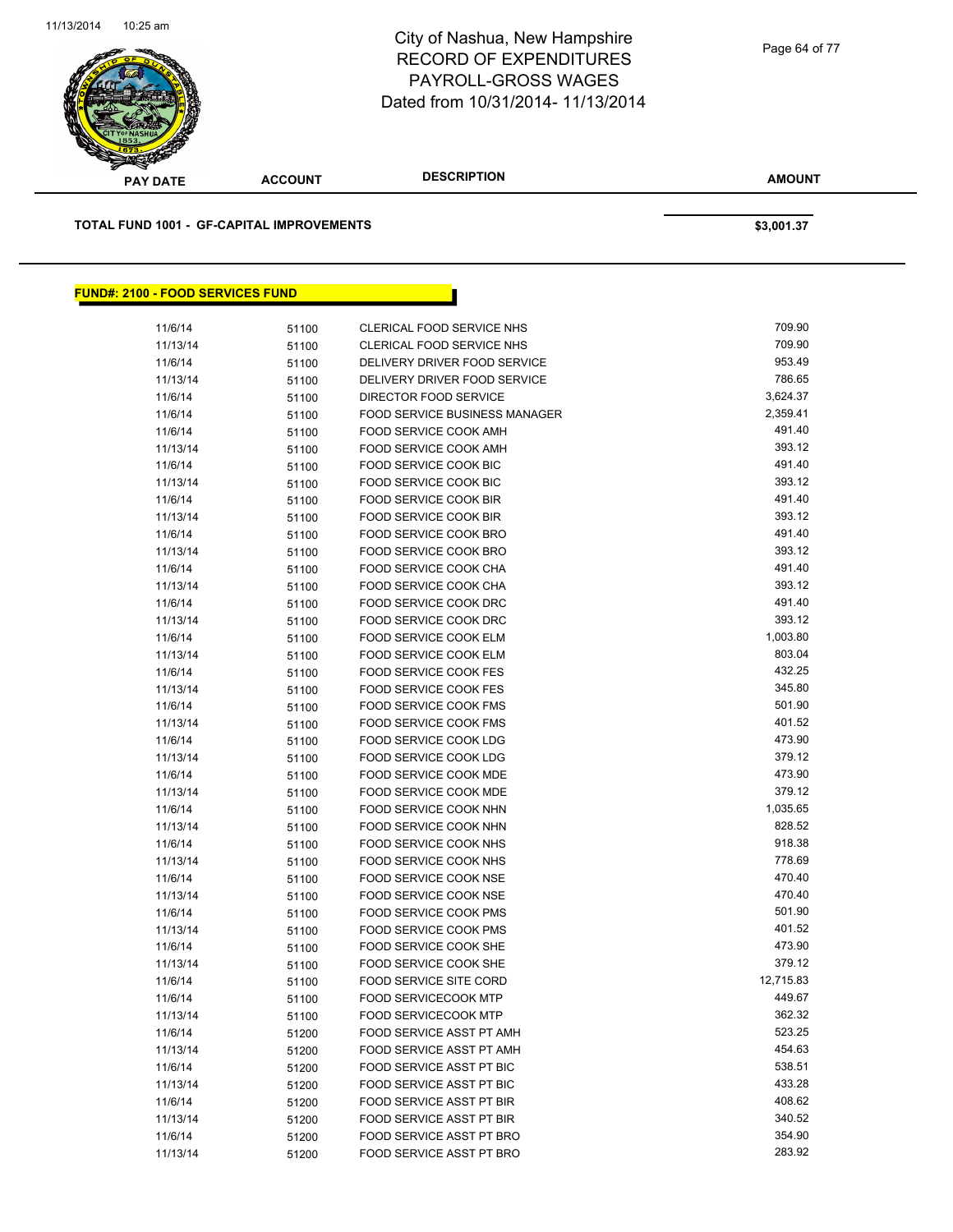| PAY DATE | ACCOUNT | DESCRIPTION | AMOUNT |
|---|---|---|---|

**TOTAL FUND 1001 - GF-CAPITAL IMPROVEMENTS** **$3,001.37**

## FUND#: 2100 - FOOD SERVICES FUND

| PAY DATE | ACCOUNT | DESCRIPTION | AMOUNT |
|---|---|---|---|
| 11/6/14 | 51100 | CLERICAL FOOD SERVICE NHS | 709.90 |
| 11/13/14 | 51100 | CLERICAL FOOD SERVICE NHS | 709.90 |
| 11/6/14 | 51100 | DELIVERY DRIVER FOOD SERVICE | 953.49 |
| 11/13/14 | 51100 | DELIVERY DRIVER FOOD SERVICE | 786.65 |
| 11/6/14 | 51100 | DIRECTOR FOOD SERVICE | 3,624.37 |
| 11/6/14 | 51100 | FOOD SERVICE BUSINESS MANAGER | 2,359.41 |
| 11/6/14 | 51100 | FOOD SERVICE COOK AMH | 491.40 |
| 11/13/14 | 51100 | FOOD SERVICE COOK AMH | 393.12 |
| 11/6/14 | 51100 | FOOD SERVICE COOK BIC | 491.40 |
| 11/13/14 | 51100 | FOOD SERVICE COOK BIC | 393.12 |
| 11/6/14 | 51100 | FOOD SERVICE COOK BIR | 491.40 |
| 11/13/14 | 51100 | FOOD SERVICE COOK BIR | 393.12 |
| 11/6/14 | 51100 | FOOD SERVICE COOK BRO | 491.40 |
| 11/13/14 | 51100 | FOOD SERVICE COOK BRO | 393.12 |
| 11/6/14 | 51100 | FOOD SERVICE COOK CHA | 491.40 |
| 11/13/14 | 51100 | FOOD SERVICE COOK CHA | 393.12 |
| 11/6/14 | 51100 | FOOD SERVICE COOK DRC | 491.40 |
| 11/13/14 | 51100 | FOOD SERVICE COOK DRC | 393.12 |
| 11/6/14 | 51100 | FOOD SERVICE COOK ELM | 1,003.80 |
| 11/13/14 | 51100 | FOOD SERVICE COOK ELM | 803.04 |
| 11/6/14 | 51100 | FOOD SERVICE COOK FES | 432.25 |
| 11/13/14 | 51100 | FOOD SERVICE COOK FES | 345.80 |
| 11/6/14 | 51100 | FOOD SERVICE COOK FMS | 501.90 |
| 11/13/14 | 51100 | FOOD SERVICE COOK FMS | 401.52 |
| 11/6/14 | 51100 | FOOD SERVICE COOK LDG | 473.90 |
| 11/13/14 | 51100 | FOOD SERVICE COOK LDG | 379.12 |
| 11/6/14 | 51100 | FOOD SERVICE COOK MDE | 473.90 |
| 11/13/14 | 51100 | FOOD SERVICE COOK MDE | 379.12 |
| 11/6/14 | 51100 | FOOD SERVICE COOK NHN | 1,035.65 |
| 11/13/14 | 51100 | FOOD SERVICE COOK NHN | 828.52 |
| 11/6/14 | 51100 | FOOD SERVICE COOK NHS | 918.38 |
| 11/13/14 | 51100 | FOOD SERVICE COOK NHS | 778.69 |
| 11/6/14 | 51100 | FOOD SERVICE COOK NSE | 470.40 |
| 11/13/14 | 51100 | FOOD SERVICE COOK NSE | 470.40 |
| 11/6/14 | 51100 | FOOD SERVICE COOK PMS | 501.90 |
| 11/13/14 | 51100 | FOOD SERVICE COOK PMS | 401.52 |
| 11/6/14 | 51100 | FOOD SERVICE COOK SHE | 473.90 |
| 11/13/14 | 51100 | FOOD SERVICE COOK SHE | 379.12 |
| 11/6/14 | 51100 | FOOD SERVICE SITE CORD | 12,715.83 |
| 11/6/14 | 51100 | FOOD SERVICECOOK MTP | 449.67 |
| 11/13/14 | 51100 | FOOD SERVICECOOK MTP | 362.32 |
| 11/6/14 | 51200 | FOOD SERVICE ASST PT AMH | 523.25 |
| 11/13/14 | 51200 | FOOD SERVICE ASST PT AMH | 454.63 |
| 11/6/14 | 51200 | FOOD SERVICE ASST PT BIC | 538.51 |
| 11/13/14 | 51200 | FOOD SERVICE ASST PT BIC | 433.28 |
| 11/6/14 | 51200 | FOOD SERVICE ASST PT BIR | 408.62 |
| 11/13/14 | 51200 | FOOD SERVICE ASST PT BIR | 340.52 |
| 11/6/14 | 51200 | FOOD SERVICE ASST PT BRO | 354.90 |
| 11/13/14 | 51200 | FOOD SERVICE ASST PT BRO | 283.92 |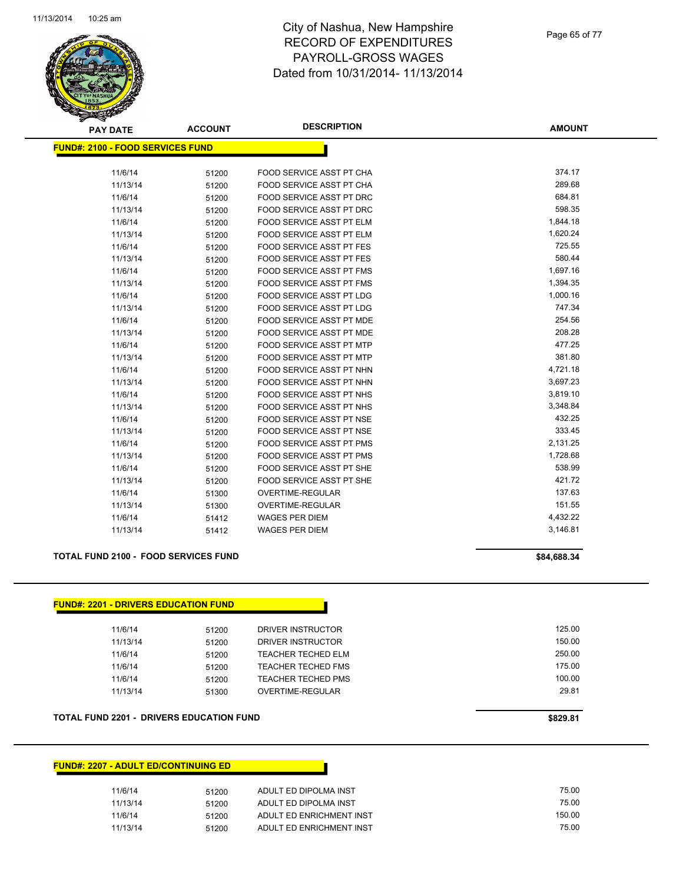# City of Nashua, New Hampshire
## RECORD OF EXPENDITURES
## PAYROLL-GROSS WAGES
## Dated from 10/31/2014- 11/13/2014

### FUND#: 2100 - FOOD SERVICES FUND

| PAY DATE | ACCOUNT | DESCRIPTION | AMOUNT |
|---|---|---|---|
| 11/6/14 | 51200 | FOOD SERVICE ASST PT CHA | 374.17 |
| 11/13/14 | 51200 | FOOD SERVICE ASST PT CHA | 289.68 |
| 11/6/14 | 51200 | FOOD SERVICE ASST PT DRC | 684.81 |
| 11/13/14 | 51200 | FOOD SERVICE ASST PT DRC | 598.35 |
| 11/6/14 | 51200 | FOOD SERVICE ASST PT ELM | 1,844.18 |
| 11/13/14 | 51200 | FOOD SERVICE ASST PT ELM | 1,620.24 |
| 11/6/14 | 51200 | FOOD SERVICE ASST PT FES | 725.55 |
| 11/13/14 | 51200 | FOOD SERVICE ASST PT FES | 580.44 |
| 11/6/14 | 51200 | FOOD SERVICE ASST PT FMS | 1,697.16 |
| 11/13/14 | 51200 | FOOD SERVICE ASST PT FMS | 1,394.35 |
| 11/6/14 | 51200 | FOOD SERVICE ASST PT LDG | 1,000.16 |
| 11/13/14 | 51200 | FOOD SERVICE ASST PT LDG | 747.34 |
| 11/6/14 | 51200 | FOOD SERVICE ASST PT MDE | 254.56 |
| 11/13/14 | 51200 | FOOD SERVICE ASST PT MDE | 208.28 |
| 11/6/14 | 51200 | FOOD SERVICE ASST PT MTP | 477.25 |
| 11/13/14 | 51200 | FOOD SERVICE ASST PT MTP | 381.80 |
| 11/6/14 | 51200 | FOOD SERVICE ASST PT NHN | 4,721.18 |
| 11/13/14 | 51200 | FOOD SERVICE ASST PT NHN | 3,697.23 |
| 11/6/14 | 51200 | FOOD SERVICE ASST PT NHS | 3,819.10 |
| 11/13/14 | 51200 | FOOD SERVICE ASST PT NHS | 3,348.84 |
| 11/6/14 | 51200 | FOOD SERVICE ASST PT NSE | 432.25 |
| 11/13/14 | 51200 | FOOD SERVICE ASST PT NSE | 333.45 |
| 11/6/14 | 51200 | FOOD SERVICE ASST PT PMS | 2,131.25 |
| 11/13/14 | 51200 | FOOD SERVICE ASST PT PMS | 1,728.68 |
| 11/6/14 | 51200 | FOOD SERVICE ASST PT SHE | 538.99 |
| 11/13/14 | 51200 | FOOD SERVICE ASST PT SHE | 421.72 |
| 11/6/14 | 51300 | OVERTIME-REGULAR | 137.63 |
| 11/13/14 | 51300 | OVERTIME-REGULAR | 151.55 |
| 11/6/14 | 51412 | WAGES PER DIEM | 4,432.22 |
| 11/13/14 | 51412 | WAGES PER DIEM | 3,146.81 |

**TOTAL FUND 2100 - FOOD SERVICES FUND** **$84,688.34**

### FUND#: 2201 - DRIVERS EDUCATION FUND

| PAY DATE | ACCOUNT | DESCRIPTION | AMOUNT |
|---|---|---|---|
| 11/6/14 | 51200 | DRIVER INSTRUCTOR | 125.00 |
| 11/13/14 | 51200 | DRIVER INSTRUCTOR | 150.00 |
| 11/6/14 | 51200 | TEACHER TECHED ELM | 250.00 |
| 11/6/14 | 51200 | TEACHER TECHED FMS | 175.00 |
| 11/6/14 | 51200 | TEACHER TECHED PMS | 100.00 |
| 11/13/14 | 51300 | OVERTIME-REGULAR | 29.81 |

**TOTAL FUND 2201 - DRIVERS EDUCATION FUND** **$829.81**

### FUND#: 2207 - ADULT ED/CONTINUING ED

| PAY DATE | ACCOUNT | DESCRIPTION | AMOUNT |
|---|---|---|---|
| 11/6/14 | 51200 | ADULT ED DIPOLMA INST | 75.00 |
| 11/13/14 | 51200 | ADULT ED DIPOLMA INST | 75.00 |
| 11/6/14 | 51200 | ADULT ED ENRICHMENT INST | 150.00 |
| 11/13/14 | 51200 | ADULT ED ENRICHMENT INST | 75.00 |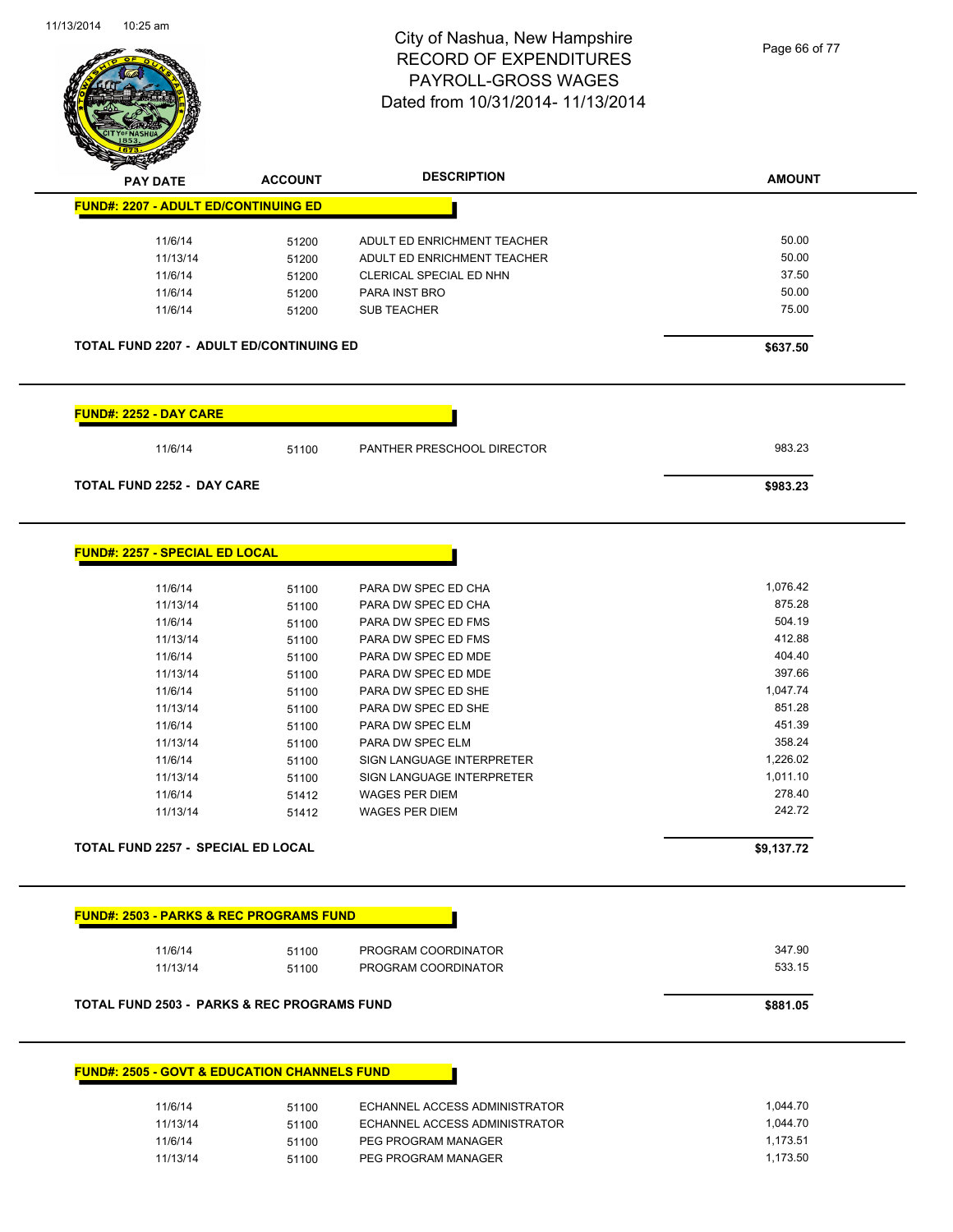City of Nashua, New Hampshire
RECORD OF EXPENDITURES
PAYROLL-GROSS WAGES
Dated from 10/31/2014- 11/13/2014

| PAY DATE | ACCOUNT | DESCRIPTION | AMOUNT |
|---|---|---|---|
| **FUND#: 2207 - ADULT ED/CONTINUING ED** | | | |
| 11/6/14 | 51200 | ADULT ED ENRICHMENT TEACHER | 50.00 |
| 11/13/14 | 51200 | ADULT ED ENRICHMENT TEACHER | 50.00 |
| 11/6/14 | 51200 | CLERICAL SPECIAL ED NHN | 37.50 |
| 11/6/14 | 51200 | PARA INST BRO | 50.00 |
| 11/6/14 | 51200 | SUB TEACHER | 75.00 |
| **TOTAL FUND 2207 - ADULT ED/CONTINUING ED** | | | **$637.50** |
| **FUND#: 2252 - DAY CARE** | | | |
| 11/6/14 | 51100 | PANTHER PRESCHOOL DIRECTOR | 983.23 |
| **TOTAL FUND 2252 - DAY CARE** | | | **$983.23** |
| **FUND#: 2257 - SPECIAL ED LOCAL** | | | |
| 11/6/14 | 51100 | PARA DW SPEC ED CHA | 1,076.42 |
| 11/13/14 | 51100 | PARA DW SPEC ED CHA | 875.28 |
| 11/6/14 | 51100 | PARA DW SPEC ED FMS | 504.19 |
| 11/13/14 | 51100 | PARA DW SPEC ED FMS | 412.88 |
| 11/6/14 | 51100 | PARA DW SPEC ED MDE | 404.40 |
| 11/13/14 | 51100 | PARA DW SPEC ED MDE | 397.66 |
| 11/6/14 | 51100 | PARA DW SPEC ED SHE | 1,047.74 |
| 11/13/14 | 51100 | PARA DW SPEC ED SHE | 851.28 |
| 11/6/14 | 51100 | PARA DW SPEC ELM | 451.39 |
| 11/13/14 | 51100 | PARA DW SPEC ELM | 358.24 |
| 11/6/14 | 51100 | SIGN LANGUAGE INTERPRETER | 1,226.02 |
| 11/13/14 | 51100 | SIGN LANGUAGE INTERPRETER | 1,011.10 |
| 11/6/14 | 51412 | WAGES PER DIEM | 278.40 |
| 11/13/14 | 51412 | WAGES PER DIEM | 242.72 |
| **TOTAL FUND 2257 - SPECIAL ED LOCAL** | | | **$9,137.72** |
| **FUND#: 2503 - PARKS & REC PROGRAMS FUND** | | | |
| 11/6/14 | 51100 | PROGRAM COORDINATOR | 347.90 |
| 11/13/14 | 51100 | PROGRAM COORDINATOR | 533.15 |
| **TOTAL FUND 2503 - PARKS & REC PROGRAMS FUND** | | | **$881.05** |
| **FUND#: 2505 - GOVT & EDUCATION CHANNELS FUND** | | | |
| 11/6/14 | 51100 | ECHANNEL ACCESS ADMINISTRATOR | 1,044.70 |
| 11/13/14 | 51100 | ECHANNEL ACCESS ADMINISTRATOR | 1,044.70 |
| 11/6/14 | 51100 | PEG PROGRAM MANAGER | 1,173.51 |
| 11/13/14 | 51100 | PEG PROGRAM MANAGER | 1,173.50 |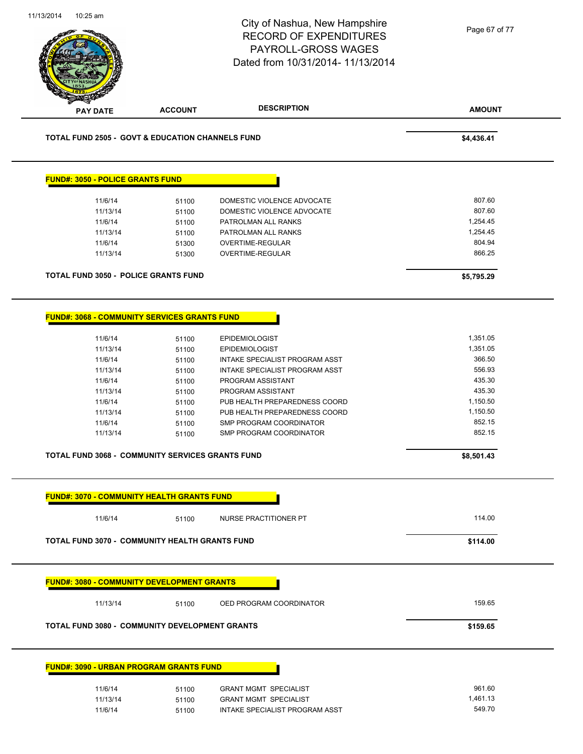# City of Nashua, New Hampshire
## RECORD OF EXPENDITURES
## PAYROLL-GROSS WAGES
## Dated from 10/31/2014- 11/13/2014

| PAY DATE | ACCOUNT | DESCRIPTION | AMOUNT |
|---|---|---|---|
| **TOTAL FUND 2505 - GOVT & EDUCATION CHANNELS FUND** | | | **$4,436.41** |

**FUND#: 3050 - POLICE GRANTS FUND**

| PAY DATE | ACCOUNT | DESCRIPTION | AMOUNT |
|---|---|---|---|
| 11/6/14 | 51100 | DOMESTIC VIOLENCE ADVOCATE | 807.60 |
| 11/13/14 | 51100 | DOMESTIC VIOLENCE ADVOCATE | 807.60 |
| 11/6/14 | 51100 | PATROLMAN ALL RANKS | 1,254.45 |
| 11/13/14 | 51100 | PATROLMAN ALL RANKS | 1,254.45 |
| 11/6/14 | 51300 | OVERTIME-REGULAR | 804.94 |
| 11/13/14 | 51300 | OVERTIME-REGULAR | 866.25 |
| **TOTAL FUND 3050 - POLICE GRANTS FUND** | | | **$5,795.29** |

**FUND#: 3068 - COMMUNITY SERVICES GRANTS FUND**

| PAY DATE | ACCOUNT | DESCRIPTION | AMOUNT |
|---|---|---|---|
| 11/6/14 | 51100 | EPIDEMIOLOGIST | 1,351.05 |
| 11/13/14 | 51100 | EPIDEMIOLOGIST | 1,351.05 |
| 11/6/14 | 51100 | INTAKE SPECIALIST PROGRAM ASST | 366.50 |
| 11/13/14 | 51100 | INTAKE SPECIALIST PROGRAM ASST | 556.93 |
| 11/6/14 | 51100 | PROGRAM ASSISTANT | 435.30 |
| 11/13/14 | 51100 | PROGRAM ASSISTANT | 435.30 |
| 11/6/14 | 51100 | PUB HEALTH PREPAREDNESS COORD | 1,150.50 |
| 11/13/14 | 51100 | PUB HEALTH PREPAREDNESS COORD | 1,150.50 |
| 11/6/14 | 51100 | SMP PROGRAM COORDINATOR | 852.15 |
| 11/13/14 | 51100 | SMP PROGRAM COORDINATOR | 852.15 |
| **TOTAL FUND 3068 - COMMUNITY SERVICES GRANTS FUND** | | | **$8,501.43** |

**FUND#: 3070 - COMMUNITY HEALTH GRANTS FUND**

| PAY DATE | ACCOUNT | DESCRIPTION | AMOUNT |
|---|---|---|---|
| 11/6/14 | 51100 | NURSE PRACTITIONER PT | 114.00 |
| **TOTAL FUND 3070 - COMMUNITY HEALTH GRANTS FUND** | | | **$114.00** |

**FUND#: 3080 - COMMUNITY DEVELOPMENT GRANTS**

| PAY DATE | ACCOUNT | DESCRIPTION | AMOUNT |
|---|---|---|---|
| 11/13/14 | 51100 | OED PROGRAM COORDINATOR | 159.65 |
| **TOTAL FUND 3080 - COMMUNITY DEVELOPMENT GRANTS** | | | **$159.65** |

**FUND#: 3090 - URBAN PROGRAM GRANTS FUND**

| PAY DATE | ACCOUNT | DESCRIPTION | AMOUNT |
|---|---|---|---|
| 11/6/14 | 51100 | GRANT MGMT SPECIALIST | 961.60 |
| 11/13/14 | 51100 | GRANT MGMT SPECIALIST | 1,461.13 |
| 11/6/14 | 51100 | INTAKE SPECIALIST PROGRAM ASST | 549.70 |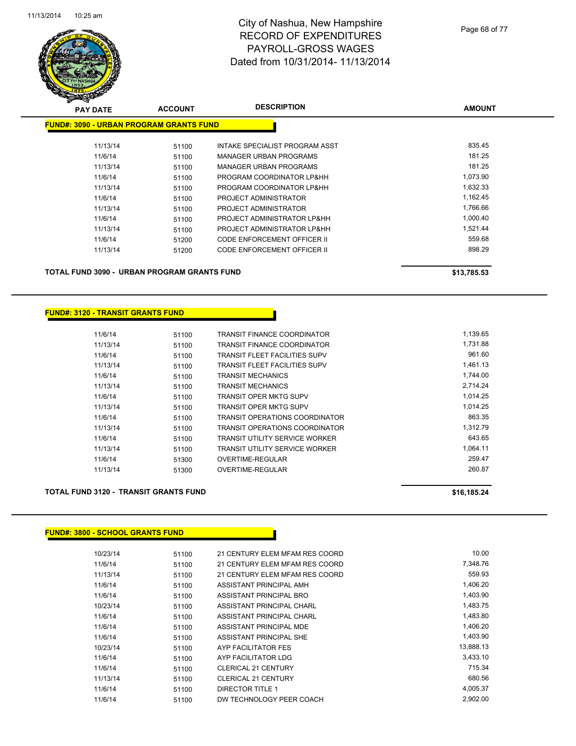# City of Nashua, New Hampshire
# RECORD OF EXPENDITURES
# PAYROLL-GROSS WAGES
# Dated from 10/31/2014- 11/13/2014

| PAY DATE | ACCOUNT | DESCRIPTION | AMOUNT |
|---|---|---|---|

**FUND#: 3090 - URBAN PROGRAM GRANTS FUND**

| PAY DATE | ACCOUNT | DESCRIPTION | AMOUNT |
|---|---|---|---|
| 11/13/14 | 51100 | INTAKE SPECIALIST PROGRAM ASST | 835.45 |
| 11/6/14 | 51100 | MANAGER URBAN PROGRAMS | 181.25 |
| 11/13/14 | 51100 | MANAGER URBAN PROGRAMS | 181.25 |
| 11/6/14 | 51100 | PROGRAM COORDINATOR LP&HH | 1,073.90 |
| 11/13/14 | 51100 | PROGRAM COORDINATOR LP&HH | 1,632.33 |
| 11/6/14 | 51100 | PROJECT ADMINISTRATOR | 1,162.45 |
| 11/13/14 | 51100 | PROJECT ADMINISTRATOR | 1,766.66 |
| 11/6/14 | 51100 | PROJECT ADMINISTRATOR LP&HH | 1,000.40 |
| 11/13/14 | 51100 | PROJECT ADMINISTRATOR LP&HH | 1,521.44 |
| 11/6/14 | 51200 | CODE ENFORCEMENT OFFICER II | 559.68 |
| 11/13/14 | 51200 | CODE ENFORCEMENT OFFICER II | 898.29 |

**TOTAL FUND 3090 - URBAN PROGRAM GRANTS FUND** **$13,785.53**

**FUND#: 3120 - TRANSIT GRANTS FUND**

| PAY DATE | ACCOUNT | DESCRIPTION | AMOUNT |
|---|---|---|---|
| 11/6/14 | 51100 | TRANSIT FINANCE COORDINATOR | 1,139.65 |
| 11/13/14 | 51100 | TRANSIT FINANCE COORDINATOR | 1,731.88 |
| 11/6/14 | 51100 | TRANSIT FLEET FACILITIES SUPV | 961.60 |
| 11/13/14 | 51100 | TRANSIT FLEET FACILITIES SUPV | 1,461.13 |
| 11/6/14 | 51100 | TRANSIT MECHANICS | 1,744.00 |
| 11/13/14 | 51100 | TRANSIT MECHANICS | 2,714.24 |
| 11/6/14 | 51100 | TRANSIT OPER MKTG SUPV | 1,014.25 |
| 11/13/14 | 51100 | TRANSIT OPER MKTG SUPV | 1,014.25 |
| 11/6/14 | 51100 | TRANSIT OPERATIONS COORDINATOR | 863.35 |
| 11/13/14 | 51100 | TRANSIT OPERATIONS COORDINATOR | 1,312.79 |
| 11/6/14 | 51100 | TRANSIT UTILITY SERVICE WORKER | 643.65 |
| 11/13/14 | 51100 | TRANSIT UTILITY SERVICE WORKER | 1,064.11 |
| 11/6/14 | 51300 | OVERTIME-REGULAR | 259.47 |
| 11/13/14 | 51300 | OVERTIME-REGULAR | 260.87 |

**TOTAL FUND 3120 - TRANSIT GRANTS FUND** **$16,185.24**

**FUND#: 3800 - SCHOOL GRANTS FUND**

| PAY DATE | ACCOUNT | DESCRIPTION | AMOUNT |
|---|---|---|---|
| 10/23/14 | 51100 | 21 CENTURY ELEM MFAM RES COORD | 10.00 |
| 11/6/14 | 51100 | 21 CENTURY ELEM MFAM RES COORD | 7,348.76 |
| 11/13/14 | 51100 | 21 CENTURY ELEM MFAM RES COORD | 559.93 |
| 11/6/14 | 51100 | ASSISTANT PRINCIPAL AMH | 1,406.20 |
| 11/6/14 | 51100 | ASSISTANT PRINCIPAL BRO | 1,403.90 |
| 10/23/14 | 51100 | ASSISTANT PRINCIPAL CHARL | 1,483.75 |
| 11/6/14 | 51100 | ASSISTANT PRINCIPAL CHARL | 1,483.80 |
| 11/6/14 | 51100 | ASSISTANT PRINCIPAL MDE | 1,406.20 |
| 11/6/14 | 51100 | ASSISTANT PRINCIPAL SHE | 1,403.90 |
| 10/23/14 | 51100 | AYP FACILITATOR FES | 13,888.13 |
| 11/6/14 | 51100 | AYP FACILITATOR LDG | 3,433.10 |
| 11/6/14 | 51100 | CLERICAL 21 CENTURY | 715.34 |
| 11/13/14 | 51100 | CLERICAL 21 CENTURY | 680.56 |
| 11/6/14 | 51100 | DIRECTOR TITLE 1 | 4,005.37 |
| 11/6/14 | 51100 | DW TECHNOLOGY PEER COACH | 2,902.00 |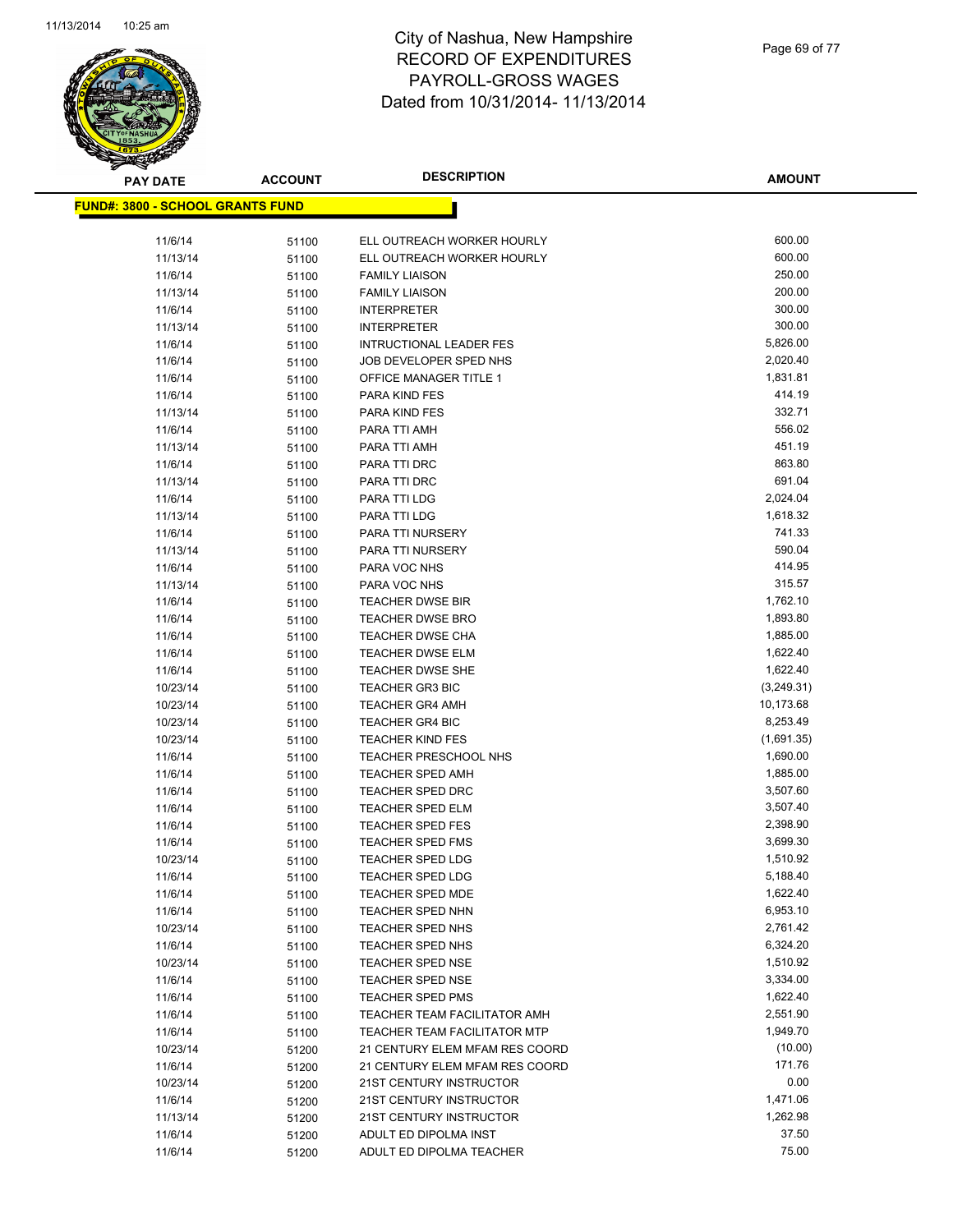# City of Nashua, New Hampshire
# RECORD OF EXPENDITURES
# PAYROLL-GROSS WAGES
# Dated from 10/31/2014- 11/13/2014

**FUND#: 3800 - SCHOOL GRANTS FUND**

| PAY DATE | ACCOUNT | DESCRIPTION | AMOUNT |
|---|---|---|---|
| 11/6/14 | 51100 | ELL OUTREACH WORKER HOURLY | 600.00 |
| 11/13/14 | 51100 | ELL OUTREACH WORKER HOURLY | 600.00 |
| 11/6/14 | 51100 | FAMILY LIAISON | 250.00 |
| 11/13/14 | 51100 | FAMILY LIAISON | 200.00 |
| 11/6/14 | 51100 | INTERPRETER | 300.00 |
| 11/13/14 | 51100 | INTERPRETER | 300.00 |
| 11/6/14 | 51100 | INTRUCTIONAL LEADER FES | 5,826.00 |
| 11/6/14 | 51100 | JOB DEVELOPER SPED NHS | 2,020.40 |
| 11/6/14 | 51100 | OFFICE MANAGER TITLE 1 | 1,831.81 |
| 11/6/14 | 51100 | PARA KIND FES | 414.19 |
| 11/13/14 | 51100 | PARA KIND FES | 332.71 |
| 11/6/14 | 51100 | PARA TTI AMH | 556.02 |
| 11/13/14 | 51100 | PARA TTI AMH | 451.19 |
| 11/6/14 | 51100 | PARA TTI DRC | 863.80 |
| 11/13/14 | 51100 | PARA TTI DRC | 691.04 |
| 11/6/14 | 51100 | PARA TTI LDG | 2,024.04 |
| 11/13/14 | 51100 | PARA TTI LDG | 1,618.32 |
| 11/6/14 | 51100 | PARA TTI NURSERY | 741.33 |
| 11/13/14 | 51100 | PARA TTI NURSERY | 590.04 |
| 11/6/14 | 51100 | PARA VOC NHS | 414.95 |
| 11/13/14 | 51100 | PARA VOC NHS | 315.57 |
| 11/6/14 | 51100 | TEACHER DWSE BIR | 1,762.10 |
| 11/6/14 | 51100 | TEACHER DWSE BRO | 1,893.80 |
| 11/6/14 | 51100 | TEACHER DWSE CHA | 1,885.00 |
| 11/6/14 | 51100 | TEACHER DWSE ELM | 1,622.40 |
| 11/6/14 | 51100 | TEACHER DWSE SHE | 1,622.40 |
| 10/23/14 | 51100 | TEACHER GR3 BIC | (3,249.31) |
| 10/23/14 | 51100 | TEACHER GR4 AMH | 10,173.68 |
| 10/23/14 | 51100 | TEACHER GR4 BIC | 8,253.49 |
| 10/23/14 | 51100 | TEACHER KIND FES | (1,691.35) |
| 11/6/14 | 51100 | TEACHER PRESCHOOL NHS | 1,690.00 |
| 11/6/14 | 51100 | TEACHER SPED AMH | 1,885.00 |
| 11/6/14 | 51100 | TEACHER SPED DRC | 3,507.60 |
| 11/6/14 | 51100 | TEACHER SPED ELM | 3,507.40 |
| 11/6/14 | 51100 | TEACHER SPED FES | 2,398.90 |
| 11/6/14 | 51100 | TEACHER SPED FMS | 3,699.30 |
| 10/23/14 | 51100 | TEACHER SPED LDG | 1,510.92 |
| 11/6/14 | 51100 | TEACHER SPED LDG | 5,188.40 |
| 11/6/14 | 51100 | TEACHER SPED MDE | 1,622.40 |
| 11/6/14 | 51100 | TEACHER SPED NHN | 6,953.10 |
| 10/23/14 | 51100 | TEACHER SPED NHS | 2,761.42 |
| 11/6/14 | 51100 | TEACHER SPED NHS | 6,324.20 |
| 10/23/14 | 51100 | TEACHER SPED NSE | 1,510.92 |
| 11/6/14 | 51100 | TEACHER SPED NSE | 3,334.00 |
| 11/6/14 | 51100 | TEACHER SPED PMS | 1,622.40 |
| 11/6/14 | 51100 | TEACHER TEAM FACILITATOR AMH | 2,551.90 |
| 11/6/14 | 51100 | TEACHER TEAM FACILITATOR MTP | 1,949.70 |
| 10/23/14 | 51200 | 21 CENTURY ELEM MFAM RES COORD | (10.00) |
| 11/6/14 | 51200 | 21 CENTURY ELEM MFAM RES COORD | 171.76 |
| 10/23/14 | 51200 | 21ST CENTURY INSTRUCTOR | 0.00 |
| 11/6/14 | 51200 | 21ST CENTURY INSTRUCTOR | 1,471.06 |
| 11/13/14 | 51200 | 21ST CENTURY INSTRUCTOR | 1,262.98 |
| 11/6/14 | 51200 | ADULT ED DIPOLMA INST | 37.50 |
| 11/6/14 | 51200 | ADULT ED DIPOLMA TEACHER | 75.00 |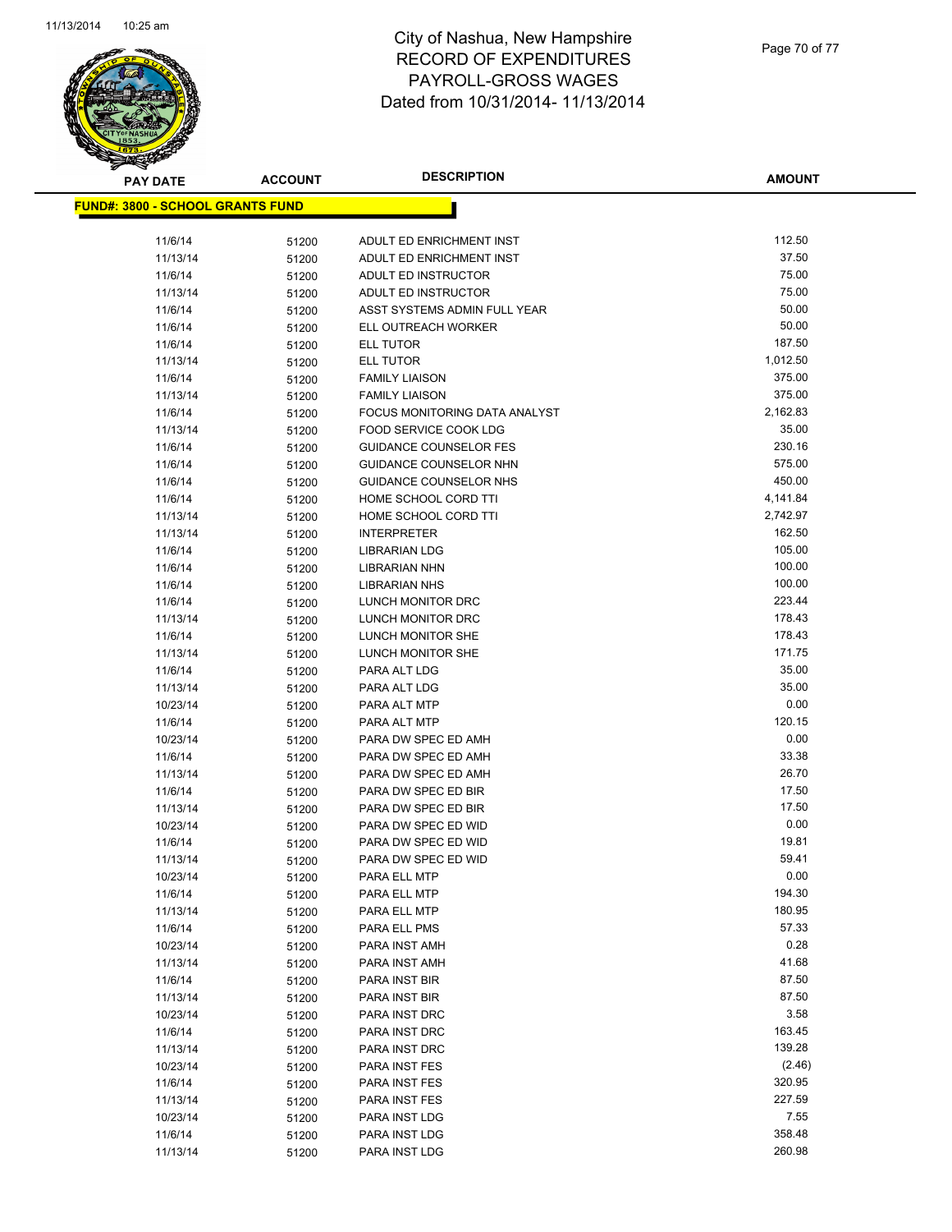# City of Nashua, New Hampshire
## RECORD OF EXPENDITURES
## PAYROLL-GROSS WAGES
## Dated from 10/31/2014- 11/13/2014

**FUND#: 3800 - SCHOOL GRANTS FUND**

| PAY DATE | ACCOUNT | DESCRIPTION | AMOUNT |
|---|---|---|---|
| 11/6/14 | 51200 | ADULT ED ENRICHMENT INST | 112.50 |
| 11/13/14 | 51200 | ADULT ED ENRICHMENT INST | 37.50 |
| 11/6/14 | 51200 | ADULT ED INSTRUCTOR | 75.00 |
| 11/13/14 | 51200 | ADULT ED INSTRUCTOR | 75.00 |
| 11/6/14 | 51200 | ASST SYSTEMS ADMIN FULL YEAR | 50.00 |
| 11/6/14 | 51200 | ELL OUTREACH WORKER | 50.00 |
| 11/6/14 | 51200 | ELL TUTOR | 187.50 |
| 11/13/14 | 51200 | ELL TUTOR | 1,012.50 |
| 11/6/14 | 51200 | FAMILY LIAISON | 375.00 |
| 11/13/14 | 51200 | FAMILY LIAISON | 375.00 |
| 11/6/14 | 51200 | FOCUS MONITORING DATA ANALYST | 2,162.83 |
| 11/13/14 | 51200 | FOOD SERVICE COOK LDG | 35.00 |
| 11/6/14 | 51200 | GUIDANCE COUNSELOR FES | 230.16 |
| 11/6/14 | 51200 | GUIDANCE COUNSELOR NHN | 575.00 |
| 11/6/14 | 51200 | GUIDANCE COUNSELOR NHS | 450.00 |
| 11/6/14 | 51200 | HOME SCHOOL CORD TTI | 4,141.84 |
| 11/13/14 | 51200 | HOME SCHOOL CORD TTI | 2,742.97 |
| 11/13/14 | 51200 | INTERPRETER | 162.50 |
| 11/6/14 | 51200 | LIBRARIAN LDG | 105.00 |
| 11/6/14 | 51200 | LIBRARIAN NHN | 100.00 |
| 11/6/14 | 51200 | LIBRARIAN NHS | 100.00 |
| 11/6/14 | 51200 | LUNCH MONITOR DRC | 223.44 |
| 11/13/14 | 51200 | LUNCH MONITOR DRC | 178.43 |
| 11/6/14 | 51200 | LUNCH MONITOR SHE | 178.43 |
| 11/13/14 | 51200 | LUNCH MONITOR SHE | 171.75 |
| 11/6/14 | 51200 | PARA ALT LDG | 35.00 |
| 11/13/14 | 51200 | PARA ALT LDG | 35.00 |
| 10/23/14 | 51200 | PARA ALT MTP | 0.00 |
| 11/6/14 | 51200 | PARA ALT MTP | 120.15 |
| 10/23/14 | 51200 | PARA DW SPEC ED AMH | 0.00 |
| 11/6/14 | 51200 | PARA DW SPEC ED AMH | 33.38 |
| 11/13/14 | 51200 | PARA DW SPEC ED AMH | 26.70 |
| 11/6/14 | 51200 | PARA DW SPEC ED BIR | 17.50 |
| 11/13/14 | 51200 | PARA DW SPEC ED BIR | 17.50 |
| 10/23/14 | 51200 | PARA DW SPEC ED WID | 0.00 |
| 11/6/14 | 51200 | PARA DW SPEC ED WID | 19.81 |
| 11/13/14 | 51200 | PARA DW SPEC ED WID | 59.41 |
| 10/23/14 | 51200 | PARA ELL MTP | 0.00 |
| 11/6/14 | 51200 | PARA ELL MTP | 194.30 |
| 11/13/14 | 51200 | PARA ELL MTP | 180.95 |
| 11/6/14 | 51200 | PARA ELL PMS | 57.33 |
| 10/23/14 | 51200 | PARA INST AMH | 0.28 |
| 11/13/14 | 51200 | PARA INST AMH | 41.68 |
| 11/6/14 | 51200 | PARA INST BIR | 87.50 |
| 11/13/14 | 51200 | PARA INST BIR | 87.50 |
| 10/23/14 | 51200 | PARA INST DRC | 3.58 |
| 11/6/14 | 51200 | PARA INST DRC | 163.45 |
| 11/13/14 | 51200 | PARA INST DRC | 139.28 |
| 10/23/14 | 51200 | PARA INST FES | (2.46) |
| 11/6/14 | 51200 | PARA INST FES | 320.95 |
| 11/13/14 | 51200 | PARA INST FES | 227.59 |
| 10/23/14 | 51200 | PARA INST LDG | 7.55 |
| 11/6/14 | 51200 | PARA INST LDG | 358.48 |
| 11/13/14 | 51200 | PARA INST LDG | 260.98 |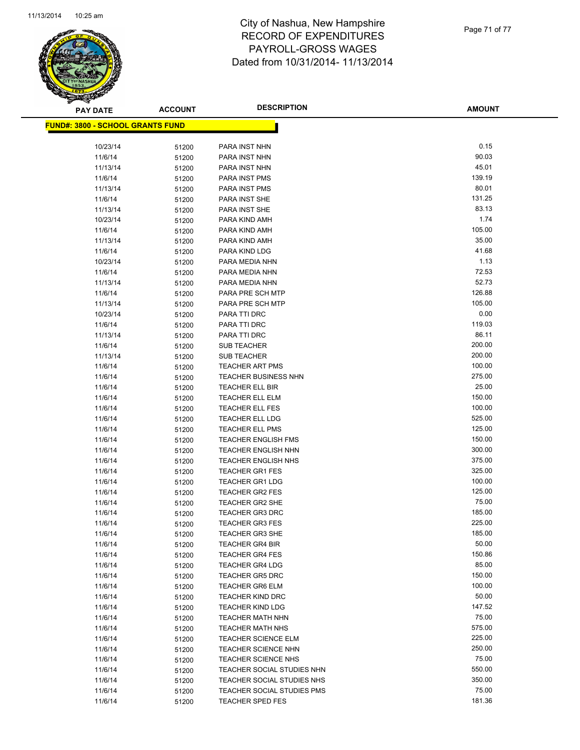# City of Nashua, New Hampshire
# RECORD OF EXPENDITURES
# PAYROLL-GROSS WAGES
# Dated from 10/31/2014- 11/13/2014

**FUND#: 3800 - SCHOOL GRANTS FUND**

| PAY DATE | ACCOUNT | DESCRIPTION | AMOUNT |
|---|---|---|---|
| 10/23/14 | 51200 | PARA INST NHN | 0.15 |
| 11/6/14 | 51200 | PARA INST NHN | 90.03 |
| 11/13/14 | 51200 | PARA INST NHN | 45.01 |
| 11/6/14 | 51200 | PARA INST PMS | 139.19 |
| 11/13/14 | 51200 | PARA INST PMS | 80.01 |
| 11/6/14 | 51200 | PARA INST SHE | 131.25 |
| 11/13/14 | 51200 | PARA INST SHE | 83.13 |
| 10/23/14 | 51200 | PARA KIND AMH | 1.74 |
| 11/6/14 | 51200 | PARA KIND AMH | 105.00 |
| 11/13/14 | 51200 | PARA KIND AMH | 35.00 |
| 11/6/14 | 51200 | PARA KIND LDG | 41.68 |
| 10/23/14 | 51200 | PARA MEDIA NHN | 1.13 |
| 11/6/14 | 51200 | PARA MEDIA NHN | 72.53 |
| 11/13/14 | 51200 | PARA MEDIA NHN | 52.73 |
| 11/6/14 | 51200 | PARA PRE SCH MTP | 126.88 |
| 11/13/14 | 51200 | PARA PRE SCH MTP | 105.00 |
| 10/23/14 | 51200 | PARA TTI DRC | 0.00 |
| 11/6/14 | 51200 | PARA TTI DRC | 119.03 |
| 11/13/14 | 51200 | PARA TTI DRC | 86.11 |
| 11/6/14 | 51200 | SUB TEACHER | 200.00 |
| 11/13/14 | 51200 | SUB TEACHER | 200.00 |
| 11/6/14 | 51200 | TEACHER ART PMS | 100.00 |
| 11/6/14 | 51200 | TEACHER BUSINESS NHN | 275.00 |
| 11/6/14 | 51200 | TEACHER ELL BIR | 25.00 |
| 11/6/14 | 51200 | TEACHER ELL ELM | 150.00 |
| 11/6/14 | 51200 | TEACHER ELL FES | 100.00 |
| 11/6/14 | 51200 | TEACHER ELL LDG | 525.00 |
| 11/6/14 | 51200 | TEACHER ELL PMS | 125.00 |
| 11/6/14 | 51200 | TEACHER ENGLISH FMS | 150.00 |
| 11/6/14 | 51200 | TEACHER ENGLISH NHN | 300.00 |
| 11/6/14 | 51200 | TEACHER ENGLISH NHS | 375.00 |
| 11/6/14 | 51200 | TEACHER GR1 FES | 325.00 |
| 11/6/14 | 51200 | TEACHER GR1 LDG | 100.00 |
| 11/6/14 | 51200 | TEACHER GR2 FES | 125.00 |
| 11/6/14 | 51200 | TEACHER GR2 SHE | 75.00 |
| 11/6/14 | 51200 | TEACHER GR3 DRC | 185.00 |
| 11/6/14 | 51200 | TEACHER GR3 FES | 225.00 |
| 11/6/14 | 51200 | TEACHER GR3 SHE | 185.00 |
| 11/6/14 | 51200 | TEACHER GR4 BIR | 50.00 |
| 11/6/14 | 51200 | TEACHER GR4 FES | 150.86 |
| 11/6/14 | 51200 | TEACHER GR4 LDG | 85.00 |
| 11/6/14 | 51200 | TEACHER GR5 DRC | 150.00 |
| 11/6/14 | 51200 | TEACHER GR6 ELM | 100.00 |
| 11/6/14 | 51200 | TEACHER KIND DRC | 50.00 |
| 11/6/14 | 51200 | TEACHER KIND LDG | 147.52 |
| 11/6/14 | 51200 | TEACHER MATH NHN | 75.00 |
| 11/6/14 | 51200 | TEACHER MATH NHS | 575.00 |
| 11/6/14 | 51200 | TEACHER SCIENCE ELM | 225.00 |
| 11/6/14 | 51200 | TEACHER SCIENCE NHN | 250.00 |
| 11/6/14 | 51200 | TEACHER SCIENCE NHS | 75.00 |
| 11/6/14 | 51200 | TEACHER SOCIAL STUDIES NHN | 550.00 |
| 11/6/14 | 51200 | TEACHER SOCIAL STUDIES NHS | 350.00 |
| 11/6/14 | 51200 | TEACHER SOCIAL STUDIES PMS | 75.00 |
| 11/6/14 | 51200 | TEACHER SPED FES | 181.36 |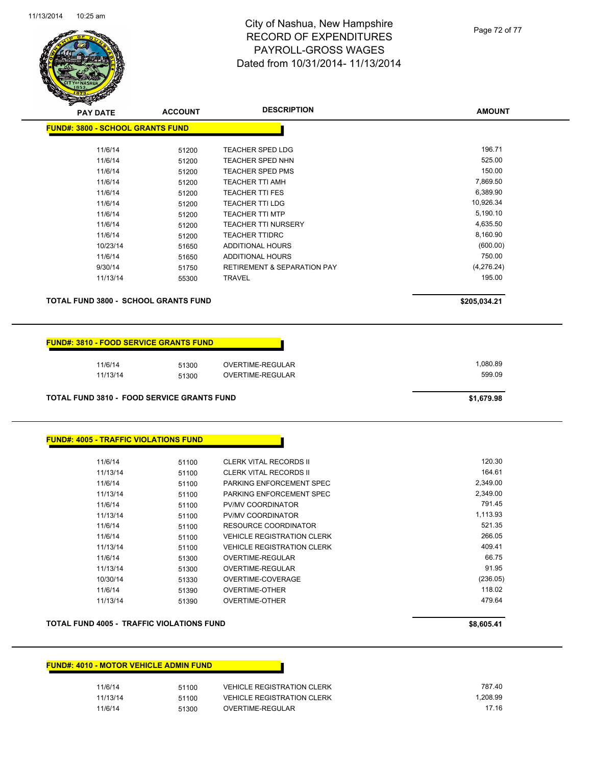# City of Nashua, New Hampshire
## RECORD OF EXPENDITURES
## PAYROLL-GROSS WAGES
## Dated from 10/31/2014- 11/13/2014

**FUND#: 3800 - SCHOOL GRANTS FUND**

| PAY DATE | ACCOUNT | DESCRIPTION | AMOUNT |
|---|---|---|---|
| 11/6/14 | 51200 | TEACHER SPED LDG | 196.71 |
| 11/6/14 | 51200 | TEACHER SPED NHN | 525.00 |
| 11/6/14 | 51200 | TEACHER SPED PMS | 150.00 |
| 11/6/14 | 51200 | TEACHER TTI AMH | 7,869.50 |
| 11/6/14 | 51200 | TEACHER TTI FES | 6,389.90 |
| 11/6/14 | 51200 | TEACHER TTI LDG | 10,926.34 |
| 11/6/14 | 51200 | TEACHER TTI MTP | 5,190.10 |
| 11/6/14 | 51200 | TEACHER TTI NURSERY | 4,635.50 |
| 11/6/14 | 51200 | TEACHER TTIDRC | 8,160.90 |
| 10/23/14 | 51650 | ADDITIONAL HOURS | (600.00) |
| 11/6/14 | 51650 | ADDITIONAL HOURS | 750.00 |
| 9/30/14 | 51750 | RETIREMENT & SEPARATION PAY | (4,276.24) |
| 11/13/14 | 55300 | TRAVEL | 195.00 |

**TOTAL FUND 3800 - SCHOOL GRANTS FUND** **$205,034.21**

**FUND#: 3810 - FOOD SERVICE GRANTS FUND**

| PAY DATE | ACCOUNT | DESCRIPTION | AMOUNT |
|---|---|---|---|
| 11/6/14 | 51300 | OVERTIME-REGULAR | 1,080.89 |
| 11/13/14 | 51300 | OVERTIME-REGULAR | 599.09 |

**TOTAL FUND 3810 - FOOD SERVICE GRANTS FUND** **$1,679.98**

**FUND#: 4005 - TRAFFIC VIOLATIONS FUND**

| PAY DATE | ACCOUNT | DESCRIPTION | AMOUNT |
|---|---|---|---|
| 11/6/14 | 51100 | CLERK VITAL RECORDS II | 120.30 |
| 11/13/14 | 51100 | CLERK VITAL RECORDS II | 164.61 |
| 11/6/14 | 51100 | PARKING ENFORCEMENT SPEC | 2,349.00 |
| 11/13/14 | 51100 | PARKING ENFORCEMENT SPEC | 2,349.00 |
| 11/6/14 | 51100 | PV/MV COORDINATOR | 791.45 |
| 11/13/14 | 51100 | PV/MV COORDINATOR | 1,113.93 |
| 11/6/14 | 51100 | RESOURCE COORDINATOR | 521.35 |
| 11/6/14 | 51100 | VEHICLE REGISTRATION CLERK | 266.05 |
| 11/13/14 | 51100 | VEHICLE REGISTRATION CLERK | 409.41 |
| 11/6/14 | 51300 | OVERTIME-REGULAR | 66.75 |
| 11/13/14 | 51300 | OVERTIME-REGULAR | 91.95 |
| 10/30/14 | 51330 | OVERTIME-COVERAGE | (236.05) |
| 11/6/14 | 51390 | OVERTIME-OTHER | 118.02 |
| 11/13/14 | 51390 | OVERTIME-OTHER | 479.64 |

**TOTAL FUND 4005 - TRAFFIC VIOLATIONS FUND** **$8,605.41**

**FUND#: 4010 - MOTOR VEHICLE ADMIN FUND**

| PAY DATE | ACCOUNT | DESCRIPTION | AMOUNT |
|---|---|---|---|
| 11/6/14 | 51100 | VEHICLE REGISTRATION CLERK | 787.40 |
| 11/13/14 | 51100 | VEHICLE REGISTRATION CLERK | 1,208.99 |
| 11/6/14 | 51300 | OVERTIME-REGULAR | 17.16 |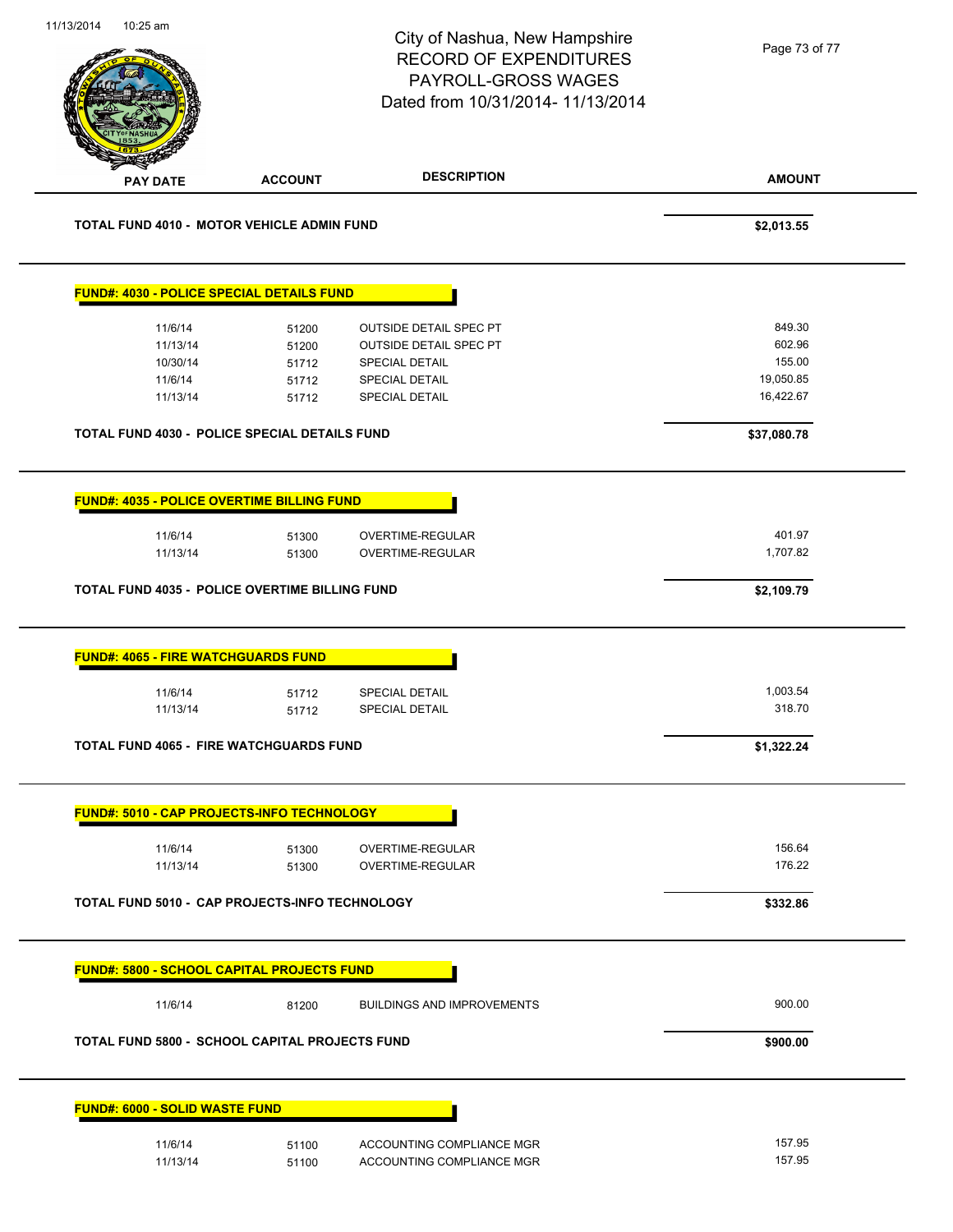# City of Nashua, New Hampshire
## RECORD OF EXPENDITURES
## PAYROLL-GROSS WAGES
## Dated from 10/31/2014- 11/13/2014

| PAY DATE | ACCOUNT | DESCRIPTION | AMOUNT |
|---|---|---|---|
| **TOTAL FUND 4010 - MOTOR VEHICLE ADMIN FUND** | | | **$2,013.55** |

**FUND#: 4030 - POLICE SPECIAL DETAILS FUND**

| PAY DATE | ACCOUNT | DESCRIPTION | AMOUNT |
|---|---|---|---|
| 11/6/14 | 51200 | OUTSIDE DETAIL SPEC PT | 849.30 |
| 11/13/14 | 51200 | OUTSIDE DETAIL SPEC PT | 602.96 |
| 10/30/14 | 51712 | SPECIAL DETAIL | 155.00 |
| 11/6/14 | 51712 | SPECIAL DETAIL | 19,050.85 |
| 11/13/14 | 51712 | SPECIAL DETAIL | 16,422.67 |
| **TOTAL FUND 4030 - POLICE SPECIAL DETAILS FUND** | | | **$37,080.78** |

**FUND#: 4035 - POLICE OVERTIME BILLING FUND**

| PAY DATE | ACCOUNT | DESCRIPTION | AMOUNT |
|---|---|---|---|
| 11/6/14 | 51300 | OVERTIME-REGULAR | 401.97 |
| 11/13/14 | 51300 | OVERTIME-REGULAR | 1,707.82 |
| **TOTAL FUND 4035 - POLICE OVERTIME BILLING FUND** | | | **$2,109.79** |

**FUND#: 4065 - FIRE WATCHGUARDS FUND**

| PAY DATE | ACCOUNT | DESCRIPTION | AMOUNT |
|---|---|---|---|
| 11/6/14 | 51712 | SPECIAL DETAIL | 1,003.54 |
| 11/13/14 | 51712 | SPECIAL DETAIL | 318.70 |
| **TOTAL FUND 4065 - FIRE WATCHGUARDS FUND** | | | **$1,322.24** |

**FUND#: 5010 - CAP PROJECTS-INFO TECHNOLOGY**

| PAY DATE | ACCOUNT | DESCRIPTION | AMOUNT |
|---|---|---|---|
| 11/6/14 | 51300 | OVERTIME-REGULAR | 156.64 |
| 11/13/14 | 51300 | OVERTIME-REGULAR | 176.22 |
| **TOTAL FUND 5010 - CAP PROJECTS-INFO TECHNOLOGY** | | | **$332.86** |

**FUND#: 5800 - SCHOOL CAPITAL PROJECTS FUND**

| PAY DATE | ACCOUNT | DESCRIPTION | AMOUNT |
|---|---|---|---|
| 11/6/14 | 81200 | BUILDINGS AND IMPROVEMENTS | 900.00 |
| **TOTAL FUND 5800 - SCHOOL CAPITAL PROJECTS FUND** | | | **$900.00** |

**FUND#: 6000 - SOLID WASTE FUND**

| PAY DATE | ACCOUNT | DESCRIPTION | AMOUNT |
|---|---|---|---|
| 11/6/14 | 51100 | ACCOUNTING COMPLIANCE MGR | 157.95 |
| 11/13/14 | 51100 | ACCOUNTING COMPLIANCE MGR | 157.95 |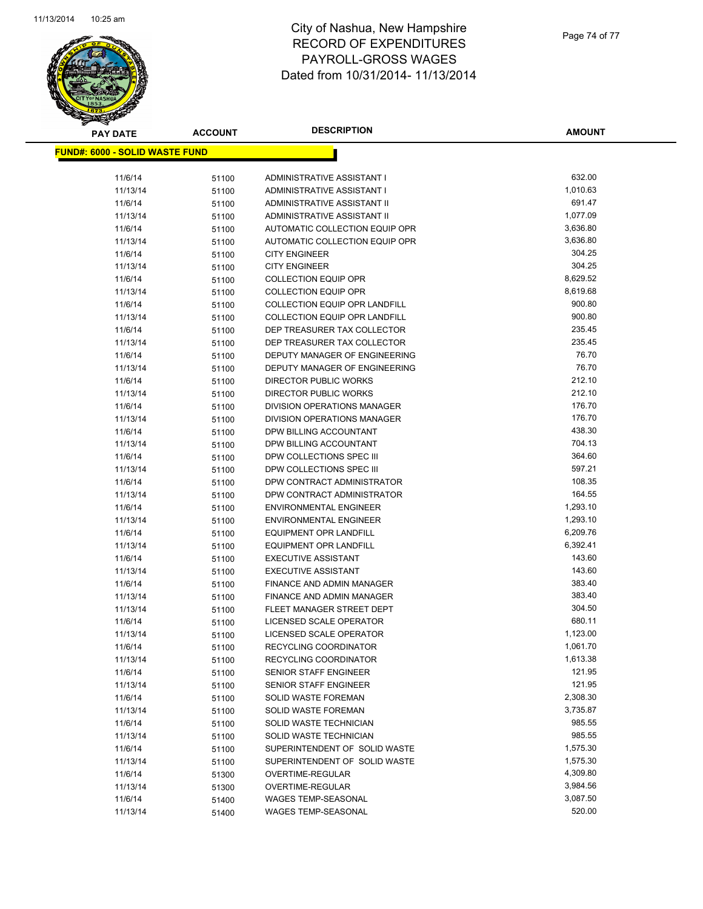# City of Nashua, New Hampshire
# RECORD OF EXPENDITURES
# PAYROLL-GROSS WAGES
# Dated from 10/31/2014- 11/13/2014

| PAY DATE | ACCOUNT | DESCRIPTION | AMOUNT |
|---|---|---|---|
| **FUND#: 6000 - SOLID WASTE FUND** | | | |
| 11/6/14 | 51100 | ADMINISTRATIVE ASSISTANT I | 632.00 |
| 11/13/14 | 51100 | ADMINISTRATIVE ASSISTANT I | 1,010.63 |
| 11/6/14 | 51100 | ADMINISTRATIVE ASSISTANT II | 691.47 |
| 11/13/14 | 51100 | ADMINISTRATIVE ASSISTANT II | 1,077.09 |
| 11/6/14 | 51100 | AUTOMATIC COLLECTION EQUIP OPR | 3,636.80 |
| 11/13/14 | 51100 | AUTOMATIC COLLECTION EQUIP OPR | 3,636.80 |
| 11/6/14 | 51100 | CITY ENGINEER | 304.25 |
| 11/13/14 | 51100 | CITY ENGINEER | 304.25 |
| 11/6/14 | 51100 | COLLECTION EQUIP OPR | 8,629.52 |
| 11/13/14 | 51100 | COLLECTION EQUIP OPR | 8,619.68 |
| 11/6/14 | 51100 | COLLECTION EQUIP OPR LANDFILL | 900.80 |
| 11/13/14 | 51100 | COLLECTION EQUIP OPR LANDFILL | 900.80 |
| 11/6/14 | 51100 | DEP TREASURER TAX COLLECTOR | 235.45 |
| 11/13/14 | 51100 | DEP TREASURER TAX COLLECTOR | 235.45 |
| 11/6/14 | 51100 | DEPUTY MANAGER OF ENGINEERING | 76.70 |
| 11/13/14 | 51100 | DEPUTY MANAGER OF ENGINEERING | 76.70 |
| 11/6/14 | 51100 | DIRECTOR PUBLIC WORKS | 212.10 |
| 11/13/14 | 51100 | DIRECTOR PUBLIC WORKS | 212.10 |
| 11/6/14 | 51100 | DIVISION OPERATIONS MANAGER | 176.70 |
| 11/13/14 | 51100 | DIVISION OPERATIONS MANAGER | 176.70 |
| 11/6/14 | 51100 | DPW BILLING ACCOUNTANT | 438.30 |
| 11/13/14 | 51100 | DPW BILLING ACCOUNTANT | 704.13 |
| 11/6/14 | 51100 | DPW COLLECTIONS SPEC III | 364.60 |
| 11/13/14 | 51100 | DPW COLLECTIONS SPEC III | 597.21 |
| 11/6/14 | 51100 | DPW CONTRACT ADMINISTRATOR | 108.35 |
| 11/13/14 | 51100 | DPW CONTRACT ADMINISTRATOR | 164.55 |
| 11/6/14 | 51100 | ENVIRONMENTAL ENGINEER | 1,293.10 |
| 11/13/14 | 51100 | ENVIRONMENTAL ENGINEER | 1,293.10 |
| 11/6/14 | 51100 | EQUIPMENT OPR LANDFILL | 6,209.76 |
| 11/13/14 | 51100 | EQUIPMENT OPR LANDFILL | 6,392.41 |
| 11/6/14 | 51100 | EXECUTIVE ASSISTANT | 143.60 |
| 11/13/14 | 51100 | EXECUTIVE ASSISTANT | 143.60 |
| 11/6/14 | 51100 | FINANCE AND ADMIN MANAGER | 383.40 |
| 11/13/14 | 51100 | FINANCE AND ADMIN MANAGER | 383.40 |
| 11/13/14 | 51100 | FLEET MANAGER STREET DEPT | 304.50 |
| 11/6/14 | 51100 | LICENSED SCALE OPERATOR | 680.11 |
| 11/13/14 | 51100 | LICENSED SCALE OPERATOR | 1,123.00 |
| 11/6/14 | 51100 | RECYCLING COORDINATOR | 1,061.70 |
| 11/13/14 | 51100 | RECYCLING COORDINATOR | 1,613.38 |
| 11/6/14 | 51100 | SENIOR STAFF ENGINEER | 121.95 |
| 11/13/14 | 51100 | SENIOR STAFF ENGINEER | 121.95 |
| 11/6/14 | 51100 | SOLID WASTE FOREMAN | 2,308.30 |
| 11/13/14 | 51100 | SOLID WASTE FOREMAN | 3,735.87 |
| 11/6/14 | 51100 | SOLID WASTE TECHNICIAN | 985.55 |
| 11/13/14 | 51100 | SOLID WASTE TECHNICIAN | 985.55 |
| 11/6/14 | 51100 | SUPERINTENDENT OF SOLID WASTE | 1,575.30 |
| 11/13/14 | 51100 | SUPERINTENDENT OF SOLID WASTE | 1,575.30 |
| 11/6/14 | 51300 | OVERTIME-REGULAR | 4,309.80 |
| 11/13/14 | 51300 | OVERTIME-REGULAR | 3,984.56 |
| 11/6/14 | 51400 | WAGES TEMP-SEASONAL | 3,087.50 |
| 11/13/14 | 51400 | WAGES TEMP-SEASONAL | 520.00 |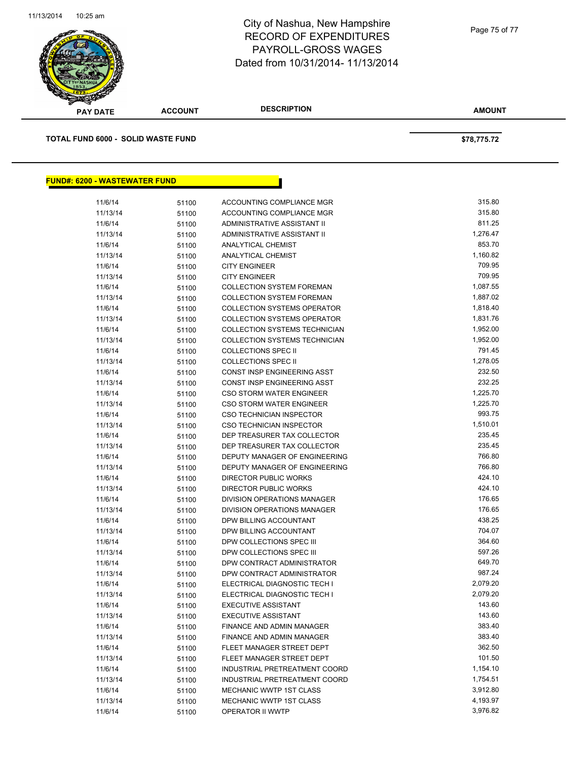# City of Nashua, New Hampshire
## RECORD OF EXPENDITURES
## PAYROLL-GROSS WAGES
## Dated from 10/31/2014- 11/13/2014

| PAY DATE | ACCOUNT | DESCRIPTION | AMOUNT |
|---|---|---|---|

**TOTAL FUND 6000 - SOLID WASTE FUND** — **$78,775.72**

**FUND#: 6200 - WASTEWATER FUND**

| PAY DATE | ACCOUNT | DESCRIPTION | AMOUNT |
|---|---|---|---|
| 11/6/14 | 51100 | ACCOUNTING COMPLIANCE MGR | 315.80 |
| 11/13/14 | 51100 | ACCOUNTING COMPLIANCE MGR | 315.80 |
| 11/6/14 | 51100 | ADMINISTRATIVE ASSISTANT II | 811.25 |
| 11/13/14 | 51100 | ADMINISTRATIVE ASSISTANT II | 1,276.47 |
| 11/6/14 | 51100 | ANALYTICAL CHEMIST | 853.70 |
| 11/13/14 | 51100 | ANALYTICAL CHEMIST | 1,160.82 |
| 11/6/14 | 51100 | CITY ENGINEER | 709.95 |
| 11/13/14 | 51100 | CITY ENGINEER | 709.95 |
| 11/6/14 | 51100 | COLLECTION SYSTEM FOREMAN | 1,087.55 |
| 11/13/14 | 51100 | COLLECTION SYSTEM FOREMAN | 1,887.02 |
| 11/6/14 | 51100 | COLLECTION SYSTEMS OPERATOR | 1,818.40 |
| 11/13/14 | 51100 | COLLECTION SYSTEMS OPERATOR | 1,831.76 |
| 11/6/14 | 51100 | COLLECTION SYSTEMS TECHNICIAN | 1,952.00 |
| 11/13/14 | 51100 | COLLECTION SYSTEMS TECHNICIAN | 1,952.00 |
| 11/6/14 | 51100 | COLLECTIONS SPEC II | 791.45 |
| 11/13/14 | 51100 | COLLECTIONS SPEC II | 1,278.05 |
| 11/6/14 | 51100 | CONST INSP ENGINEERING ASST | 232.50 |
| 11/13/14 | 51100 | CONST INSP ENGINEERING ASST | 232.25 |
| 11/6/14 | 51100 | CSO STORM WATER ENGINEER | 1,225.70 |
| 11/13/14 | 51100 | CSO STORM WATER ENGINEER | 1,225.70 |
| 11/6/14 | 51100 | CSO TECHNICIAN INSPECTOR | 993.75 |
| 11/13/14 | 51100 | CSO TECHNICIAN INSPECTOR | 1,510.01 |
| 11/6/14 | 51100 | DEP TREASURER TAX COLLECTOR | 235.45 |
| 11/13/14 | 51100 | DEP TREASURER TAX COLLECTOR | 235.45 |
| 11/6/14 | 51100 | DEPUTY MANAGER OF ENGINEERING | 766.80 |
| 11/13/14 | 51100 | DEPUTY MANAGER OF ENGINEERING | 766.80 |
| 11/6/14 | 51100 | DIRECTOR PUBLIC WORKS | 424.10 |
| 11/13/14 | 51100 | DIRECTOR PUBLIC WORKS | 424.10 |
| 11/6/14 | 51100 | DIVISION OPERATIONS MANAGER | 176.65 |
| 11/13/14 | 51100 | DIVISION OPERATIONS MANAGER | 176.65 |
| 11/6/14 | 51100 | DPW BILLING ACCOUNTANT | 438.25 |
| 11/13/14 | 51100 | DPW BILLING ACCOUNTANT | 704.07 |
| 11/6/14 | 51100 | DPW COLLECTIONS SPEC III | 364.60 |
| 11/13/14 | 51100 | DPW COLLECTIONS SPEC III | 597.26 |
| 11/6/14 | 51100 | DPW CONTRACT ADMINISTRATOR | 649.70 |
| 11/13/14 | 51100 | DPW CONTRACT ADMINISTRATOR | 987.24 |
| 11/6/14 | 51100 | ELECTRICAL DIAGNOSTIC TECH I | 2,079.20 |
| 11/13/14 | 51100 | ELECTRICAL DIAGNOSTIC TECH I | 2,079.20 |
| 11/6/14 | 51100 | EXECUTIVE ASSISTANT | 143.60 |
| 11/13/14 | 51100 | EXECUTIVE ASSISTANT | 143.60 |
| 11/6/14 | 51100 | FINANCE AND ADMIN MANAGER | 383.40 |
| 11/13/14 | 51100 | FINANCE AND ADMIN MANAGER | 383.40 |
| 11/6/14 | 51100 | FLEET MANAGER STREET DEPT | 362.50 |
| 11/13/14 | 51100 | FLEET MANAGER STREET DEPT | 101.50 |
| 11/6/14 | 51100 | INDUSTRIAL PRETREATMENT COORD | 1,154.10 |
| 11/13/14 | 51100 | INDUSTRIAL PRETREATMENT COORD | 1,754.51 |
| 11/6/14 | 51100 | MECHANIC WWTP 1ST CLASS | 3,912.80 |
| 11/13/14 | 51100 | MECHANIC WWTP 1ST CLASS | 4,193.97 |
| 11/6/14 | 51100 | OPERATOR II WWTP | 3,976.82 |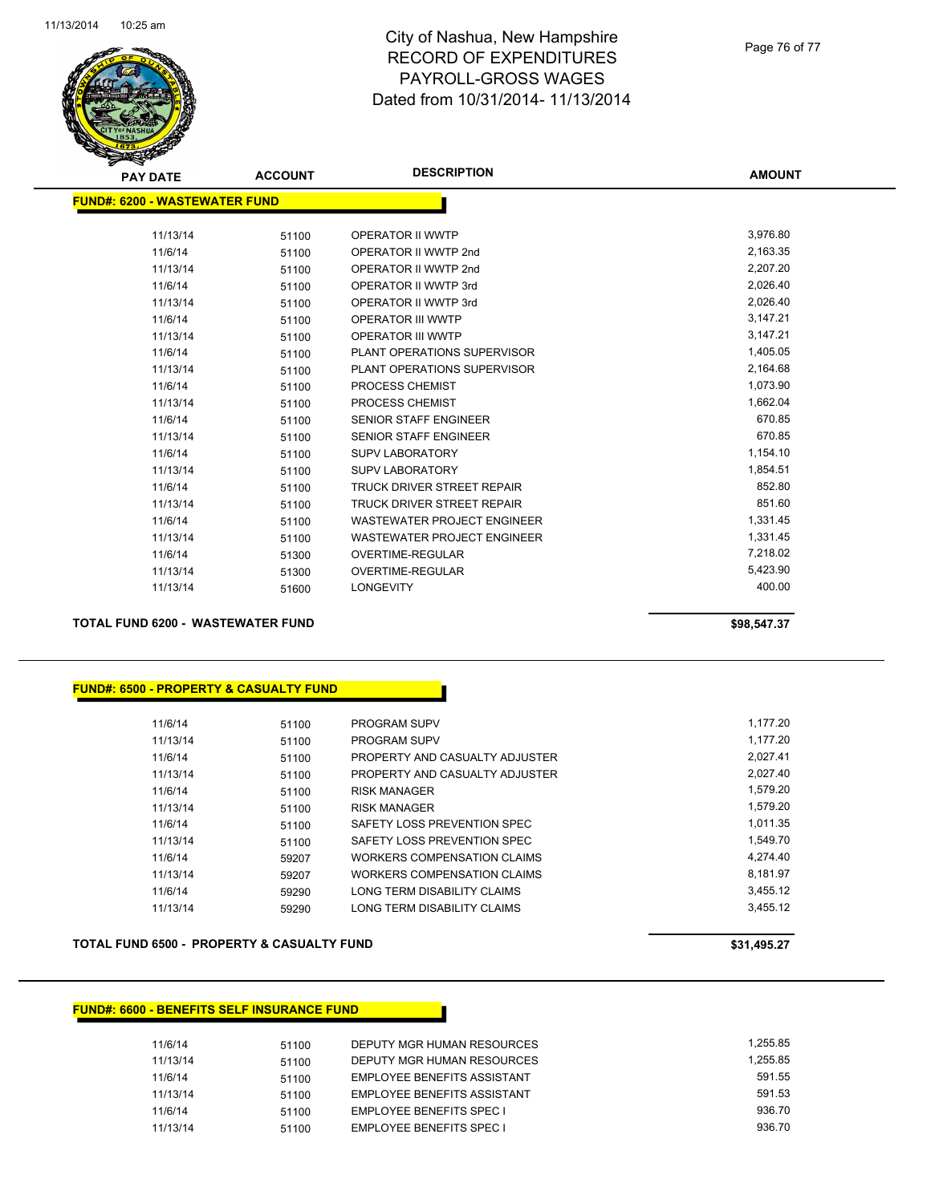# City of Nashua, New Hampshire
# RECORD OF EXPENDITURES
# PAYROLL-GROSS WAGES
# Dated from 10/31/2014- 11/13/2014

| PAY DATE | ACCOUNT | DESCRIPTION | AMOUNT |
|---|---|---|---|

**FUND#: 6200 - WASTEWATER FUND**

| PAY DATE | ACCOUNT | DESCRIPTION | AMOUNT |
|---|---|---|---|
| 11/13/14 | 51100 | OPERATOR II WWTP | 3,976.80 |
| 11/6/14 | 51100 | OPERATOR II WWTP 2nd | 2,163.35 |
| 11/13/14 | 51100 | OPERATOR II WWTP 2nd | 2,207.20 |
| 11/6/14 | 51100 | OPERATOR II WWTP 3rd | 2,026.40 |
| 11/13/14 | 51100 | OPERATOR II WWTP 3rd | 2,026.40 |
| 11/6/14 | 51100 | OPERATOR III WWTP | 3,147.21 |
| 11/13/14 | 51100 | OPERATOR III WWTP | 3,147.21 |
| 11/6/14 | 51100 | PLANT OPERATIONS SUPERVISOR | 1,405.05 |
| 11/13/14 | 51100 | PLANT OPERATIONS SUPERVISOR | 2,164.68 |
| 11/6/14 | 51100 | PROCESS CHEMIST | 1,073.90 |
| 11/13/14 | 51100 | PROCESS CHEMIST | 1,662.04 |
| 11/6/14 | 51100 | SENIOR STAFF ENGINEER | 670.85 |
| 11/13/14 | 51100 | SENIOR STAFF ENGINEER | 670.85 |
| 11/6/14 | 51100 | SUPV LABORATORY | 1,154.10 |
| 11/13/14 | 51100 | SUPV LABORATORY | 1,854.51 |
| 11/6/14 | 51100 | TRUCK DRIVER STREET REPAIR | 852.80 |
| 11/13/14 | 51100 | TRUCK DRIVER STREET REPAIR | 851.60 |
| 11/6/14 | 51100 | WASTEWATER PROJECT ENGINEER | 1,331.45 |
| 11/13/14 | 51100 | WASTEWATER PROJECT ENGINEER | 1,331.45 |
| 11/6/14 | 51300 | OVERTIME-REGULAR | 7,218.02 |
| 11/13/14 | 51300 | OVERTIME-REGULAR | 5,423.90 |
| 11/13/14 | 51600 | LONGEVITY | 400.00 |

**TOTAL FUND 6200 - WASTEWATER FUND** **$98,547.37**

**FUND#: 6500 - PROPERTY & CASUALTY FUND**

| PAY DATE | ACCOUNT | DESCRIPTION | AMOUNT |
|---|---|---|---|
| 11/6/14 | 51100 | PROGRAM SUPV | 1,177.20 |
| 11/13/14 | 51100 | PROGRAM SUPV | 1,177.20 |
| 11/6/14 | 51100 | PROPERTY AND CASUALTY ADJUSTER | 2,027.41 |
| 11/13/14 | 51100 | PROPERTY AND CASUALTY ADJUSTER | 2,027.40 |
| 11/6/14 | 51100 | RISK MANAGER | 1,579.20 |
| 11/13/14 | 51100 | RISK MANAGER | 1,579.20 |
| 11/6/14 | 51100 | SAFETY LOSS PREVENTION SPEC | 1,011.35 |
| 11/13/14 | 51100 | SAFETY LOSS PREVENTION SPEC | 1,549.70 |
| 11/6/14 | 59207 | WORKERS COMPENSATION CLAIMS | 4,274.40 |
| 11/13/14 | 59207 | WORKERS COMPENSATION CLAIMS | 8,181.97 |
| 11/6/14 | 59290 | LONG TERM DISABILITY CLAIMS | 3,455.12 |
| 11/13/14 | 59290 | LONG TERM DISABILITY CLAIMS | 3,455.12 |

**TOTAL FUND 6500 - PROPERTY & CASUALTY FUND** **$31,495.27**

**FUND#: 6600 - BENEFITS SELF INSURANCE FUND**

| PAY DATE | ACCOUNT | DESCRIPTION | AMOUNT |
|---|---|---|---|
| 11/6/14 | 51100 | DEPUTY MGR HUMAN RESOURCES | 1,255.85 |
| 11/13/14 | 51100 | DEPUTY MGR HUMAN RESOURCES | 1,255.85 |
| 11/6/14 | 51100 | EMPLOYEE BENEFITS ASSISTANT | 591.55 |
| 11/13/14 | 51100 | EMPLOYEE BENEFITS ASSISTANT | 591.53 |
| 11/6/14 | 51100 | EMPLOYEE BENEFITS SPEC I | 936.70 |
| 11/13/14 | 51100 | EMPLOYEE BENEFITS SPEC I | 936.70 |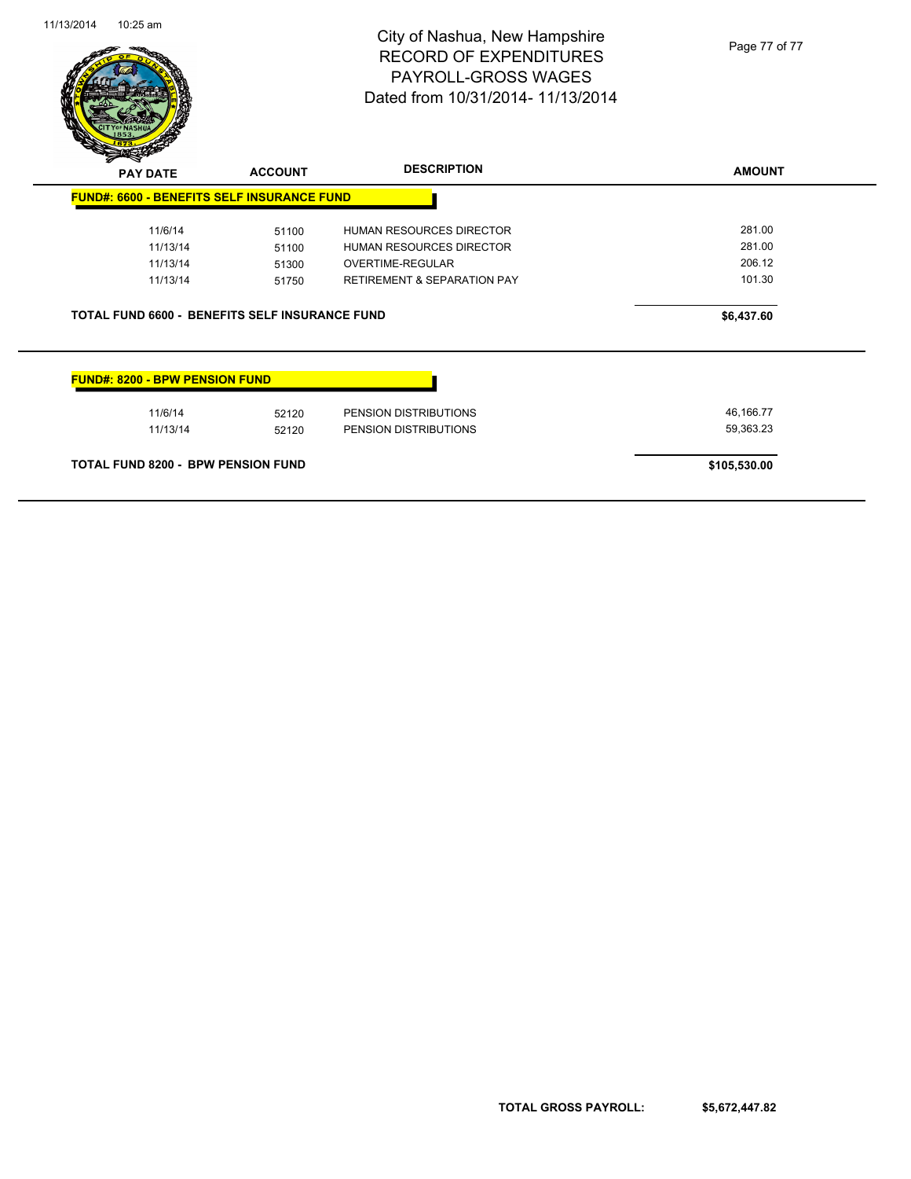City of Nashua, New Hampshire
RECORD OF EXPENDITURES
PAYROLL-GROSS WAGES
Dated from 10/31/2014- 11/13/2014

| PAY DATE | ACCOUNT | DESCRIPTION | AMOUNT |
|---|---|---|---|
| **FUND#: 6600 - BENEFITS SELF INSURANCE FUND** | | | |
| 11/6/14 | 51100 | HUMAN RESOURCES DIRECTOR | 281.00 |
| 11/13/14 | 51100 | HUMAN RESOURCES DIRECTOR | 281.00 |
| 11/13/14 | 51300 | OVERTIME-REGULAR | 206.12 |
| 11/13/14 | 51750 | RETIREMENT & SEPARATION PAY | 101.30 |
| **TOTAL FUND 6600 - BENEFITS SELF INSURANCE FUND** | | | **$6,437.60** |

| PAY DATE | ACCOUNT | DESCRIPTION | AMOUNT |
|---|---|---|---|
| **FUND#: 8200 - BPW PENSION FUND** | | | |
| 11/6/14 | 52120 | PENSION DISTRIBUTIONS | 46,166.77 |
| 11/13/14 | 52120 | PENSION DISTRIBUTIONS | 59,363.23 |
| **TOTAL FUND 8200 - BPW PENSION FUND** | | | **$105,530.00** |

**TOTAL GROSS PAYROLL: $5,672,447.82**